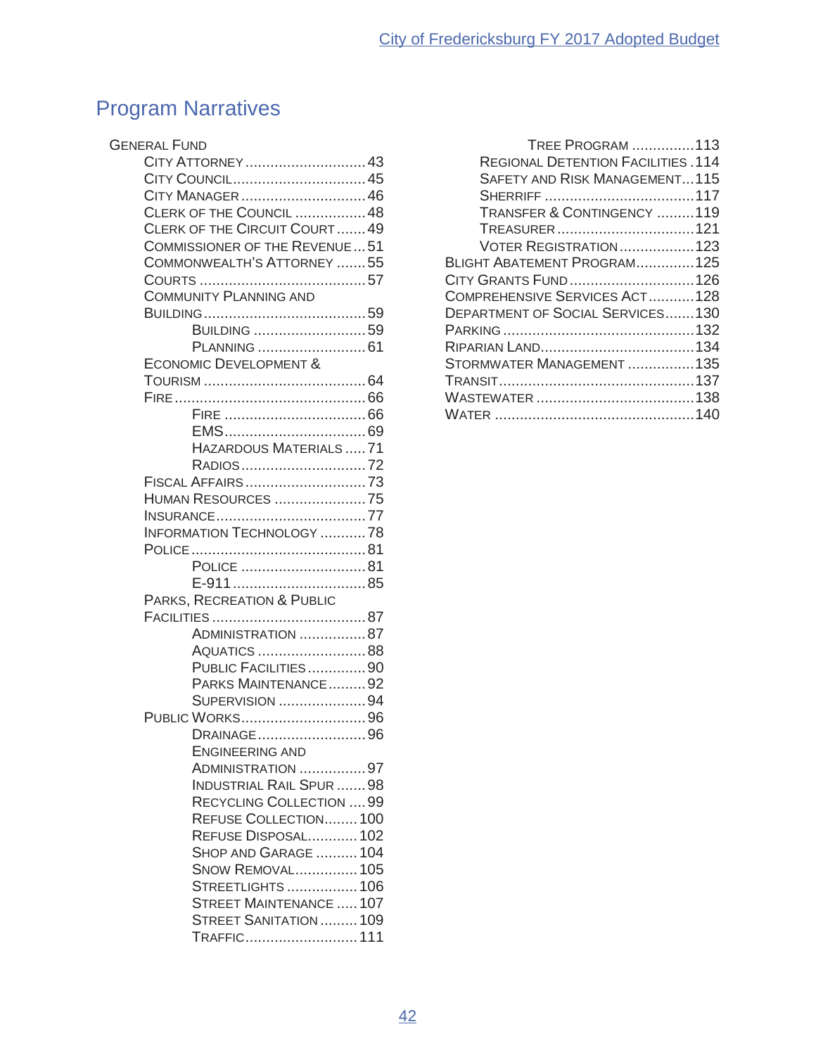# Program Narratives

- General Fund
  - City Attorney ............................ 43
  - City Council ............................ 45
  - City Manager ............................ 46
  - Clerk of the Council ............................ 48
  - Clerk of the Circuit Court ............................ 49
  - Commissioner of the Revenue ............................ 51
  - Commonwealth's Attorney ............................ 55
  - Courts ............................ 57
  - Community Planning and Building ............................ 59
    - Building ............................ 59
    - Planning ............................ 61
  - Economic Development & Tourism ............................ 64
  - Fire ............................ 66
    - Fire ............................ 66
    - EMS ............................ 69
    - Hazardous Materials ............................ 71
    - Radios ............................ 72
  - Fiscal Affairs ............................ 73
  - Human Resources ............................ 75
  - Insurance ............................ 77
  - Information Technology ............................ 78
  - Police ............................ 81
    - Police ............................ 81
    - E-911 ............................ 85
  - Parks, Recreation & Public Facilities ............................ 87
    - Administration ............................ 87
    - Aquatics ............................ 88
    - Public Facilities ............................ 90
    - Parks Maintenance ............................ 92
    - Supervision ............................ 94
  - Public Works ............................ 96
    - Drainage ............................ 96
    - Engineering and Administration ............................ 97
    - Industrial Rail Spur ............................ 98
    - Recycling Collection ............................ 99
    - Refuse Collection ............................ 100
    - Refuse Disposal ............................ 102
    - Shop and Garage ............................ 104
    - Snow Removal ............................ 105
    - Streetlights ............................ 106
    - Street Maintenance ............................ 107
    - Street Sanitation ............................ 109
    - Traffic ............................ 111
  - Tree Program ............................ 113
  - Regional Detention Facilities ............................ 114
  - Safety and Risk Management ............................ 115
  - Sherriff ............................ 117
  - Transfer & Contingency ............................ 119
  - Treasurer ............................ 121
  - Voter Registration ............................ 123
- Blight Abatement Program ............................ 125
- City Grants Fund ............................ 126
- Comprehensive Services Act ............................ 128
- Department of Social Services ............................ 130
- Parking ............................ 132
- Riparian Land ............................ 134
- Stormwater Management ............................ 135
- Transit ............................ 137
- Wastewater ............................ 138
- Water ............................ 140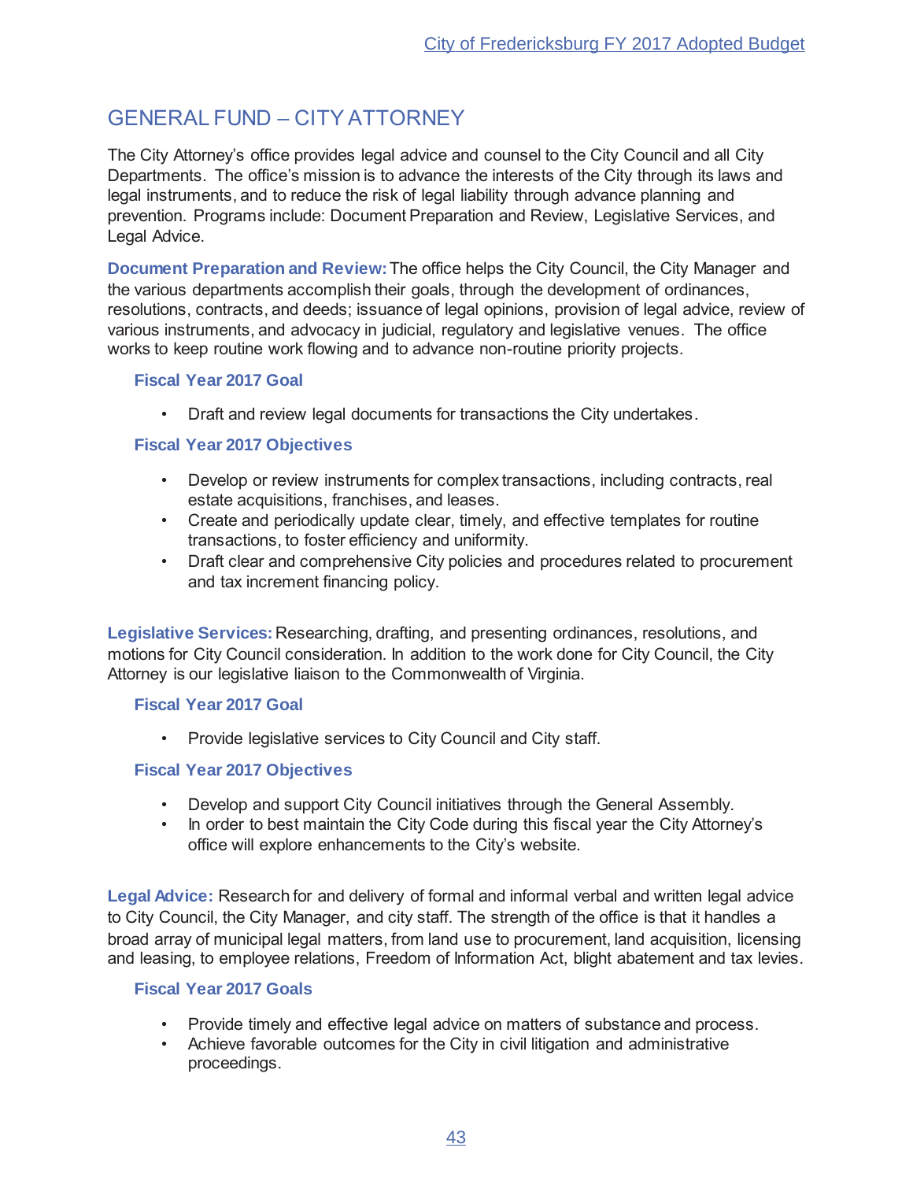# GENERAL FUND – CITY ATTORNEY

The City Attorney's office provides legal advice and counsel to the City Council and all City Departments. The office's mission is to advance the interests of the City through its laws and legal instruments, and to reduce the risk of legal liability through advance planning and prevention. Programs include: Document Preparation and Review, Legislative Services, and Legal Advice.

**Document Preparation and Review:** The office helps the City Council, the City Manager and the various departments accomplish their goals, through the development of ordinances, resolutions, contracts, and deeds; issuance of legal opinions, provision of legal advice, review of various instruments, and advocacy in judicial, regulatory and legislative venues. The office works to keep routine work flowing and to advance non-routine priority projects.

### Fiscal Year 2017 Goal

- Draft and review legal documents for transactions the City undertakes.

### Fiscal Year 2017 Objectives

- Develop or review instruments for complex transactions, including contracts, real estate acquisitions, franchises, and leases.
- Create and periodically update clear, timely, and effective templates for routine transactions, to foster efficiency and uniformity.
- Draft clear and comprehensive City policies and procedures related to procurement and tax increment financing policy.

**Legislative Services:** Researching, drafting, and presenting ordinances, resolutions, and motions for City Council consideration. In addition to the work done for City Council, the City Attorney is our legislative liaison to the Commonwealth of Virginia.

### Fiscal Year 2017 Goal

- Provide legislative services to City Council and City staff.

### Fiscal Year 2017 Objectives

- Develop and support City Council initiatives through the General Assembly.
- In order to best maintain the City Code during this fiscal year the City Attorney's office will explore enhancements to the City's website.

**Legal Advice:** Research for and delivery of formal and informal verbal and written legal advice to City Council, the City Manager, and city staff. The strength of the office is that it handles a broad array of municipal legal matters, from land use to procurement, land acquisition, licensing and leasing, to employee relations, Freedom of Information Act, blight abatement and tax levies.

### Fiscal Year 2017 Goals

- Provide timely and effective legal advice on matters of substance and process.
- Achieve favorable outcomes for the City in civil litigation and administrative proceedings.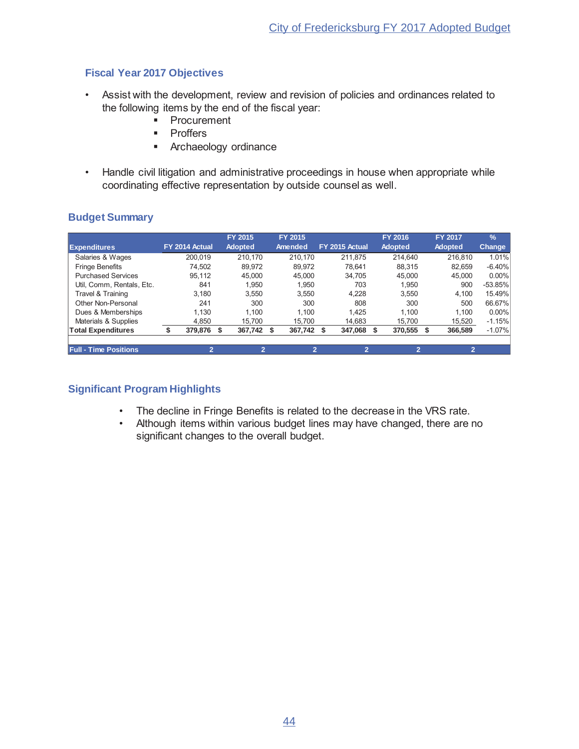## Fiscal Year 2017 Objectives

- Assist with the development, review and revision of policies and ordinances related to the following items by the end of the fiscal year:
  - Procurement
  - Proffers
  - Archaeology ordinance

- Handle civil litigation and administrative proceedings in house when appropriate while coordinating effective representation by outside counsel as well.

## Budget Summary

| Expenditures | FY 2014 Actual | FY 2015 Adopted | FY 2015 Amended | FY 2015 Actual | FY 2016 Adopted | FY 2017 Adopted | % Change |
|---|---|---|---|---|---|---|---|
| Salaries & Wages | 200,019 | 210,170 | 210,170 | 211,875 | 214,640 | 216,810 | 1.01% |
| Fringe Benefits | 74,502 | 89,972 | 89,972 | 78,641 | 88,315 | 82,659 | -6.40% |
| Purchased Services | 95,112 | 45,000 | 45,000 | 34,705 | 45,000 | 45,000 | 0.00% |
| Util, Comm, Rentals, Etc. | 841 | 1,950 | 1,950 | 703 | 1,950 | 900 | -53.85% |
| Travel & Training | 3,180 | 3,550 | 3,550 | 4,228 | 3,550 | 4,100 | 15.49% |
| Other Non-Personal | 241 | 300 | 300 | 808 | 300 | 500 | 66.67% |
| Dues & Memberships | 1,130 | 1,100 | 1,100 | 1,425 | 1,100 | 1,100 | 0.00% |
| Materials & Supplies | 4,850 | 15,700 | 15,700 | 14,683 | 15,700 | 15,520 | -1.15% |
| **Total Expenditures** | **$ 379,876** | **$ 367,742** | **$ 367,742** | **$ 347,068** | **$ 370,555** | **$ 366,589** | -1.07% |
| **Full - Time Positions** | **2** | **2** | **2** | **2** | **2** | **2** | |

## Significant Program Highlights

- The decline in Fringe Benefits is related to the decrease in the VRS rate.
- Although items within various budget lines may have changed, there are no significant changes to the overall budget.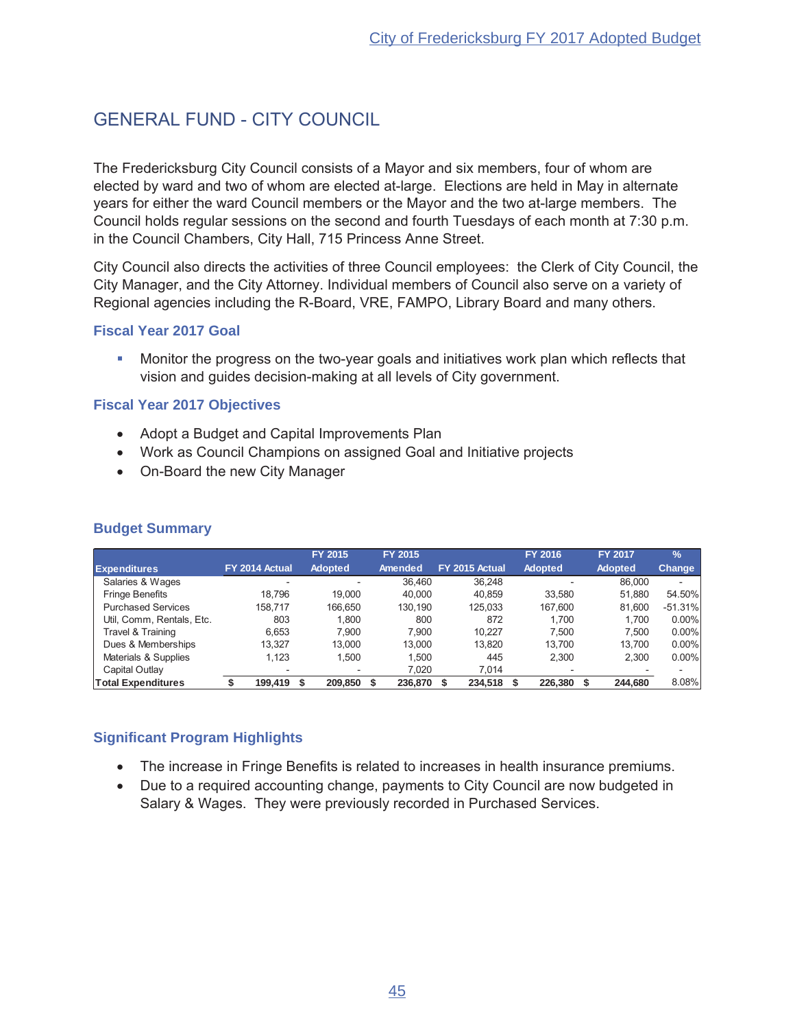# GENERAL FUND - CITY COUNCIL

The Fredericksburg City Council consists of a Mayor and six members, four of whom are elected by ward and two of whom are elected at-large. Elections are held in May in alternate years for either the ward Council members or the Mayor and the two at-large members. The Council holds regular sessions on the second and fourth Tuesdays of each month at 7:30 p.m. in the Council Chambers, City Hall, 715 Princess Anne Street.

City Council also directs the activities of three Council employees: the Clerk of City Council, the City Manager, and the City Attorney. Individual members of Council also serve on a variety of Regional agencies including the R-Board, VRE, FAMPO, Library Board and many others.

### Fiscal Year 2017 Goal

- Monitor the progress on the two-year goals and initiatives work plan which reflects that vision and guides decision-making at all levels of City government.

### Fiscal Year 2017 Objectives

- Adopt a Budget and Capital Improvements Plan
- Work as Council Champions on assigned Goal and Initiative projects
- On-Board the new City Manager

### Budget Summary

| Expenditures | FY 2014 Actual | FY 2015 Adopted | FY 2015 Amended | FY 2015 Actual | FY 2016 Adopted | FY 2017 Adopted | % Change |
|---|---|---|---|---|---|---|---|
| Salaries & Wages | - | - | 36,460 | 36,248 | - | 86,000 | - |
| Fringe Benefits | 18,796 | 19,000 | 40,000 | 40,859 | 33,580 | 51,880 | 54.50% |
| Purchased Services | 158,717 | 166,650 | 130,190 | 125,033 | 167,600 | 81,600 | -51.31% |
| Util, Comm, Rentals, Etc. | 803 | 1,800 | 800 | 872 | 1,700 | 1,700 | 0.00% |
| Travel & Training | 6,653 | 7,900 | 7,900 | 10,227 | 7,500 | 7,500 | 0.00% |
| Dues & Memberships | 13,327 | 13,000 | 13,000 | 13,820 | 13,700 | 13,700 | 0.00% |
| Materials & Supplies | 1,123 | 1,500 | 1,500 | 445 | 2,300 | 2,300 | 0.00% |
| Capital Outlay | - | - | 7,020 | 7,014 | - | - | - |
| **Total Expenditures** | **$ 199,419** | **$ 209,850** | **$ 236,870** | **$ 234,518** | **$ 226,380** | **$ 244,680** | 8.08% |

### Significant Program Highlights

- The increase in Fringe Benefits is related to increases in health insurance premiums.
- Due to a required accounting change, payments to City Council are now budgeted in Salary & Wages. They were previously recorded in Purchased Services.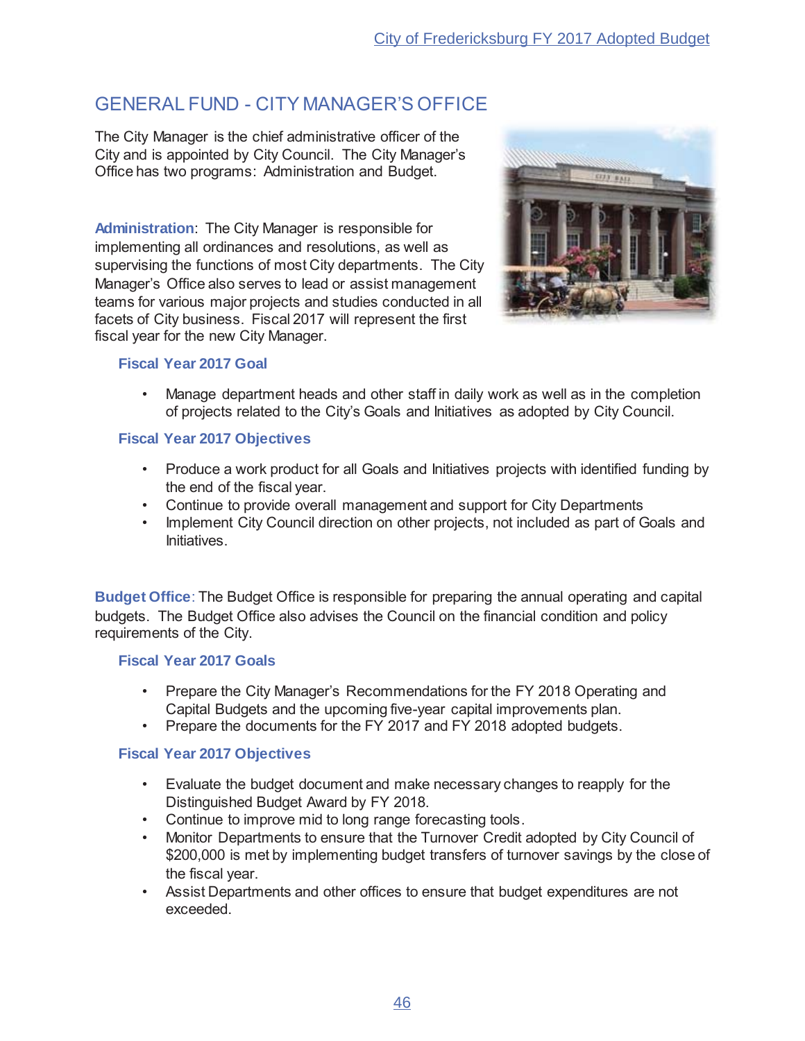## GENERAL FUND - CITY MANAGER'S OFFICE

The City Manager is the chief administrative officer of the City and is appointed by City Council. The City Manager's Office has two programs: Administration and Budget.

**Administration**: The City Manager is responsible for implementing all ordinances and resolutions, as well as supervising the functions of most City departments. The City Manager's Office also serves to lead or assist management teams for various major projects and studies conducted in all facets of City business. Fiscal 2017 will represent the first fiscal year for the new City Manager.

### Fiscal Year 2017 Goal

- Manage department heads and other staff in daily work as well as in the completion of projects related to the City's Goals and Initiatives as adopted by City Council.

### Fiscal Year 2017 Objectives

- Produce a work product for all Goals and Initiatives projects with identified funding by the end of the fiscal year.
- Continue to provide overall management and support for City Departments
- Implement City Council direction on other projects, not included as part of Goals and Initiatives.

**Budget Office**: The Budget Office is responsible for preparing the annual operating and capital budgets. The Budget Office also advises the Council on the financial condition and policy requirements of the City.

### Fiscal Year 2017 Goals

- Prepare the City Manager's Recommendations for the FY 2018 Operating and Capital Budgets and the upcoming five-year capital improvements plan.
- Prepare the documents for the FY 2017 and FY 2018 adopted budgets.

### Fiscal Year 2017 Objectives

- Evaluate the budget document and make necessary changes to reapply for the Distinguished Budget Award by FY 2018.
- Continue to improve mid to long range forecasting tools.
- Monitor Departments to ensure that the Turnover Credit adopted by City Council of $200,000 is met by implementing budget transfers of turnover savings by the close of the fiscal year.
- Assist Departments and other offices to ensure that budget expenditures are not exceeded.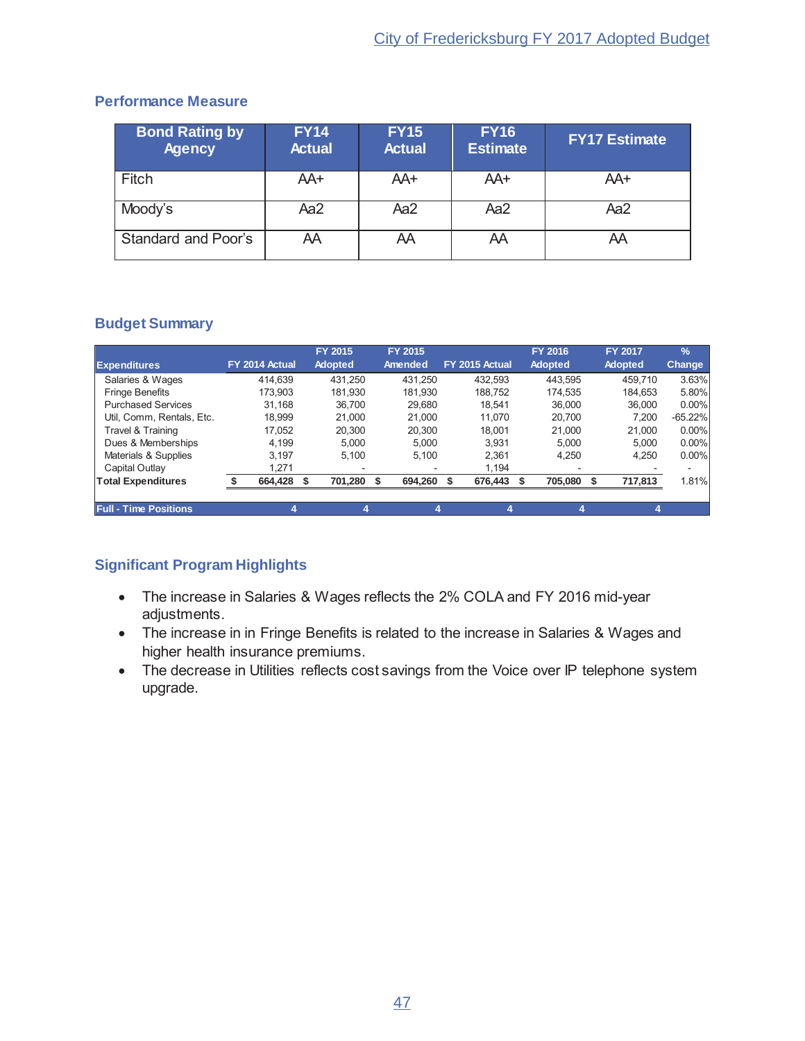## Performance Measure

| Bond Rating by Agency | FY14 Actual | FY15 Actual | FY16 Estimate | FY17 Estimate |
|---|---|---|---|---|
| Fitch | AA+ | AA+ | AA+ | AA+ |
| Moody's | Aa2 | Aa2 | Aa2 | Aa2 |
| Standard and Poor's | AA | AA | AA | AA |

## Budget Summary

| Expenditures | FY 2014 Actual | FY 2015 Adopted | FY 2015 Amended | FY 2015 Actual | FY 2016 Adopted | FY 2017 Adopted | % Change |
|---|---|---|---|---|---|---|---|
| Salaries & Wages | 414,639 | 431,250 | 431,250 | 432,593 | 443,595 | 459,710 | 3.63% |
| Fringe Benefits | 173,903 | 181,930 | 181,930 | 188,752 | 174,535 | 184,653 | 5.80% |
| Purchased Services | 31,168 | 36,700 | 29,680 | 18,541 | 36,000 | 36,000 | 0.00% |
| Util, Comm, Rentals, Etc. | 18,999 | 21,000 | 21,000 | 11,070 | 20,700 | 7,200 | -65.22% |
| Travel & Training | 17,052 | 20,300 | 20,300 | 18,001 | 21,000 | 21,000 | 0.00% |
| Dues & Memberships | 4,199 | 5,000 | 5,000 | 3,931 | 5,000 | 5,000 | 0.00% |
| Materials & Supplies | 3,197 | 5,100 | 5,100 | 2,361 | 4,250 | 4,250 | 0.00% |
| Capital Outlay | 1,271 | - | - | 1,194 | - | - | - |
| **Total Expenditures** | **$ 664,428** | **$ 701,280** | **$ 694,260** | **$ 676,443** | **$ 705,080** | **$ 717,813** | 1.81% |
| **Full - Time Positions** | **4** | **4** | **4** | **4** | **4** | **4** | |

## Significant Program Highlights

- The increase in Salaries & Wages reflects the 2% COLA and FY 2016 mid-year adjustments.
- The increase in in Fringe Benefits is related to the increase in Salaries & Wages and higher health insurance premiums.
- The decrease in Utilities reflects cost savings from the Voice over IP telephone system upgrade.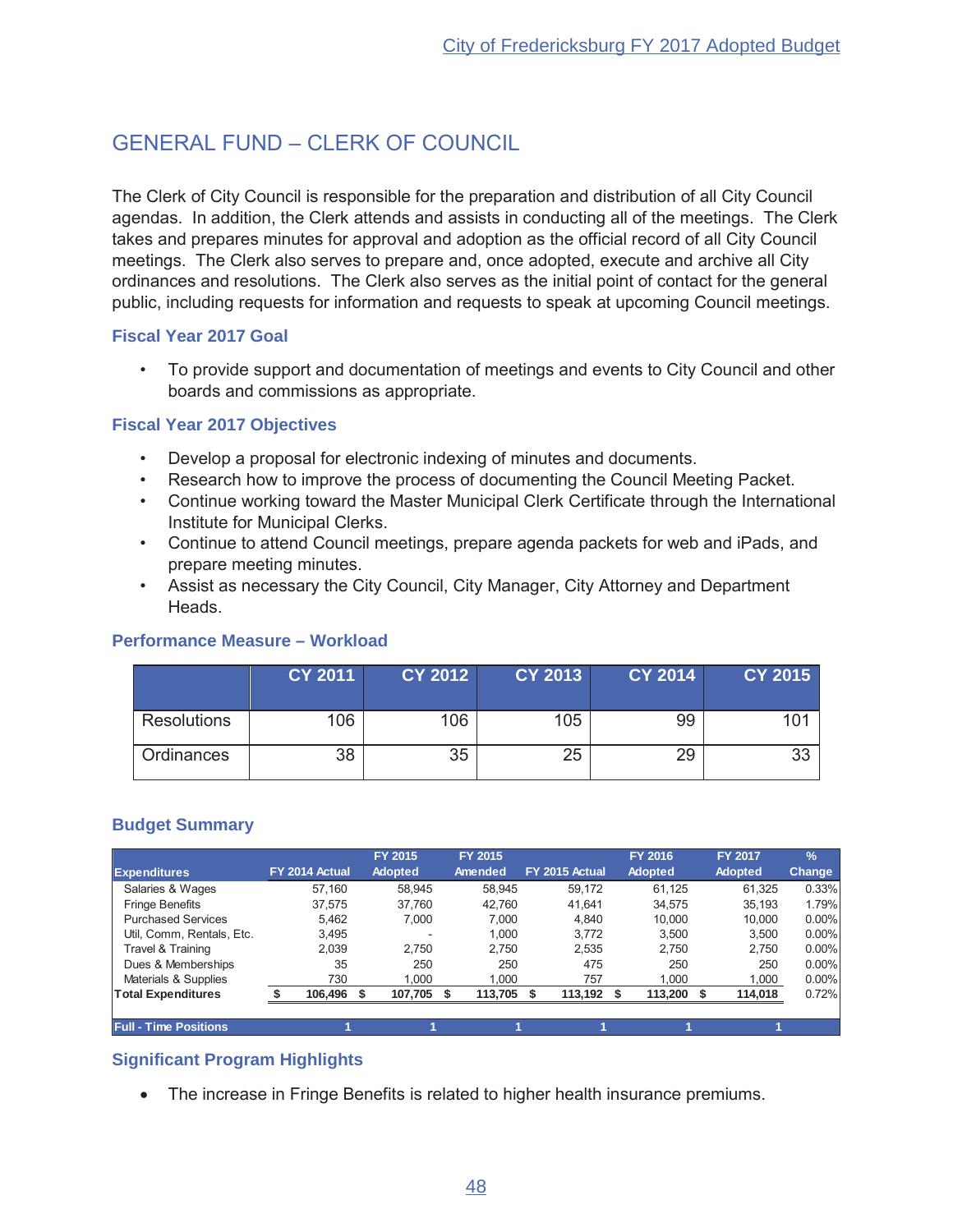# GENERAL FUND – CLERK OF COUNCIL

The Clerk of City Council is responsible for the preparation and distribution of all City Council agendas. In addition, the Clerk attends and assists in conducting all of the meetings. The Clerk takes and prepares minutes for approval and adoption as the official record of all City Council meetings. The Clerk also serves to prepare and, once adopted, execute and archive all City ordinances and resolutions. The Clerk also serves as the initial point of contact for the general public, including requests for information and requests to speak at upcoming Council meetings.

### Fiscal Year 2017 Goal

- To provide support and documentation of meetings and events to City Council and other boards and commissions as appropriate.

### Fiscal Year 2017 Objectives

- Develop a proposal for electronic indexing of minutes and documents.
- Research how to improve the process of documenting the Council Meeting Packet.
- Continue working toward the Master Municipal Clerk Certificate through the International Institute for Municipal Clerks.
- Continue to attend Council meetings, prepare agenda packets for web and iPads, and prepare meeting minutes.
- Assist as necessary the City Council, City Manager, City Attorney and Department Heads.

### Performance Measure – Workload

| | CY 2011 | CY 2012 | CY 2013 | CY 2014 | CY 2015 |
|---|---|---|---|---|---|
| Resolutions | 106 | 106 | 105 | 99 | 101 |
| Ordinances | 38 | 35 | 25 | 29 | 33 |

### Budget Summary

| Expenditures | FY 2014 Actual | FY 2015 Adopted | FY 2015 Amended | FY 2015 Actual | FY 2016 Adopted | FY 2017 Adopted | % Change |
|---|---|---|---|---|---|---|---|
| Salaries & Wages | 57,160 | 58,945 | 58,945 | 59,172 | 61,125 | 61,325 | 0.33% |
| Fringe Benefits | 37,575 | 37,760 | 42,760 | 41,641 | 34,575 | 35,193 | 1.79% |
| Purchased Services | 5,462 | 7,000 | 7,000 | 4,840 | 10,000 | 10,000 | 0.00% |
| Util, Comm, Rentals, Etc. | 3,495 | - | 1,000 | 3,772 | 3,500 | 3,500 | 0.00% |
| Travel & Training | 2,039 | 2,750 | 2,750 | 2,535 | 2,750 | 2,750 | 0.00% |
| Dues & Memberships | 35 | 250 | 250 | 475 | 250 | 250 | 0.00% |
| Materials & Supplies | 730 | 1,000 | 1,000 | 757 | 1,000 | 1,000 | 0.00% |
| **Total Expenditures** | **$ 106,496** | **$ 107,705** | **$ 113,705** | **$ 113,192** | **$ 113,200** | **$ 114,018** | 0.72% |
| **Full - Time Positions** | **1** | **1** | **1** | **1** | **1** | **1** | |

### Significant Program Highlights

- The increase in Fringe Benefits is related to higher health insurance premiums.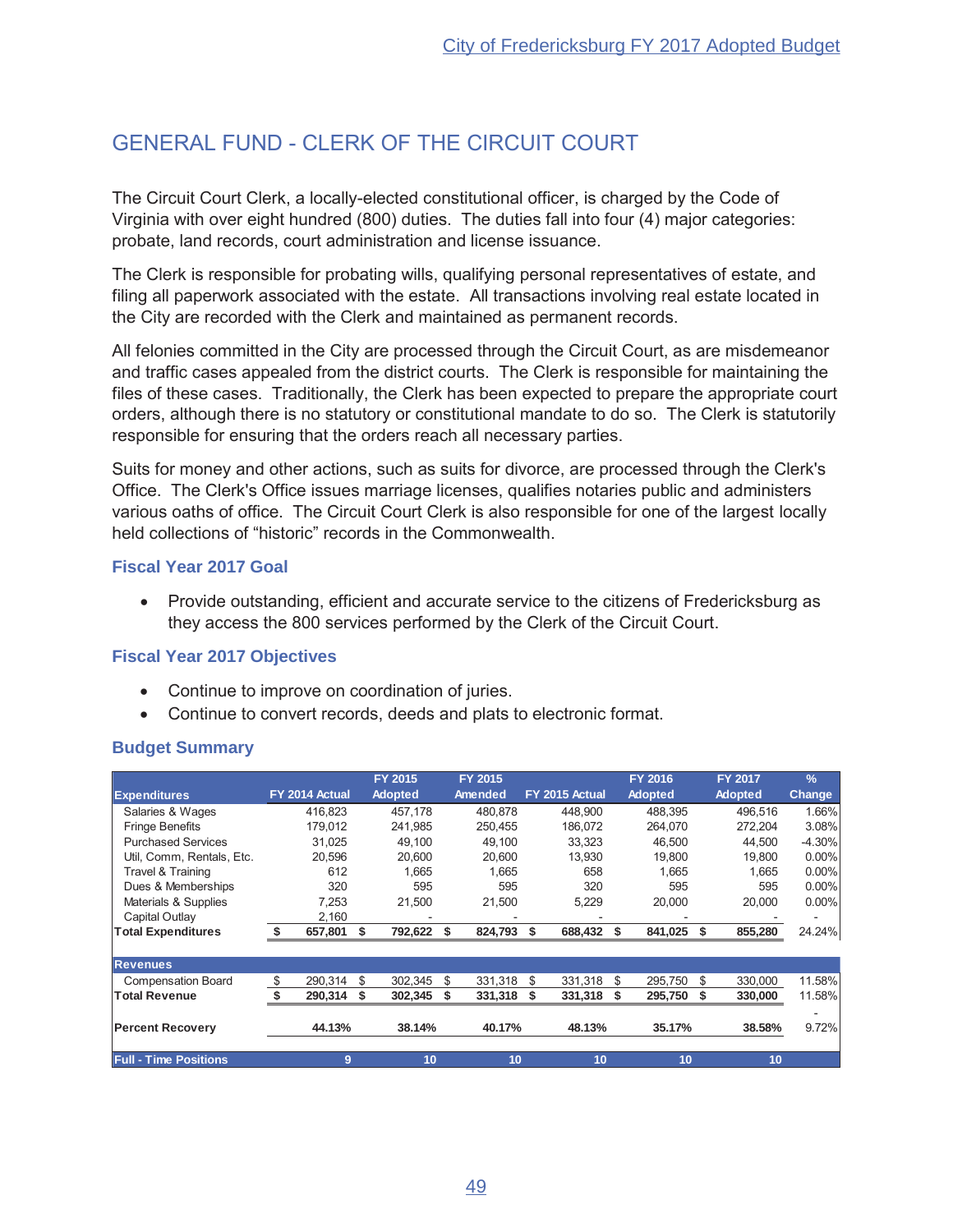# GENERAL FUND - CLERK OF THE CIRCUIT COURT

The Circuit Court Clerk, a locally-elected constitutional officer, is charged by the Code of Virginia with over eight hundred (800) duties. The duties fall into four (4) major categories: probate, land records, court administration and license issuance.

The Clerk is responsible for probating wills, qualifying personal representatives of estate, and filing all paperwork associated with the estate. All transactions involving real estate located in the City are recorded with the Clerk and maintained as permanent records.

All felonies committed in the City are processed through the Circuit Court, as are misdemeanor and traffic cases appealed from the district courts. The Clerk is responsible for maintaining the files of these cases. Traditionally, the Clerk has been expected to prepare the appropriate court orders, although there is no statutory or constitutional mandate to do so. The Clerk is statutorily responsible for ensuring that the orders reach all necessary parties.

Suits for money and other actions, such as suits for divorce, are processed through the Clerk's Office. The Clerk's Office issues marriage licenses, qualifies notaries public and administers various oaths of office. The Circuit Court Clerk is also responsible for one of the largest locally held collections of "historic" records in the Commonwealth.

### Fiscal Year 2017 Goal

- Provide outstanding, efficient and accurate service to the citizens of Fredericksburg as they access the 800 services performed by the Clerk of the Circuit Court.

### Fiscal Year 2017 Objectives

- Continue to improve on coordination of juries.
- Continue to convert records, deeds and plats to electronic format.

### Budget Summary

| Expenditures | FY 2014 Actual | FY 2015 Adopted | FY 2015 Amended | FY 2015 Actual | FY 2016 Adopted | FY 2017 Adopted | % Change |
|---|---|---|---|---|---|---|---|
| Salaries & Wages | 416,823 | 457,178 | 480,878 | 448,900 | 488,395 | 496,516 | 1.66% |
| Fringe Benefits | 179,012 | 241,985 | 250,455 | 186,072 | 264,070 | 272,204 | 3.08% |
| Purchased Services | 31,025 | 49,100 | 49,100 | 33,323 | 46,500 | 44,500 | -4.30% |
| Util, Comm, Rentals, Etc. | 20,596 | 20,600 | 20,600 | 13,930 | 19,800 | 19,800 | 0.00% |
| Travel & Training | 612 | 1,665 | 1,665 | 658 | 1,665 | 1,665 | 0.00% |
| Dues & Memberships | 320 | 595 | 595 | 320 | 595 | 595 | 0.00% |
| Materials & Supplies | 7,253 | 21,500 | 21,500 | 5,229 | 20,000 | 20,000 | 0.00% |
| Capital Outlay | 2,160 | - | - | - | - | - | - |
| **Total Expenditures** | **$ 657,801** | **$ 792,622** | **$ 824,793** | **$ 688,432** | **$ 841,025** | **$ 855,280** | 24.24% |
| **Revenues** | | | | | | | |
| Compensation Board | $ 290,314 | $ 302,345 | $ 331,318 | $ 331,318 | $ 295,750 | $ 330,000 | 11.58% |
| **Total Revenue** | **$ 290,314** | **$ 302,345** | **$ 331,318** | **$ 331,318** | **$ 295,750** | **$ 330,000** | 11.58% |
| | | | | | | | - |
| **Percent Recovery** | **44.13%** | **38.14%** | **40.17%** | **48.13%** | **35.17%** | **38.58%** | 9.72% |
| **Full - Time Positions** | **9** | **10** | **10** | **10** | **10** | **10** | |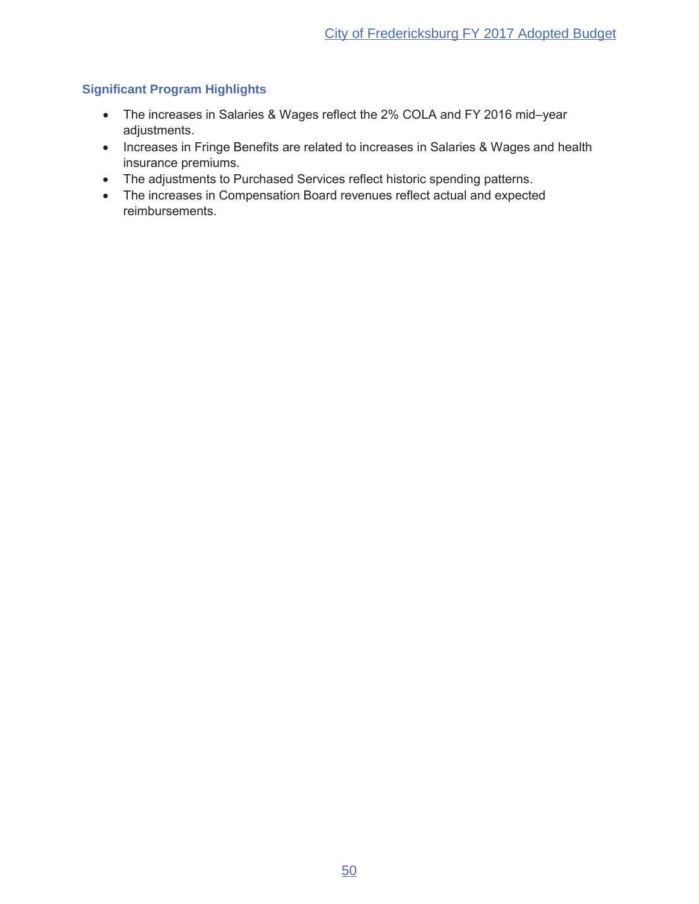### Significant Program Highlights

- The increases in Salaries & Wages reflect the 2% COLA and FY 2016 mid–year adjustments.
- Increases in Fringe Benefits are related to increases in Salaries & Wages and health insurance premiums.
- The adjustments to Purchased Services reflect historic spending patterns.
- The increases in Compensation Board revenues reflect actual and expected reimbursements.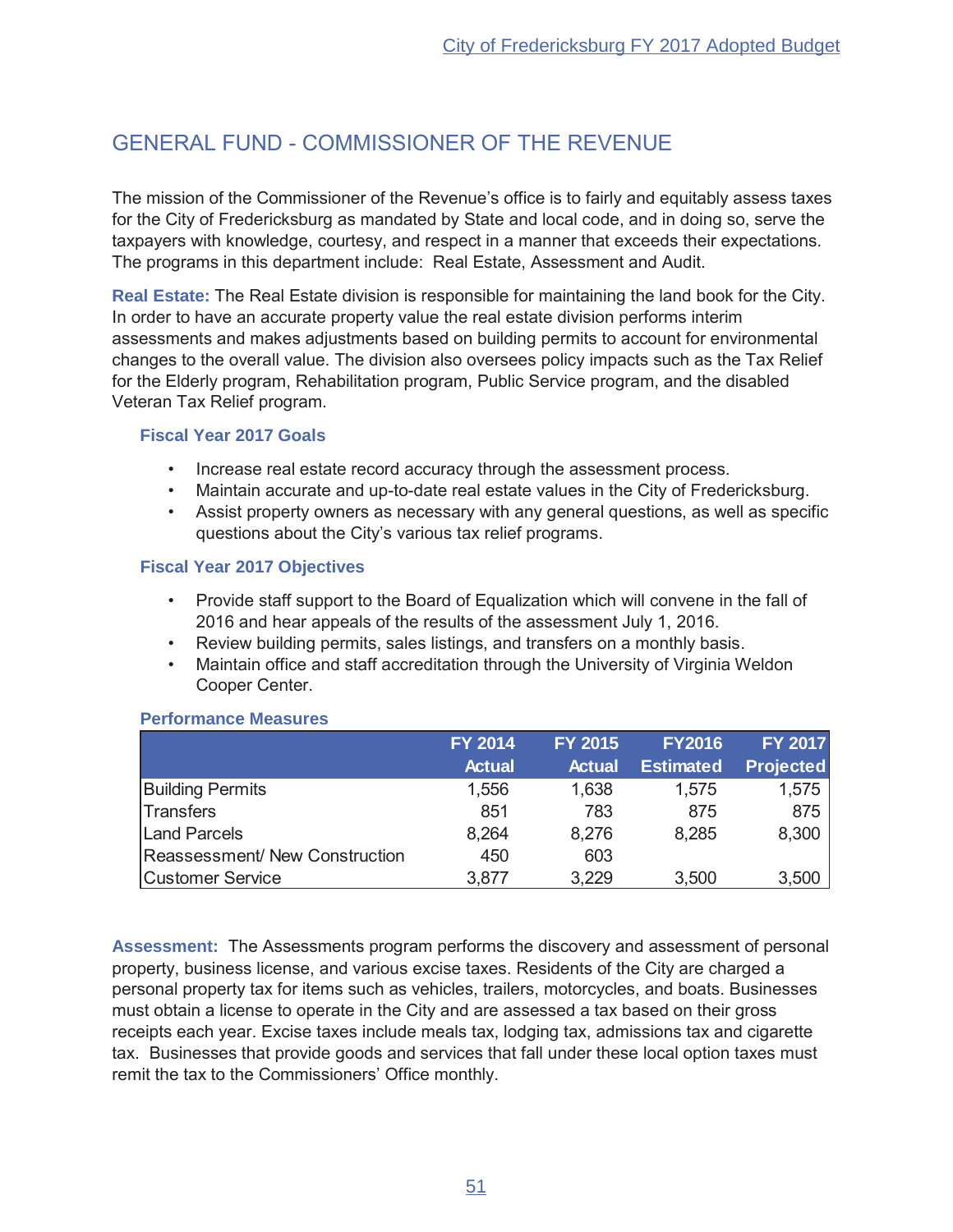# GENERAL FUND - COMMISSIONER OF THE REVENUE

The mission of the Commissioner of the Revenue's office is to fairly and equitably assess taxes for the City of Fredericksburg as mandated by State and local code, and in doing so, serve the taxpayers with knowledge, courtesy, and respect in a manner that exceeds their expectations. The programs in this department include: Real Estate, Assessment and Audit.

**Real Estate:** The Real Estate division is responsible for maintaining the land book for the City. In order to have an accurate property value the real estate division performs interim assessments and makes adjustments based on building permits to account for environmental changes to the overall value. The division also oversees policy impacts such as the Tax Relief for the Elderly program, Rehabilitation program, Public Service program, and the disabled Veteran Tax Relief program.

### Fiscal Year 2017 Goals

- Increase real estate record accuracy through the assessment process.
- Maintain accurate and up-to-date real estate values in the City of Fredericksburg.
- Assist property owners as necessary with any general questions, as well as specific questions about the City's various tax relief programs.

### Fiscal Year 2017 Objectives

- Provide staff support to the Board of Equalization which will convene in the fall of 2016 and hear appeals of the results of the assessment July 1, 2016.
- Review building permits, sales listings, and transfers on a monthly basis.
- Maintain office and staff accreditation through the University of Virginia Weldon Cooper Center.

### Performance Measures

| | FY 2014 Actual | FY 2015 Actual | FY2016 Estimated | FY 2017 Projected |
|---|---|---|---|---|
| Building Permits | 1,556 | 1,638 | 1,575 | 1,575 |
| Transfers | 851 | 783 | 875 | 875 |
| Land Parcels | 8,264 | 8,276 | 8,285 | 8,300 |
| Reassessment/ New Construction | 450 | 603 | | |
| Customer Service | 3,877 | 3,229 | 3,500 | 3,500 |

**Assessment:** The Assessments program performs the discovery and assessment of personal property, business license, and various excise taxes. Residents of the City are charged a personal property tax for items such as vehicles, trailers, motorcycles, and boats. Businesses must obtain a license to operate in the City and are assessed a tax based on their gross receipts each year. Excise taxes include meals tax, lodging tax, admissions tax and cigarette tax. Businesses that provide goods and services that fall under these local option taxes must remit the tax to the Commissioners' Office monthly.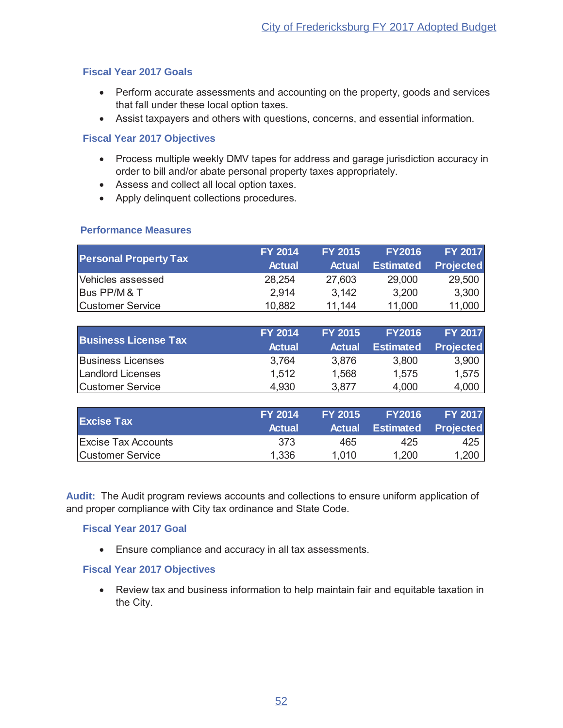### Fiscal Year 2017 Goals

- Perform accurate assessments and accounting on the property, goods and services that fall under these local option taxes.
- Assist taxpayers and others with questions, concerns, and essential information.

### Fiscal Year 2017 Objectives

- Process multiple weekly DMV tapes for address and garage jurisdiction accuracy in order to bill and/or abate personal property taxes appropriately.
- Assess and collect all local option taxes.
- Apply delinquent collections procedures.

### Performance Measures

| Personal Property Tax | FY 2014 Actual | FY 2015 Actual | FY2016 Estimated | FY 2017 Projected |
|---|---|---|---|---|
| Vehicles assessed | 28,254 | 27,603 | 29,000 | 29,500 |
| Bus PP/M & T | 2,914 | 3,142 | 3,200 | 3,300 |
| Customer Service | 10,882 | 11,144 | 11,000 | 11,000 |

| Business License Tax | FY 2014 Actual | FY 2015 Actual | FY2016 Estimated | FY 2017 Projected |
|---|---|---|---|---|
| Business Licenses | 3,764 | 3,876 | 3,800 | 3,900 |
| Landlord Licenses | 1,512 | 1,568 | 1,575 | 1,575 |
| Customer Service | 4,930 | 3,877 | 4,000 | 4,000 |

| Excise Tax | FY 2014 Actual | FY 2015 Actual | FY2016 Estimated | FY 2017 Projected |
|---|---|---|---|---|
| Excise Tax Accounts | 373 | 465 | 425 | 425 |
| Customer Service | 1,336 | 1,010 | 1,200 | 1,200 |

**Audit:** The Audit program reviews accounts and collections to ensure uniform application of and proper compliance with City tax ordinance and State Code.

### Fiscal Year 2017 Goal

- Ensure compliance and accuracy in all tax assessments.

### Fiscal Year 2017 Objectives

- Review tax and business information to help maintain fair and equitable taxation in the City.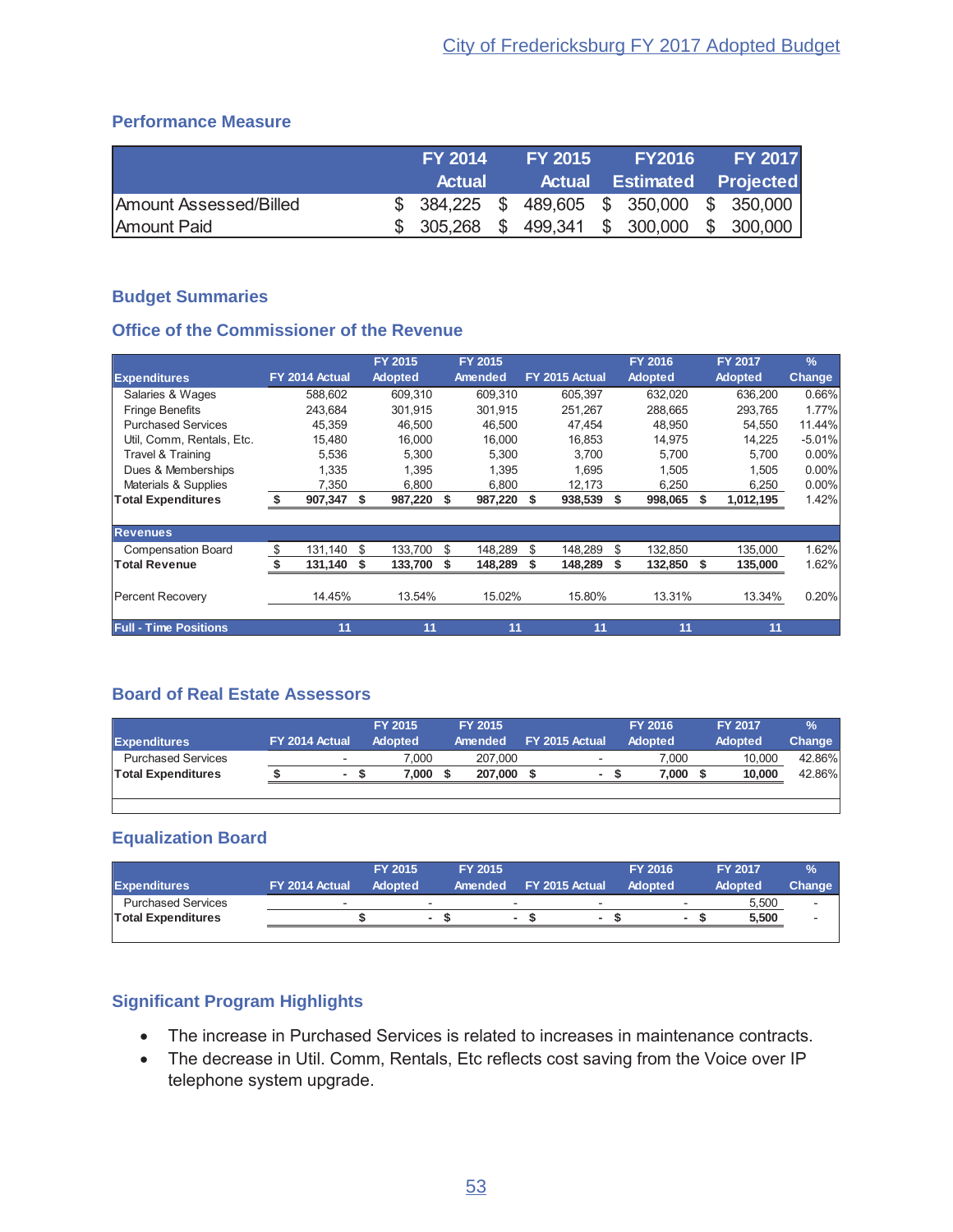## Performance Measure

| | FY 2014 Actual | FY 2015 Actual | FY2016 Estimated | FY 2017 Projected |
|---|---|---|---|---|
| Amount Assessed/Billed | $ 384,225 | $ 489,605 | $ 350,000 | $ 350,000 |
| Amount Paid | $ 305,268 | $ 499,341 | $ 300,000 | $ 300,000 |

## Budget Summaries

### Office of the Commissioner of the Revenue

| Expenditures | FY 2014 Actual | FY 2015 Adopted | FY 2015 Amended | FY 2015 Actual | FY 2016 Adopted | FY 2017 Adopted | % Change |
|---|---|---|---|---|---|---|---|
| Salaries & Wages | 588,602 | 609,310 | 609,310 | 605,397 | 632,020 | 636,200 | 0.66% |
| Fringe Benefits | 243,684 | 301,915 | 301,915 | 251,267 | 288,665 | 293,765 | 1.77% |
| Purchased Services | 45,359 | 46,500 | 46,500 | 47,454 | 48,950 | 54,550 | 11.44% |
| Util, Comm, Rentals, Etc. | 15,480 | 16,000 | 16,000 | 16,853 | 14,975 | 14,225 | -5.01% |
| Travel & Training | 5,536 | 5,300 | 5,300 | 3,700 | 5,700 | 5,700 | 0.00% |
| Dues & Memberships | 1,335 | 1,395 | 1,395 | 1,695 | 1,505 | 1,505 | 0.00% |
| Materials & Supplies | 7,350 | 6,800 | 6,800 | 12,173 | 6,250 | 6,250 | 0.00% |
| **Total Expenditures** | **$ 907,347** | **$ 987,220** | **$ 987,220** | **$ 938,539** | **$ 998,065** | **$ 1,012,195** | 1.42% |
| **Revenues** | | | | | | | |
| Compensation Board | $ 131,140 | $ 133,700 | $ 148,289 | $ 148,289 | $ 132,850 | 135,000 | 1.62% |
| **Total Revenue** | **$ 131,140** | **$ 133,700** | **$ 148,289** | **$ 148,289** | **$ 132,850** | **$ 135,000** | 1.62% |
| Percent Recovery | 14.45% | 13.54% | 15.02% | 15.80% | 13.31% | 13.34% | 0.20% |
| **Full - Time Positions** | **11** | **11** | **11** | **11** | **11** | **11** | |

### Board of Real Estate Assessors

| Expenditures | FY 2014 Actual | FY 2015 Adopted | FY 2015 Amended | FY 2015 Actual | FY 2016 Adopted | FY 2017 Adopted | % Change |
|---|---|---|---|---|---|---|---|
| Purchased Services | - | 7,000 | 207,000 | - | 7,000 | 10,000 | 42.86% |
| **Total Expenditures** | **$ -** | **$ 7,000** | **$ 207,000** | **$ -** | **$ 7,000** | **$ 10,000** | 42.86% |

### Equalization Board

| Expenditures | FY 2014 Actual | FY 2015 Adopted | FY 2015 Amended | FY 2015 Actual | FY 2016 Adopted | FY 2017 Adopted | % Change |
|---|---|---|---|---|---|---|---|
| Purchased Services | - | - | - | - | - | 5,500 | - |
| **Total Expenditures** | | **$ -** | **$ -** | **$ -** | **$ -** | **$ 5,500** | - |

## Significant Program Highlights

- The increase in Purchased Services is related to increases in maintenance contracts.
- The decrease in Util. Comm, Rentals, Etc reflects cost saving from the Voice over IP telephone system upgrade.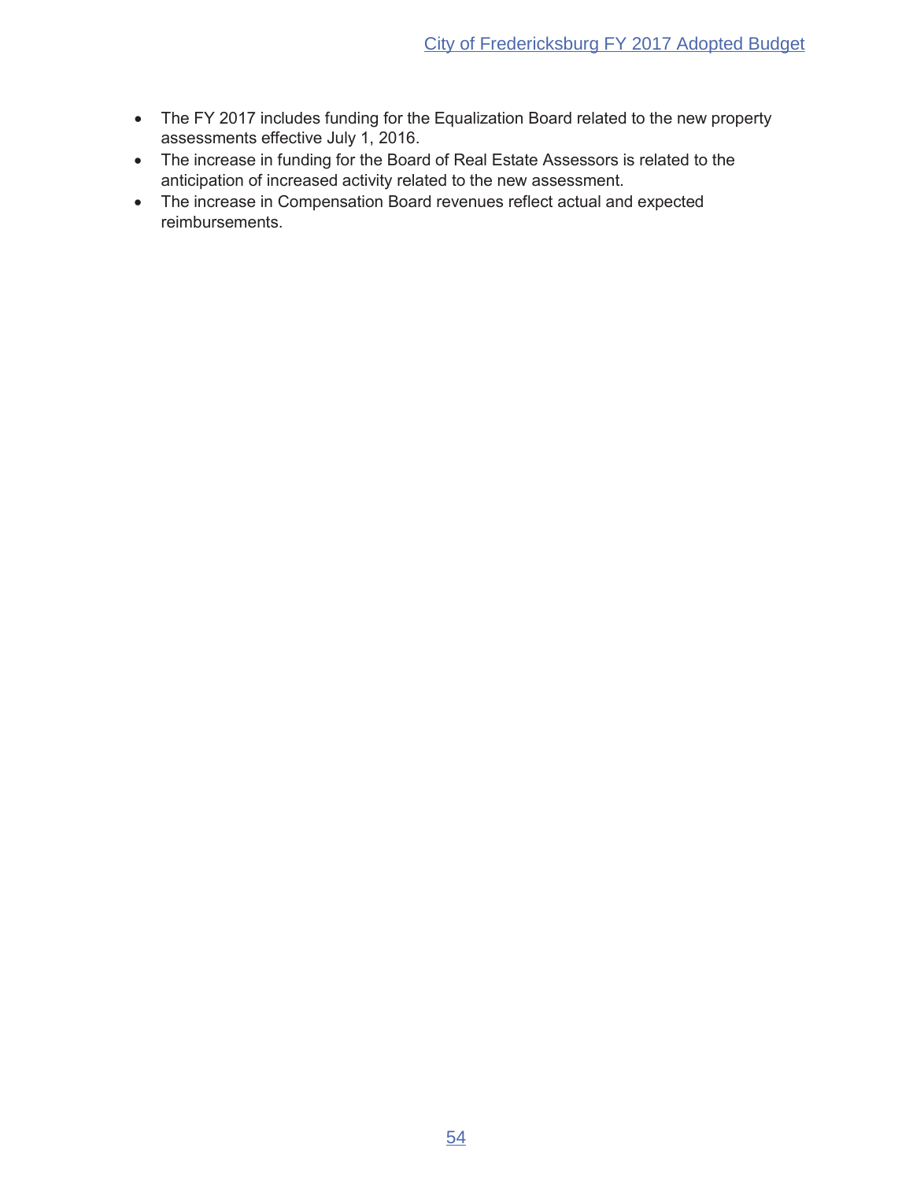- The FY 2017 includes funding for the Equalization Board related to the new property assessments effective July 1, 2016.
- The increase in funding for the Board of Real Estate Assessors is related to the anticipation of increased activity related to the new assessment.
- The increase in Compensation Board revenues reflect actual and expected reimbursements.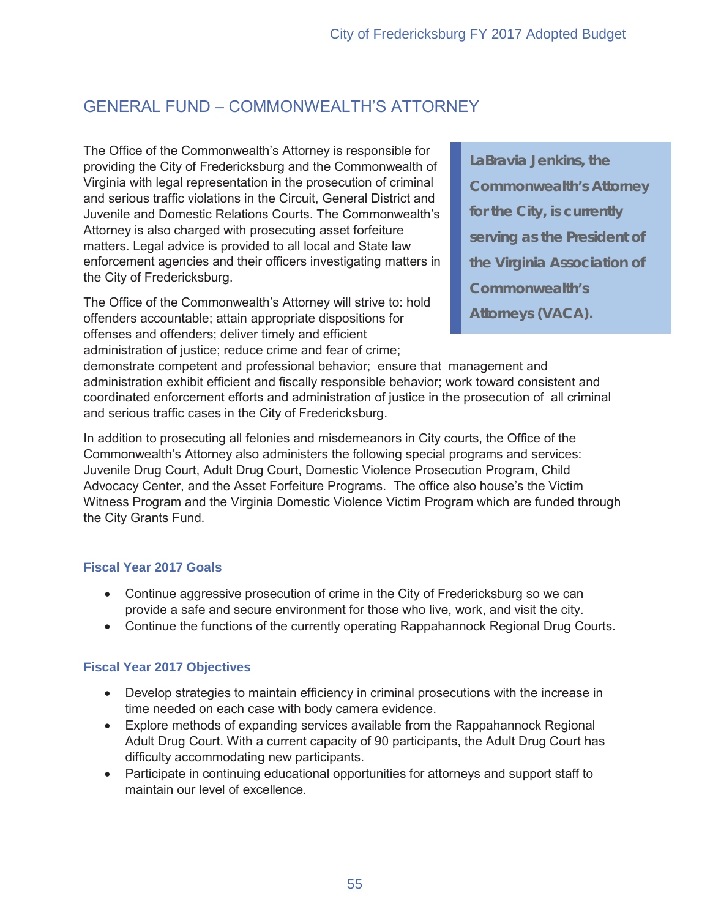## GENERAL FUND – COMMONWEALTH'S ATTORNEY

The Office of the Commonwealth's Attorney is responsible for providing the City of Fredericksburg and the Commonwealth of Virginia with legal representation in the prosecution of criminal and serious traffic violations in the Circuit, General District and Juvenile and Domestic Relations Courts. The Commonwealth's Attorney is also charged with prosecuting asset forfeiture matters. Legal advice is provided to all local and State law enforcement agencies and their officers investigating matters in the City of Fredericksburg.

**LaBravia Jenkins, the Commonwealth's Attorney for the City, is currently serving as the President of the Virginia Association of Commonwealth's Attorneys (VACA).**

The Office of the Commonwealth's Attorney will strive to: hold offenders accountable; attain appropriate dispositions for offenses and offenders; deliver timely and efficient administration of justice; reduce crime and fear of crime; demonstrate competent and professional behavior; ensure that management and administration exhibit efficient and fiscally responsible behavior; work toward consistent and coordinated enforcement efforts and administration of justice in the prosecution of all criminal and serious traffic cases in the City of Fredericksburg.

In addition to prosecuting all felonies and misdemeanors in City courts, the Office of the Commonwealth's Attorney also administers the following special programs and services: Juvenile Drug Court, Adult Drug Court, Domestic Violence Prosecution Program, Child Advocacy Center, and the Asset Forfeiture Programs. The office also house's the Victim Witness Program and the Virginia Domestic Violence Victim Program which are funded through the City Grants Fund.

### Fiscal Year 2017 Goals

- Continue aggressive prosecution of crime in the City of Fredericksburg so we can provide a safe and secure environment for those who live, work, and visit the city.
- Continue the functions of the currently operating Rappahannock Regional Drug Courts.

### Fiscal Year 2017 Objectives

- Develop strategies to maintain efficiency in criminal prosecutions with the increase in time needed on each case with body camera evidence.
- Explore methods of expanding services available from the Rappahannock Regional Adult Drug Court. With a current capacity of 90 participants, the Adult Drug Court has difficulty accommodating new participants.
- Participate in continuing educational opportunities for attorneys and support staff to maintain our level of excellence.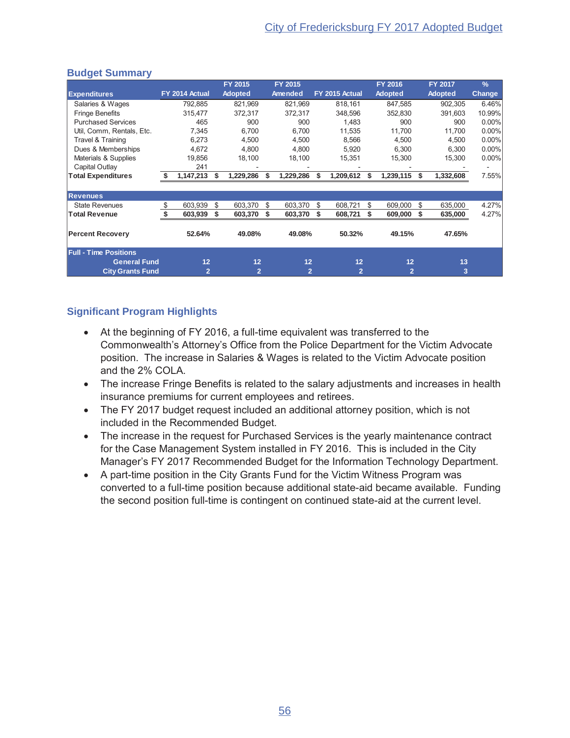## Budget Summary

| Expenditures | FY 2014 Actual | FY 2015 Adopted | FY 2015 Amended | FY 2015 Actual | FY 2016 Adopted | FY 2017 Adopted | % Change |
|---|---|---|---|---|---|---|---|
| Salaries & Wages | 792,885 | 821,969 | 821,969 | 818,161 | 847,585 | 902,305 | 6.46% |
| Fringe Benefits | 315,477 | 372,317 | 372,317 | 348,596 | 352,830 | 391,603 | 10.99% |
| Purchased Services | 465 | 900 | 900 | 1,483 | 900 | 900 | 0.00% |
| Util, Comm, Rentals, Etc. | 7,345 | 6,700 | 6,700 | 11,535 | 11,700 | 11,700 | 0.00% |
| Travel & Training | 6,273 | 4,500 | 4,500 | 8,566 | 4,500 | 4,500 | 0.00% |
| Dues & Memberships | 4,672 | 4,800 | 4,800 | 5,920 | 6,300 | 6,300 | 0.00% |
| Materials & Supplies | 19,856 | 18,100 | 18,100 | 15,351 | 15,300 | 15,300 | 0.00% |
| Capital Outlay | 241 | - | - | - | - | - | - |
| **Total Expenditures** | **$ 1,147,213** | **$ 1,229,286** | **$ 1,229,286** | **$ 1,209,612** | **$ 1,239,115** | **$ 1,332,608** | 7.55% |
| **Revenues** | | | | | | | |
| State Revenues | $ 603,939 | $ 603,370 | $ 603,370 | $ 608,721 | $ 609,000 | $ 635,000 | 4.27% |
| **Total Revenue** | **$ 603,939** | **$ 603,370** | **$ 603,370** | **$ 608,721** | **$ 609,000** | **$ 635,000** | 4.27% |
| **Percent Recovery** | **52.64%** | **49.08%** | **49.08%** | **50.32%** | **49.15%** | **47.65%** | |
| **Full - Time Positions** | | | | | | | |
| **General Fund** | **12** | **12** | **12** | **12** | **12** | **13** | |
| **City Grants Fund** | **2** | **2** | **2** | **2** | **2** | **3** | |

## Significant Program Highlights

- At the beginning of FY 2016, a full-time equivalent was transferred to the Commonwealth's Attorney's Office from the Police Department for the Victim Advocate position. The increase in Salaries & Wages is related to the Victim Advocate position and the 2% COLA.
- The increase Fringe Benefits is related to the salary adjustments and increases in health insurance premiums for current employees and retirees.
- The FY 2017 budget request included an additional attorney position, which is not included in the Recommended Budget.
- The increase in the request for Purchased Services is the yearly maintenance contract for the Case Management System installed in FY 2016. This is included in the City Manager's FY 2017 Recommended Budget for the Information Technology Department.
- A part-time position in the City Grants Fund for the Victim Witness Program was converted to a full-time position because additional state-aid became available. Funding the second position full-time is contingent on continued state-aid at the current level.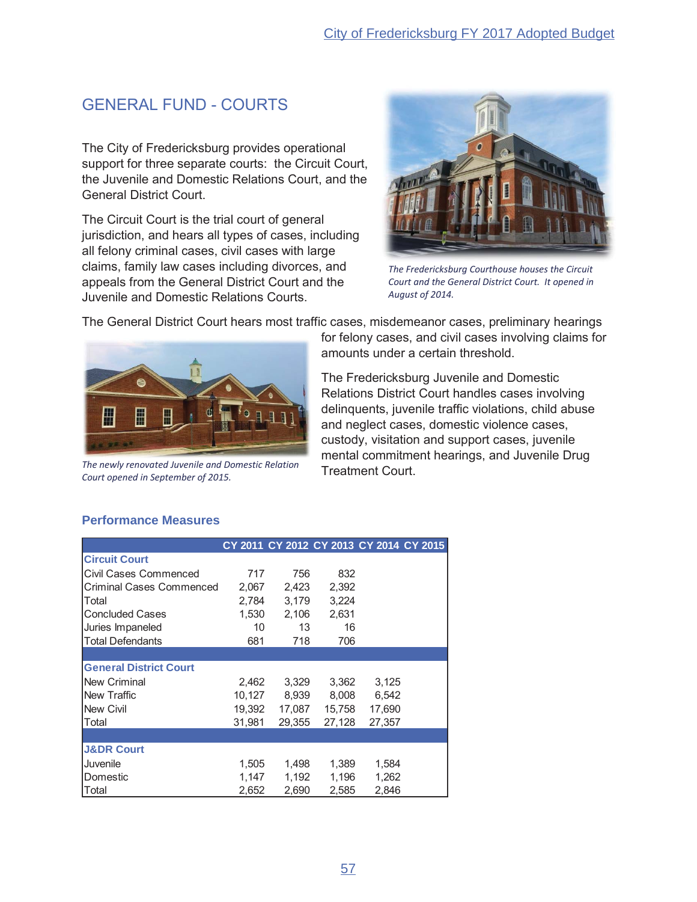# GENERAL FUND - COURTS

The City of Fredericksburg provides operational support for three separate courts: the Circuit Court, the Juvenile and Domestic Relations Court, and the General District Court.

The Circuit Court is the trial court of general jurisdiction, and hears all types of cases, including all felony criminal cases, civil cases with large claims, family law cases including divorces, and appeals from the General District Court and the Juvenile and Domestic Relations Courts.

*The Fredericksburg Courthouse houses the Circuit Court and the General District Court. It opened in August of 2014.*

The General District Court hears most traffic cases, misdemeanor cases, preliminary hearings for felony cases, and civil cases involving claims for amounts under a certain threshold.

The Fredericksburg Juvenile and Domestic Relations District Court handles cases involving delinquents, juvenile traffic violations, child abuse and neglect cases, domestic violence cases, custody, visitation and support cases, juvenile mental commitment hearings, and Juvenile Drug Treatment Court.

*The newly renovated Juvenile and Domestic Relation Court opened in September of 2015.*

### Performance Measures

| | CY 2011 | CY 2012 | CY 2013 | CY 2014 | CY 2015 |
|---|---|---|---|---|---|
| **Circuit Court** | | | | | |
| Civil Cases Commenced | 717 | 756 | 832 | | |
| Criminal Cases Commenced | 2,067 | 2,423 | 2,392 | | |
| Total | 2,784 | 3,179 | 3,224 | | |
| Concluded Cases | 1,530 | 2,106 | 2,631 | | |
| Juries Impaneled | 10 | 13 | 16 | | |
| Total Defendants | 681 | 718 | 706 | | |
| **General District Court** | | | | | |
| New Criminal | 2,462 | 3,329 | 3,362 | 3,125 | |
| New Traffic | 10,127 | 8,939 | 8,008 | 6,542 | |
| New Civil | 19,392 | 17,087 | 15,758 | 17,690 | |
| Total | 31,981 | 29,355 | 27,128 | 27,357 | |
| **J&DR Court** | | | | | |
| Juvenile | 1,505 | 1,498 | 1,389 | 1,584 | |
| Domestic | 1,147 | 1,192 | 1,196 | 1,262 | |
| Total | 2,652 | 2,690 | 2,585 | 2,846 | |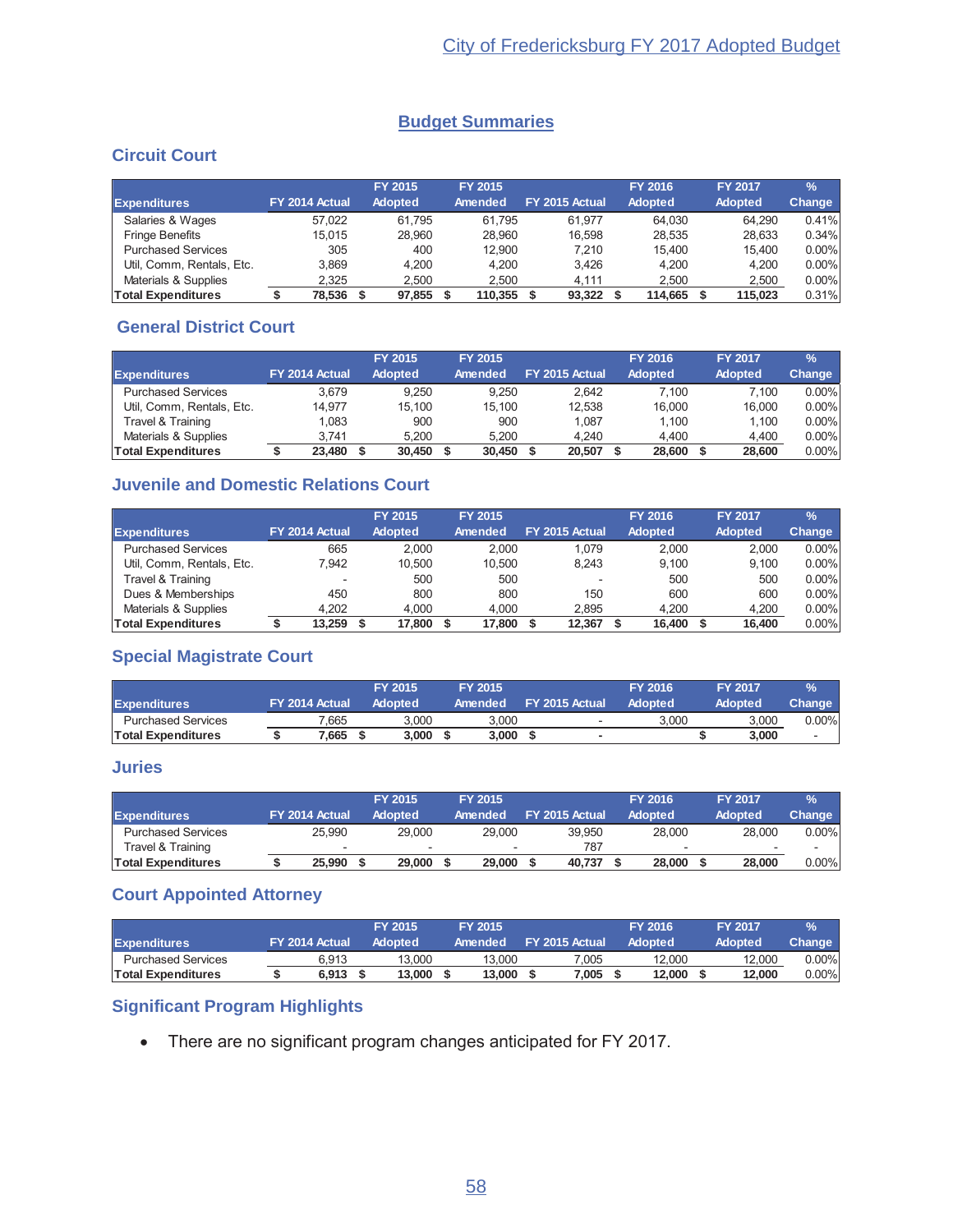## Budget Summaries

### Circuit Court

| Expenditures | FY 2014 Actual | FY 2015 Adopted | FY 2015 Amended | FY 2015 Actual | FY 2016 Adopted | FY 2017 Adopted | % Change |
|---|---|---|---|---|---|---|---|
| Salaries & Wages | 57,022 | 61,795 | 61,795 | 61,977 | 64,030 | 64,290 | 0.41% |
| Fringe Benefits | 15,015 | 28,960 | 28,960 | 16,598 | 28,535 | 28,633 | 0.34% |
| Purchased Services | 305 | 400 | 12,900 | 7,210 | 15,400 | 15,400 | 0.00% |
| Util, Comm, Rentals, Etc. | 3,869 | 4,200 | 4,200 | 3,426 | 4,200 | 4,200 | 0.00% |
| Materials & Supplies | 2,325 | 2,500 | 2,500 | 4,111 | 2,500 | 2,500 | 0.00% |
| **Total Expenditures** | **$ 78,536** | **$ 97,855** | **$ 110,355** | **$ 93,322** | **$ 114,665** | **$ 115,023** | 0.31% |

### General District Court

| Expenditures | FY 2014 Actual | FY 2015 Adopted | FY 2015 Amended | FY 2015 Actual | FY 2016 Adopted | FY 2017 Adopted | % Change |
|---|---|---|---|---|---|---|---|
| Purchased Services | 3,679 | 9,250 | 9,250 | 2,642 | 7,100 | 7,100 | 0.00% |
| Util, Comm, Rentals, Etc. | 14,977 | 15,100 | 15,100 | 12,538 | 16,000 | 16,000 | 0.00% |
| Travel & Training | 1,083 | 900 | 900 | 1,087 | 1,100 | 1,100 | 0.00% |
| Materials & Supplies | 3,741 | 5,200 | 5,200 | 4,240 | 4,400 | 4,400 | 0.00% |
| **Total Expenditures** | **$ 23,480** | **$ 30,450** | **$ 30,450** | **$ 20,507** | **$ 28,600** | **$ 28,600** | 0.00% |

### Juvenile and Domestic Relations Court

| Expenditures | FY 2014 Actual | FY 2015 Adopted | FY 2015 Amended | FY 2015 Actual | FY 2016 Adopted | FY 2017 Adopted | % Change |
|---|---|---|---|---|---|---|---|
| Purchased Services | 665 | 2,000 | 2,000 | 1,079 | 2,000 | 2,000 | 0.00% |
| Util, Comm, Rentals, Etc. | 7,942 | 10,500 | 10,500 | 8,243 | 9,100 | 9,100 | 0.00% |
| Travel & Training | - | 500 | 500 | - | 500 | 500 | 0.00% |
| Dues & Memberships | 450 | 800 | 800 | 150 | 600 | 600 | 0.00% |
| Materials & Supplies | 4,202 | 4,000 | 4,000 | 2,895 | 4,200 | 4,200 | 0.00% |
| **Total Expenditures** | **$ 13,259** | **$ 17,800** | **$ 17,800** | **$ 12,367** | **$ 16,400** | **$ 16,400** | 0.00% |

### Special Magistrate Court

| Expenditures | FY 2014 Actual | FY 2015 Adopted | FY 2015 Amended | FY 2015 Actual | FY 2016 Adopted | FY 2017 Adopted | % Change |
|---|---|---|---|---|---|---|---|
| Purchased Services | 7,665 | 3,000 | 3,000 | - | 3,000 | 3,000 | 0.00% |
| **Total Expenditures** | **$ 7,665** | **$ 3,000** | **$ 3,000** | **$ -** | | **$ 3,000** | - |

### Juries

| Expenditures | FY 2014 Actual | FY 2015 Adopted | FY 2015 Amended | FY 2015 Actual | FY 2016 Adopted | FY 2017 Adopted | % Change |
|---|---|---|---|---|---|---|---|
| Purchased Services | 25,990 | 29,000 | 29,000 | 39,950 | 28,000 | 28,000 | 0.00% |
| Travel & Training | - | - | - | 787 | - | - | - |
| **Total Expenditures** | **$ 25,990** | **$ 29,000** | **$ 29,000** | **$ 40,737** | **$ 28,000** | **$ 28,000** | 0.00% |

### Court Appointed Attorney

| Expenditures | FY 2014 Actual | FY 2015 Adopted | FY 2015 Amended | FY 2015 Actual | FY 2016 Adopted | FY 2017 Adopted | % Change |
|---|---|---|---|---|---|---|---|
| Purchased Services | 6,913 | 13,000 | 13,000 | 7,005 | 12,000 | 12,000 | 0.00% |
| **Total Expenditures** | **$ 6,913** | **$ 13,000** | **$ 13,000** | **$ 7,005** | **$ 12,000** | **$ 12,000** | 0.00% |

### Significant Program Highlights

- There are no significant program changes anticipated for FY 2017.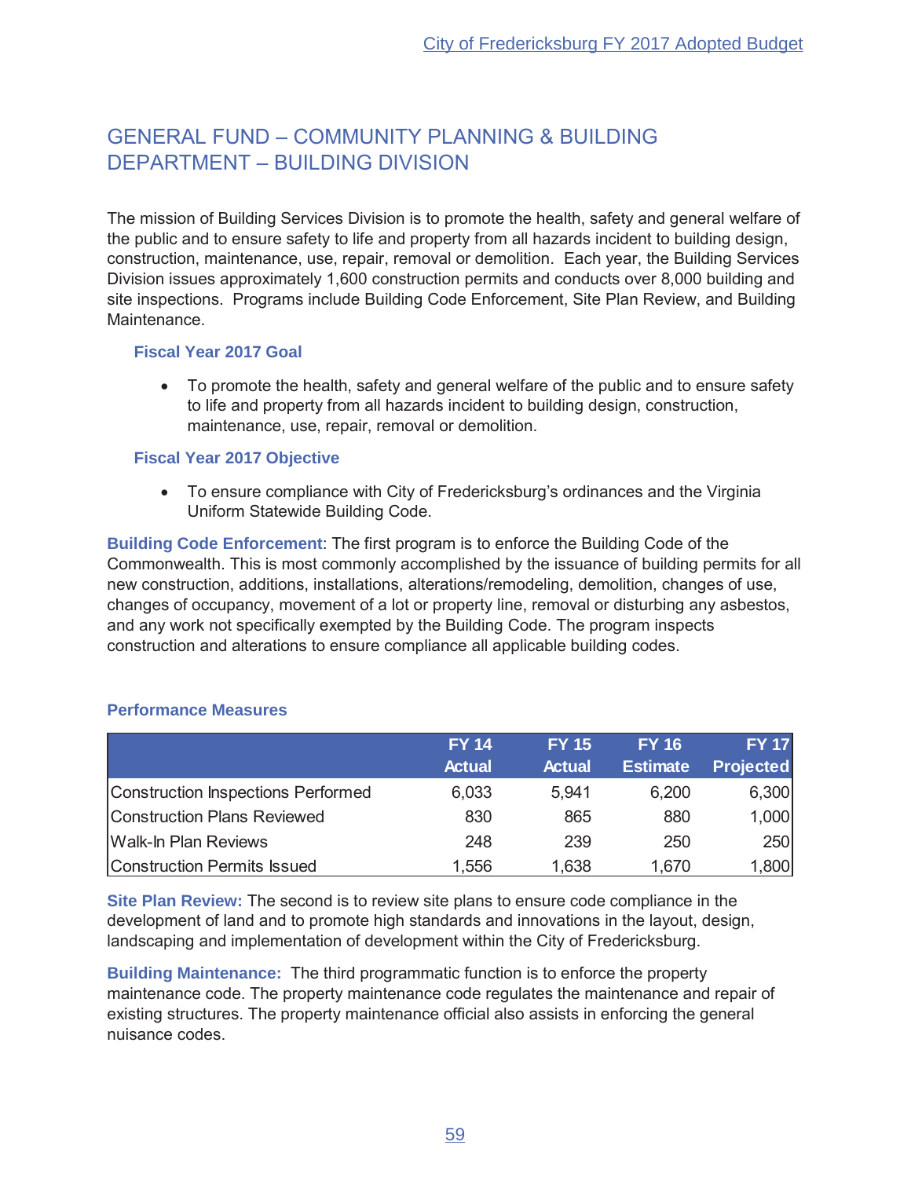# GENERAL FUND – COMMUNITY PLANNING & BUILDING DEPARTMENT – BUILDING DIVISION

The mission of Building Services Division is to promote the health, safety and general welfare of the public and to ensure safety to life and property from all hazards incident to building design, construction, maintenance, use, repair, removal or demolition. Each year, the Building Services Division issues approximately 1,600 construction permits and conducts over 8,000 building and site inspections. Programs include Building Code Enforcement, Site Plan Review, and Building Maintenance.

### Fiscal Year 2017 Goal

- To promote the health, safety and general welfare of the public and to ensure safety to life and property from all hazards incident to building design, construction, maintenance, use, repair, removal or demolition.

### Fiscal Year 2017 Objective

- To ensure compliance with City of Fredericksburg's ordinances and the Virginia Uniform Statewide Building Code.

**Building Code Enforcement**: The first program is to enforce the Building Code of the Commonwealth. This is most commonly accomplished by the issuance of building permits for all new construction, additions, installations, alterations/remodeling, demolition, changes of use, changes of occupancy, movement of a lot or property line, removal or disturbing any asbestos, and any work not specifically exempted by the Building Code. The program inspects construction and alterations to ensure compliance all applicable building codes.

### Performance Measures

| | FY 14 Actual | FY 15 Actual | FY 16 Estimate | FY 17 Projected |
|---|---|---|---|---|
| Construction Inspections Performed | 6,033 | 5,941 | 6,200 | 6,300 |
| Construction Plans Reviewed | 830 | 865 | 880 | 1,000 |
| Walk-In Plan Reviews | 248 | 239 | 250 | 250 |
| Construction Permits Issued | 1,556 | 1,638 | 1,670 | 1,800 |

**Site Plan Review:** The second is to review site plans to ensure code compliance in the development of land and to promote high standards and innovations in the layout, design, landscaping and implementation of development within the City of Fredericksburg.

**Building Maintenance:** The third programmatic function is to enforce the property maintenance code. The property maintenance code regulates the maintenance and repair of existing structures. The property maintenance official also assists in enforcing the general nuisance codes.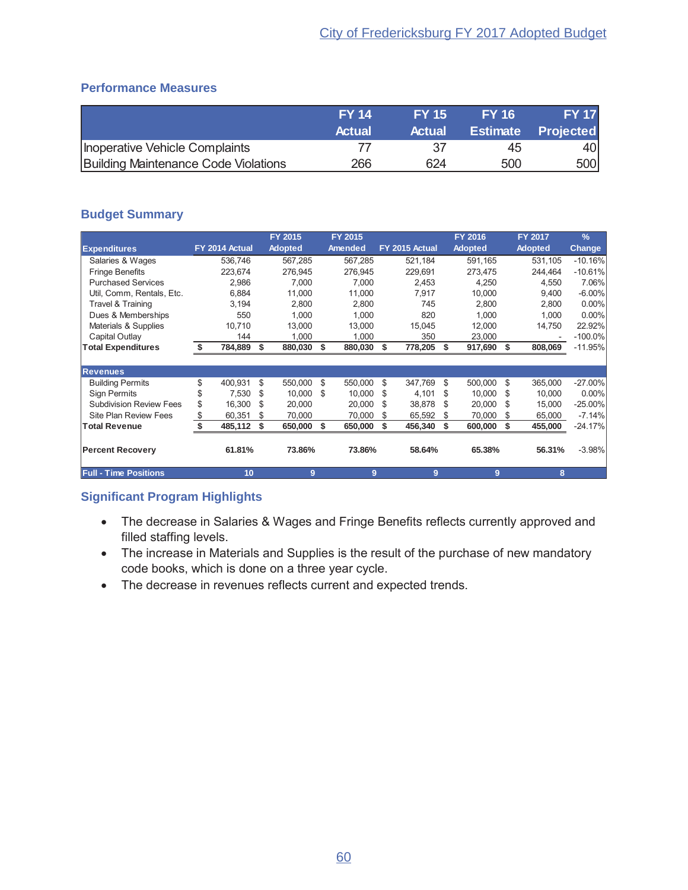## Performance Measures

| | FY 14 Actual | FY 15 Actual | FY 16 Estimate | FY 17 Projected |
|---|---|---|---|---|
| Inoperative Vehicle Complaints | 77 | 37 | 45 | 40 |
| Building Maintenance Code Violations | 266 | 624 | 500 | 500 |

## Budget Summary

| Expenditures | FY 2014 Actual | FY 2015 Adopted | FY 2015 Amended | FY 2015 Actual | FY 2016 Adopted | FY 2017 Adopted | % Change |
|---|---|---|---|---|---|---|---|
| Salaries & Wages | 536,746 | 567,285 | 567,285 | 521,184 | 591,165 | 531,105 | -10.16% |
| Fringe Benefits | 223,674 | 276,945 | 276,945 | 229,691 | 273,475 | 244,464 | -10.61% |
| Purchased Services | 2,986 | 7,000 | 7,000 | 2,453 | 4,250 | 4,550 | 7.06% |
| Util, Comm, Rentals, Etc. | 6,884 | 11,000 | 11,000 | 7,917 | 10,000 | 9,400 | -6.00% |
| Travel & Training | 3,194 | 2,800 | 2,800 | 745 | 2,800 | 2,800 | 0.00% |
| Dues & Memberships | 550 | 1,000 | 1,000 | 820 | 1,000 | 1,000 | 0.00% |
| Materials & Supplies | 10,710 | 13,000 | 13,000 | 15,045 | 12,000 | 14,750 | 22.92% |
| Capital Outlay | 144 | 1,000 | 1,000 | 350 | 23,000 | - | -100.0% |
| **Total Expenditures** | **$ 784,889** | **$ 880,030** | **$ 880,030** | **$ 778,205** | **$ 917,690** | **$ 808,069** | -11.95% |
| **Revenues** | | | | | | | |
| Building Permits | $ 400,931 | $ 550,000 | $ 550,000 | $ 347,769 | $ 500,000 | $ 365,000 | -27.00% |
| Sign Permits | $ 7,530 | $ 10,000 | $ 10,000 | $ 4,101 | $ 10,000 | $ 10,000 | 0.00% |
| Subdivision Review Fees | $ 16,300 | $ 20,000 | 20,000 | $ 38,878 | $ 20,000 | $ 15,000 | -25.00% |
| Site Plan Review Fees | $ 60,351 | $ 70,000 | 70,000 | $ 65,592 | $ 70,000 | $ 65,000 | -7.14% |
| **Total Revenue** | **$ 485,112** | **$ 650,000** | **$ 650,000** | **$ 456,340** | **$ 600,000** | **$ 455,000** | -24.17% |
| **Percent Recovery** | **61.81%** | **73.86%** | **73.86%** | **58.64%** | **65.38%** | **56.31%** | -3.98% |
| **Full - Time Positions** | **10** | **9** | **9** | **9** | **9** | **8** | |

## Significant Program Highlights

- The decrease in Salaries & Wages and Fringe Benefits reflects currently approved and filled staffing levels.
- The increase in Materials and Supplies is the result of the purchase of new mandatory code books, which is done on a three year cycle.
- The decrease in revenues reflects current and expected trends.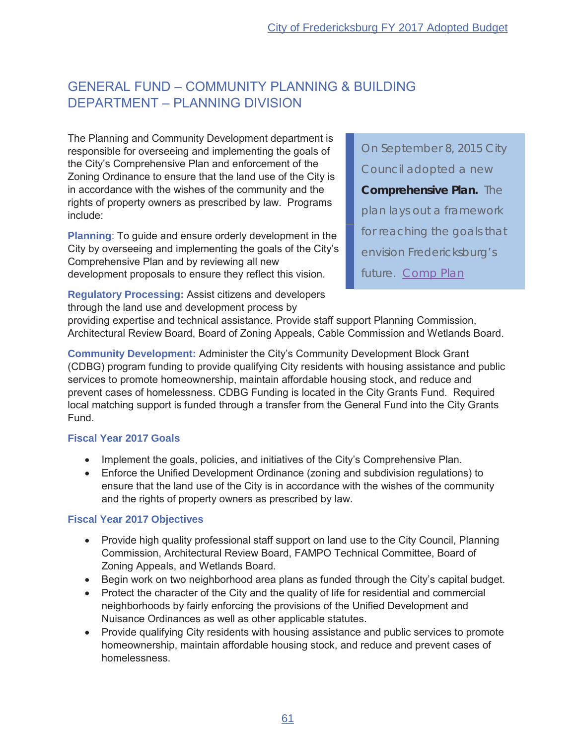## GENERAL FUND – COMMUNITY PLANNING & BUILDING DEPARTMENT – PLANNING DIVISION

The Planning and Community Development department is responsible for overseeing and implementing the goals of the City's Comprehensive Plan and enforcement of the Zoning Ordinance to ensure that the land use of the City is in accordance with the wishes of the community and the rights of property owners as prescribed by law. Programs include:

> On September 8, 2015 City Council adopted a new **Comprehensive Plan.** The plan lays out a framework for reaching the goals that envision Fredericksburg's future. Comp Plan

**Planning**: To guide and ensure orderly development in the City by overseeing and implementing the goals of the City's Comprehensive Plan and by reviewing all new development proposals to ensure they reflect this vision.

**Regulatory Processing:** Assist citizens and developers through the land use and development process by providing expertise and technical assistance. Provide staff support Planning Commission, Architectural Review Board, Board of Zoning Appeals, Cable Commission and Wetlands Board.

**Community Development:** Administer the City's Community Development Block Grant (CDBG) program funding to provide qualifying City residents with housing assistance and public services to promote homeownership, maintain affordable housing stock, and reduce and prevent cases of homelessness. CDBG Funding is located in the City Grants Fund. Required local matching support is funded through a transfer from the General Fund into the City Grants Fund.

### Fiscal Year 2017 Goals

- Implement the goals, policies, and initiatives of the City's Comprehensive Plan.
- Enforce the Unified Development Ordinance (zoning and subdivision regulations) to ensure that the land use of the City is in accordance with the wishes of the community and the rights of property owners as prescribed by law.

### Fiscal Year 2017 Objectives

- Provide high quality professional staff support on land use to the City Council, Planning Commission, Architectural Review Board, FAMPO Technical Committee, Board of Zoning Appeals, and Wetlands Board.
- Begin work on two neighborhood area plans as funded through the City's capital budget.
- Protect the character of the City and the quality of life for residential and commercial neighborhoods by fairly enforcing the provisions of the Unified Development and Nuisance Ordinances as well as other applicable statutes.
- Provide qualifying City residents with housing assistance and public services to promote homeownership, maintain affordable housing stock, and reduce and prevent cases of homelessness.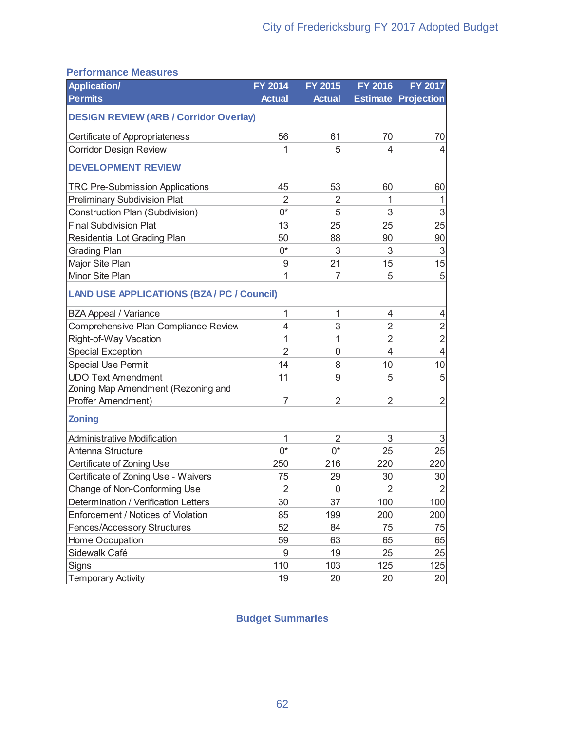### Performance Measures

| Application/ Permits | FY 2014 Actual | FY 2015 Actual | FY 2016 Estimate | FY 2017 Projection |
|---|---|---|---|---|
| **DESIGN REVIEW (ARB / Corridor Overlay)** | | | | |
| Certificate of Appropriateness | 56 | 61 | 70 | 70 |
| Corridor Design Review | 1 | 5 | 4 | 4 |
| **DEVELOPMENT REVIEW** | | | | |
| TRC Pre-Submission Applications | 45 | 53 | 60 | 60 |
| Preliminary Subdivision Plat | 2 | 2 | 1 | 1 |
| Construction Plan (Subdivision) | 0* | 5 | 3 | 3 |
| Final Subdivision Plat | 13 | 25 | 25 | 25 |
| Residential Lot Grading Plan | 50 | 88 | 90 | 90 |
| Grading Plan | 0* | 3 | 3 | 3 |
| Major Site Plan | 9 | 21 | 15 | 15 |
| Minor Site Plan | 1 | 7 | 5 | 5 |
| **LAND USE APPLICATIONS (BZA / PC / Council)** | | | | |
| BZA Appeal / Variance | 1 | 1 | 4 | 4 |
| Comprehensive Plan Compliance Review | 4 | 3 | 2 | 2 |
| Right-of-Way Vacation | 1 | 1 | 2 | 2 |
| Special Exception | 2 | 0 | 4 | 4 |
| Special Use Permit | 14 | 8 | 10 | 10 |
| UDO Text Amendment | 11 | 9 | 5 | 5 |
| Zoning Map Amendment (Rezoning and Proffer Amendment) | 7 | 2 | 2 | 2 |
| **Zoning** | | | | |
| Administrative Modification | 1 | 2 | 3 | 3 |
| Antenna Structure | 0* | 0* | 25 | 25 |
| Certificate of Zoning Use | 250 | 216 | 220 | 220 |
| Certificate of Zoning Use - Waivers | 75 | 29 | 30 | 30 |
| Change of Non-Conforming Use | 2 | 0 | 2 | 2 |
| Determination / Verification Letters | 30 | 37 | 100 | 100 |
| Enforcement / Notices of Violation | 85 | 199 | 200 | 200 |
| Fences/Accessory Structures | 52 | 84 | 75 | 75 |
| Home Occupation | 59 | 63 | 65 | 65 |
| Sidewalk Café | 9 | 19 | 25 | 25 |
| Signs | 110 | 103 | 125 | 125 |
| Temporary Activity | 19 | 20 | 20 | 20 |

**Budget Summaries**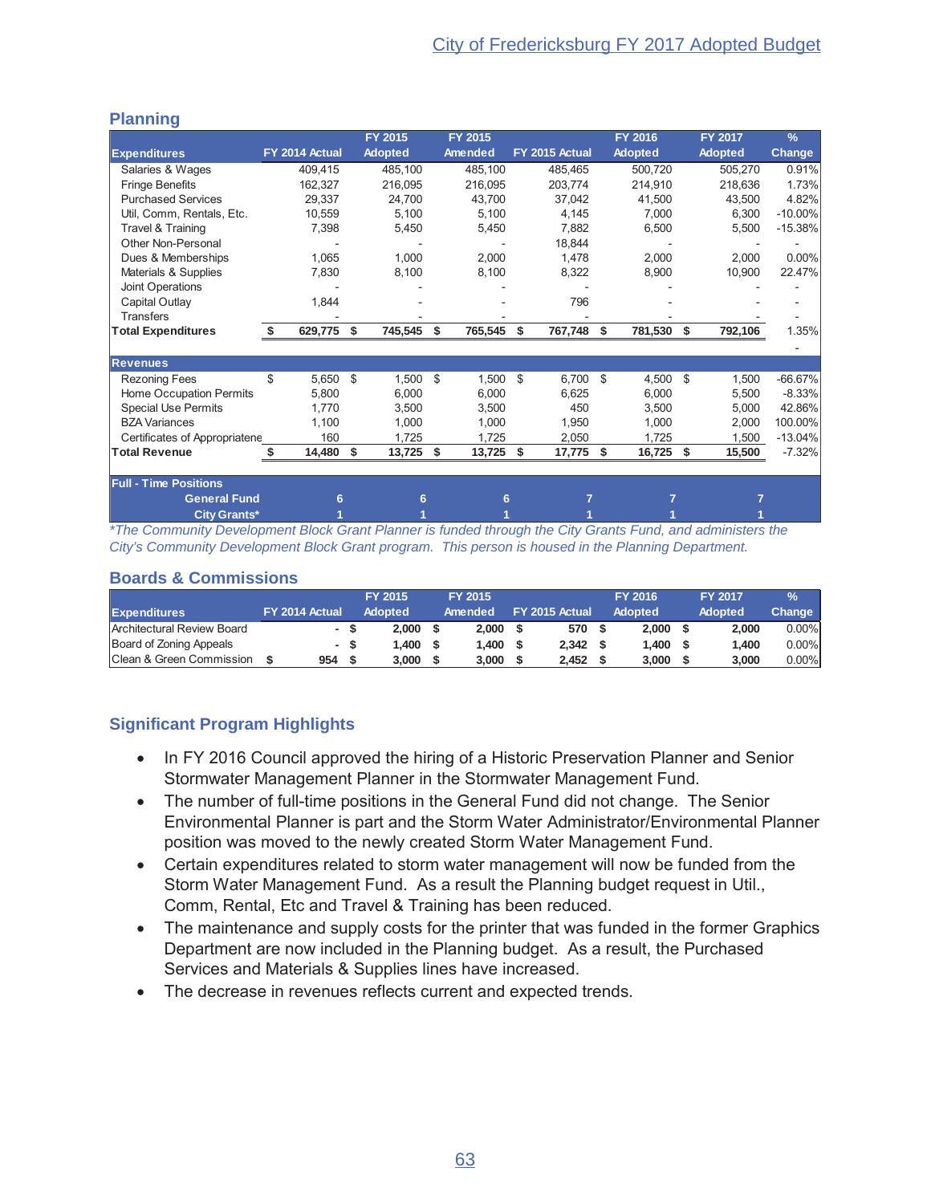## Planning

| Expenditures | FY 2014 Actual | FY 2015 Adopted | FY 2015 Amended | FY 2015 Actual | FY 2016 Adopted | FY 2017 Adopted | % Change |
|---|---|---|---|---|---|---|---|
| Salaries & Wages | 409,415 | 485,100 | 485,100 | 485,465 | 500,720 | 505,270 | 0.91% |
| Fringe Benefits | 162,327 | 216,095 | 216,095 | 203,774 | 214,910 | 218,636 | 1.73% |
| Purchased Services | 29,337 | 24,700 | 43,700 | 37,042 | 41,500 | 43,500 | 4.82% |
| Util, Comm, Rentals, Etc. | 10,559 | 5,100 | 5,100 | 4,145 | 7,000 | 6,300 | -10.00% |
| Travel & Training | 7,398 | 5,450 | 5,450 | 7,882 | 6,500 | 5,500 | -15.38% |
| Other Non-Personal | - | - | - | 18,844 | - | - | - |
| Dues & Memberships | 1,065 | 1,000 | 2,000 | 1,478 | 2,000 | 2,000 | 0.00% |
| Materials & Supplies | 7,830 | 8,100 | 8,100 | 8,322 | 8,900 | 10,900 | 22.47% |
| Joint Operations | - | - | - | - | - | - | - |
| Capital Outlay | 1,844 | - | - | 796 | - | - | - |
| Transfers | - | - | - | - | - | - | - |
| **Total Expenditures** | **$ 629,775** | **$ 745,545** | **$ 765,545** | **$ 767,748** | **$ 781,530** | **$ 792,106** | 1.35% |
| | | | | | | | - |
| **Revenues** | | | | | | | |
| Rezoning Fees | $ 5,650 | $ 1,500 | $ 1,500 | $ 6,700 | $ 4,500 | $ 1,500 | -66.67% |
| Home Occupation Permits | 5,800 | 6,000 | 6,000 | 6,625 | 6,000 | 5,500 | -8.33% |
| Special Use Permits | 1,770 | 3,500 | 3,500 | 450 | 3,500 | 5,000 | 42.86% |
| BZA Variances | 1,100 | 1,000 | 1,000 | 1,950 | 1,000 | 2,000 | 100.00% |
| Certificates of Appropriatene | 160 | 1,725 | 1,725 | 2,050 | 1,725 | 1,500 | -13.04% |
| **Total Revenue** | **$ 14,480** | **$ 13,725** | **$ 13,725** | **$ 17,775** | **$ 16,725** | **$ 15,500** | -7.32% |
| | | | | | | | |
| **Full - Time Positions** | | | | | | | |
| **General Fund** | 6 | 6 | 6 | 7 | 7 | 7 | |
| **City Grants*** | 1 | 1 | 1 | 1 | 1 | 1 | |

*\*The Community Development Block Grant Planner is funded through the City Grants Fund, and administers the City's Community Development Block Grant program. This person is housed in the Planning Department.*

## Boards & Commissions

| Expenditures | FY 2014 Actual | FY 2015 Adopted | FY 2015 Amended | FY 2015 Actual | FY 2016 Adopted | FY 2017 Adopted | % Change |
|---|---|---|---|---|---|---|---|
| Architectural Review Board | - | $ 2,000 | $ 2,000 | $ 570 | $ 2,000 | $ 2,000 | 0.00% |
| Board of Zoning Appeals | - | $ 1,400 | $ 1,400 | $ 2,342 | $ 1,400 | $ 1,400 | 0.00% |
| Clean & Green Commission | $ 954 | $ 3,000 | $ 3,000 | $ 2,452 | $ 3,000 | $ 3,000 | 0.00% |

## Significant Program Highlights

- In FY 2016 Council approved the hiring of a Historic Preservation Planner and Senior Stormwater Management Planner in the Stormwater Management Fund.
- The number of full-time positions in the General Fund did not change. The Senior Environmental Planner is part and the Storm Water Administrator/Environmental Planner position was moved to the newly created Storm Water Management Fund.
- Certain expenditures related to storm water management will now be funded from the Storm Water Management Fund. As a result the Planning budget request in Util., Comm, Rental, Etc and Travel & Training has been reduced.
- The maintenance and supply costs for the printer that was funded in the former Graphics Department are now included in the Planning budget. As a result, the Purchased Services and Materials & Supplies lines have increased.
- The decrease in revenues reflects current and expected trends.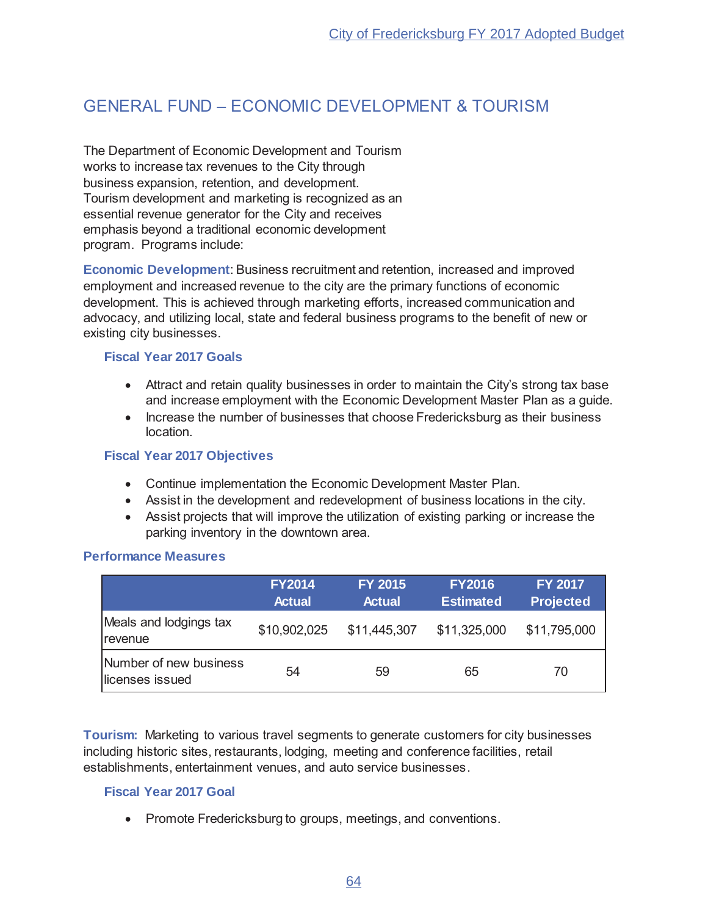## GENERAL FUND – ECONOMIC DEVELOPMENT & TOURISM

The Department of Economic Development and Tourism works to increase tax revenues to the City through business expansion, retention, and development. Tourism development and marketing is recognized as an essential revenue generator for the City and receives emphasis beyond a traditional economic development program. Programs include:

**Economic Development**: Business recruitment and retention, increased and improved employment and increased revenue to the city are the primary functions of economic development. This is achieved through marketing efforts, increased communication and advocacy, and utilizing local, state and federal business programs to the benefit of new or existing city businesses.

### Fiscal Year 2017 Goals

- Attract and retain quality businesses in order to maintain the City's strong tax base and increase employment with the Economic Development Master Plan as a guide.
- Increase the number of businesses that choose Fredericksburg as their business location.

### Fiscal Year 2017 Objectives

- Continue implementation the Economic Development Master Plan.
- Assist in the development and redevelopment of business locations in the city.
- Assist projects that will improve the utilization of existing parking or increase the parking inventory in the downtown area.

### Performance Measures

| | FY2014 Actual | FY 2015 Actual | FY2016 Estimated | FY 2017 Projected |
|---|---|---|---|---|
| Meals and lodgings tax revenue | $10,902,025 | $11,445,307 | $11,325,000 | $11,795,000 |
| Number of new business licenses issued | 54 | 59 | 65 | 70 |

**Tourism:** Marketing to various travel segments to generate customers for city businesses including historic sites, restaurants, lodging, meeting and conference facilities, retail establishments, entertainment venues, and auto service businesses.

### Fiscal Year 2017 Goal

- Promote Fredericksburg to groups, meetings, and conventions.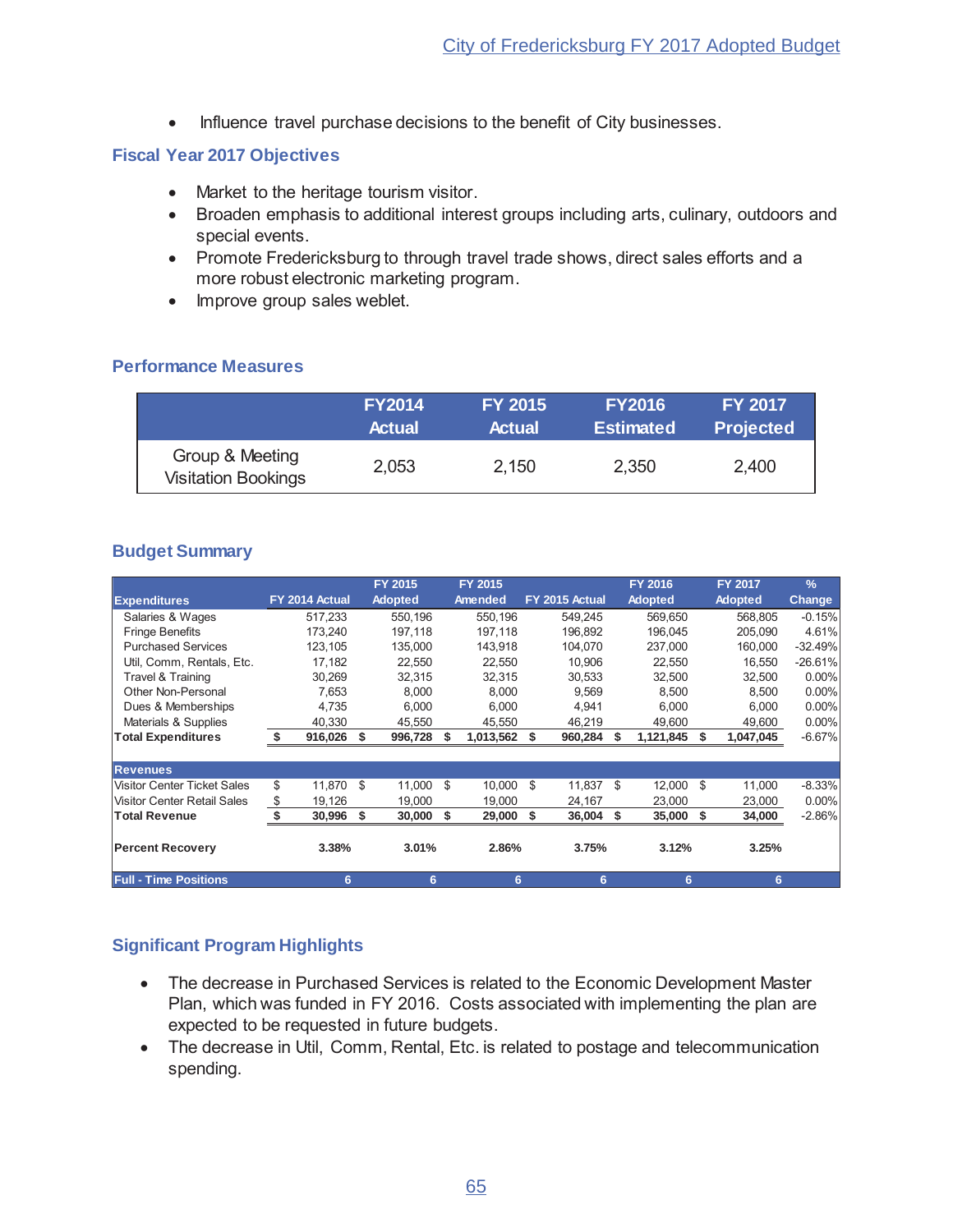- Influence travel purchase decisions to the benefit of City businesses.

## Fiscal Year 2017 Objectives

- Market to the heritage tourism visitor.
- Broaden emphasis to additional interest groups including arts, culinary, outdoors and special events.
- Promote Fredericksburg to through travel trade shows, direct sales efforts and a more robust electronic marketing program.
- Improve group sales weblet.

## Performance Measures

| | FY2014 Actual | FY 2015 Actual | FY2016 Estimated | FY 2017 Projected |
|---|---|---|---|---|
| Group & Meeting Visitation Bookings | 2,053 | 2,150 | 2,350 | 2,400 |

## Budget Summary

| Expenditures | FY 2014 Actual | FY 2015 Adopted | FY 2015 Amended | FY 2015 Actual | FY 2016 Adopted | FY 2017 Adopted | % Change |
|---|---|---|---|---|---|---|---|
| Salaries & Wages | 517,233 | 550,196 | 550,196 | 549,245 | 569,650 | 568,805 | -0.15% |
| Fringe Benefits | 173,240 | 197,118 | 197,118 | 196,892 | 196,045 | 205,090 | 4.61% |
| Purchased Services | 123,105 | 135,000 | 143,918 | 104,070 | 237,000 | 160,000 | -32.49% |
| Util, Comm, Rentals, Etc. | 17,182 | 22,550 | 22,550 | 10,906 | 22,550 | 16,550 | -26.61% |
| Travel & Training | 30,269 | 32,315 | 32,315 | 30,533 | 32,500 | 32,500 | 0.00% |
| Other Non-Personal | 7,653 | 8,000 | 8,000 | 9,569 | 8,500 | 8,500 | 0.00% |
| Dues & Memberships | 4,735 | 6,000 | 6,000 | 4,941 | 6,000 | 6,000 | 0.00% |
| Materials & Supplies | 40,330 | 45,550 | 45,550 | 46,219 | 49,600 | 49,600 | 0.00% |
| **Total Expenditures** | **$ 916,026** | **$ 996,728** | **$ 1,013,562** | **$ 960,284** | **$ 1,121,845** | **$ 1,047,045** | -6.67% |
| **Revenues** | | | | | | | |
| Visitor Center Ticket Sales | $ 11,870 | $ 11,000 | $ 10,000 | $ 11,837 | $ 12,000 | $ 11,000 | -8.33% |
| Visitor Center Retail Sales | $ 19,126 | 19,000 | 19,000 | 24,167 | 23,000 | 23,000 | 0.00% |
| **Total Revenue** | **$ 30,996** | **$ 30,000** | **$ 29,000** | **$ 36,004** | **$ 35,000** | **$ 34,000** | -2.86% |
| **Percent Recovery** | **3.38%** | **3.01%** | **2.86%** | **3.75%** | **3.12%** | **3.25%** | |
| **Full - Time Positions** | 6 | 6 | 6 | 6 | 6 | 6 | |

## Significant Program Highlights

- The decrease in Purchased Services is related to the Economic Development Master Plan, which was funded in FY 2016. Costs associated with implementing the plan are expected to be requested in future budgets.
- The decrease in Util, Comm, Rental, Etc. is related to postage and telecommunication spending.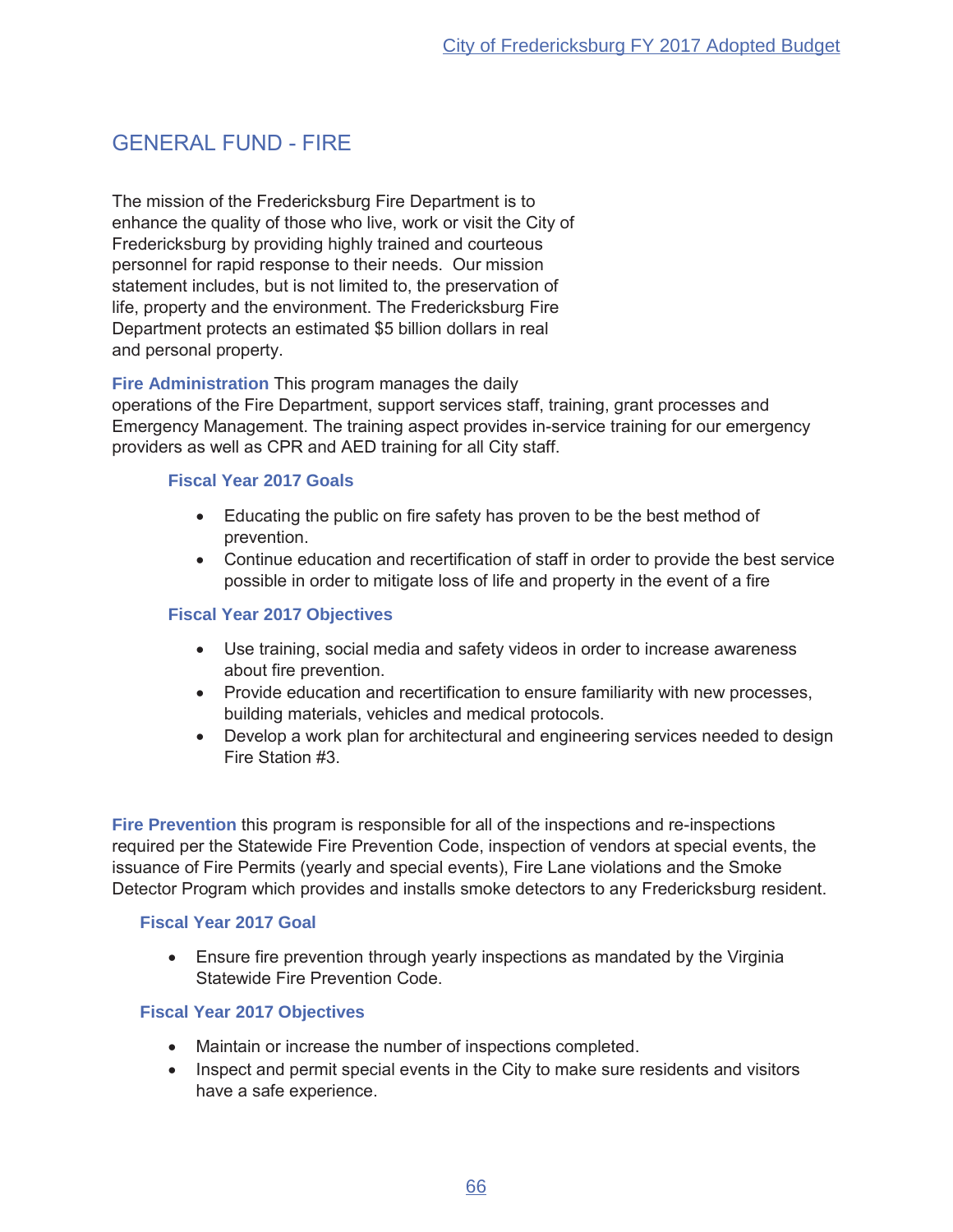## GENERAL FUND - FIRE

The mission of the Fredericksburg Fire Department is to enhance the quality of those who live, work or visit the City of Fredericksburg by providing highly trained and courteous personnel for rapid response to their needs. Our mission statement includes, but is not limited to, the preservation of life, property and the environment. The Fredericksburg Fire Department protects an estimated $5 billion dollars in real and personal property.

**Fire Administration** This program manages the daily operations of the Fire Department, support services staff, training, grant processes and Emergency Management. The training aspect provides in-service training for our emergency providers as well as CPR and AED training for all City staff.

### Fiscal Year 2017 Goals

- Educating the public on fire safety has proven to be the best method of prevention.
- Continue education and recertification of staff in order to provide the best service possible in order to mitigate loss of life and property in the event of a fire

### Fiscal Year 2017 Objectives

- Use training, social media and safety videos in order to increase awareness about fire prevention.
- Provide education and recertification to ensure familiarity with new processes, building materials, vehicles and medical protocols.
- Develop a work plan for architectural and engineering services needed to design Fire Station #3.

**Fire Prevention** this program is responsible for all of the inspections and re-inspections required per the Statewide Fire Prevention Code, inspection of vendors at special events, the issuance of Fire Permits (yearly and special events), Fire Lane violations and the Smoke Detector Program which provides and installs smoke detectors to any Fredericksburg resident.

### Fiscal Year 2017 Goal

- Ensure fire prevention through yearly inspections as mandated by the Virginia Statewide Fire Prevention Code.

### Fiscal Year 2017 Objectives

- Maintain or increase the number of inspections completed.
- Inspect and permit special events in the City to make sure residents and visitors have a safe experience.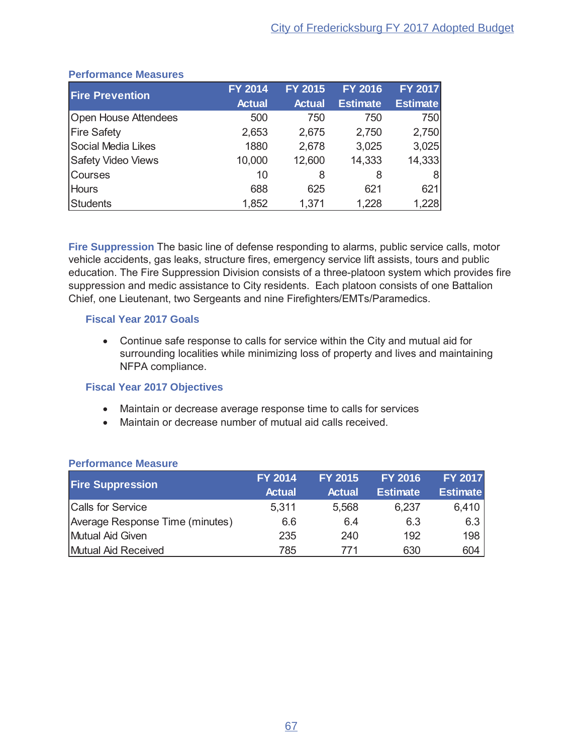### Performance Measures

| Fire Prevention | FY 2014 Actual | FY 2015 Actual | FY 2016 Estimate | FY 2017 Estimate |
|---|---|---|---|---|
| Open House Attendees | 500 | 750 | 750 | 750 |
| Fire Safety | 2,653 | 2,675 | 2,750 | 2,750 |
| Social Media Likes | 1880 | 2,678 | 3,025 | 3,025 |
| Safety Video Views | 10,000 | 12,600 | 14,333 | 14,333 |
| Courses | 10 | 8 | 8 | 8 |
| Hours | 688 | 625 | 621 | 621 |
| Students | 1,852 | 1,371 | 1,228 | 1,228 |

**Fire Suppression** The basic line of defense responding to alarms, public service calls, motor vehicle accidents, gas leaks, structure fires, emergency service lift assists, tours and public education. The Fire Suppression Division consists of a three-platoon system which provides fire suppression and medic assistance to City residents. Each platoon consists of one Battalion Chief, one Lieutenant, two Sergeants and nine Firefighters/EMTs/Paramedics.

#### Fiscal Year 2017 Goals

- Continue safe response to calls for service within the City and mutual aid for surrounding localities while minimizing loss of property and lives and maintaining NFPA compliance.

#### Fiscal Year 2017 Objectives

- Maintain or decrease average response time to calls for services
- Maintain or decrease number of mutual aid calls received.

### Performance Measure

| Fire Suppression | FY 2014 Actual | FY 2015 Actual | FY 2016 Estimate | FY 2017 Estimate |
|---|---|---|---|---|
| Calls for Service | 5,311 | 5,568 | 6,237 | 6,410 |
| Average Response Time (minutes) | 6.6 | 6.4 | 6.3 | 6.3 |
| Mutual Aid Given | 235 | 240 | 192 | 198 |
| Mutual Aid Received | 785 | 771 | 630 | 604 |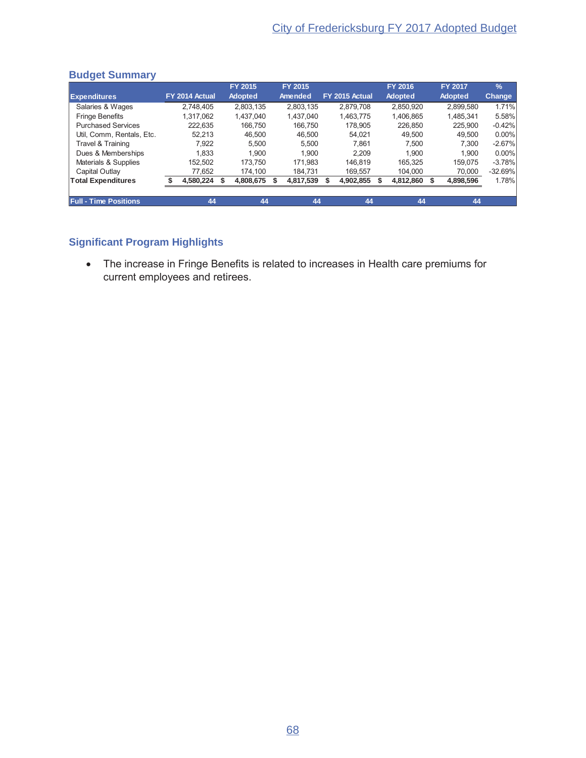## Budget Summary

| Expenditures | FY 2014 Actual | FY 2015 Adopted | FY 2015 Amended | FY 2015 Actual | FY 2016 Adopted | FY 2017 Adopted | % Change |
|---|---|---|---|---|---|---|---|
| Salaries & Wages | 2,748,405 | 2,803,135 | 2,803,135 | 2,879,708 | 2,850,920 | 2,899,580 | 1.71% |
| Fringe Benefits | 1,317,062 | 1,437,040 | 1,437,040 | 1,463,775 | 1,406,865 | 1,485,341 | 5.58% |
| Purchased Services | 222,635 | 166,750 | 166,750 | 178,905 | 226,850 | 225,900 | -0.42% |
| Util, Comm, Rentals, Etc. | 52,213 | 46,500 | 46,500 | 54,021 | 49,500 | 49,500 | 0.00% |
| Travel & Training | 7,922 | 5,500 | 5,500 | 7,861 | 7,500 | 7,300 | -2.67% |
| Dues & Memberships | 1,833 | 1,900 | 1,900 | 2,209 | 1,900 | 1,900 | 0.00% |
| Materials & Supplies | 152,502 | 173,750 | 171,983 | 146,819 | 165,325 | 159,075 | -3.78% |
| Capital Outlay | 77,652 | 174,100 | 184,731 | 169,557 | 104,000 | 70,000 | -32.69% |
| **Total Expenditures** | **$ 4,580,224** | **$ 4,808,675** | **$ 4,817,539** | **$ 4,902,855** | **$ 4,812,860** | **$ 4,898,596** | 1.78% |
| **Full - Time Positions** | **44** | **44** | **44** | **44** | **44** | **44** | |

## Significant Program Highlights

- The increase in Fringe Benefits is related to increases in Health care premiums for current employees and retirees.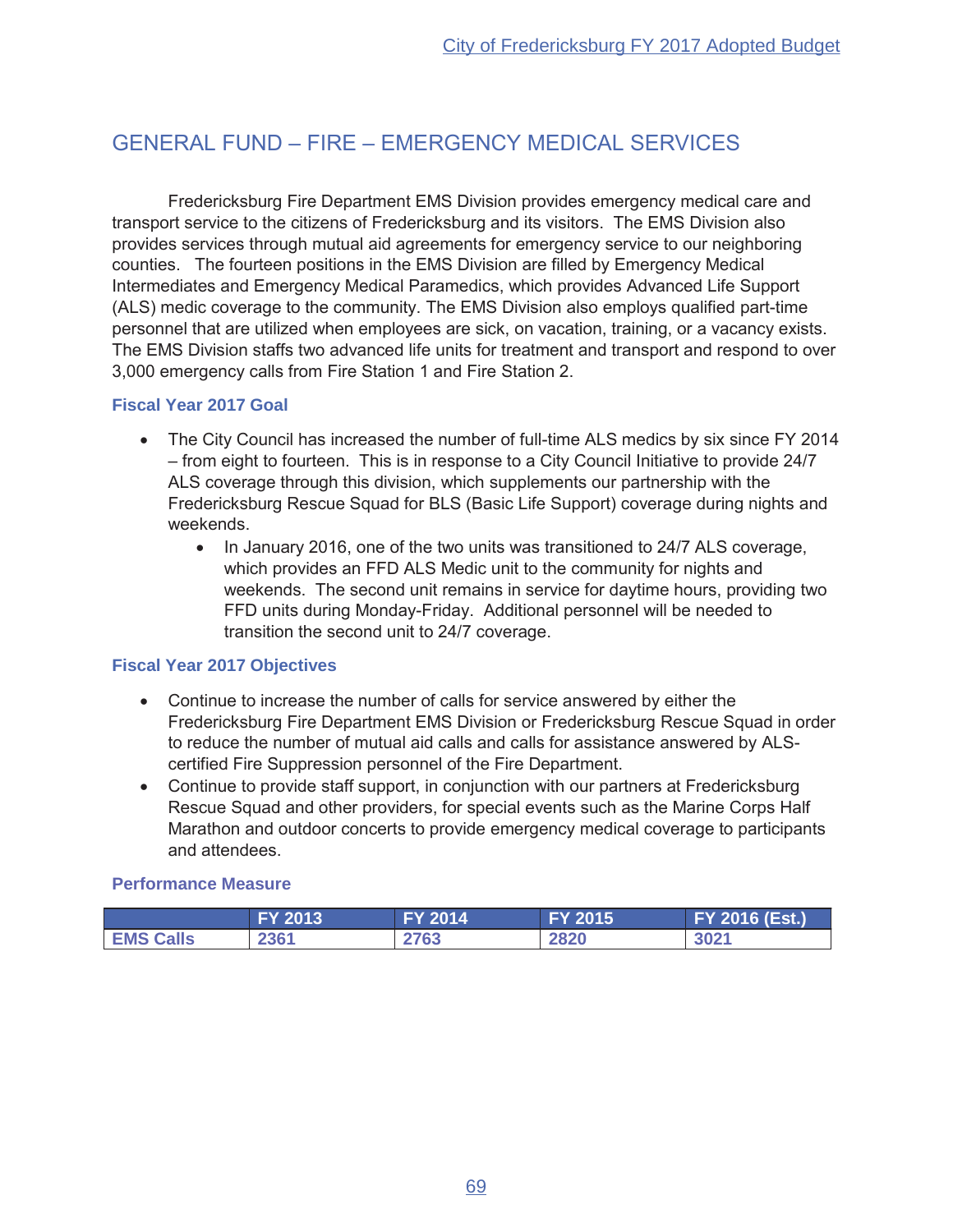## GENERAL FUND – FIRE – EMERGENCY MEDICAL SERVICES

Fredericksburg Fire Department EMS Division provides emergency medical care and transport service to the citizens of Fredericksburg and its visitors. The EMS Division also provides services through mutual aid agreements for emergency service to our neighboring counties. The fourteen positions in the EMS Division are filled by Emergency Medical Intermediates and Emergency Medical Paramedics, which provides Advanced Life Support (ALS) medic coverage to the community. The EMS Division also employs qualified part-time personnel that are utilized when employees are sick, on vacation, training, or a vacancy exists. The EMS Division staffs two advanced life units for treatment and transport and respond to over 3,000 emergency calls from Fire Station 1 and Fire Station 2.

### Fiscal Year 2017 Goal

- The City Council has increased the number of full-time ALS medics by six since FY 2014 – from eight to fourteen. This is in response to a City Council Initiative to provide 24/7 ALS coverage through this division, which supplements our partnership with the Fredericksburg Rescue Squad for BLS (Basic Life Support) coverage during nights and weekends.
    - In January 2016, one of the two units was transitioned to 24/7 ALS coverage, which provides an FFD ALS Medic unit to the community for nights and weekends. The second unit remains in service for daytime hours, providing two FFD units during Monday-Friday. Additional personnel will be needed to transition the second unit to 24/7 coverage.

### Fiscal Year 2017 Objectives

- Continue to increase the number of calls for service answered by either the Fredericksburg Fire Department EMS Division or Fredericksburg Rescue Squad in order to reduce the number of mutual aid calls and calls for assistance answered by ALS-certified Fire Suppression personnel of the Fire Department.
- Continue to provide staff support, in conjunction with our partners at Fredericksburg Rescue Squad and other providers, for special events such as the Marine Corps Half Marathon and outdoor concerts to provide emergency medical coverage to participants and attendees.

### Performance Measure

| | FY 2013 | FY 2014 | FY 2015 | FY 2016 (Est.) |
|---|---|---|---|---|
| EMS Calls | 2361 | 2763 | 2820 | 3021 |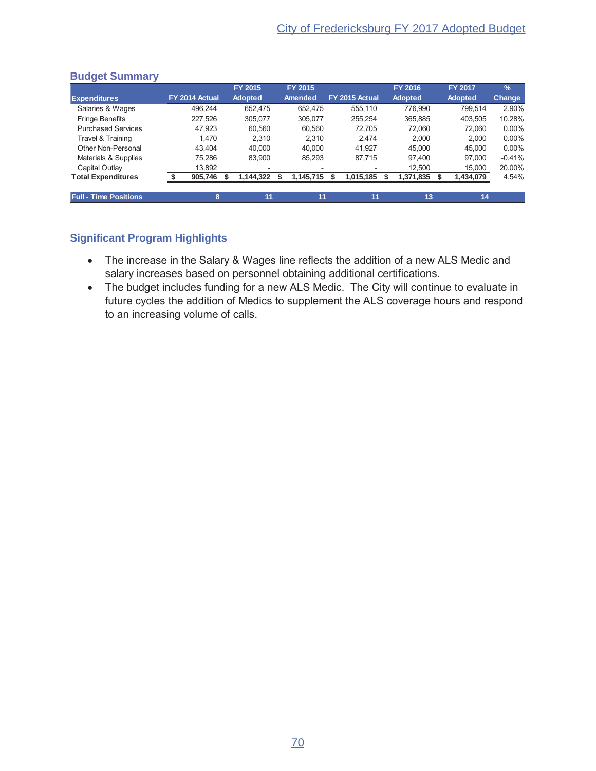## Budget Summary

| Expenditures | FY 2014 Actual | FY 2015 Adopted | FY 2015 Amended | FY 2015 Actual | FY 2016 Adopted | FY 2017 Adopted | % Change |
|---|---|---|---|---|---|---|---|
| Salaries & Wages | 496,244 | 652,475 | 652,475 | 555,110 | 776,990 | 799,514 | 2.90% |
| Fringe Benefits | 227,526 | 305,077 | 305,077 | 255,254 | 365,885 | 403,505 | 10.28% |
| Purchased Services | 47,923 | 60,560 | 60,560 | 72,705 | 72,060 | 72,060 | 0.00% |
| Travel & Training | 1,470 | 2,310 | 2,310 | 2,474 | 2,000 | 2,000 | 0.00% |
| Other Non-Personal | 43,404 | 40,000 | 40,000 | 41,927 | 45,000 | 45,000 | 0.00% |
| Materials & Supplies | 75,286 | 83,900 | 85,293 | 87,715 | 97,400 | 97,000 | -0.41% |
| Capital Outlay | 13,892 | - | - | - | 12,500 | 15,000 | 20.00% |
| **Total Expenditures** | **$ 905,746** | **$ 1,144,322** | **$ 1,145,715** | **$ 1,015,185** | **$ 1,371,835** | **$ 1,434,079** | 4.54% |
| **Full - Time Positions** | **8** | **11** | **11** | **11** | **13** | **14** | |

## Significant Program Highlights

- The increase in the Salary & Wages line reflects the addition of a new ALS Medic and salary increases based on personnel obtaining additional certifications.
- The budget includes funding for a new ALS Medic. The City will continue to evaluate in future cycles the addition of Medics to supplement the ALS coverage hours and respond to an increasing volume of calls.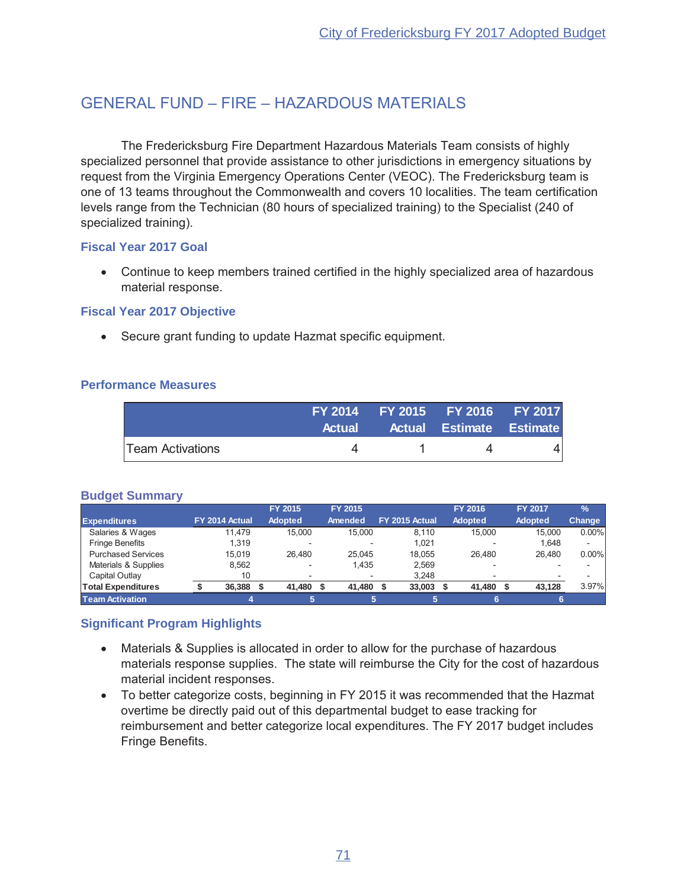# GENERAL FUND – FIRE – HAZARDOUS MATERIALS

The Fredericksburg Fire Department Hazardous Materials Team consists of highly specialized personnel that provide assistance to other jurisdictions in emergency situations by request from the Virginia Emergency Operations Center (VEOC). The Fredericksburg team is one of 13 teams throughout the Commonwealth and covers 10 localities. The team certification levels range from the Technician (80 hours of specialized training) to the Specialist (240 of specialized training).

### Fiscal Year 2017 Goal

- Continue to keep members trained certified in the highly specialized area of hazardous material response.

### Fiscal Year 2017 Objective

- Secure grant funding to update Hazmat specific equipment.

### Performance Measures

| | FY 2014 Actual | FY 2015 Actual | FY 2016 Estimate | FY 2017 Estimate |
|---|---|---|---|---|
| Team Activations | 4 | 1 | 4 | 4 |

### Budget Summary

| Expenditures | FY 2014 Actual | FY 2015 Adopted | FY 2015 Amended | FY 2015 Actual | FY 2016 Adopted | FY 2017 Adopted | % Change |
|---|---|---|---|---|---|---|---|
| Salaries & Wages | 11,479 | 15,000 | 15,000 | 8,110 | 15,000 | 15,000 | 0.00% |
| Fringe Benefits | 1,319 | - | - | 1,021 | - | 1,648 | - |
| Purchased Services | 15,019 | 26,480 | 25,045 | 18,055 | 26,480 | 26,480 | 0.00% |
| Materials & Supplies | 8,562 | - | 1,435 | 2,569 | - | - | - |
| Capital Outlay | 10 | - | - | 3,248 | - | - | - |
| **Total Expenditures** | **$ 36,388** | **$ 41,480** | **$ 41,480** | **$ 33,003** | **$ 41,480** | **$ 43,128** | 3.97% |
| **Team Activation** | **4** | **5** | **5** | **5** | **6** | **6** | |

### Significant Program Highlights

- Materials & Supplies is allocated in order to allow for the purchase of hazardous materials response supplies. The state will reimburse the City for the cost of hazardous material incident responses.
- To better categorize costs, beginning in FY 2015 it was recommended that the Hazmat overtime be directly paid out of this departmental budget to ease tracking for reimbursement and better categorize local expenditures. The FY 2017 budget includes Fringe Benefits.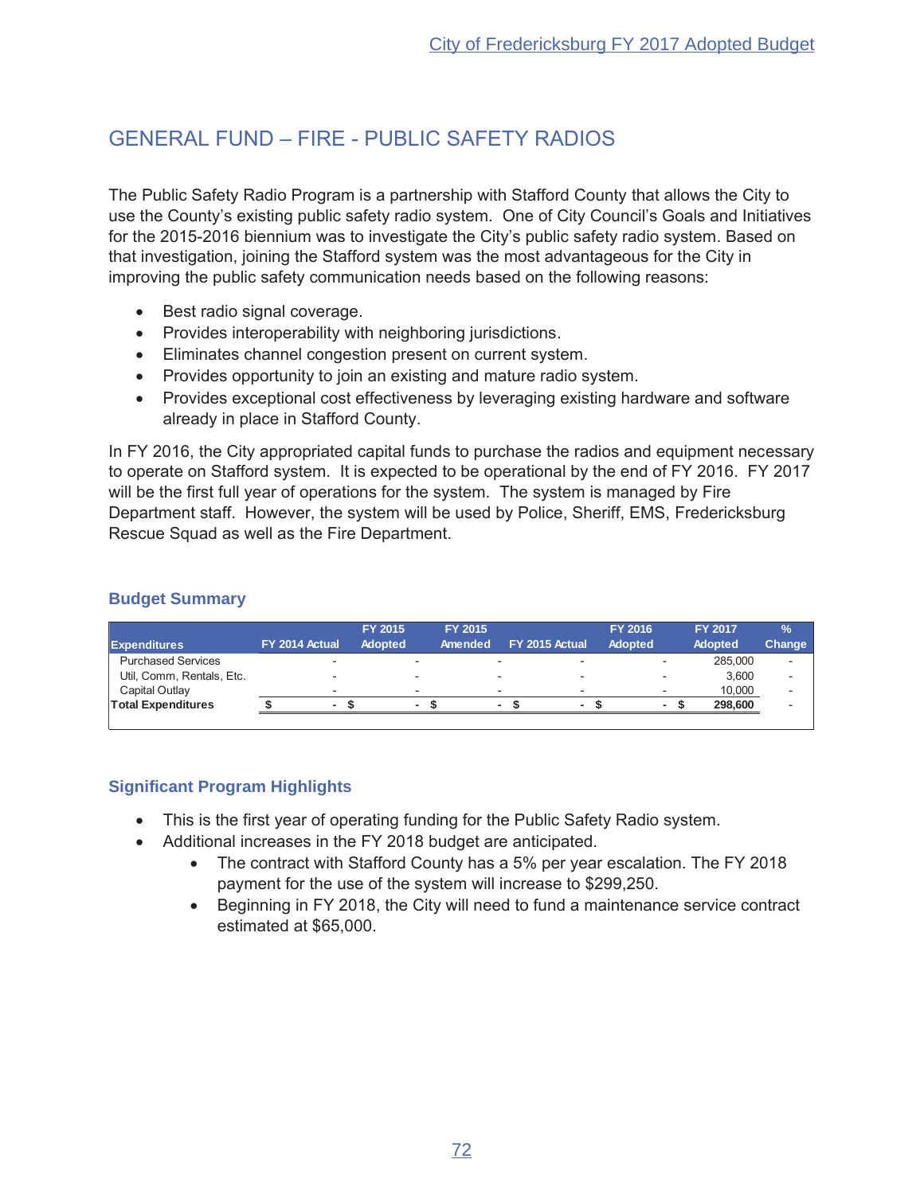## GENERAL FUND – FIRE - PUBLIC SAFETY RADIOS

The Public Safety Radio Program is a partnership with Stafford County that allows the City to use the County's existing public safety radio system. One of City Council's Goals and Initiatives for the 2015-2016 biennium was to investigate the City's public safety radio system. Based on that investigation, joining the Stafford system was the most advantageous for the City in improving the public safety communication needs based on the following reasons:

- Best radio signal coverage.
- Provides interoperability with neighboring jurisdictions.
- Eliminates channel congestion present on current system.
- Provides opportunity to join an existing and mature radio system.
- Provides exceptional cost effectiveness by leveraging existing hardware and software already in place in Stafford County.

In FY 2016, the City appropriated capital funds to purchase the radios and equipment necessary to operate on Stafford system. It is expected to be operational by the end of FY 2016. FY 2017 will be the first full year of operations for the system. The system is managed by Fire Department staff. However, the system will be used by Police, Sheriff, EMS, Fredericksburg Rescue Squad as well as the Fire Department.

### Budget Summary

| Expenditures | FY 2014 Actual | FY 2015 Adopted | FY 2015 Amended | FY 2015 Actual | FY 2016 Adopted | FY 2017 Adopted | % Change |
|---|---|---|---|---|---|---|---|
| Purchased Services | - | - | - | - | - | 285,000 | - |
| Util, Comm, Rentals, Etc. | - | - | - | - | - | 3,600 | - |
| Capital Outlay | - | - | - | - | - | 10,000 | - |
| **Total Expenditures** | **$ -** | **$ -** | **$ -** | **$ -** | **$ -** | **$ 298,600** | - |

### Significant Program Highlights

- This is the first year of operating funding for the Public Safety Radio system.
- Additional increases in the FY 2018 budget are anticipated.
    - The contract with Stafford County has a 5% per year escalation. The FY 2018 payment for the use of the system will increase to $299,250.
    - Beginning in FY 2018, the City will need to fund a maintenance service contract estimated at $65,000.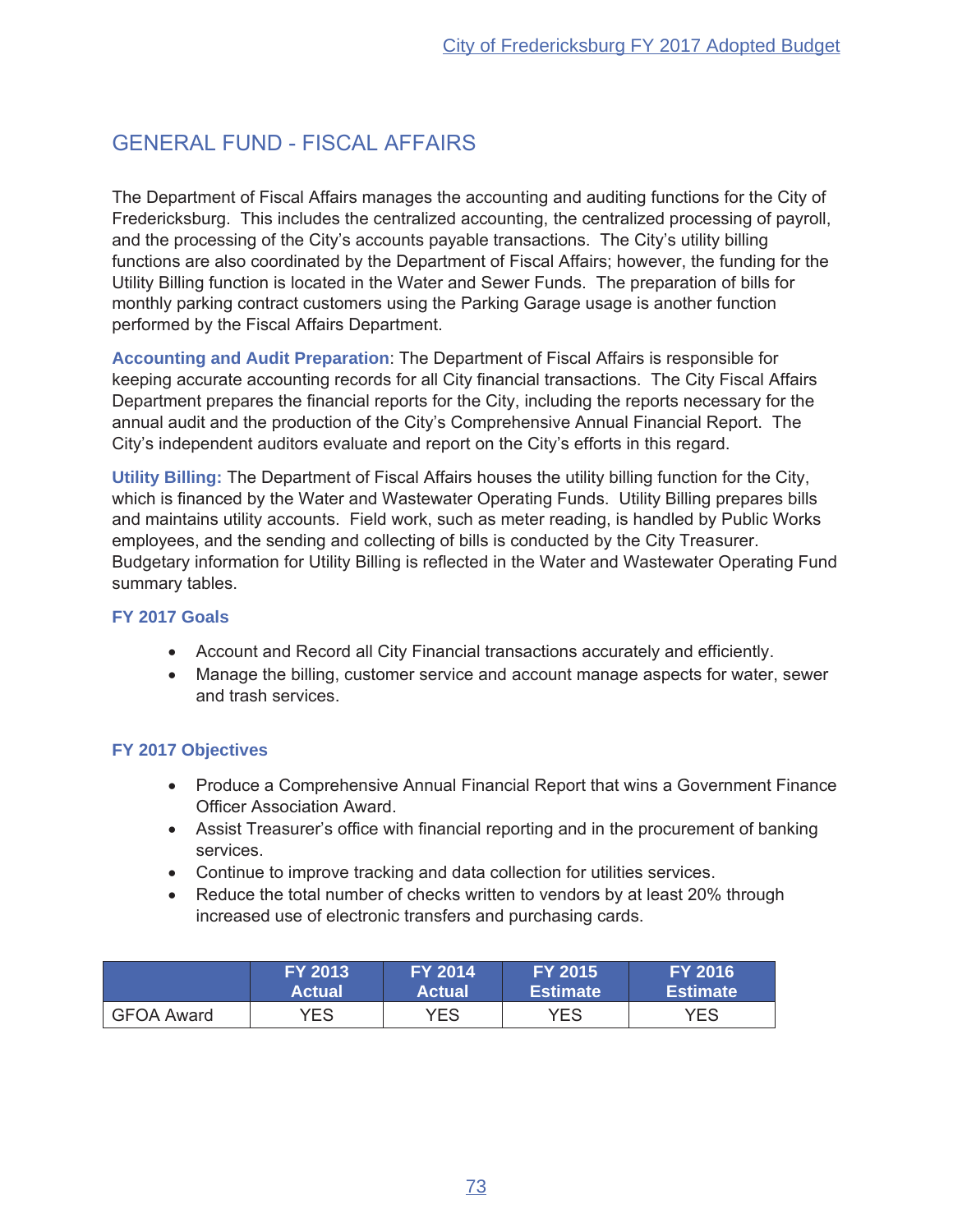## GENERAL FUND - FISCAL AFFAIRS

The Department of Fiscal Affairs manages the accounting and auditing functions for the City of Fredericksburg. This includes the centralized accounting, the centralized processing of payroll, and the processing of the City's accounts payable transactions. The City's utility billing functions are also coordinated by the Department of Fiscal Affairs; however, the funding for the Utility Billing function is located in the Water and Sewer Funds. The preparation of bills for monthly parking contract customers using the Parking Garage usage is another function performed by the Fiscal Affairs Department.

**Accounting and Audit Preparation**: The Department of Fiscal Affairs is responsible for keeping accurate accounting records for all City financial transactions. The City Fiscal Affairs Department prepares the financial reports for the City, including the reports necessary for the annual audit and the production of the City's Comprehensive Annual Financial Report. The City's independent auditors evaluate and report on the City's efforts in this regard.

**Utility Billing:** The Department of Fiscal Affairs houses the utility billing function for the City, which is financed by the Water and Wastewater Operating Funds. Utility Billing prepares bills and maintains utility accounts. Field work, such as meter reading, is handled by Public Works employees, and the sending and collecting of bills is conducted by the City Treasurer. Budgetary information for Utility Billing is reflected in the Water and Wastewater Operating Fund summary tables.

### FY 2017 Goals

- Account and Record all City Financial transactions accurately and efficiently.
- Manage the billing, customer service and account manage aspects for water, sewer and trash services.

### FY 2017 Objectives

- Produce a Comprehensive Annual Financial Report that wins a Government Finance Officer Association Award.
- Assist Treasurer's office with financial reporting and in the procurement of banking services.
- Continue to improve tracking and data collection for utilities services.
- Reduce the total number of checks written to vendors by at least 20% through increased use of electronic transfers and purchasing cards.

| | FY 2013 Actual | FY 2014 Actual | FY 2015 Estimate | FY 2016 Estimate |
|---|---|---|---|---|
| GFOA Award | YES | YES | YES | YES |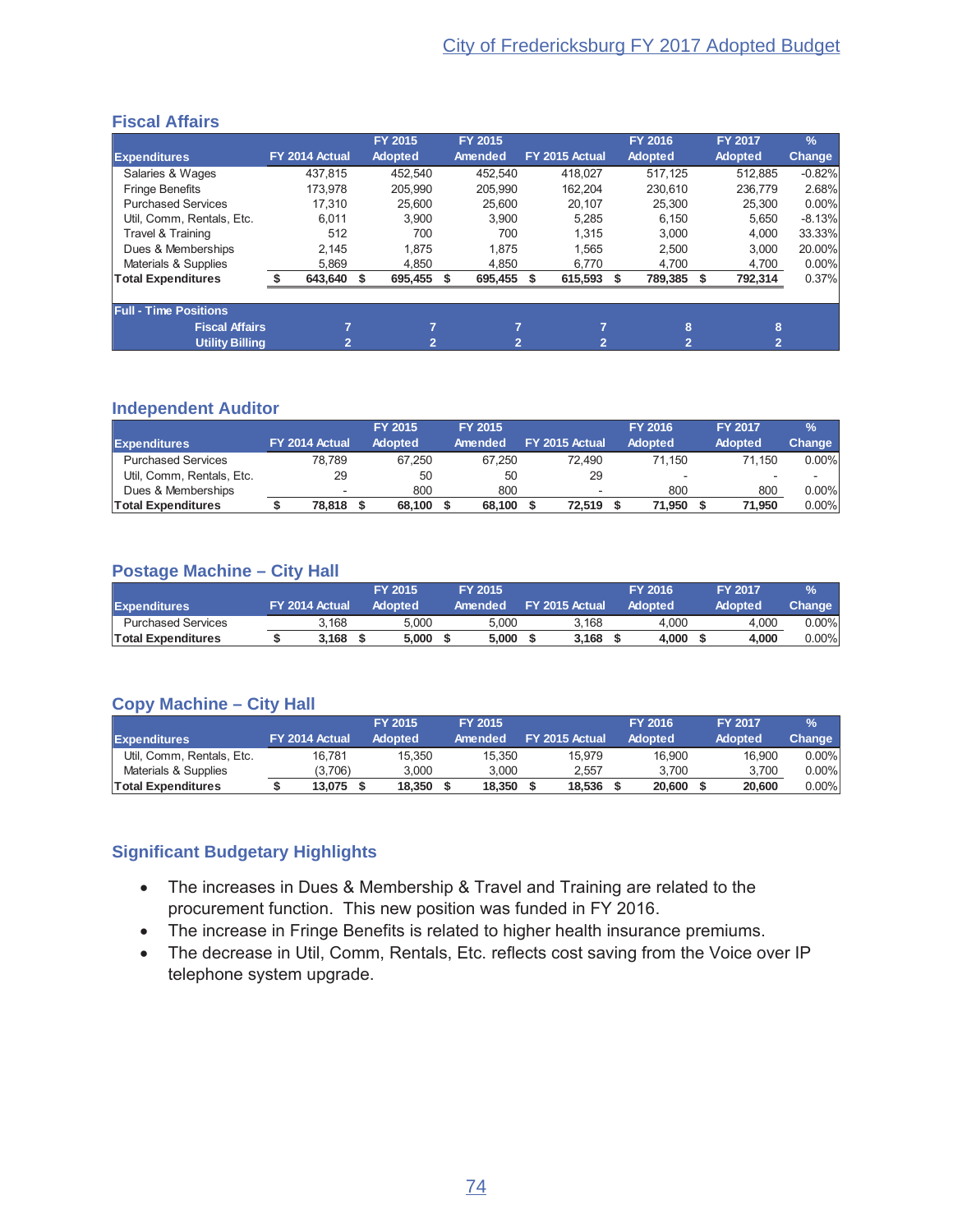## Fiscal Affairs

| Expenditures | FY 2014 Actual | FY 2015 Adopted | FY 2015 Amended | FY 2015 Actual | FY 2016 Adopted | FY 2017 Adopted | % Change |
|---|---|---|---|---|---|---|---|
| Salaries & Wages | 437,815 | 452,540 | 452,540 | 418,027 | 517,125 | 512,885 | -0.82% |
| Fringe Benefits | 173,978 | 205,990 | 205,990 | 162,204 | 230,610 | 236,779 | 2.68% |
| Purchased Services | 17,310 | 25,600 | 25,600 | 20,107 | 25,300 | 25,300 | 0.00% |
| Util, Comm, Rentals, Etc. | 6,011 | 3,900 | 3,900 | 5,285 | 6,150 | 5,650 | -8.13% |
| Travel & Training | 512 | 700 | 700 | 1,315 | 3,000 | 4,000 | 33.33% |
| Dues & Memberships | 2,145 | 1,875 | 1,875 | 1,565 | 2,500 | 3,000 | 20.00% |
| Materials & Supplies | 5,869 | 4,850 | 4,850 | 6,770 | 4,700 | 4,700 | 0.00% |
| **Total Expenditures** | **$ 643,640** | **$ 695,455** | **$ 695,455** | **$ 615,593** | **$ 789,385** | **$ 792,314** | 0.37% |
| **Full - Time Positions** | | | | | | | |
| **Fiscal Affairs** | **7** | **7** | **7** | **7** | **8** | **8** | |
| **Utility Billing** | **2** | **2** | **2** | **2** | **2** | **2** | |

## Independent Auditor

| Expenditures | FY 2014 Actual | FY 2015 Adopted | FY 2015 Amended | FY 2015 Actual | FY 2016 Adopted | FY 2017 Adopted | % Change |
|---|---|---|---|---|---|---|---|
| Purchased Services | 78,789 | 67,250 | 67,250 | 72,490 | 71,150 | 71,150 | 0.00% |
| Util, Comm, Rentals, Etc. | 29 | 50 | 50 | 29 | - | - | - |
| Dues & Memberships | - | 800 | 800 | - | 800 | 800 | 0.00% |
| **Total Expenditures** | **$ 78,818** | **$ 68,100** | **$ 68,100** | **$ 72,519** | **$ 71,950** | **$ 71,950** | 0.00% |

## Postage Machine – City Hall

| Expenditures | FY 2014 Actual | FY 2015 Adopted | FY 2015 Amended | FY 2015 Actual | FY 2016 Adopted | FY 2017 Adopted | % Change |
|---|---|---|---|---|---|---|---|
| Purchased Services | 3,168 | 5,000 | 5,000 | 3,168 | 4,000 | 4,000 | 0.00% |
| **Total Expenditures** | **$ 3,168** | **$ 5,000** | **$ 5,000** | **$ 3,168** | **$ 4,000** | **$ 4,000** | 0.00% |

## Copy Machine – City Hall

| Expenditures | FY 2014 Actual | FY 2015 Adopted | FY 2015 Amended | FY 2015 Actual | FY 2016 Adopted | FY 2017 Adopted | % Change |
|---|---|---|---|---|---|---|---|
| Util, Comm, Rentals, Etc. | 16,781 | 15,350 | 15,350 | 15,979 | 16,900 | 16,900 | 0.00% |
| Materials & Supplies | (3,706) | 3,000 | 3,000 | 2,557 | 3,700 | 3,700 | 0.00% |
| **Total Expenditures** | **$ 13,075** | **$ 18,350** | **$ 18,350** | **$ 18,536** | **$ 20,600** | **$ 20,600** | 0.00% |

## Significant Budgetary Highlights

- The increases in Dues & Membership & Travel and Training are related to the procurement function. This new position was funded in FY 2016.
- The increase in Fringe Benefits is related to higher health insurance premiums.
- The decrease in Util, Comm, Rentals, Etc. reflects cost saving from the Voice over IP telephone system upgrade.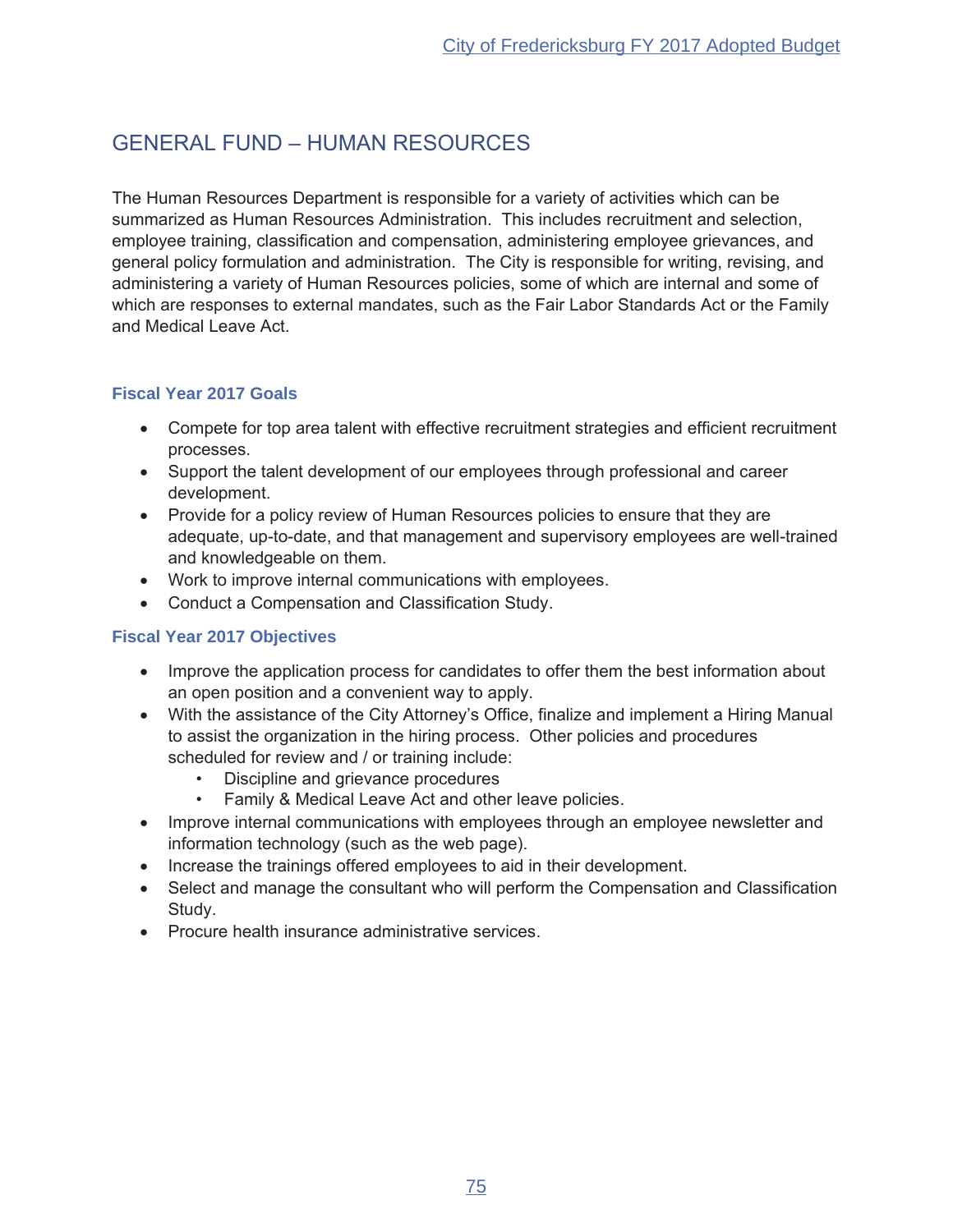## GENERAL FUND – HUMAN RESOURCES

The Human Resources Department is responsible for a variety of activities which can be summarized as Human Resources Administration. This includes recruitment and selection, employee training, classification and compensation, administering employee grievances, and general policy formulation and administration. The City is responsible for writing, revising, and administering a variety of Human Resources policies, some of which are internal and some of which are responses to external mandates, such as the Fair Labor Standards Act or the Family and Medical Leave Act.

### Fiscal Year 2017 Goals

- Compete for top area talent with effective recruitment strategies and efficient recruitment processes.
- Support the talent development of our employees through professional and career development.
- Provide for a policy review of Human Resources policies to ensure that they are adequate, up-to-date, and that management and supervisory employees are well-trained and knowledgeable on them.
- Work to improve internal communications with employees.
- Conduct a Compensation and Classification Study.

### Fiscal Year 2017 Objectives

- Improve the application process for candidates to offer them the best information about an open position and a convenient way to apply.
- With the assistance of the City Attorney's Office, finalize and implement a Hiring Manual to assist the organization in the hiring process. Other policies and procedures scheduled for review and / or training include:
  - Discipline and grievance procedures
  - Family & Medical Leave Act and other leave policies.
- Improve internal communications with employees through an employee newsletter and information technology (such as the web page).
- Increase the trainings offered employees to aid in their development.
- Select and manage the consultant who will perform the Compensation and Classification Study.
- Procure health insurance administrative services.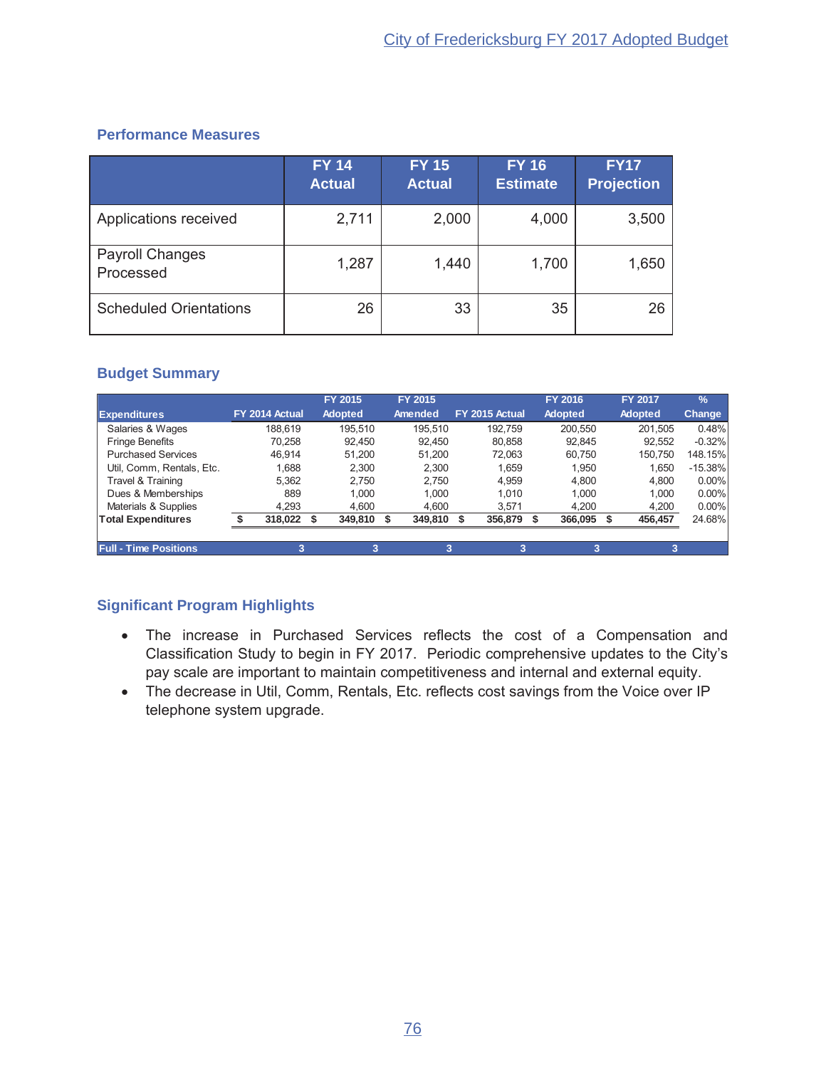## Performance Measures

| | FY 14 Actual | FY 15 Actual | FY 16 Estimate | FY17 Projection |
|---|---|---|---|---|
| Applications received | 2,711 | 2,000 | 4,000 | 3,500 |
| Payroll Changes Processed | 1,287 | 1,440 | 1,700 | 1,650 |
| Scheduled Orientations | 26 | 33 | 35 | 26 |

## Budget Summary

| Expenditures | FY 2014 Actual | FY 2015 Adopted | FY 2015 Amended | FY 2015 Actual | FY 2016 Adopted | FY 2017 Adopted | % Change |
|---|---|---|---|---|---|---|---|
| Salaries & Wages | 188,619 | 195,510 | 195,510 | 192,759 | 200,550 | 201,505 | 0.48% |
| Fringe Benefits | 70,258 | 92,450 | 92,450 | 80,858 | 92,845 | 92,552 | -0.32% |
| Purchased Services | 46,914 | 51,200 | 51,200 | 72,063 | 60,750 | 150,750 | 148.15% |
| Util, Comm, Rentals, Etc. | 1,688 | 2,300 | 2,300 | 1,659 | 1,950 | 1,650 | -15.38% |
| Travel & Training | 5,362 | 2,750 | 2,750 | 4,959 | 4,800 | 4,800 | 0.00% |
| Dues & Memberships | 889 | 1,000 | 1,000 | 1,010 | 1,000 | 1,000 | 0.00% |
| Materials & Supplies | 4,293 | 4,600 | 4,600 | 3,571 | 4,200 | 4,200 | 0.00% |
| **Total Expenditures** | **$ 318,022** | **$ 349,810** | **$ 349,810** | **$ 356,879** | **$ 366,095** | **$ 456,457** | 24.68% |
| **Full - Time Positions** | **3** | **3** | **3** | **3** | **3** | **3** | |

## Significant Program Highlights

- The increase in Purchased Services reflects the cost of a Compensation and Classification Study to begin in FY 2017. Periodic comprehensive updates to the City's pay scale are important to maintain competitiveness and internal and external equity.
- The decrease in Util, Comm, Rentals, Etc. reflects cost savings from the Voice over IP telephone system upgrade.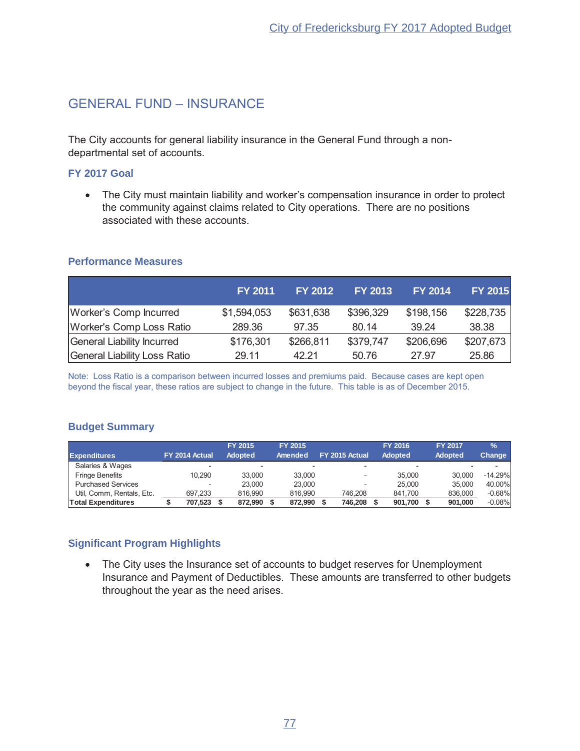## GENERAL FUND – INSURANCE

The City accounts for general liability insurance in the General Fund through a non-departmental set of accounts.

### FY 2017 Goal

- The City must maintain liability and worker's compensation insurance in order to protect the community against claims related to City operations. There are no positions associated with these accounts.

### Performance Measures

| | FY 2011 | FY 2012 | FY 2013 | FY 2014 | FY 2015 |
|---|---|---|---|---|---|
| Worker's Comp Incurred | $1,594,053 | $631,638 | $396,329 | $198,156 | $228,735 |
| Worker's Comp Loss Ratio | 289.36 | 97.35 | 80.14 | 39.24 | 38.38 |
| General Liability Incurred | $176,301 | $266,811 | $379,747 | $206,696 | $207,673 |
| General Liability Loss Ratio | 29.11 | 42.21 | 50.76 | 27.97 | 25.86 |

Note: Loss Ratio is a comparison between incurred losses and premiums paid. Because cases are kept open beyond the fiscal year, these ratios are subject to change in the future. This table is as of December 2015.

### Budget Summary

| Expenditures | FY 2014 Actual | FY 2015 Adopted | FY 2015 Amended | FY 2015 Actual | FY 2016 Adopted | FY 2017 Adopted | % Change |
|---|---|---|---|---|---|---|---|
| Salaries & Wages | - | - | - | - | - | - | - |
| Fringe Benefits | 10,290 | 33,000 | 33,000 | - | 35,000 | 30,000 | -14.29% |
| Purchased Services | - | 23,000 | 23,000 | - | 25,000 | 35,000 | 40.00% |
| Util, Comm, Rentals, Etc. | 697,233 | 816,990 | 816,990 | 746,208 | 841,700 | 836,000 | -0.68% |
| **Total Expenditures** | **$ 707,523** | **$ 872,990** | **$ 872,990** | **$ 746,208** | **$ 901,700** | **$ 901,000** | **-0.08%** |

### Significant Program Highlights

- The City uses the Insurance set of accounts to budget reserves for Unemployment Insurance and Payment of Deductibles. These amounts are transferred to other budgets throughout the year as the need arises.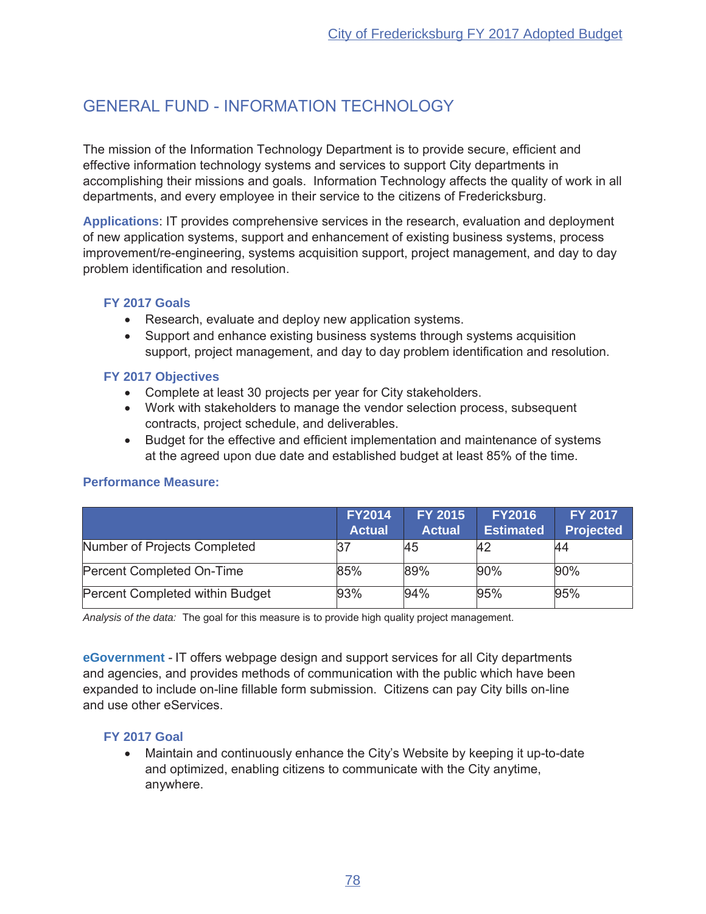# GENERAL FUND - INFORMATION TECHNOLOGY

The mission of the Information Technology Department is to provide secure, efficient and effective information technology systems and services to support City departments in accomplishing their missions and goals. Information Technology affects the quality of work in all departments, and every employee in their service to the citizens of Fredericksburg.

**Applications**: IT provides comprehensive services in the research, evaluation and deployment of new application systems, support and enhancement of existing business systems, process improvement/re-engineering, systems acquisition support, project management, and day to day problem identification and resolution.

### FY 2017 Goals

- Research, evaluate and deploy new application systems.
- Support and enhance existing business systems through systems acquisition support, project management, and day to day problem identification and resolution.

### FY 2017 Objectives

- Complete at least 30 projects per year for City stakeholders.
- Work with stakeholders to manage the vendor selection process, subsequent contracts, project schedule, and deliverables.
- Budget for the effective and efficient implementation and maintenance of systems at the agreed upon due date and established budget at least 85% of the time.

### Performance Measure:

| | FY2014 Actual | FY 2015 Actual | FY2016 Estimated | FY 2017 Projected |
|---|---|---|---|---|
| Number of Projects Completed | 37 | 45 | 42 | 44 |
| Percent Completed On-Time | 85% | 89% | 90% | 90% |
| Percent Completed within Budget | 93% | 94% | 95% | 95% |

*Analysis of the data:* The goal for this measure is to provide high quality project management.

**eGovernment** - IT offers webpage design and support services for all City departments and agencies, and provides methods of communication with the public which have been expanded to include on-line fillable form submission. Citizens can pay City bills on-line and use other eServices.

### FY 2017 Goal

- Maintain and continuously enhance the City's Website by keeping it up-to-date and optimized, enabling citizens to communicate with the City anytime, anywhere.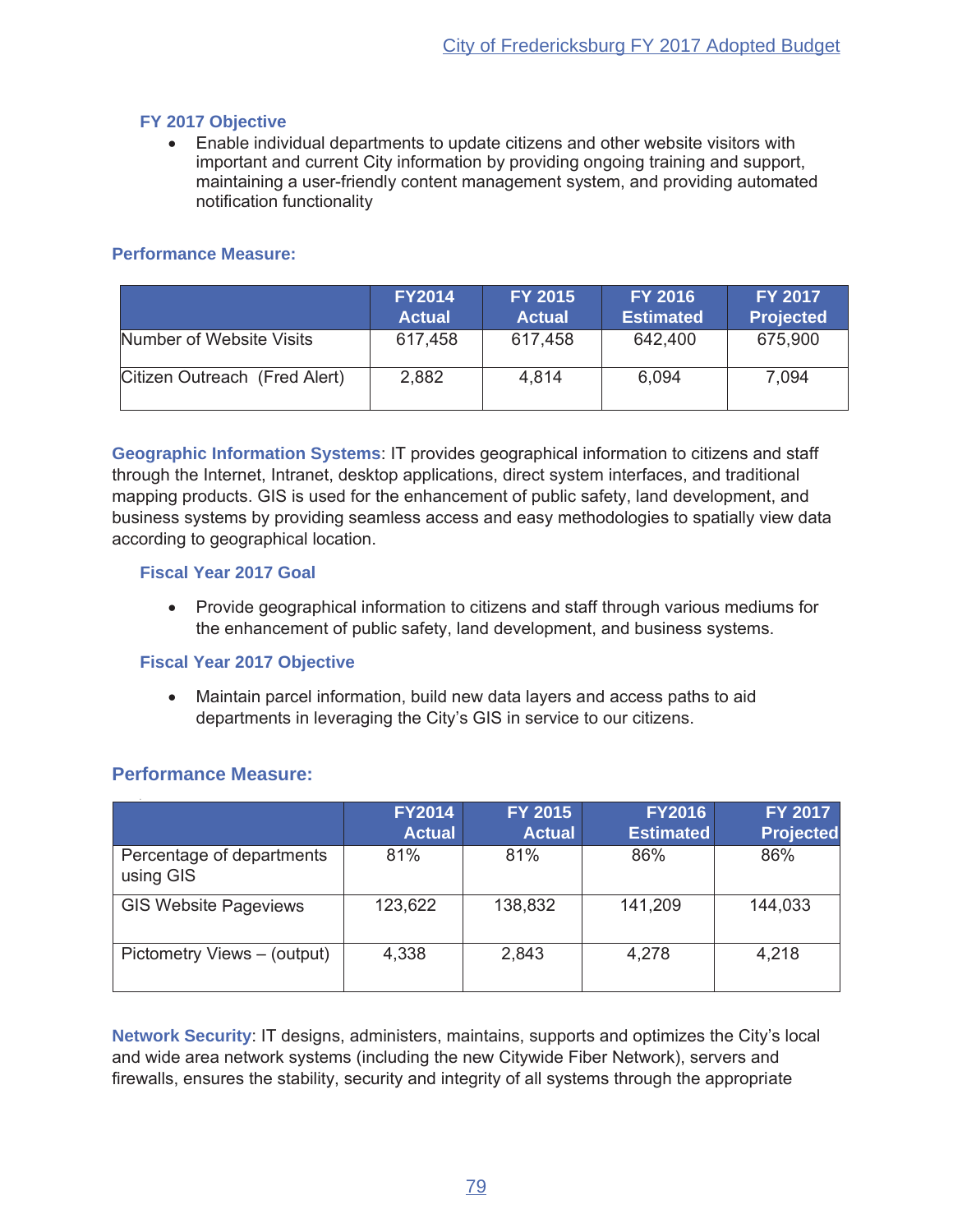### FY 2017 Objective

- Enable individual departments to update citizens and other website visitors with important and current City information by providing ongoing training and support, maintaining a user-friendly content management system, and providing automated notification functionality

### Performance Measure:

| | FY2014 Actual | FY 2015 Actual | FY 2016 Estimated | FY 2017 Projected |
|---|---|---|---|---|
| Number of Website Visits | 617,458 | 617,458 | 642,400 | 675,900 |
| Citizen Outreach (Fred Alert) | 2,882 | 4,814 | 6,094 | 7,094 |

**Geographic Information Systems**: IT provides geographical information to citizens and staff through the Internet, Intranet, desktop applications, direct system interfaces, and traditional mapping products. GIS is used for the enhancement of public safety, land development, and business systems by providing seamless access and easy methodologies to spatially view data according to geographical location.

### Fiscal Year 2017 Goal

- Provide geographical information to citizens and staff through various mediums for the enhancement of public safety, land development, and business systems.

### Fiscal Year 2017 Objective

- Maintain parcel information, build new data layers and access paths to aid departments in leveraging the City's GIS in service to our citizens.

### Performance Measure:

| | FY2014 Actual | FY 2015 Actual | FY2016 Estimated | FY 2017 Projected |
|---|---|---|---|---|
| Percentage of departments using GIS | 81% | 81% | 86% | 86% |
| GIS Website Pageviews | 123,622 | 138,832 | 141,209 | 144,033 |
| Pictometry Views – (output) | 4,338 | 2,843 | 4,278 | 4,218 |

**Network Security**: IT designs, administers, maintains, supports and optimizes the City's local and wide area network systems (including the new Citywide Fiber Network), servers and firewalls, ensures the stability, security and integrity of all systems through the appropriate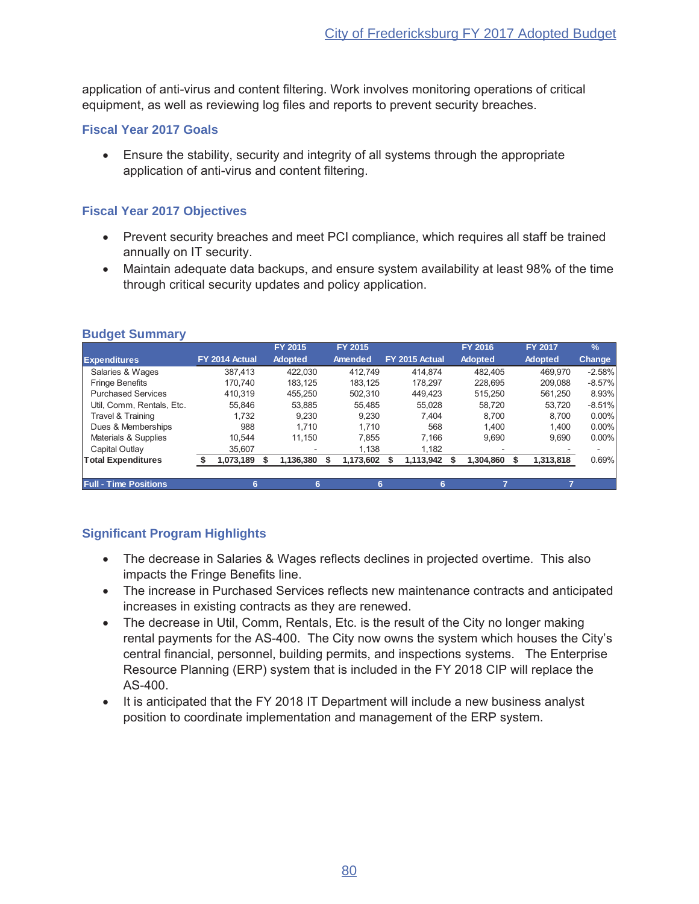application of anti-virus and content filtering. Work involves monitoring operations of critical equipment, as well as reviewing log files and reports to prevent security breaches.

### Fiscal Year 2017 Goals

- Ensure the stability, security and integrity of all systems through the appropriate application of anti-virus and content filtering.

### Fiscal Year 2017 Objectives

- Prevent security breaches and meet PCI compliance, which requires all staff be trained annually on IT security.
- Maintain adequate data backups, and ensure system availability at least 98% of the time through critical security updates and policy application.

### Budget Summary

| Expenditures | FY 2014 Actual | FY 2015 Adopted | FY 2015 Amended | FY 2015 Actual | FY 2016 Adopted | FY 2017 Adopted | % Change |
|---|---|---|---|---|---|---|---|
| Salaries & Wages | 387,413 | 422,030 | 412,749 | 414,874 | 482,405 | 469,970 | -2.58% |
| Fringe Benefits | 170,740 | 183,125 | 183,125 | 178,297 | 228,695 | 209,088 | -8.57% |
| Purchased Services | 410,319 | 455,250 | 502,310 | 449,423 | 515,250 | 561,250 | 8.93% |
| Util, Comm, Rentals, Etc. | 55,846 | 53,885 | 55,485 | 55,028 | 58,720 | 53,720 | -8.51% |
| Travel & Training | 1,732 | 9,230 | 9,230 | 7,404 | 8,700 | 8,700 | 0.00% |
| Dues & Memberships | 988 | 1,710 | 1,710 | 568 | 1,400 | 1,400 | 0.00% |
| Materials & Supplies | 10,544 | 11,150 | 7,855 | 7,166 | 9,690 | 9,690 | 0.00% |
| Capital Outlay | 35,607 | - | 1,138 | 1,182 | - | - | - |
| **Total Expenditures** | **$ 1,073,189** | **$ 1,136,380** | **$ 1,173,602** | **$ 1,113,942** | **$ 1,304,860** | **$ 1,313,818** | 0.69% |
| **Full - Time Positions** | **6** | **6** | **6** | **6** | **7** | **7** | |

### Significant Program Highlights

- The decrease in Salaries & Wages reflects declines in projected overtime. This also impacts the Fringe Benefits line.
- The increase in Purchased Services reflects new maintenance contracts and anticipated increases in existing contracts as they are renewed.
- The decrease in Util, Comm, Rentals, Etc. is the result of the City no longer making rental payments for the AS-400. The City now owns the system which houses the City's central financial, personnel, building permits, and inspections systems. The Enterprise Resource Planning (ERP) system that is included in the FY 2018 CIP will replace the AS-400.
- It is anticipated that the FY 2018 IT Department will include a new business analyst position to coordinate implementation and management of the ERP system.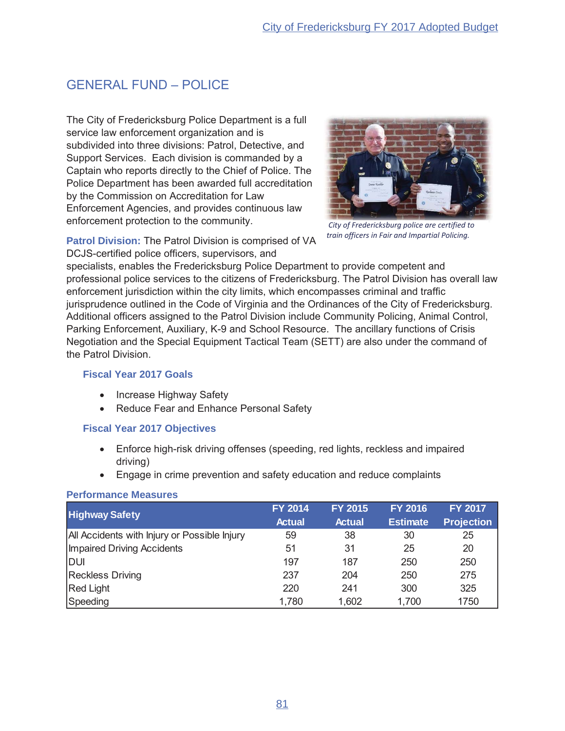## GENERAL FUND – POLICE

The City of Fredericksburg Police Department is a full service law enforcement organization and is subdivided into three divisions: Patrol, Detective, and Support Services. Each division is commanded by a Captain who reports directly to the Chief of Police. The Police Department has been awarded full accreditation by the Commission on Accreditation for Law Enforcement Agencies, and provides continuous law enforcement protection to the community.

*City of Fredericksburg police are certified to train officers in Fair and Impartial Policing.*

**Patrol Division:** The Patrol Division is comprised of VA DCJS-certified police officers, supervisors, and specialists, enables the Fredericksburg Police Department to provide competent and professional police services to the citizens of Fredericksburg. The Patrol Division has overall law enforcement jurisdiction within the city limits, which encompasses criminal and traffic jurisprudence outlined in the Code of Virginia and the Ordinances of the City of Fredericksburg. Additional officers assigned to the Patrol Division include Community Policing, Animal Control, Parking Enforcement, Auxiliary, K-9 and School Resource. The ancillary functions of Crisis Negotiation and the Special Equipment Tactical Team (SETT) are also under the command of the Patrol Division.

### Fiscal Year 2017 Goals

- Increase Highway Safety
- Reduce Fear and Enhance Personal Safety

### Fiscal Year 2017 Objectives

- Enforce high-risk driving offenses (speeding, red lights, reckless and impaired driving)
- Engage in crime prevention and safety education and reduce complaints

### Performance Measures

| Highway Safety | FY 2014 Actual | FY 2015 Actual | FY 2016 Estimate | FY 2017 Projection |
|---|---|---|---|---|
| All Accidents with Injury or Possible Injury | 59 | 38 | 30 | 25 |
| Impaired Driving Accidents | 51 | 31 | 25 | 20 |
| DUI | 197 | 187 | 250 | 250 |
| Reckless Driving | 237 | 204 | 250 | 275 |
| Red Light | 220 | 241 | 300 | 325 |
| Speeding | 1,780 | 1,602 | 1,700 | 1750 |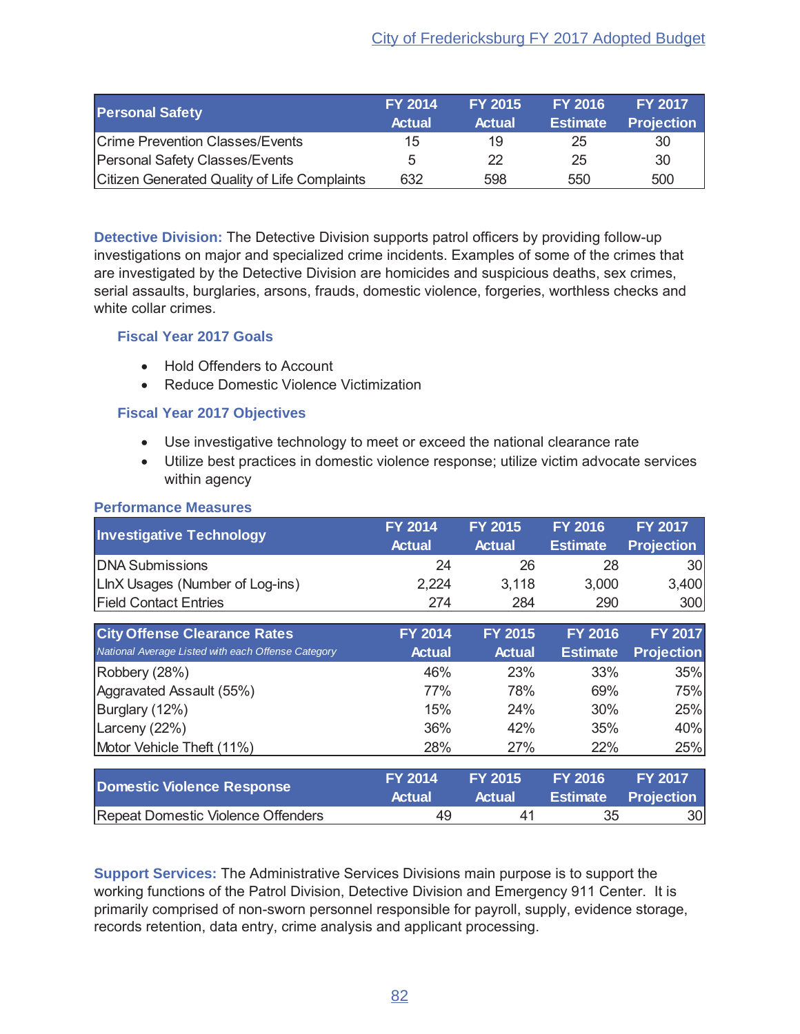| Personal Safety | FY 2014 Actual | FY 2015 Actual | FY 2016 Estimate | FY 2017 Projection |
|---|---|---|---|---|
| Crime Prevention Classes/Events | 15 | 19 | 25 | 30 |
| Personal Safety Classes/Events | 5 | 22 | 25 | 30 |
| Citizen Generated Quality of Life Complaints | 632 | 598 | 550 | 500 |

**Detective Division:** The Detective Division supports patrol officers by providing follow-up investigations on major and specialized crime incidents. Examples of some of the crimes that are investigated by the Detective Division are homicides and suspicious deaths, sex crimes, serial assaults, burglaries, arsons, frauds, domestic violence, forgeries, worthless checks and white collar crimes.

### Fiscal Year 2017 Goals

- Hold Offenders to Account
- Reduce Domestic Violence Victimization

### Fiscal Year 2017 Objectives

- Use investigative technology to meet or exceed the national clearance rate
- Utilize best practices in domestic violence response; utilize victim advocate services within agency

### Performance Measures

| Investigative Technology | FY 2014 Actual | FY 2015 Actual | FY 2016 Estimate | FY 2017 Projection |
|---|---|---|---|---|
| DNA Submissions | 24 | 26 | 28 | 30 |
| LInX Usages (Number of Log-ins) | 2,224 | 3,118 | 3,000 | 3,400 |
| Field Contact Entries | 274 | 284 | 290 | 300 |

| City Offense Clearance Rates *National Average Listed with each Offense Category* | FY 2014 Actual | FY 2015 Actual | FY 2016 Estimate | FY 2017 Projection |
|---|---|---|---|---|
| Robbery (28%) | 46% | 23% | 33% | 35% |
| Aggravated Assault (55%) | 77% | 78% | 69% | 75% |
| Burglary (12%) | 15% | 24% | 30% | 25% |
| Larceny (22%) | 36% | 42% | 35% | 40% |
| Motor Vehicle Theft (11%) | 28% | 27% | 22% | 25% |

| Domestic Violence Response | FY 2014 Actual | FY 2015 Actual | FY 2016 Estimate | FY 2017 Projection |
|---|---|---|---|---|
| Repeat Domestic Violence Offenders | 49 | 41 | 35 | 30 |

**Support Services:** The Administrative Services Divisions main purpose is to support the working functions of the Patrol Division, Detective Division and Emergency 911 Center. It is primarily comprised of non-sworn personnel responsible for payroll, supply, evidence storage, records retention, data entry, crime analysis and applicant processing.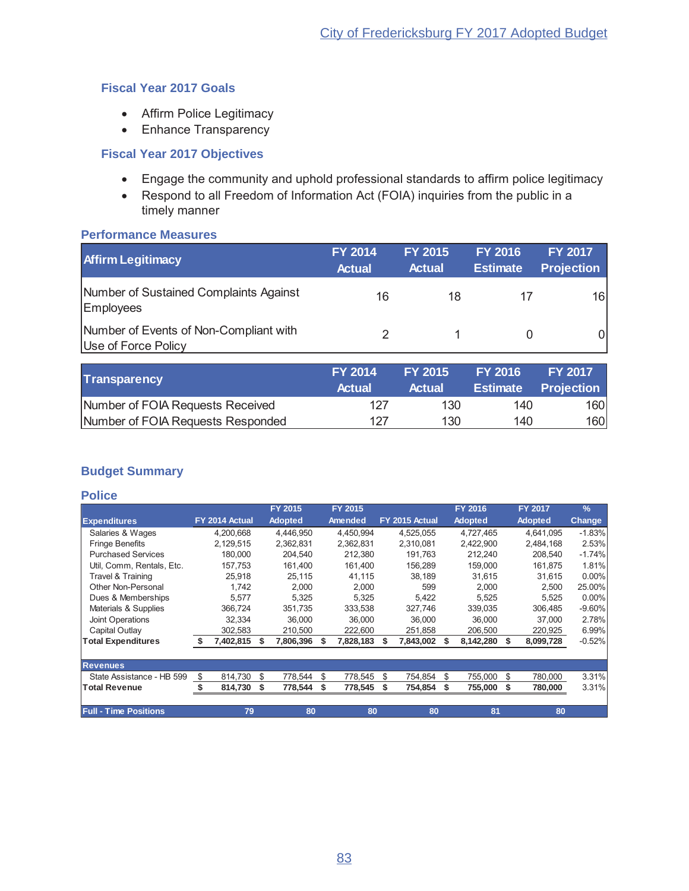### Fiscal Year 2017 Goals

- Affirm Police Legitimacy
- Enhance Transparency

### Fiscal Year 2017 Objectives

- Engage the community and uphold professional standards to affirm police legitimacy
- Respond to all Freedom of Information Act (FOIA) inquiries from the public in a timely manner

### Performance Measures

| Affirm Legitimacy | FY 2014 Actual | FY 2015 Actual | FY 2016 Estimate | FY 2017 Projection |
|---|---|---|---|---|
| Number of Sustained Complaints Against Employees | 16 | 18 | 17 | 16 |
| Number of Events of Non-Compliant with Use of Force Policy | 2 | 1 | 0 | 0 |

| Transparency | FY 2014 Actual | FY 2015 Actual | FY 2016 Estimate | FY 2017 Projection |
|---|---|---|---|---|
| Number of FOIA Requests Received | 127 | 130 | 140 | 160 |
| Number of FOIA Requests Responded | 127 | 130 | 140 | 160 |

### Budget Summary

### Police

| Expenditures | FY 2014 Actual | FY 2015 Adopted | FY 2015 Amended | FY 2015 Actual | FY 2016 Adopted | FY 2017 Adopted | % Change |
|---|---|---|---|---|---|---|---|
| Salaries & Wages | 4,200,668 | 4,446,950 | 4,450,994 | 4,525,055 | 4,727,465 | 4,641,095 | -1.83% |
| Fringe Benefits | 2,129,515 | 2,362,831 | 2,362,831 | 2,310,081 | 2,422,900 | 2,484,168 | 2.53% |
| Purchased Services | 180,000 | 204,540 | 212,380 | 191,763 | 212,240 | 208,540 | -1.74% |
| Util, Comm, Rentals, Etc. | 157,753 | 161,400 | 161,400 | 156,289 | 159,000 | 161,875 | 1.81% |
| Travel & Training | 25,918 | 25,115 | 41,115 | 38,189 | 31,615 | 31,615 | 0.00% |
| Other Non-Personal | 1,742 | 2,000 | 2,000 | 599 | 2,000 | 2,500 | 25.00% |
| Dues & Memberships | 5,577 | 5,325 | 5,325 | 5,422 | 5,525 | 5,525 | 0.00% |
| Materials & Supplies | 366,724 | 351,735 | 333,538 | 327,746 | 339,035 | 306,485 | -9.60% |
| Joint Operations | 32,334 | 36,000 | 36,000 | 36,000 | 36,000 | 37,000 | 2.78% |
| Capital Outlay | 302,583 | 210,500 | 222,600 | 251,858 | 206,500 | 220,925 | 6.99% |
| **Total Expenditures** | **$ 7,402,815** | **$ 7,806,396** | **$ 7,828,183** | **$ 7,843,002** | **$ 8,142,280** | **$ 8,099,728** | -0.52% |
| **Revenues** | | | | | | | |
| State Assistance - HB 599 | $ 814,730 | $ 778,544 | $ 778,545 | $ 754,854 | $ 755,000 | $ 780,000 | 3.31% |
| **Total Revenue** | **$ 814,730** | **$ 778,544** | **$ 778,545** | **$ 754,854** | **$ 755,000** | **$ 780,000** | 3.31% |
| **Full - Time Positions** | **79** | **80** | **80** | **80** | **81** | **80** | |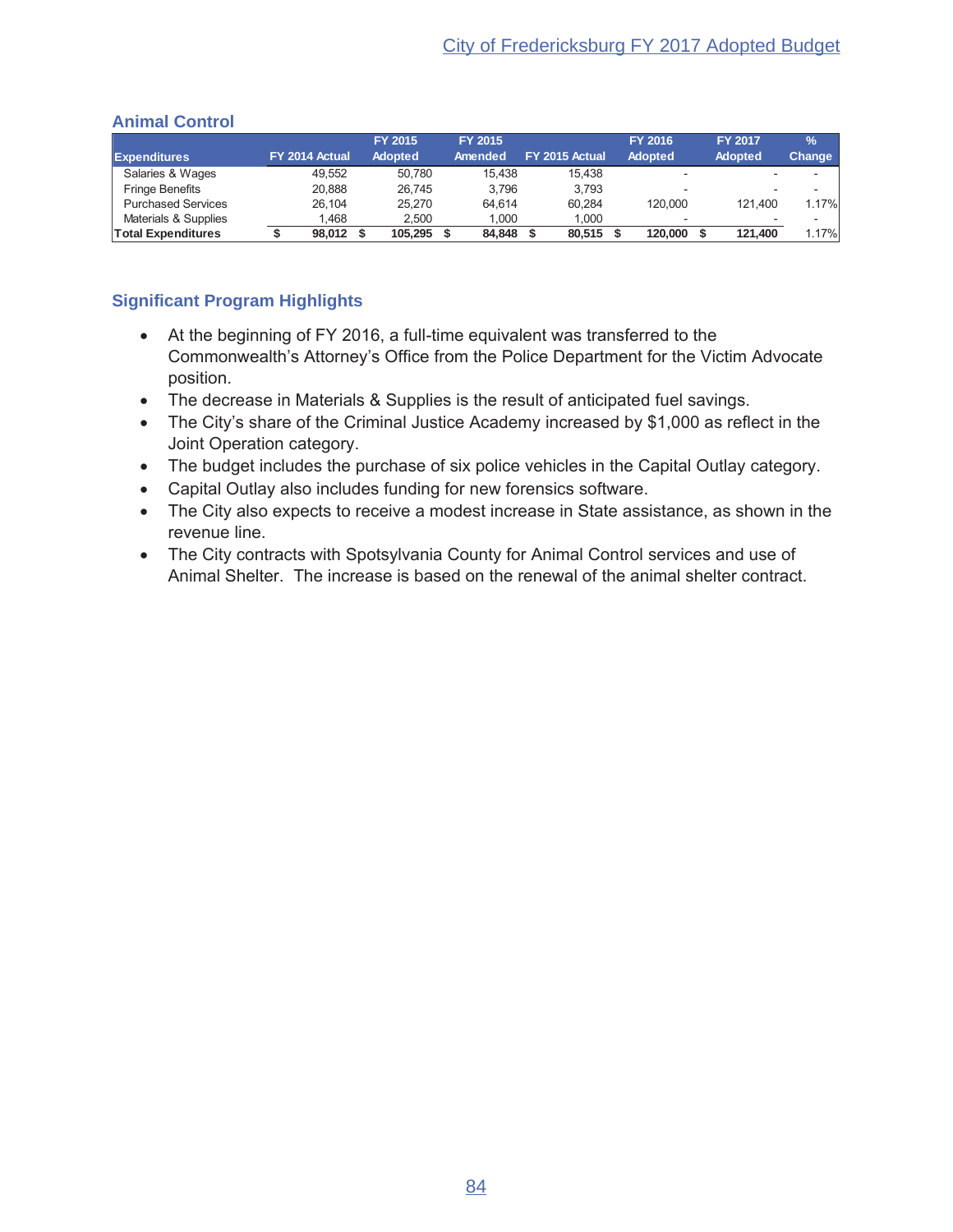## Animal Control

| Expenditures | FY 2014 Actual | FY 2015 Adopted | FY 2015 Amended | FY 2015 Actual | FY 2016 Adopted | FY 2017 Adopted | % Change |
|---|---|---|---|---|---|---|---|
| Salaries & Wages | 49,552 | 50,780 | 15,438 | 15,438 | - | - | - |
| Fringe Benefits | 20,888 | 26,745 | 3,796 | 3,793 | - | - | - |
| Purchased Services | 26,104 | 25,270 | 64,614 | 60,284 | 120,000 | 121,400 | 1.17% |
| Materials & Supplies | 1,468 | 2,500 | 1,000 | 1,000 | - | - | - |
| **Total Expenditures** | **$ 98,012** | **$ 105,295** | **$ 84,848** | **$ 80,515** | **$ 120,000** | **$ 121,400** | 1.17% |

## Significant Program Highlights

- At the beginning of FY 2016, a full-time equivalent was transferred to the Commonwealth's Attorney's Office from the Police Department for the Victim Advocate position.
- The decrease in Materials & Supplies is the result of anticipated fuel savings.
- The City's share of the Criminal Justice Academy increased by $1,000 as reflect in the Joint Operation category.
- The budget includes the purchase of six police vehicles in the Capital Outlay category.
- Capital Outlay also includes funding for new forensics software.
- The City also expects to receive a modest increase in State assistance, as shown in the revenue line.
- The City contracts with Spotsylvania County for Animal Control services and use of Animal Shelter. The increase is based on the renewal of the animal shelter contract.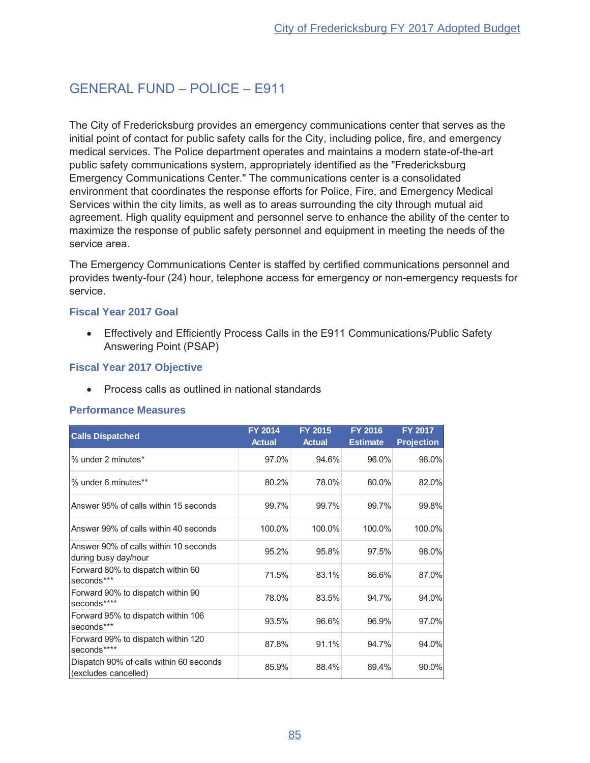## GENERAL FUND – POLICE – E911

The City of Fredericksburg provides an emergency communications center that serves as the initial point of contact for public safety calls for the City, including police, fire, and emergency medical services. The Police department operates and maintains a modern state-of-the-art public safety communications system, appropriately identified as the "Fredericksburg Emergency Communications Center." The communications center is a consolidated environment that coordinates the response efforts for Police, Fire, and Emergency Medical Services within the city limits, as well as to areas surrounding the city through mutual aid agreement. High quality equipment and personnel serve to enhance the ability of the center to maximize the response of public safety personnel and equipment in meeting the needs of the service area.

The Emergency Communications Center is staffed by certified communications personnel and provides twenty-four (24) hour, telephone access for emergency or non-emergency requests for service.

### Fiscal Year 2017 Goal

- Effectively and Efficiently Process Calls in the E911 Communications/Public Safety Answering Point (PSAP)

### Fiscal Year 2017 Objective

- Process calls as outlined in national standards

### Performance Measures

| Calls Dispatched | FY 2014 Actual | FY 2015 Actual | FY 2016 Estimate | FY 2017 Projection |
|---|---|---|---|---|
| % under 2 minutes* | 97.0% | 94.6% | 96.0% | 98.0% |
| % under 6 minutes** | 80.2% | 78.0% | 80.0% | 82.0% |
| Answer 95% of calls within 15 seconds | 99.7% | 99.7% | 99.7% | 99.8% |
| Answer 99% of calls within 40 seconds | 100.0% | 100.0% | 100.0% | 100.0% |
| Answer 90% of calls within 10 seconds during busy day/hour | 95.2% | 95.8% | 97.5% | 98.0% |
| Forward 80% to dispatch within 60 seconds*** | 71.5% | 83.1% | 86.6% | 87.0% |
| Forward 90% to dispatch within 90 seconds**** | 78.0% | 83.5% | 94.7% | 94.0% |
| Forward 95% to dispatch within 106 seconds*** | 93.5% | 96.6% | 96.9% | 97.0% |
| Forward 99% to dispatch within 120 seconds**** | 87.8% | 91.1% | 94.7% | 94.0% |
| Dispatch 90% of calls within 60 seconds (excludes cancelled) | 85.9% | 88.4% | 89.4% | 90.0% |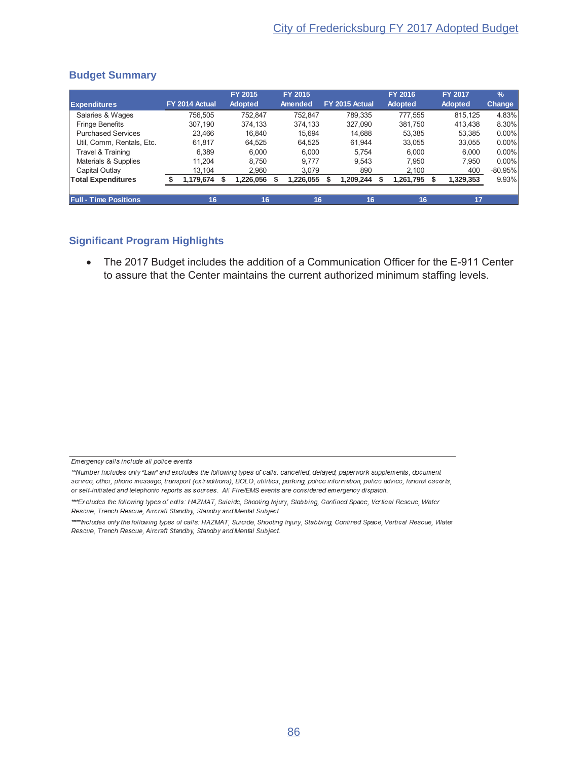## Budget Summary

| Expenditures | FY 2014 Actual | FY 2015 Adopted | FY 2015 Amended | FY 2015 Actual | FY 2016 Adopted | FY 2017 Adopted | % Change |
|---|---|---|---|---|---|---|---|
| Salaries & Wages | 756,505 | 752,847 | 752,847 | 789,335 | 777,555 | 815,125 | 4.83% |
| Fringe Benefits | 307,190 | 374,133 | 374,133 | 327,090 | 381,750 | 413,438 | 8.30% |
| Purchased Services | 23,466 | 16,840 | 15,694 | 14,688 | 53,385 | 53,385 | 0.00% |
| Util, Comm, Rentals, Etc. | 61,817 | 64,525 | 64,525 | 61,944 | 33,055 | 33,055 | 0.00% |
| Travel & Training | 6,389 | 6,000 | 6,000 | 5,754 | 6,000 | 6,000 | 0.00% |
| Materials & Supplies | 11,204 | 8,750 | 9,777 | 9,543 | 7,950 | 7,950 | 0.00% |
| Capital Outlay | 13,104 | 2,960 | 3,079 | 890 | 2,100 | 400 | -80.95% |
| **Total Expenditures** | **$ 1,179,674** | **$ 1,226,056** | **$ 1,226,055** | **$ 1,209,244** | **$ 1,261,795** | **$ 1,329,353** | 9.93% |
| **Full - Time Positions** | **16** | **16** | **16** | **16** | **16** | **17** | |

## Significant Program Highlights

- The 2017 Budget includes the addition of a Communication Officer for the E-911 Center to assure that the Center maintains the current authorized minimum staffing levels.

*Emergency calls include all police events*

*\*\*Number includes only "Law" and excludes the following types of calls: cancelled, delayed, paperwork supplements, document service, other, phone message, transport (extraditions), BOLO, utilities, parking, police information, police advice, funeral escorts, or self-initiated and telephonic reports as sources. All Fire/EMS events are considered emergency dispatch.*

*\*\*\*Excludes the following types of calls: HAZMAT, Suicide, Shooting Injury, Stabbing, Confined Space, Vertical Rescue, Water Rescue, Trench Rescue, Aircraft Standby, Standby and Mental Subject.*

*\*\*\*\*Includes only the following types of calls: HAZMAT, Suicide, Shooting Injury, Stabbing, Confined Space, Vertical Rescue, Water Rescue, Trench Rescue, Aircraft Standby, Standby and Mental Subject.*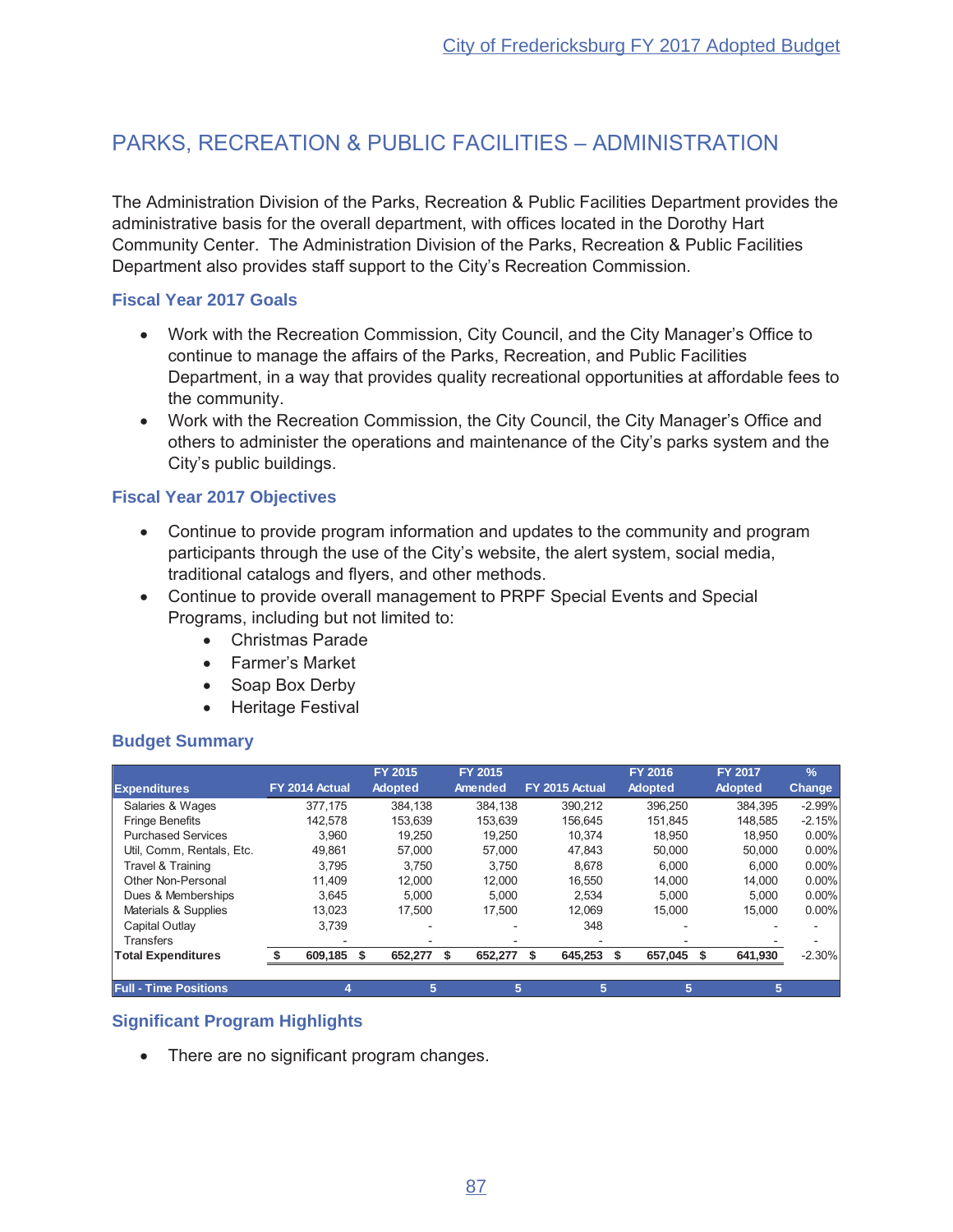# PARKS, RECREATION & PUBLIC FACILITIES – ADMINISTRATION

The Administration Division of the Parks, Recreation & Public Facilities Department provides the administrative basis for the overall department, with offices located in the Dorothy Hart Community Center. The Administration Division of the Parks, Recreation & Public Facilities Department also provides staff support to the City's Recreation Commission.

### Fiscal Year 2017 Goals

- Work with the Recreation Commission, City Council, and the City Manager's Office to continue to manage the affairs of the Parks, Recreation, and Public Facilities Department, in a way that provides quality recreational opportunities at affordable fees to the community.
- Work with the Recreation Commission, the City Council, the City Manager's Office and others to administer the operations and maintenance of the City's parks system and the City's public buildings.

### Fiscal Year 2017 Objectives

- Continue to provide program information and updates to the community and program participants through the use of the City's website, the alert system, social media, traditional catalogs and flyers, and other methods.
- Continue to provide overall management to PRPF Special Events and Special Programs, including but not limited to:
  - Christmas Parade
  - Farmer's Market
  - Soap Box Derby
  - Heritage Festival

### Budget Summary

| Expenditures | FY 2014 Actual | FY 2015 Adopted | FY 2015 Amended | FY 2015 Actual | FY 2016 Adopted | FY 2017 Adopted | % Change |
|---|---|---|---|---|---|---|---|
| Salaries & Wages | 377,175 | 384,138 | 384,138 | 390,212 | 396,250 | 384,395 | -2.99% |
| Fringe Benefits | 142,578 | 153,639 | 153,639 | 156,645 | 151,845 | 148,585 | -2.15% |
| Purchased Services | 3,960 | 19,250 | 19,250 | 10,374 | 18,950 | 18,950 | 0.00% |
| Util, Comm, Rentals, Etc. | 49,861 | 57,000 | 57,000 | 47,843 | 50,000 | 50,000 | 0.00% |
| Travel & Training | 3,795 | 3,750 | 3,750 | 8,678 | 6,000 | 6,000 | 0.00% |
| Other Non-Personal | 11,409 | 12,000 | 12,000 | 16,550 | 14,000 | 14,000 | 0.00% |
| Dues & Memberships | 3,645 | 5,000 | 5,000 | 2,534 | 5,000 | 5,000 | 0.00% |
| Materials & Supplies | 13,023 | 17,500 | 17,500 | 12,069 | 15,000 | 15,000 | 0.00% |
| Capital Outlay | 3,739 | - | - | 348 | - | - | - |
| Transfers | - | - | - | - | - | - | - |
| **Total Expenditures** | **$ 609,185** | **$ 652,277** | **$ 652,277** | **$ 645,253** | **$ 657,045** | **$ 641,930** | -2.30% |
| **Full - Time Positions** | **4** | **5** | **5** | **5** | **5** | **5** | |

### Significant Program Highlights

- There are no significant program changes.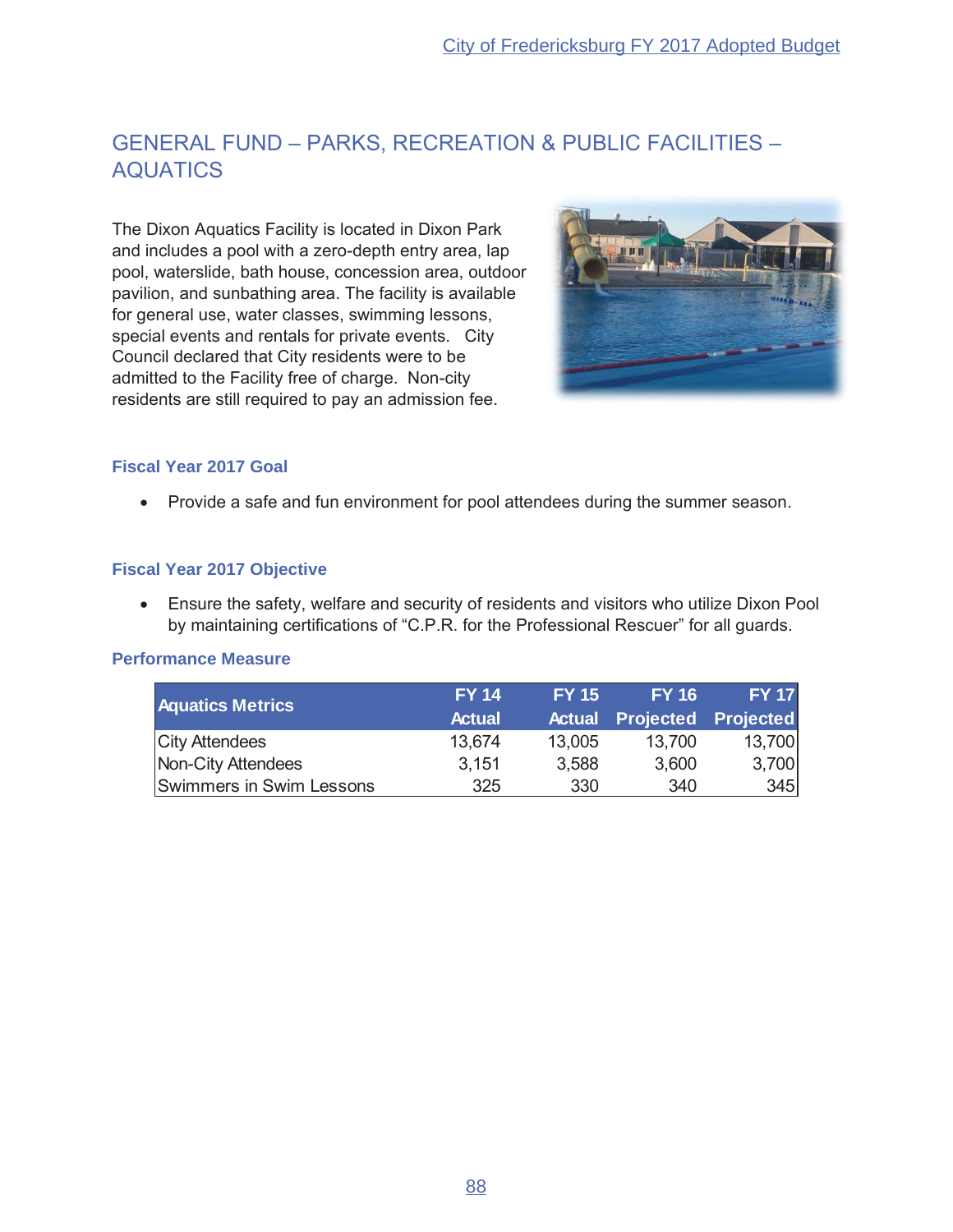# GENERAL FUND – PARKS, RECREATION & PUBLIC FACILITIES – AQUATICS

The Dixon Aquatics Facility is located in Dixon Park and includes a pool with a zero-depth entry area, lap pool, waterslide, bath house, concession area, outdoor pavilion, and sunbathing area. The facility is available for general use, water classes, swimming lessons, special events and rentals for private events. City Council declared that City residents were to be admitted to the Facility free of charge. Non-city residents are still required to pay an admission fee.

### Fiscal Year 2017 Goal

- Provide a safe and fun environment for pool attendees during the summer season.

### Fiscal Year 2017 Objective

- Ensure the safety, welfare and security of residents and visitors who utilize Dixon Pool by maintaining certifications of "C.P.R. for the Professional Rescuer" for all guards.

### Performance Measure

| Aquatics Metrics | FY 14 Actual | FY 15 Actual | FY 16 Projected | FY 17 Projected |
|---|---|---|---|---|
| City Attendees | 13,674 | 13,005 | 13,700 | 13,700 |
| Non-City Attendees | 3,151 | 3,588 | 3,600 | 3,700 |
| Swimmers in Swim Lessons | 325 | 330 | 340 | 345 |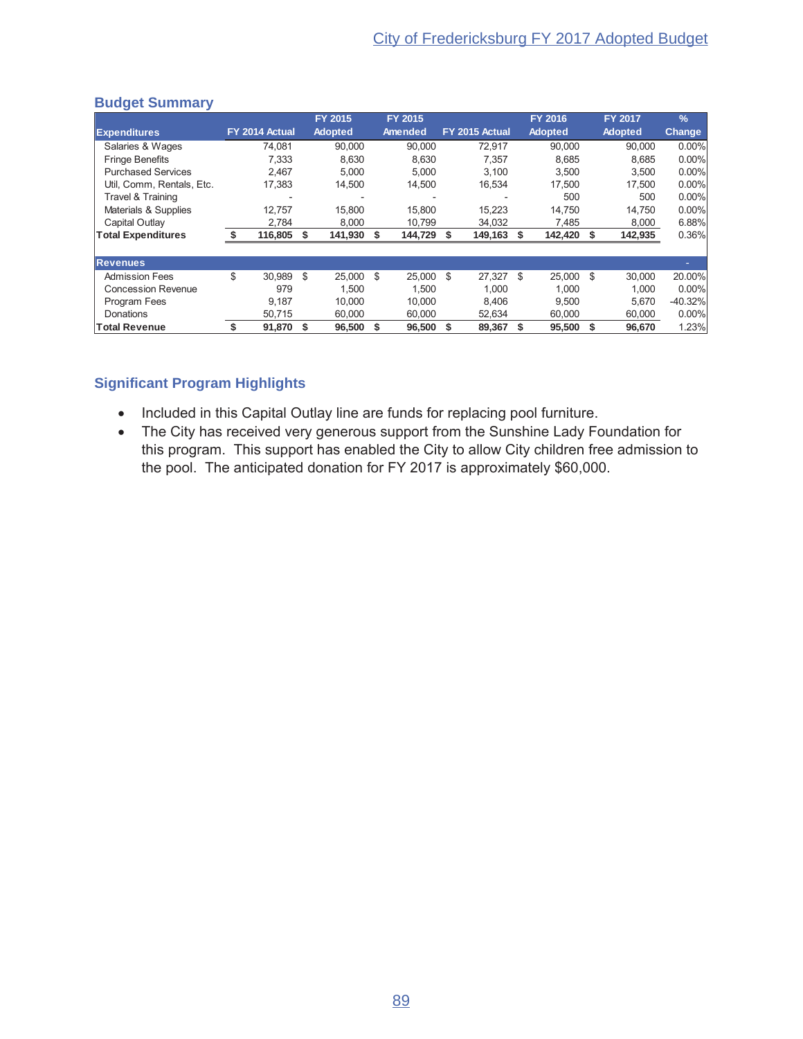## Budget Summary

| Expenditures | FY 2014 Actual | FY 2015 Adopted | FY 2015 Amended | FY 2015 Actual | FY 2016 Adopted | FY 2017 Adopted | % Change |
|---|---|---|---|---|---|---|---|
| Salaries & Wages | 74,081 | 90,000 | 90,000 | 72,917 | 90,000 | 90,000 | 0.00% |
| Fringe Benefits | 7,333 | 8,630 | 8,630 | 7,357 | 8,685 | 8,685 | 0.00% |
| Purchased Services | 2,467 | 5,000 | 5,000 | 3,100 | 3,500 | 3,500 | 0.00% |
| Util, Comm, Rentals, Etc. | 17,383 | 14,500 | 14,500 | 16,534 | 17,500 | 17,500 | 0.00% |
| Travel & Training | - | - | - | - | 500 | 500 | 0.00% |
| Materials & Supplies | 12,757 | 15,800 | 15,800 | 15,223 | 14,750 | 14,750 | 0.00% |
| Capital Outlay | 2,784 | 8,000 | 10,799 | 34,032 | 7,485 | 8,000 | 6.88% |
| **Total Expenditures** | **$ 116,805** | **$ 141,930** | **$ 144,729** | **$ 149,163** | **$ 142,420** | **$ 142,935** | 0.36% |
| **Revenues** | | | | | | | - |
| Admission Fees | $ 30,989 | $ 25,000 | $ 25,000 | $ 27,327 | $ 25,000 | $ 30,000 | 20.00% |
| Concession Revenue | 979 | 1,500 | 1,500 | 1,000 | 1,000 | 1,000 | 0.00% |
| Program Fees | 9,187 | 10,000 | 10,000 | 8,406 | 9,500 | 5,670 | -40.32% |
| Donations | 50,715 | 60,000 | 60,000 | 52,634 | 60,000 | 60,000 | 0.00% |
| **Total Revenue** | **$ 91,870** | **$ 96,500** | **$ 96,500** | **$ 89,367** | **$ 95,500** | **$ 96,670** | 1.23% |

## Significant Program Highlights

- Included in this Capital Outlay line are funds for replacing pool furniture.
- The City has received very generous support from the Sunshine Lady Foundation for this program. This support has enabled the City to allow City children free admission to the pool. The anticipated donation for FY 2017 is approximately $60,000.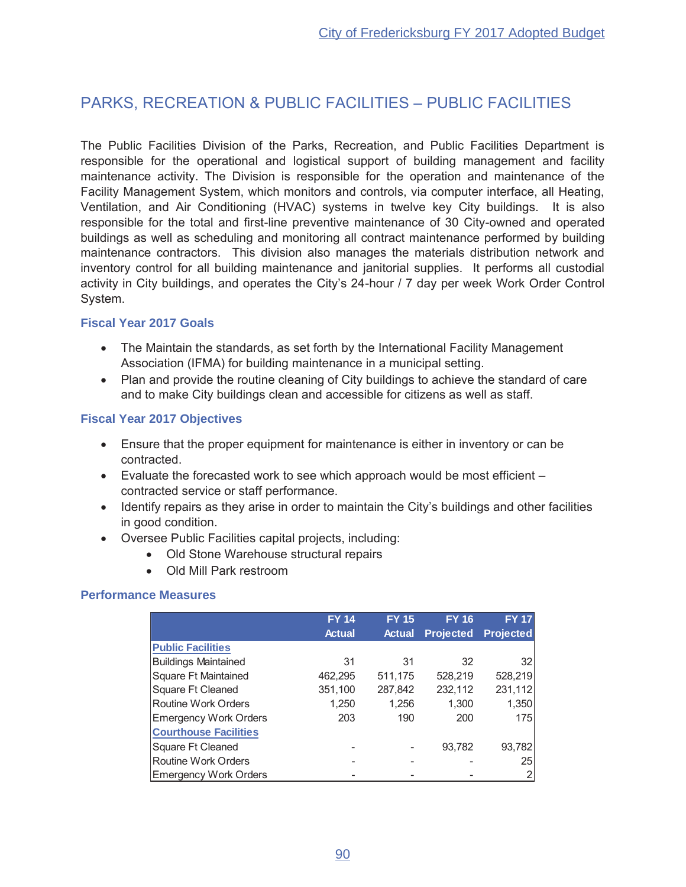## PARKS, RECREATION & PUBLIC FACILITIES – PUBLIC FACILITIES

The Public Facilities Division of the Parks, Recreation, and Public Facilities Department is responsible for the operational and logistical support of building management and facility maintenance activity. The Division is responsible for the operation and maintenance of the Facility Management System, which monitors and controls, via computer interface, all Heating, Ventilation, and Air Conditioning (HVAC) systems in twelve key City buildings. It is also responsible for the total and first-line preventive maintenance of 30 City-owned and operated buildings as well as scheduling and monitoring all contract maintenance performed by building maintenance contractors. This division also manages the materials distribution network and inventory control for all building maintenance and janitorial supplies. It performs all custodial activity in City buildings, and operates the City's 24-hour / 7 day per week Work Order Control System.

### Fiscal Year 2017 Goals

- The Maintain the standards, as set forth by the International Facility Management Association (IFMA) for building maintenance in a municipal setting.
- Plan and provide the routine cleaning of City buildings to achieve the standard of care and to make City buildings clean and accessible for citizens as well as staff.

### Fiscal Year 2017 Objectives

- Ensure that the proper equipment for maintenance is either in inventory or can be contracted.
- Evaluate the forecasted work to see which approach would be most efficient – contracted service or staff performance.
- Identify repairs as they arise in order to maintain the City's buildings and other facilities in good condition.
- Oversee Public Facilities capital projects, including:
  - Old Stone Warehouse structural repairs
  - Old Mill Park restroom

### Performance Measures

| | FY 14 Actual | FY 15 Actual | FY 16 Projected | FY 17 Projected |
|---|---|---|---|---|
| **Public Facilities** | | | | |
| Buildings Maintained | 31 | 31 | 32 | 32 |
| Square Ft Maintained | 462,295 | 511,175 | 528,219 | 528,219 |
| Square Ft Cleaned | 351,100 | 287,842 | 232,112 | 231,112 |
| Routine Work Orders | 1,250 | 1,256 | 1,300 | 1,350 |
| Emergency Work Orders | 203 | 190 | 200 | 175 |
| **Courthouse Facilities** | | | | |
| Square Ft Cleaned | - | - | 93,782 | 93,782 |
| Routine Work Orders | - | - | - | 25 |
| Emergency Work Orders | - | - | - | 2 |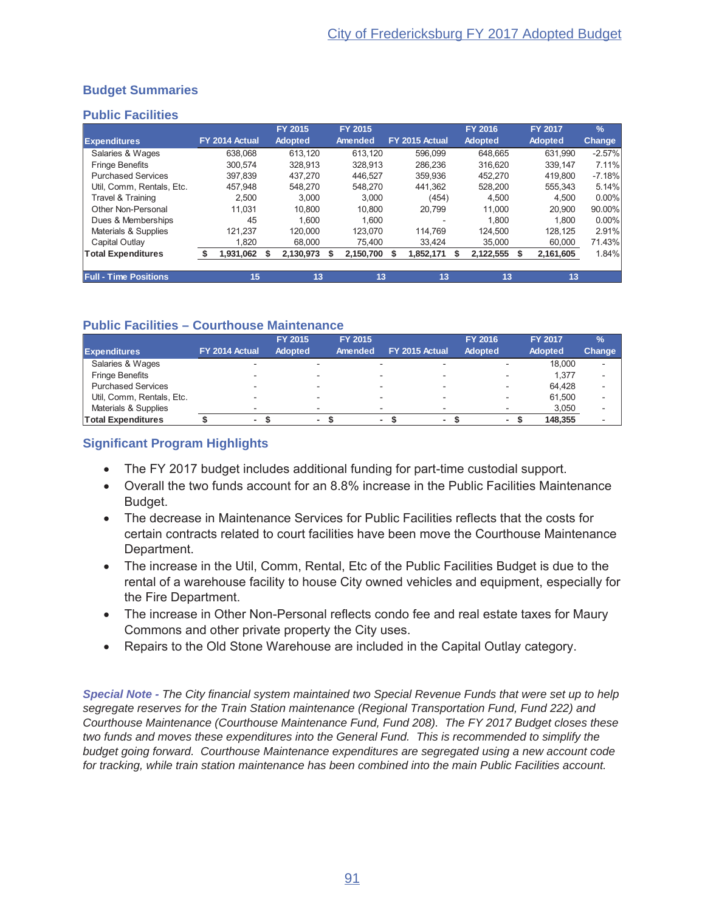## Budget Summaries

### Public Facilities

| Expenditures | FY 2014 Actual | FY 2015 Adopted | FY 2015 Amended | FY 2015 Actual | FY 2016 Adopted | FY 2017 Adopted | % Change |
|---|---|---|---|---|---|---|---|
| Salaries & Wages | 638,068 | 613,120 | 613,120 | 596,099 | 648,665 | 631,990 | -2.57% |
| Fringe Benefits | 300,574 | 328,913 | 328,913 | 286,236 | 316,620 | 339,147 | 7.11% |
| Purchased Services | 397,839 | 437,270 | 446,527 | 359,936 | 452,270 | 419,800 | -7.18% |
| Util, Comm, Rentals, Etc. | 457,948 | 548,270 | 548,270 | 441,362 | 528,200 | 555,343 | 5.14% |
| Travel & Training | 2,500 | 3,000 | 3,000 | (454) | 4,500 | 4,500 | 0.00% |
| Other Non-Personal | 11,031 | 10,800 | 10,800 | 20,799 | 11,000 | 20,900 | 90.00% |
| Dues & Memberships | 45 | 1,600 | 1,600 | - | 1,800 | 1,800 | 0.00% |
| Materials & Supplies | 121,237 | 120,000 | 123,070 | 114,769 | 124,500 | 128,125 | 2.91% |
| Capital Outlay | 1,820 | 68,000 | 75,400 | 33,424 | 35,000 | 60,000 | 71.43% |
| **Total Expenditures** | **$ 1,931,062** | **$ 2,130,973** | **$ 2,150,700** | **$ 1,852,171** | **$ 2,122,555** | **$ 2,161,605** | 1.84% |
| **Full - Time Positions** | **15** | **13** | **13** | **13** | **13** | **13** | |

### Public Facilities – Courthouse Maintenance

| Expenditures | FY 2014 Actual | FY 2015 Adopted | FY 2015 Amended | FY 2015 Actual | FY 2016 Adopted | FY 2017 Adopted | % Change |
|---|---|---|---|---|---|---|---|
| Salaries & Wages | - | - | - | - | - | 18,000 | - |
| Fringe Benefits | - | - | - | - | - | 1,377 | - |
| Purchased Services | - | - | - | - | - | 64,428 | - |
| Util, Comm, Rentals, Etc. | - | - | - | - | - | 61,500 | - |
| Materials & Supplies | - | - | - | - | - | 3,050 | - |
| **Total Expenditures** | **$ -** | **$ -** | **$ -** | **$ -** | **$ -** | **$ 148,355** | - |

### Significant Program Highlights

- The FY 2017 budget includes additional funding for part-time custodial support.
- Overall the two funds account for an 8.8% increase in the Public Facilities Maintenance Budget.
- The decrease in Maintenance Services for Public Facilities reflects that the costs for certain contracts related to court facilities have been move the Courthouse Maintenance Department.
- The increase in the Util, Comm, Rental, Etc of the Public Facilities Budget is due to the rental of a warehouse facility to house City owned vehicles and equipment, especially for the Fire Department.
- The increase in Other Non-Personal reflects condo fee and real estate taxes for Maury Commons and other private property the City uses.
- Repairs to the Old Stone Warehouse are included in the Capital Outlay category.

***Special Note -*** *The City financial system maintained two Special Revenue Funds that were set up to help segregate reserves for the Train Station maintenance (Regional Transportation Fund, Fund 222) and Courthouse Maintenance (Courthouse Maintenance Fund, Fund 208). The FY 2017 Budget closes these two funds and moves these expenditures into the General Fund. This is recommended to simplify the budget going forward. Courthouse Maintenance expenditures are segregated using a new account code for tracking, while train station maintenance has been combined into the main Public Facilities account.*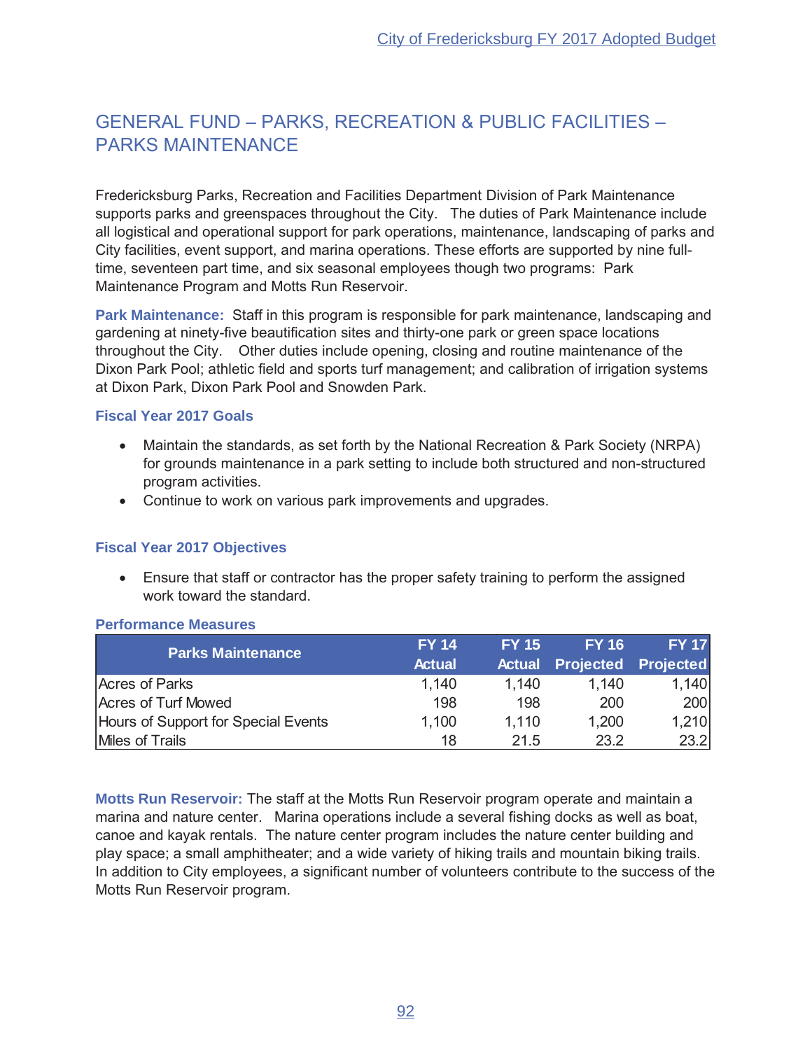# GENERAL FUND – PARKS, RECREATION & PUBLIC FACILITIES – PARKS MAINTENANCE

Fredericksburg Parks, Recreation and Facilities Department Division of Park Maintenance supports parks and greenspaces throughout the City. The duties of Park Maintenance include all logistical and operational support for park operations, maintenance, landscaping of parks and City facilities, event support, and marina operations. These efforts are supported by nine full-time, seventeen part time, and six seasonal employees though two programs: Park Maintenance Program and Motts Run Reservoir.

**Park Maintenance:** Staff in this program is responsible for park maintenance, landscaping and gardening at ninety-five beautification sites and thirty-one park or green space locations throughout the City. Other duties include opening, closing and routine maintenance of the Dixon Park Pool; athletic field and sports turf management; and calibration of irrigation systems at Dixon Park, Dixon Park Pool and Snowden Park.

### Fiscal Year 2017 Goals

- Maintain the standards, as set forth by the National Recreation & Park Society (NRPA) for grounds maintenance in a park setting to include both structured and non-structured program activities.
- Continue to work on various park improvements and upgrades.

### Fiscal Year 2017 Objectives

- Ensure that staff or contractor has the proper safety training to perform the assigned work toward the standard.

### Performance Measures

| Parks Maintenance | FY 14 Actual | FY 15 Actual | FY 16 Projected | FY 17 Projected |
|---|---|---|---|---|
| Acres of Parks | 1,140 | 1,140 | 1,140 | 1,140 |
| Acres of Turf Mowed | 198 | 198 | 200 | 200 |
| Hours of Support for Special Events | 1,100 | 1,110 | 1,200 | 1,210 |
| Miles of Trails | 18 | 21.5 | 23.2 | 23.2 |

**Motts Run Reservoir:** The staff at the Motts Run Reservoir program operate and maintain a marina and nature center. Marina operations include a several fishing docks as well as boat, canoe and kayak rentals. The nature center program includes the nature center building and play space; a small amphitheater; and a wide variety of hiking trails and mountain biking trails. In addition to City employees, a significant number of volunteers contribute to the success of the Motts Run Reservoir program.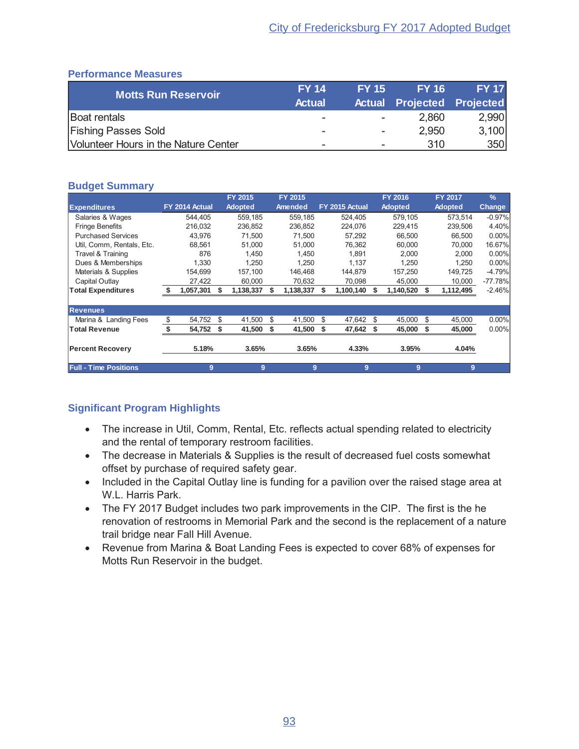## Performance Measures

| Motts Run Reservoir | FY 14 Actual | FY 15 Actual | FY 16 Projected | FY 17 Projected |
|---|---|---|---|---|
| Boat rentals | - | - | 2,860 | 2,990 |
| Fishing Passes Sold | - | - | 2,950 | 3,100 |
| Volunteer Hours in the Nature Center | - | - | 310 | 350 |

## Budget Summary

| Expenditures | FY 2014 Actual | FY 2015 Adopted | FY 2015 Amended | FY 2015 Actual | FY 2016 Adopted | FY 2017 Adopted | % Change |
|---|---|---|---|---|---|---|---|
| Salaries & Wages | 544,405 | 559,185 | 559,185 | 524,405 | 579,105 | 573,514 | -0.97% |
| Fringe Benefits | 216,032 | 236,852 | 236,852 | 224,076 | 229,415 | 239,506 | 4.40% |
| Purchased Services | 43,976 | 71,500 | 71,500 | 57,292 | 66,500 | 66,500 | 0.00% |
| Util, Comm, Rentals, Etc. | 68,561 | 51,000 | 51,000 | 76,362 | 60,000 | 70,000 | 16.67% |
| Travel & Training | 876 | 1,450 | 1,450 | 1,891 | 2,000 | 2,000 | 0.00% |
| Dues & Memberships | 1,330 | 1,250 | 1,250 | 1,137 | 1,250 | 1,250 | 0.00% |
| Materials & Supplies | 154,699 | 157,100 | 146,468 | 144,879 | 157,250 | 149,725 | -4.79% |
| Capital Outlay | 27,422 | 60,000 | 70,632 | 70,098 | 45,000 | 10,000 | -77.78% |
| **Total Expenditures** | **$ 1,057,301** | **$ 1,138,337** | **$ 1,138,337** | **$ 1,100,140** | **$ 1,140,520** | **$ 1,112,495** | -2.46% |
| **Revenues** | | | | | | | |
| Marina & Landing Fees | $ 54,752 | $ 41,500 | $ 41,500 | $ 47,642 | $ 45,000 | $ 45,000 | 0.00% |
| **Total Revenue** | **$ 54,752** | **$ 41,500** | **$ 41,500** | **$ 47,642** | **$ 45,000** | **$ 45,000** | 0.00% |
| **Percent Recovery** | **5.18%** | **3.65%** | **3.65%** | **4.33%** | **3.95%** | **4.04%** | |
| **Full - Time Positions** | 9 | 9 | 9 | 9 | 9 | 9 | |

## Significant Program Highlights

- The increase in Util, Comm, Rental, Etc. reflects actual spending related to electricity and the rental of temporary restroom facilities.
- The decrease in Materials & Supplies is the result of decreased fuel costs somewhat offset by purchase of required safety gear.
- Included in the Capital Outlay line is funding for a pavilion over the raised stage area at W.L. Harris Park.
- The FY 2017 Budget includes two park improvements in the CIP. The first is the he renovation of restrooms in Memorial Park and the second is the replacement of a nature trail bridge near Fall Hill Avenue.
- Revenue from Marina & Boat Landing Fees is expected to cover 68% of expenses for Motts Run Reservoir in the budget.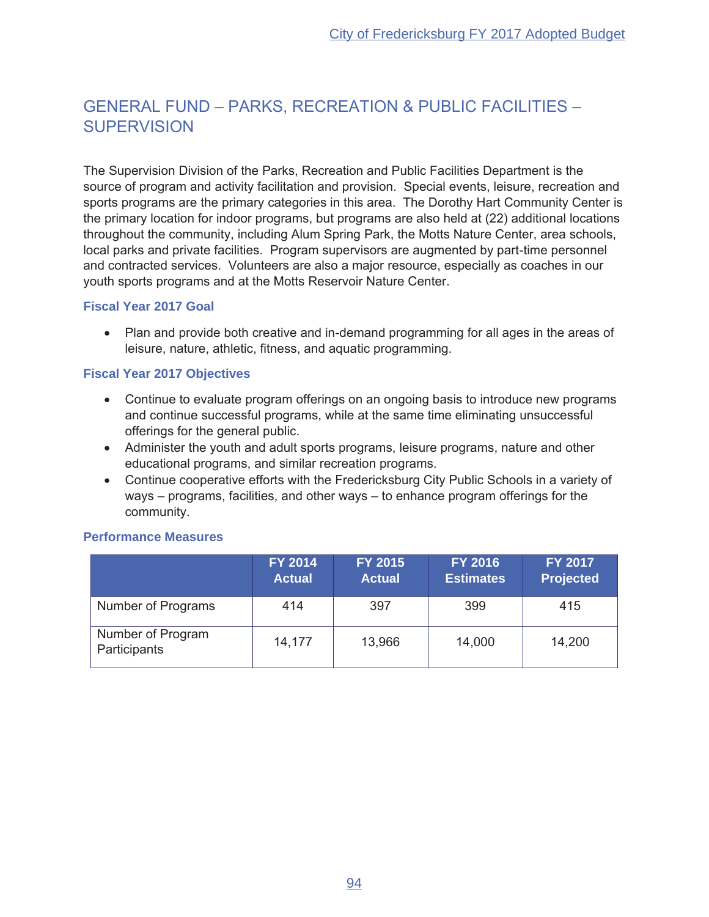# GENERAL FUND – PARKS, RECREATION & PUBLIC FACILITIES – SUPERVISION

The Supervision Division of the Parks, Recreation and Public Facilities Department is the source of program and activity facilitation and provision. Special events, leisure, recreation and sports programs are the primary categories in this area. The Dorothy Hart Community Center is the primary location for indoor programs, but programs are also held at (22) additional locations throughout the community, including Alum Spring Park, the Motts Nature Center, area schools, local parks and private facilities. Program supervisors are augmented by part-time personnel and contracted services. Volunteers are also a major resource, especially as coaches in our youth sports programs and at the Motts Reservoir Nature Center.

### Fiscal Year 2017 Goal

- Plan and provide both creative and in-demand programming for all ages in the areas of leisure, nature, athletic, fitness, and aquatic programming.

### Fiscal Year 2017 Objectives

- Continue to evaluate program offerings on an ongoing basis to introduce new programs and continue successful programs, while at the same time eliminating unsuccessful offerings for the general public.
- Administer the youth and adult sports programs, leisure programs, nature and other educational programs, and similar recreation programs.
- Continue cooperative efforts with the Fredericksburg City Public Schools in a variety of ways – programs, facilities, and other ways – to enhance program offerings for the community.

### Performance Measures

| | FY 2014 Actual | FY 2015 Actual | FY 2016 Estimates | FY 2017 Projected |
|---|---|---|---|---|
| Number of Programs | 414 | 397 | 399 | 415 |
| Number of Program Participants | 14,177 | 13,966 | 14,000 | 14,200 |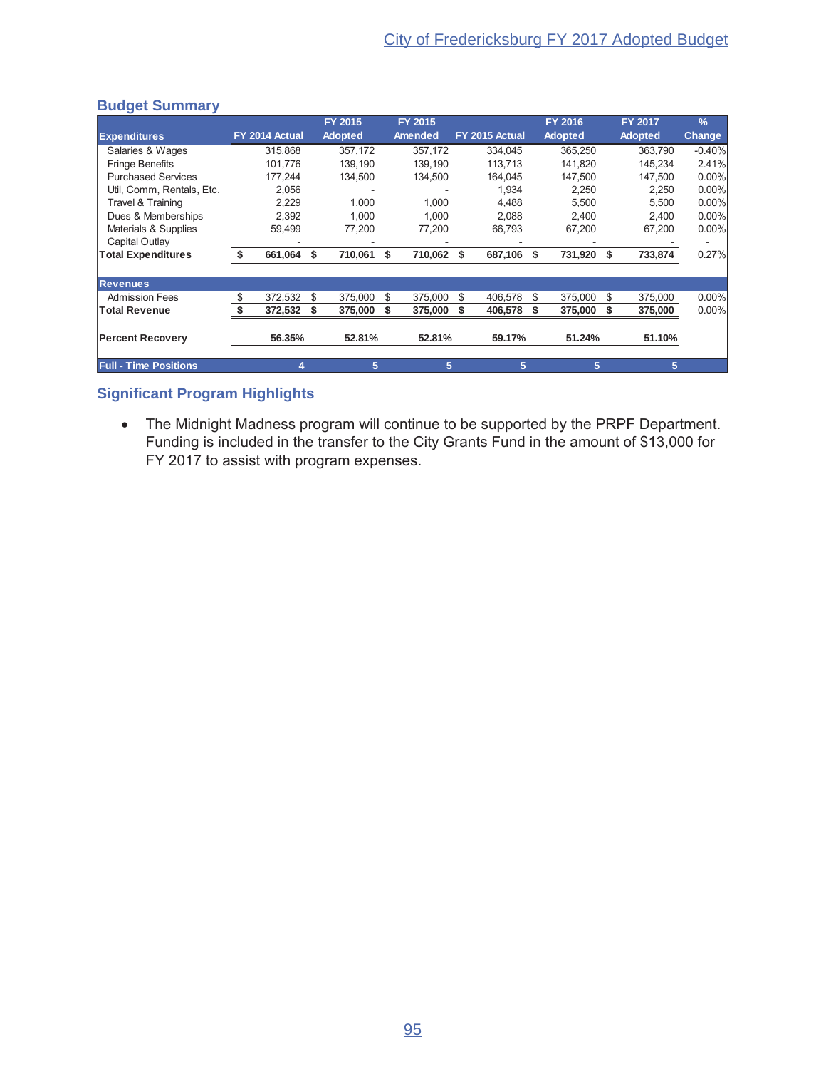## Budget Summary

| Expenditures | FY 2014 Actual | FY 2015 Adopted | FY 2015 Amended | FY 2015 Actual | FY 2016 Adopted | FY 2017 Adopted | % Change |
|---|---|---|---|---|---|---|---|
| Salaries & Wages | 315,868 | 357,172 | 357,172 | 334,045 | 365,250 | 363,790 | -0.40% |
| Fringe Benefits | 101,776 | 139,190 | 139,190 | 113,713 | 141,820 | 145,234 | 2.41% |
| Purchased Services | 177,244 | 134,500 | 134,500 | 164,045 | 147,500 | 147,500 | 0.00% |
| Util, Comm, Rentals, Etc. | 2,056 | - | - | 1,934 | 2,250 | 2,250 | 0.00% |
| Travel & Training | 2,229 | 1,000 | 1,000 | 4,488 | 5,500 | 5,500 | 0.00% |
| Dues & Memberships | 2,392 | 1,000 | 1,000 | 2,088 | 2,400 | 2,400 | 0.00% |
| Materials & Supplies | 59,499 | 77,200 | 77,200 | 66,793 | 67,200 | 67,200 | 0.00% |
| Capital Outlay | - | - | - | - | - | - | - |
| **Total Expenditures** | **$ 661,064** | **$ 710,061** | **$ 710,062** | **$ 687,106** | **$ 731,920** | **$ 733,874** | 0.27% |
| **Revenues** | | | | | | | |
| Admission Fees | $ 372,532 | $ 375,000 | $ 375,000 | $ 406,578 | $ 375,000 | $ 375,000 | 0.00% |
| **Total Revenue** | **$ 372,532** | **$ 375,000** | **$ 375,000** | **$ 406,578** | **$ 375,000** | **$ 375,000** | 0.00% |
| **Percent Recovery** | **56.35%** | **52.81%** | **52.81%** | **59.17%** | **51.24%** | **51.10%** | |
| **Full - Time Positions** | **4** | **5** | **5** | **5** | **5** | **5** | |

## Significant Program Highlights

- The Midnight Madness program will continue to be supported by the PRPF Department. Funding is included in the transfer to the City Grants Fund in the amount of $13,000 for FY 2017 to assist with program expenses.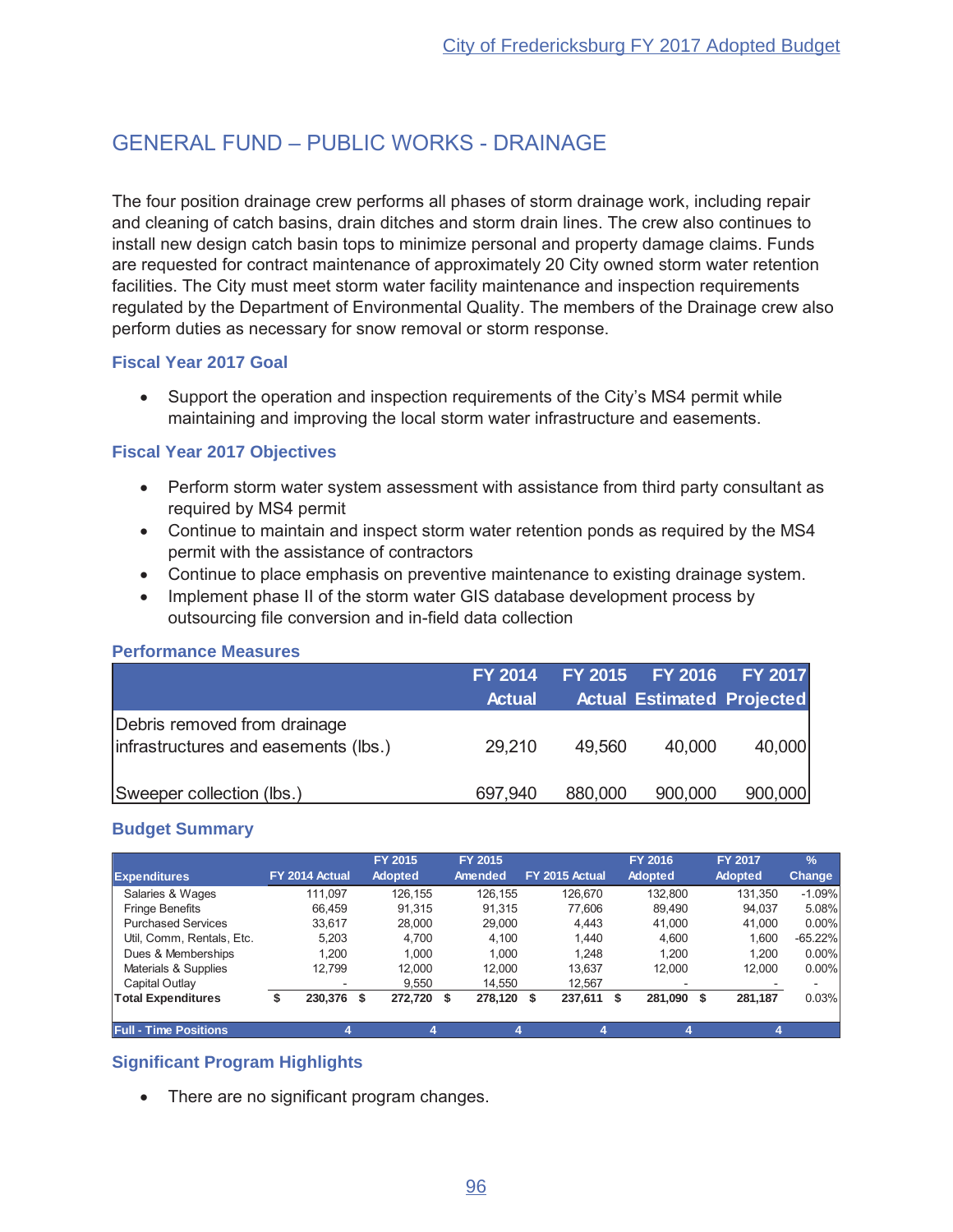# GENERAL FUND – PUBLIC WORKS - DRAINAGE

The four position drainage crew performs all phases of storm drainage work, including repair and cleaning of catch basins, drain ditches and storm drain lines. The crew also continues to install new design catch basin tops to minimize personal and property damage claims. Funds are requested for contract maintenance of approximately 20 City owned storm water retention facilities. The City must meet storm water facility maintenance and inspection requirements regulated by the Department of Environmental Quality. The members of the Drainage crew also perform duties as necessary for snow removal or storm response.

### Fiscal Year 2017 Goal

- Support the operation and inspection requirements of the City's MS4 permit while maintaining and improving the local storm water infrastructure and easements.

### Fiscal Year 2017 Objectives

- Perform storm water system assessment with assistance from third party consultant as required by MS4 permit
- Continue to maintain and inspect storm water retention ponds as required by the MS4 permit with the assistance of contractors
- Continue to place emphasis on preventive maintenance to existing drainage system.
- Implement phase II of the storm water GIS database development process by outsourcing file conversion and in-field data collection

### Performance Measures

| | FY 2014 Actual | FY 2015 Actual | FY 2016 Estimated | FY 2017 Projected |
|---|---|---|---|---|
| Debris removed from drainage infrastructures and easements (lbs.) | 29,210 | 49,560 | 40,000 | 40,000 |
| Sweeper collection (lbs.) | 697,940 | 880,000 | 900,000 | 900,000 |

### Budget Summary

| Expenditures | FY 2014 Actual | FY 2015 Adopted | FY 2015 Amended | FY 2015 Actual | FY 2016 Adopted | FY 2017 Adopted | % Change |
|---|---|---|---|---|---|---|---|
| Salaries & Wages | 111,097 | 126,155 | 126,155 | 126,670 | 132,800 | 131,350 | -1.09% |
| Fringe Benefits | 66,459 | 91,315 | 91,315 | 77,606 | 89,490 | 94,037 | 5.08% |
| Purchased Services | 33,617 | 28,000 | 29,000 | 4,443 | 41,000 | 41,000 | 0.00% |
| Util, Comm, Rentals, Etc. | 5,203 | 4,700 | 4,100 | 1,440 | 4,600 | 1,600 | -65.22% |
| Dues & Memberships | 1,200 | 1,000 | 1,000 | 1,248 | 1,200 | 1,200 | 0.00% |
| Materials & Supplies | 12,799 | 12,000 | 12,000 | 13,637 | 12,000 | 12,000 | 0.00% |
| Capital Outlay | - | 9,550 | 14,550 | 12,567 | - | - | - |
| **Total Expenditures** | **$ 230,376** | **$ 272,720** | **$ 278,120** | **$ 237,611** | **$ 281,090** | **$ 281,187** | 0.03% |
| **Full - Time Positions** | **4** | **4** | **4** | **4** | **4** | **4** | |

### Significant Program Highlights

- There are no significant program changes.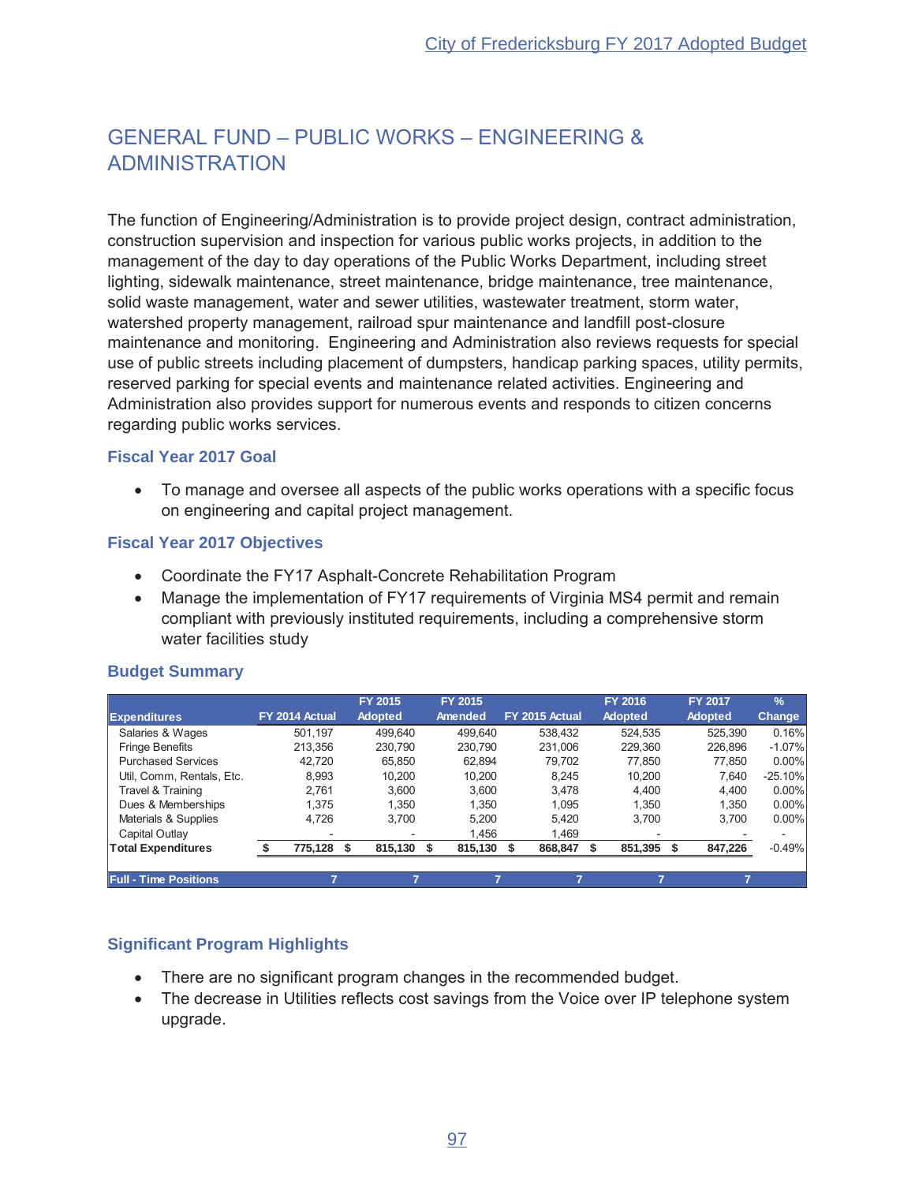# GENERAL FUND – PUBLIC WORKS – ENGINEERING & ADMINISTRATION

The function of Engineering/Administration is to provide project design, contract administration, construction supervision and inspection for various public works projects, in addition to the management of the day to day operations of the Public Works Department, including street lighting, sidewalk maintenance, street maintenance, bridge maintenance, tree maintenance, solid waste management, water and sewer utilities, wastewater treatment, storm water, watershed property management, railroad spur maintenance and landfill post-closure maintenance and monitoring. Engineering and Administration also reviews requests for special use of public streets including placement of dumpsters, handicap parking spaces, utility permits, reserved parking for special events and maintenance related activities. Engineering and Administration also provides support for numerous events and responds to citizen concerns regarding public works services.

### Fiscal Year 2017 Goal

- To manage and oversee all aspects of the public works operations with a specific focus on engineering and capital project management.

### Fiscal Year 2017 Objectives

- Coordinate the FY17 Asphalt-Concrete Rehabilitation Program
- Manage the implementation of FY17 requirements of Virginia MS4 permit and remain compliant with previously instituted requirements, including a comprehensive storm water facilities study

### Budget Summary

| Expenditures | FY 2014 Actual | FY 2015 Adopted | FY 2015 Amended | FY 2015 Actual | FY 2016 Adopted | FY 2017 Adopted | % Change |
|---|---|---|---|---|---|---|---|
| Salaries & Wages | 501,197 | 499,640 | 499,640 | 538,432 | 524,535 | 525,390 | 0.16% |
| Fringe Benefits | 213,356 | 230,790 | 230,790 | 231,006 | 229,360 | 226,896 | -1.07% |
| Purchased Services | 42,720 | 65,850 | 62,894 | 79,702 | 77,850 | 77,850 | 0.00% |
| Util, Comm, Rentals, Etc. | 8,993 | 10,200 | 10,200 | 8,245 | 10,200 | 7,640 | -25.10% |
| Travel & Training | 2,761 | 3,600 | 3,600 | 3,478 | 4,400 | 4,400 | 0.00% |
| Dues & Memberships | 1,375 | 1,350 | 1,350 | 1,095 | 1,350 | 1,350 | 0.00% |
| Materials & Supplies | 4,726 | 3,700 | 5,200 | 5,420 | 3,700 | 3,700 | 0.00% |
| Capital Outlay | - | - | 1,456 | 1,469 | - | - | - |
| **Total Expenditures** | **$ 775,128** | **$ 815,130** | **$ 815,130** | **$ 868,847** | **$ 851,395** | **$ 847,226** | -0.49% |
| **Full - Time Positions** | 7 | 7 | 7 | 7 | 7 | 7 | |

### Significant Program Highlights

- There are no significant program changes in the recommended budget.
- The decrease in Utilities reflects cost savings from the Voice over IP telephone system upgrade.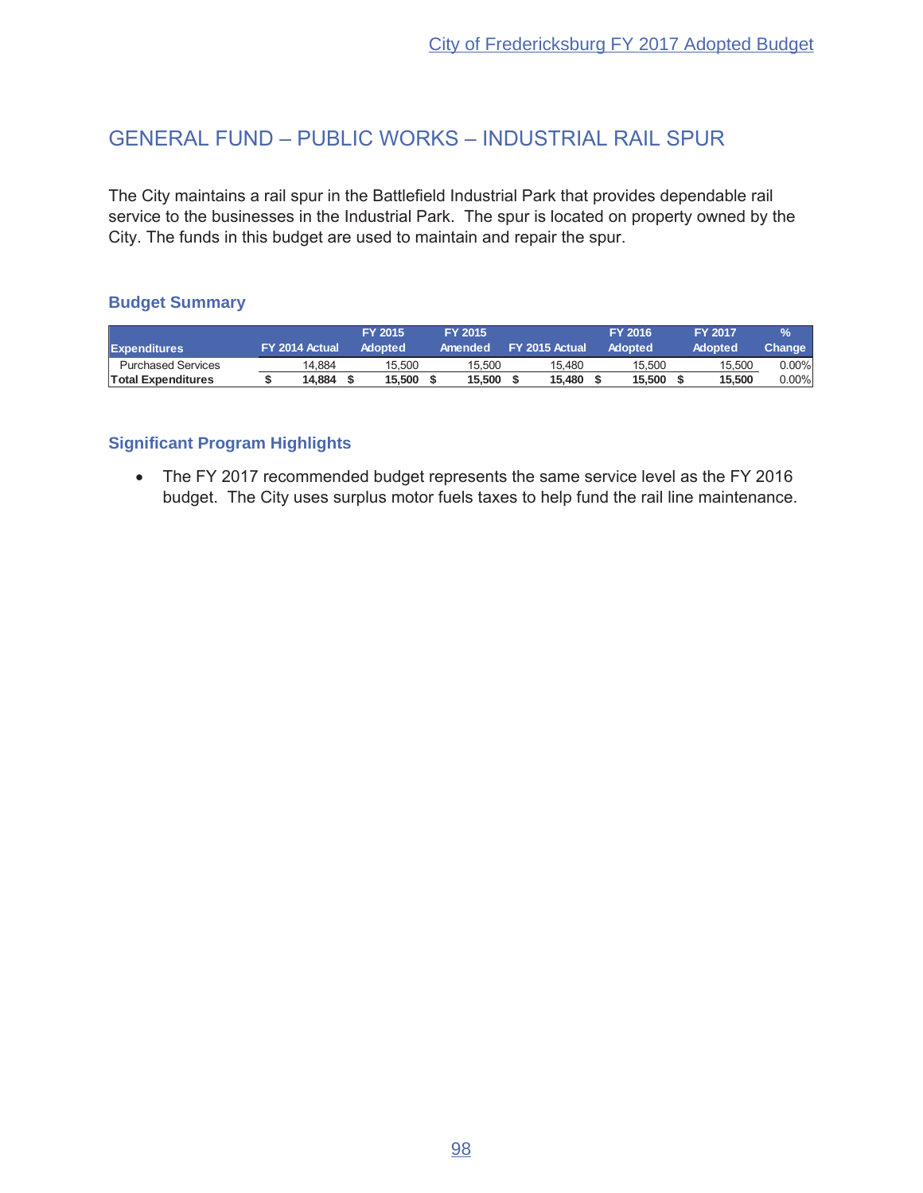# GENERAL FUND – PUBLIC WORKS – INDUSTRIAL RAIL SPUR

The City maintains a rail spur in the Battlefield Industrial Park that provides dependable rail service to the businesses in the Industrial Park. The spur is located on property owned by the City. The funds in this budget are used to maintain and repair the spur.

### Budget Summary

| Expenditures | FY 2014 Actual | FY 2015 Adopted | FY 2015 Amended | FY 2015 Actual | FY 2016 Adopted | FY 2017 Adopted | % Change |
|---|---|---|---|---|---|---|---|
| Purchased Services | 14,884 | 15,500 | 15,500 | 15,480 | 15,500 | 15,500 | 0.00% |
| **Total Expenditures** | **$ 14,884** | **$ 15,500** | **$ 15,500** | **$ 15,480** | **$ 15,500** | **$ 15,500** | 0.00% |

### Significant Program Highlights

- The FY 2017 recommended budget represents the same service level as the FY 2016 budget. The City uses surplus motor fuels taxes to help fund the rail line maintenance.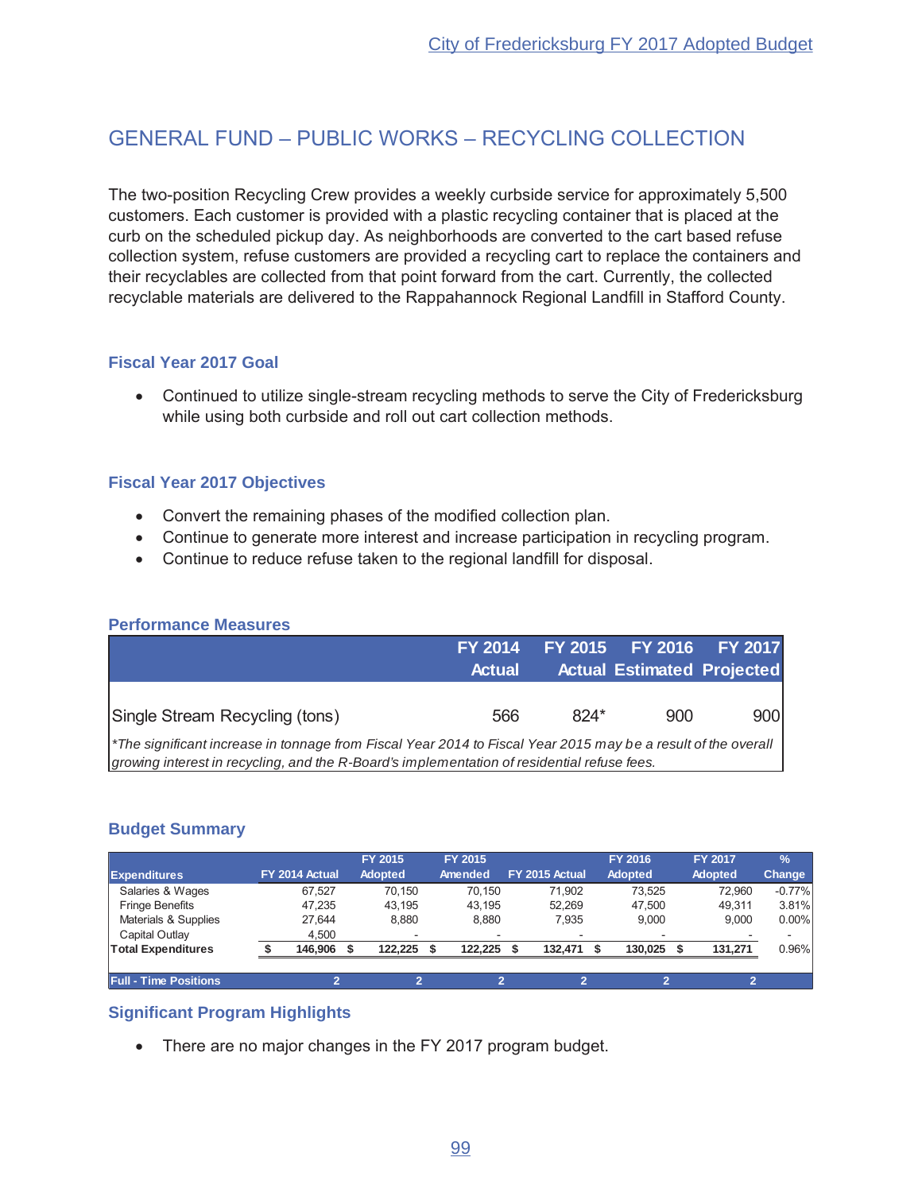# GENERAL FUND – PUBLIC WORKS – RECYCLING COLLECTION

The two-position Recycling Crew provides a weekly curbside service for approximately 5,500 customers. Each customer is provided with a plastic recycling container that is placed at the curb on the scheduled pickup day. As neighborhoods are converted to the cart based refuse collection system, refuse customers are provided a recycling cart to replace the containers and their recyclables are collected from that point forward from the cart. Currently, the collected recyclable materials are delivered to the Rappahannock Regional Landfill in Stafford County.

### Fiscal Year 2017 Goal

- Continued to utilize single-stream recycling methods to serve the City of Fredericksburg while using both curbside and roll out cart collection methods.

### Fiscal Year 2017 Objectives

- Convert the remaining phases of the modified collection plan.
- Continue to generate more interest and increase participation in recycling program.
- Continue to reduce refuse taken to the regional landfill for disposal.

### Performance Measures

| | FY 2014 Actual | FY 2015 Actual | FY 2016 Estimated | FY 2017 Projected |
|---|---|---|---|---|
| Single Stream Recycling (tons) | 566 | 824* | 900 | 900 |

*The significant increase in tonnage from Fiscal Year 2014 to Fiscal Year 2015 may be a result of the overall growing interest in recycling, and the R-Board's implementation of residential refuse fees.*

### Budget Summary

| Expenditures | FY 2014 Actual | FY 2015 Adopted | FY 2015 Amended | FY 2015 Actual | FY 2016 Adopted | FY 2017 Adopted | % Change |
|---|---|---|---|---|---|---|---|
| Salaries & Wages | 67,527 | 70,150 | 70,150 | 71,902 | 73,525 | 72,960 | -0.77% |
| Fringe Benefits | 47,235 | 43,195 | 43,195 | 52,269 | 47,500 | 49,311 | 3.81% |
| Materials & Supplies | 27,644 | 8,880 | 8,880 | 7,935 | 9,000 | 9,000 | 0.00% |
| Capital Outlay | 4,500 | - | - | - | - | - | - |
| **Total Expenditures** | **$ 146,906** | **$ 122,225** | **$ 122,225** | **$ 132,471** | **$ 130,025** | **$ 131,271** | 0.96% |
| **Full - Time Positions** | **2** | **2** | **2** | **2** | **2** | **2** | |

### Significant Program Highlights

- There are no major changes in the FY 2017 program budget.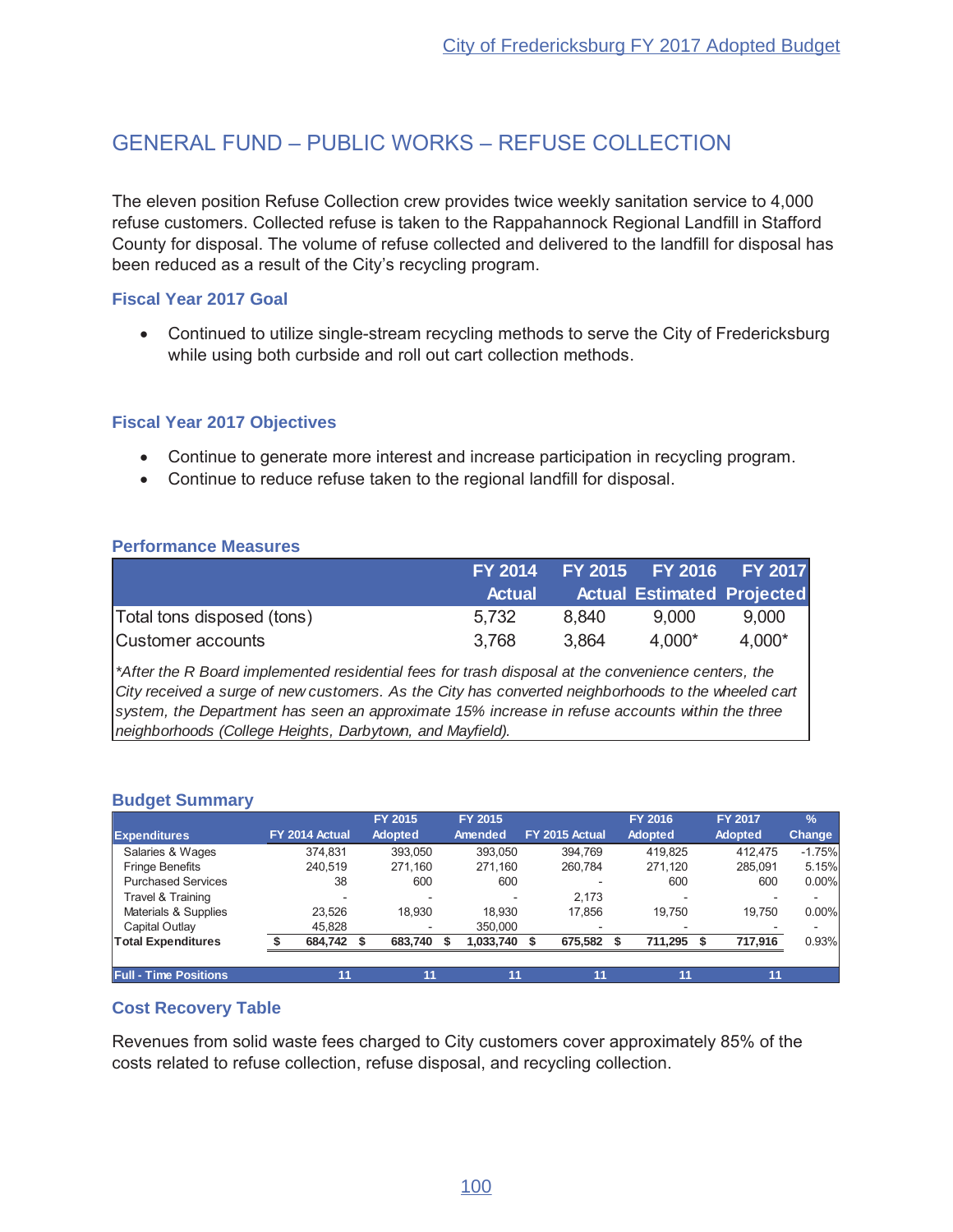# GENERAL FUND – PUBLIC WORKS – REFUSE COLLECTION

The eleven position Refuse Collection crew provides twice weekly sanitation service to 4,000 refuse customers. Collected refuse is taken to the Rappahannock Regional Landfill in Stafford County for disposal. The volume of refuse collected and delivered to the landfill for disposal has been reduced as a result of the City's recycling program.

### Fiscal Year 2017 Goal

- Continued to utilize single-stream recycling methods to serve the City of Fredericksburg while using both curbside and roll out cart collection methods.

### Fiscal Year 2017 Objectives

- Continue to generate more interest and increase participation in recycling program.
- Continue to reduce refuse taken to the regional landfill for disposal.

### Performance Measures

| | FY 2014 Actual | FY 2015 Actual | FY 2016 Estimated | FY 2017 Projected |
|---|---|---|---|---|
| Total tons disposed (tons) | 5,732 | 8,840 | 9,000 | 9,000 |
| Customer accounts | 3,768 | 3,864 | 4,000* | 4,000* |

*\*After the R Board implemented residential fees for trash disposal at the convenience centers, the City received a surge of new customers. As the City has converted neighborhoods to the wheeled cart system, the Department has seen an approximate 15% increase in refuse accounts within the three neighborhoods (College Heights, Darbytown, and Mayfield).*

### Budget Summary

| Expenditures | FY 2014 Actual | FY 2015 Adopted | FY 2015 Amended | FY 2015 Actual | FY 2016 Adopted | FY 2017 Adopted | % Change |
|---|---|---|---|---|---|---|---|
| Salaries & Wages | 374,831 | 393,050 | 393,050 | 394,769 | 419,825 | 412,475 | -1.75% |
| Fringe Benefits | 240,519 | 271,160 | 271,160 | 260,784 | 271,120 | 285,091 | 5.15% |
| Purchased Services | 38 | 600 | 600 | - | 600 | 600 | 0.00% |
| Travel & Training | - | - | - | 2,173 | - | - | - |
| Materials & Supplies | 23,526 | 18,930 | 18,930 | 17,856 | 19,750 | 19,750 | 0.00% |
| Capital Outlay | 45,828 | - | 350,000 | - | - | - | - |
| **Total Expenditures** | **$ 684,742** | **$ 683,740** | **$ 1,033,740** | **$ 675,582** | **$ 711,295** | **$ 717,916** | 0.93% |
| **Full - Time Positions** | **11** | **11** | **11** | **11** | **11** | **11** | |

### Cost Recovery Table

Revenues from solid waste fees charged to City customers cover approximately 85% of the costs related to refuse collection, refuse disposal, and recycling collection.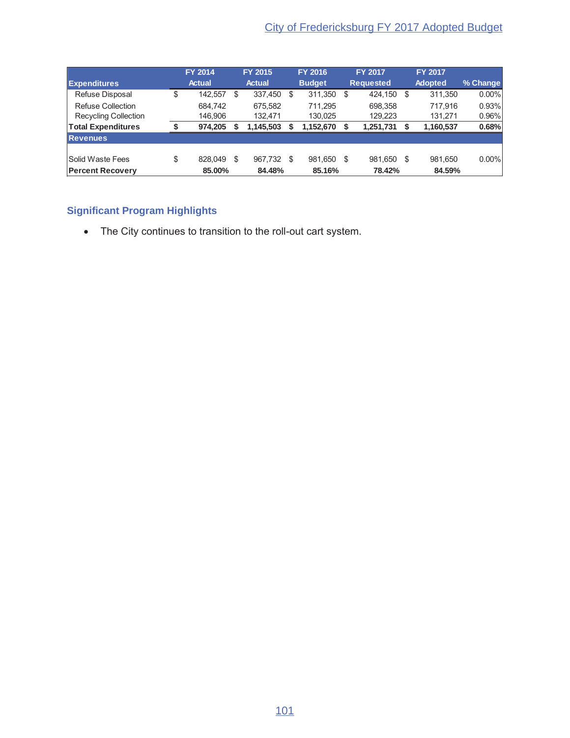| Expenditures | FY 2014 Actual | FY 2015 Actual | FY 2016 Budget | FY 2017 Requested | FY 2017 Adopted | % Change |
|---|---|---|---|---|---|---|
| Refuse Disposal | $ 142,557 | $ 337,450 | $ 311,350 | $ 424,150 | $ 311,350 | 0.00% |
| Refuse Collection | 684,742 | 675,582 | 711,295 | 698,358 | 717,916 | 0.93% |
| Recycling Collection | 146,906 | 132,471 | 130,025 | 129,223 | 131,271 | 0.96% |
| **Total Expenditures** | **$ 974,205** | **$ 1,145,503** | **$ 1,152,670** | **$ 1,251,731** | **$ 1,160,537** | **0.68%** |
| **Revenues** | | | | | | |
| Solid Waste Fees | $ 828,049 | $ 967,732 | $ 981,650 | $ 981,650 | $ 981,650 | 0.00% |
| **Percent Recovery** | **85.00%** | **84.48%** | **85.16%** | **78.42%** | **84.59%** | |

## Significant Program Highlights

- The City continues to transition to the roll-out cart system.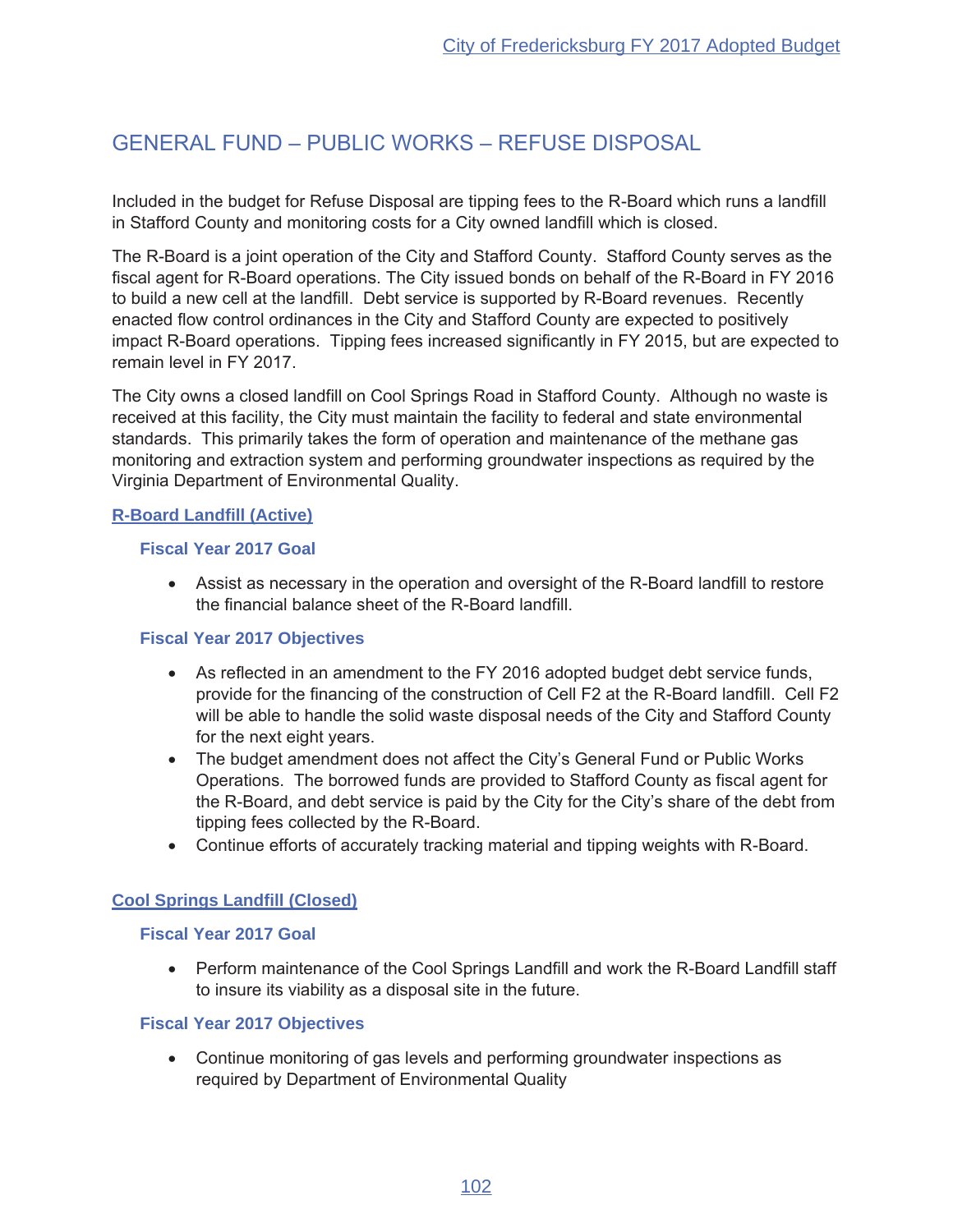# GENERAL FUND – PUBLIC WORKS – REFUSE DISPOSAL

Included in the budget for Refuse Disposal are tipping fees to the R-Board which runs a landfill in Stafford County and monitoring costs for a City owned landfill which is closed.

The R-Board is a joint operation of the City and Stafford County. Stafford County serves as the fiscal agent for R-Board operations. The City issued bonds on behalf of the R-Board in FY 2016 to build a new cell at the landfill. Debt service is supported by R-Board revenues. Recently enacted flow control ordinances in the City and Stafford County are expected to positively impact R-Board operations. Tipping fees increased significantly in FY 2015, but are expected to remain level in FY 2017.

The City owns a closed landfill on Cool Springs Road in Stafford County. Although no waste is received at this facility, the City must maintain the facility to federal and state environmental standards. This primarily takes the form of operation and maintenance of the methane gas monitoring and extraction system and performing groundwater inspections as required by the Virginia Department of Environmental Quality.

## R-Board Landfill (Active)

### Fiscal Year 2017 Goal

- Assist as necessary in the operation and oversight of the R-Board landfill to restore the financial balance sheet of the R-Board landfill.

### Fiscal Year 2017 Objectives

- As reflected in an amendment to the FY 2016 adopted budget debt service funds, provide for the financing of the construction of Cell F2 at the R-Board landfill. Cell F2 will be able to handle the solid waste disposal needs of the City and Stafford County for the next eight years.
- The budget amendment does not affect the City's General Fund or Public Works Operations. The borrowed funds are provided to Stafford County as fiscal agent for the R-Board, and debt service is paid by the City for the City's share of the debt from tipping fees collected by the R-Board.
- Continue efforts of accurately tracking material and tipping weights with R-Board.

## Cool Springs Landfill (Closed)

### Fiscal Year 2017 Goal

- Perform maintenance of the Cool Springs Landfill and work the R-Board Landfill staff to insure its viability as a disposal site in the future.

### Fiscal Year 2017 Objectives

- Continue monitoring of gas levels and performing groundwater inspections as required by Department of Environmental Quality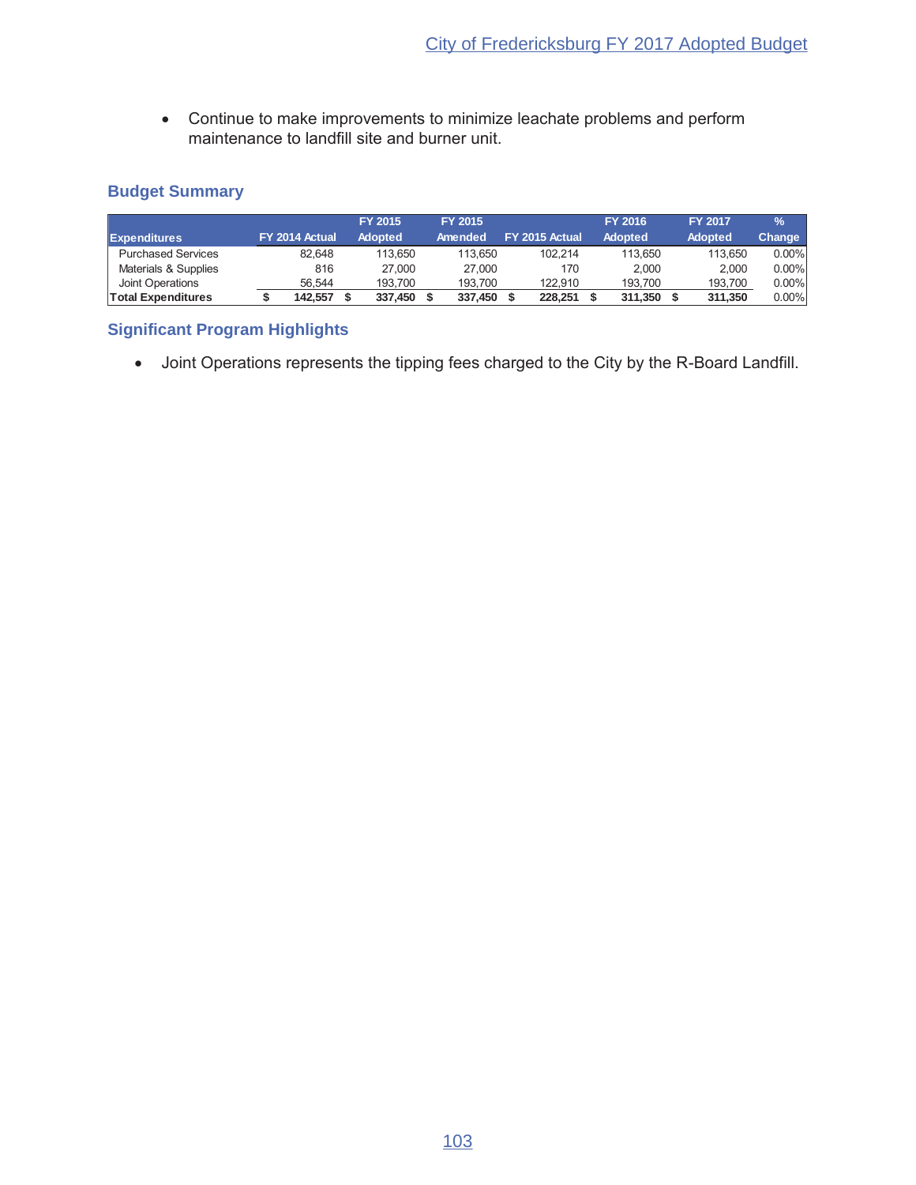- Continue to make improvements to minimize leachate problems and perform maintenance to landfill site and burner unit.

## Budget Summary

| Expenditures | FY 2014 Actual | FY 2015 Adopted | FY 2015 Amended | FY 2015 Actual | FY 2016 Adopted | FY 2017 Adopted | % Change |
|---|---|---|---|---|---|---|---|
| Purchased Services | 82,648 | 113,650 | 113,650 | 102,214 | 113,650 | 113,650 | 0.00% |
| Materials & Supplies | 816 | 27,000 | 27,000 | 170 | 2,000 | 2,000 | 0.00% |
| Joint Operations | 56,544 | 193,700 | 193,700 | 122,910 | 193,700 | 193,700 | 0.00% |
| **Total Expenditures** | **$ 142,557** | **$ 337,450** | **$ 337,450** | **$ 228,251** | **$ 311,350** | **$ 311,350** | 0.00% |

## Significant Program Highlights

- Joint Operations represents the tipping fees charged to the City by the R-Board Landfill.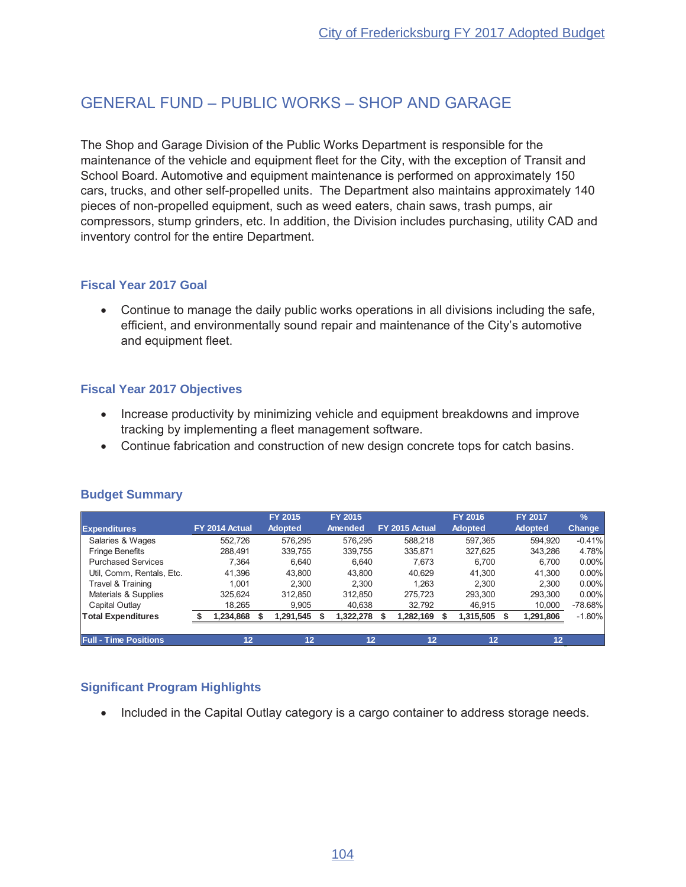# GENERAL FUND – PUBLIC WORKS – SHOP AND GARAGE

The Shop and Garage Division of the Public Works Department is responsible for the maintenance of the vehicle and equipment fleet for the City, with the exception of Transit and School Board. Automotive and equipment maintenance is performed on approximately 150 cars, trucks, and other self-propelled units. The Department also maintains approximately 140 pieces of non-propelled equipment, such as weed eaters, chain saws, trash pumps, air compressors, stump grinders, etc. In addition, the Division includes purchasing, utility CAD and inventory control for the entire Department.

## Fiscal Year 2017 Goal

- Continue to manage the daily public works operations in all divisions including the safe, efficient, and environmentally sound repair and maintenance of the City's automotive and equipment fleet.

## Fiscal Year 2017 Objectives

- Increase productivity by minimizing vehicle and equipment breakdowns and improve tracking by implementing a fleet management software.
- Continue fabrication and construction of new design concrete tops for catch basins.

## Budget Summary

| Expenditures | FY 2014 Actual | FY 2015 Adopted | FY 2015 Amended | FY 2015 Actual | FY 2016 Adopted | FY 2017 Adopted | % Change |
|---|---|---|---|---|---|---|---|
| Salaries & Wages | 552,726 | 576,295 | 576,295 | 588,218 | 597,365 | 594,920 | -0.41% |
| Fringe Benefits | 288,491 | 339,755 | 339,755 | 335,871 | 327,625 | 343,286 | 4.78% |
| Purchased Services | 7,364 | 6,640 | 6,640 | 7,673 | 6,700 | 6,700 | 0.00% |
| Util, Comm, Rentals, Etc. | 41,396 | 43,800 | 43,800 | 40,629 | 41,300 | 41,300 | 0.00% |
| Travel & Training | 1,001 | 2,300 | 2,300 | 1,263 | 2,300 | 2,300 | 0.00% |
| Materials & Supplies | 325,624 | 312,850 | 312,850 | 275,723 | 293,300 | 293,300 | 0.00% |
| Capital Outlay | 18,265 | 9,905 | 40,638 | 32,792 | 46,915 | 10,000 | -78.68% |
| **Total Expenditures** | **$ 1,234,868** | **$ 1,291,545** | **$ 1,322,278** | **$ 1,282,169** | **$ 1,315,505** | **$ 1,291,806** | -1.80% |
| **Full - Time Positions** | **12** | **12** | **12** | **12** | **12** | **12** | |

## Significant Program Highlights

- Included in the Capital Outlay category is a cargo container to address storage needs.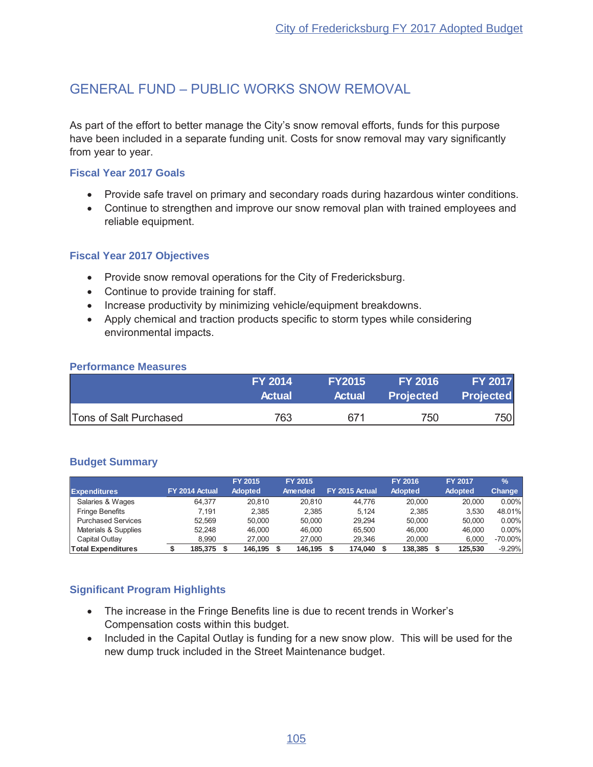# GENERAL FUND – PUBLIC WORKS SNOW REMOVAL

As part of the effort to better manage the City's snow removal efforts, funds for this purpose have been included in a separate funding unit. Costs for snow removal may vary significantly from year to year.

### Fiscal Year 2017 Goals

- Provide safe travel on primary and secondary roads during hazardous winter conditions.
- Continue to strengthen and improve our snow removal plan with trained employees and reliable equipment.

### Fiscal Year 2017 Objectives

- Provide snow removal operations for the City of Fredericksburg.
- Continue to provide training for staff.
- Increase productivity by minimizing vehicle/equipment breakdowns.
- Apply chemical and traction products specific to storm types while considering environmental impacts.

### Performance Measures

| | FY 2014 Actual | FY2015 Actual | FY 2016 Projected | FY 2017 Projected |
|---|---|---|---|---|
| Tons of Salt Purchased | 763 | 671 | 750 | 750 |

### Budget Summary

| Expenditures | FY 2014 Actual | FY 2015 Adopted | FY 2015 Amended | FY 2015 Actual | FY 2016 Adopted | FY 2017 Adopted | % Change |
|---|---|---|---|---|---|---|---|
| Salaries & Wages | 64,377 | 20,810 | 20,810 | 44,776 | 20,000 | 20,000 | 0.00% |
| Fringe Benefits | 7,191 | 2,385 | 2,385 | 5,124 | 2,385 | 3,530 | 48.01% |
| Purchased Services | 52,569 | 50,000 | 50,000 | 29,294 | 50,000 | 50,000 | 0.00% |
| Materials & Supplies | 52,248 | 46,000 | 46,000 | 65,500 | 46,000 | 46,000 | 0.00% |
| Capital Outlay | 8,990 | 27,000 | 27,000 | 29,346 | 20,000 | 6,000 | -70.00% |
| **Total Expenditures** | **$ 185,375** | **$ 146,195** | **$ 146,195** | **$ 174,040** | **$ 138,385** | **$ 125,530** | -9.29% |

### Significant Program Highlights

- The increase in the Fringe Benefits line is due to recent trends in Worker's Compensation costs within this budget.
- Included in the Capital Outlay is funding for a new snow plow. This will be used for the new dump truck included in the Street Maintenance budget.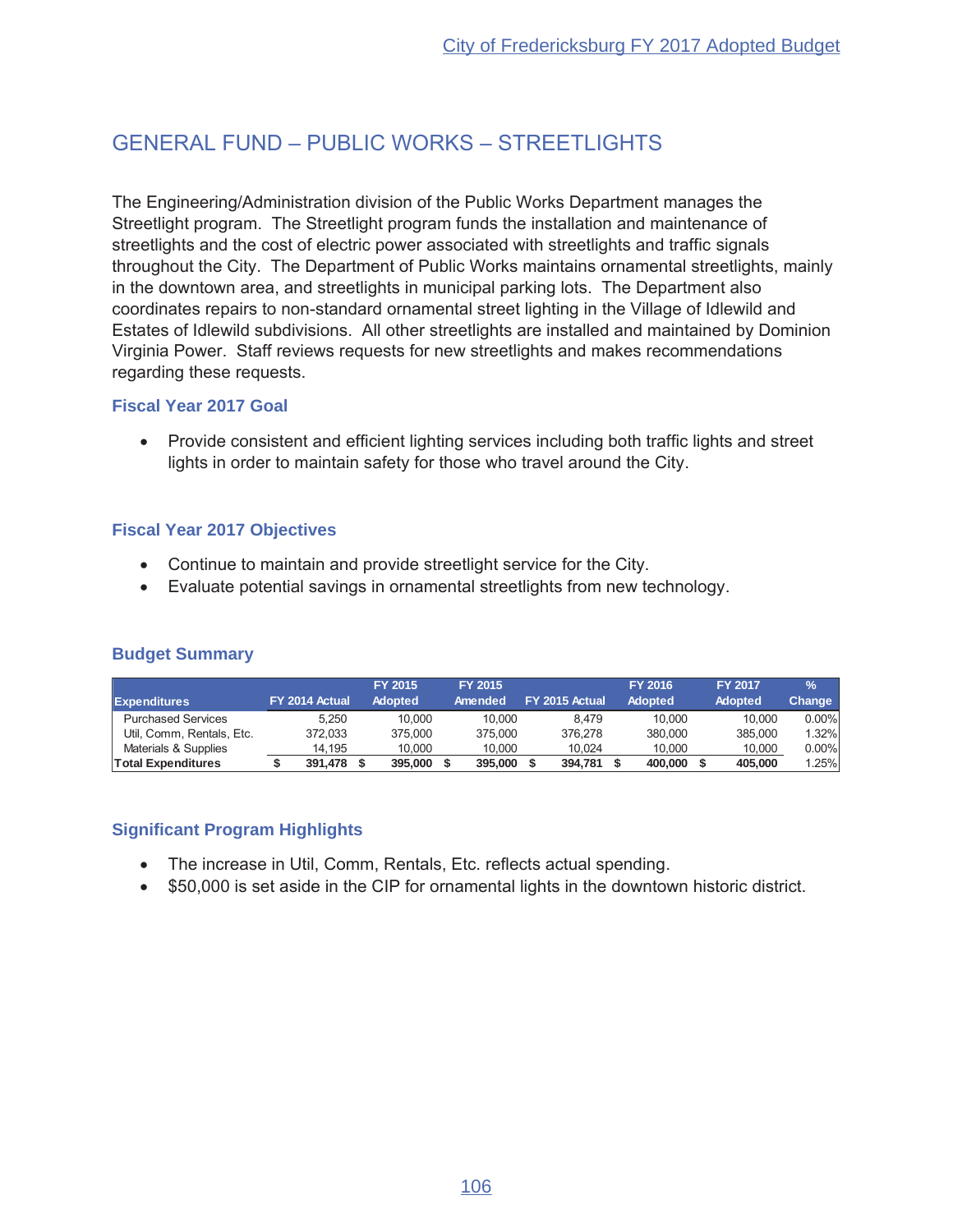# GENERAL FUND – PUBLIC WORKS – STREETLIGHTS

The Engineering/Administration division of the Public Works Department manages the Streetlight program. The Streetlight program funds the installation and maintenance of streetlights and the cost of electric power associated with streetlights and traffic signals throughout the City. The Department of Public Works maintains ornamental streetlights, mainly in the downtown area, and streetlights in municipal parking lots. The Department also coordinates repairs to non-standard ornamental street lighting in the Village of Idlewild and Estates of Idlewild subdivisions. All other streetlights are installed and maintained by Dominion Virginia Power. Staff reviews requests for new streetlights and makes recommendations regarding these requests.

### Fiscal Year 2017 Goal

- Provide consistent and efficient lighting services including both traffic lights and street lights in order to maintain safety for those who travel around the City.

### Fiscal Year 2017 Objectives

- Continue to maintain and provide streetlight service for the City.
- Evaluate potential savings in ornamental streetlights from new technology.

### Budget Summary

| Expenditures | FY 2014 Actual | FY 2015 Adopted | FY 2015 Amended | FY 2015 Actual | FY 2016 Adopted | FY 2017 Adopted | % Change |
|---|---|---|---|---|---|---|---|
| Purchased Services | 5,250 | 10,000 | 10,000 | 8,479 | 10,000 | 10,000 | 0.00% |
| Util, Comm, Rentals, Etc. | 372,033 | 375,000 | 375,000 | 376,278 | 380,000 | 385,000 | 1.32% |
| Materials & Supplies | 14,195 | 10,000 | 10,000 | 10,024 | 10,000 | 10,000 | 0.00% |
| **Total Expenditures** | **$ 391,478** | **$ 395,000** | **$ 395,000** | **$ 394,781** | **$ 400,000** | **$ 405,000** | 1.25% |

### Significant Program Highlights

- The increase in Util, Comm, Rentals, Etc. reflects actual spending.
- $50,000 is set aside in the CIP for ornamental lights in the downtown historic district.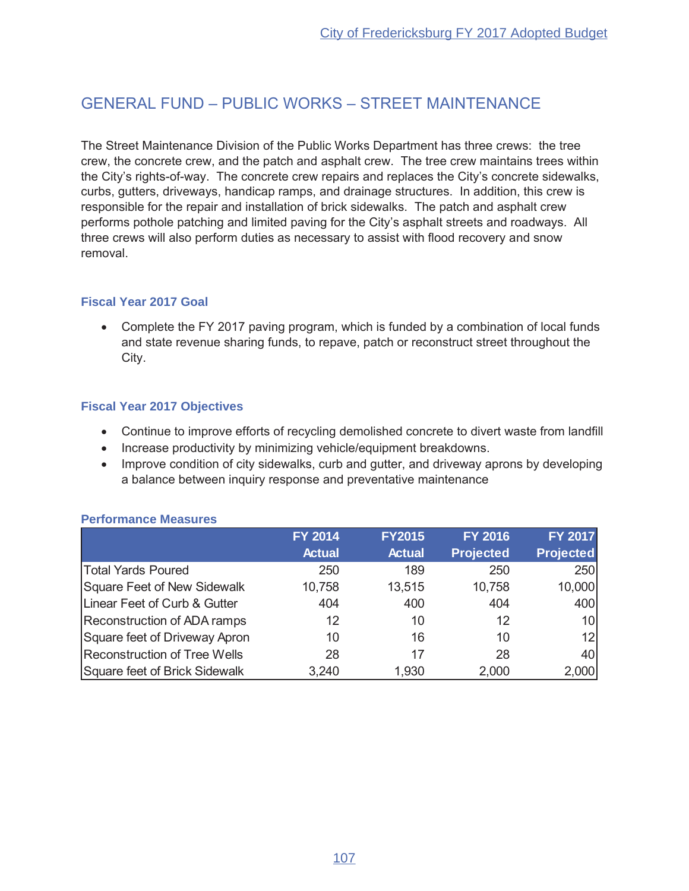# GENERAL FUND – PUBLIC WORKS – STREET MAINTENANCE

The Street Maintenance Division of the Public Works Department has three crews: the tree crew, the concrete crew, and the patch and asphalt crew. The tree crew maintains trees within the City's rights-of-way. The concrete crew repairs and replaces the City's concrete sidewalks, curbs, gutters, driveways, handicap ramps, and drainage structures. In addition, this crew is responsible for the repair and installation of brick sidewalks. The patch and asphalt crew performs pothole patching and limited paving for the City's asphalt streets and roadways. All three crews will also perform duties as necessary to assist with flood recovery and snow removal.

### Fiscal Year 2017 Goal

- Complete the FY 2017 paving program, which is funded by a combination of local funds and state revenue sharing funds, to repave, patch or reconstruct street throughout the City.

### Fiscal Year 2017 Objectives

- Continue to improve efforts of recycling demolished concrete to divert waste from landfill
- Increase productivity by minimizing vehicle/equipment breakdowns.
- Improve condition of city sidewalks, curb and gutter, and driveway aprons by developing a balance between inquiry response and preventative maintenance

### Performance Measures

| | FY 2014 Actual | FY2015 Actual | FY 2016 Projected | FY 2017 Projected |
|---|---|---|---|---|
| Total Yards Poured | 250 | 189 | 250 | 250 |
| Square Feet of New Sidewalk | 10,758 | 13,515 | 10,758 | 10,000 |
| Linear Feet of Curb & Gutter | 404 | 400 | 404 | 400 |
| Reconstruction of ADA ramps | 12 | 10 | 12 | 10 |
| Square feet of Driveway Apron | 10 | 16 | 10 | 12 |
| Reconstruction of Tree Wells | 28 | 17 | 28 | 40 |
| Square feet of Brick Sidewalk | 3,240 | 1,930 | 2,000 | 2,000 |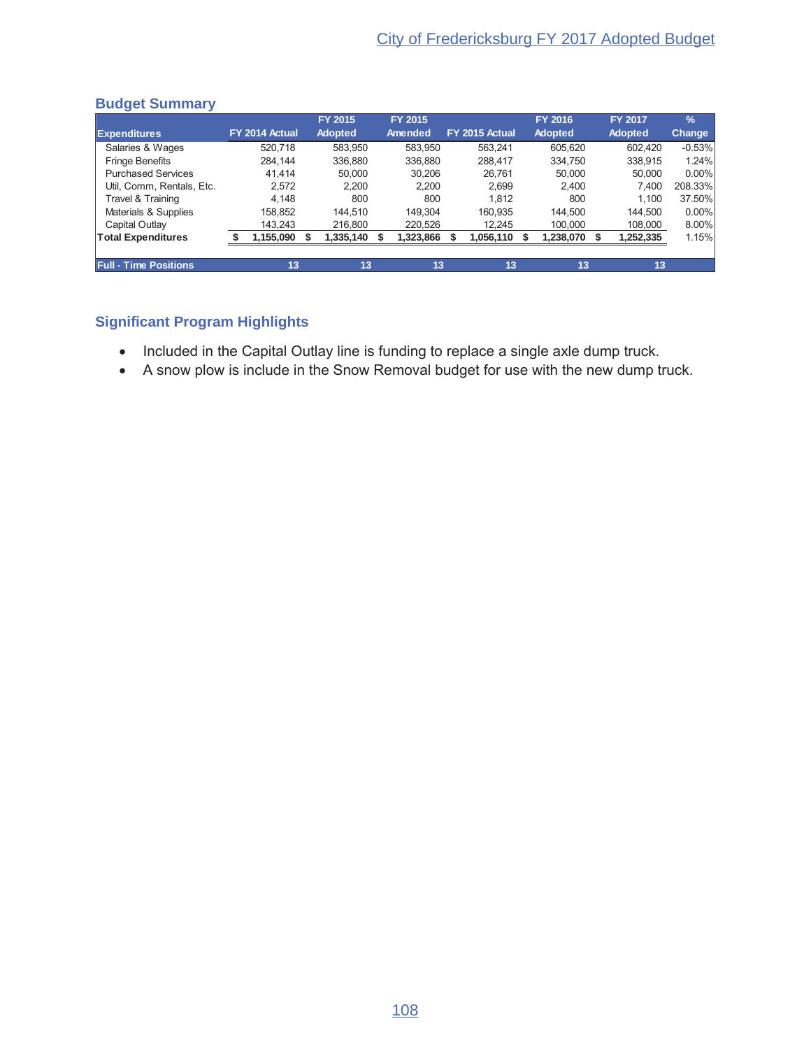## Budget Summary

| Expenditures | FY 2014 Actual | FY 2015 Adopted | FY 2015 Amended | FY 2015 Actual | FY 2016 Adopted | FY 2017 Adopted | % Change |
|---|---|---|---|---|---|---|---|
| Salaries & Wages | 520,718 | 583,950 | 583,950 | 563,241 | 605,620 | 602,420 | -0.53% |
| Fringe Benefits | 284,144 | 336,880 | 336,880 | 288,417 | 334,750 | 338,915 | 1.24% |
| Purchased Services | 41,414 | 50,000 | 30,206 | 26,761 | 50,000 | 50,000 | 0.00% |
| Util, Comm, Rentals, Etc. | 2,572 | 2,200 | 2,200 | 2,699 | 2,400 | 7,400 | 208.33% |
| Travel & Training | 4,148 | 800 | 800 | 1,812 | 800 | 1,100 | 37.50% |
| Materials & Supplies | 158,852 | 144,510 | 149,304 | 160,935 | 144,500 | 144,500 | 0.00% |
| Capital Outlay | 143,243 | 216,800 | 220,526 | 12,245 | 100,000 | 108,000 | 8.00% |
| **Total Expenditures** | **$ 1,155,090** | **$ 1,335,140** | **$ 1,323,866** | **$ 1,056,110** | **$ 1,238,070** | **$ 1,252,335** | 1.15% |
| **Full - Time Positions** | **13** | **13** | **13** | **13** | **13** | **13** | |

## Significant Program Highlights

- Included in the Capital Outlay line is funding to replace a single axle dump truck.
- A snow plow is include in the Snow Removal budget for use with the new dump truck.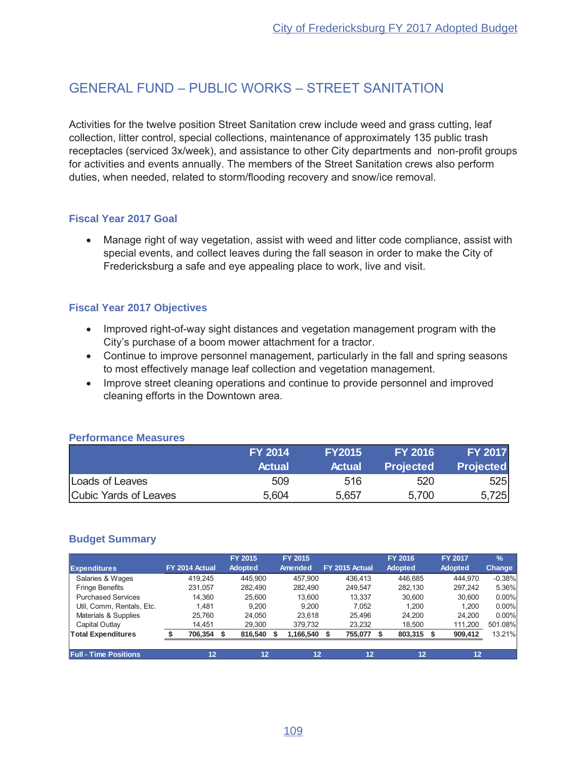# GENERAL FUND – PUBLIC WORKS – STREET SANITATION

Activities for the twelve position Street Sanitation crew include weed and grass cutting, leaf collection, litter control, special collections, maintenance of approximately 135 public trash receptacles (serviced 3x/week), and assistance to other City departments and non-profit groups for activities and events annually. The members of the Street Sanitation crews also perform duties, when needed, related to storm/flooding recovery and snow/ice removal.

### Fiscal Year 2017 Goal

- Manage right of way vegetation, assist with weed and litter code compliance, assist with special events, and collect leaves during the fall season in order to make the City of Fredericksburg a safe and eye appealing place to work, live and visit.

### Fiscal Year 2017 Objectives

- Improved right-of-way sight distances and vegetation management program with the City's purchase of a boom mower attachment for a tractor.
- Continue to improve personnel management, particularly in the fall and spring seasons to most effectively manage leaf collection and vegetation management.
- Improve street cleaning operations and continue to provide personnel and improved cleaning efforts in the Downtown area.

### Performance Measures

| | FY 2014 Actual | FY2015 Actual | FY 2016 Projected | FY 2017 Projected |
|---|---|---|---|---|
| Loads of Leaves | 509 | 516 | 520 | 525 |
| Cubic Yards of Leaves | 5,604 | 5,657 | 5,700 | 5,725 |

### Budget Summary

| Expenditures | FY 2014 Actual | FY 2015 Adopted | FY 2015 Amended | FY 2015 Actual | FY 2016 Adopted | FY 2017 Adopted | % Change |
|---|---|---|---|---|---|---|---|
| Salaries & Wages | 419,245 | 445,900 | 457,900 | 436,413 | 446,685 | 444,970 | -0.38% |
| Fringe Benefits | 231,057 | 282,490 | 282,490 | 249,547 | 282,130 | 297,242 | 5.36% |
| Purchased Services | 14,360 | 25,600 | 13,600 | 13,337 | 30,600 | 30,600 | 0.00% |
| Util, Comm, Rentals, Etc. | 1,481 | 9,200 | 9,200 | 7,052 | 1,200 | 1,200 | 0.00% |
| Materials & Supplies | 25,760 | 24,050 | 23,618 | 25,496 | 24,200 | 24,200 | 0.00% |
| Capital Outlay | 14,451 | 29,300 | 379,732 | 23,232 | 18,500 | 111,200 | 501.08% |
| **Total Expenditures** | **$ 706,354** | **$ 816,540** | **$ 1,166,540** | **$ 755,077** | **$ 803,315** | **$ 909,412** | 13.21% |
| **Full - Time Positions** | **12** | **12** | **12** | **12** | **12** | **12** | |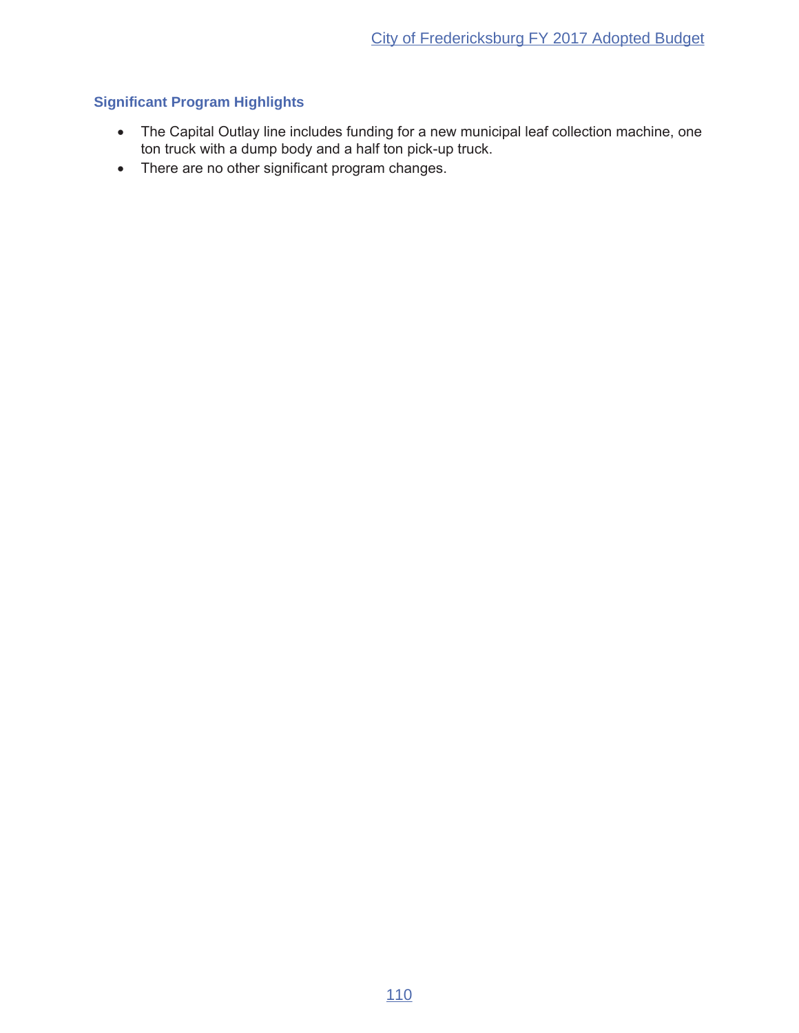### Significant Program Highlights

- The Capital Outlay line includes funding for a new municipal leaf collection machine, one ton truck with a dump body and a half ton pick-up truck.
- There are no other significant program changes.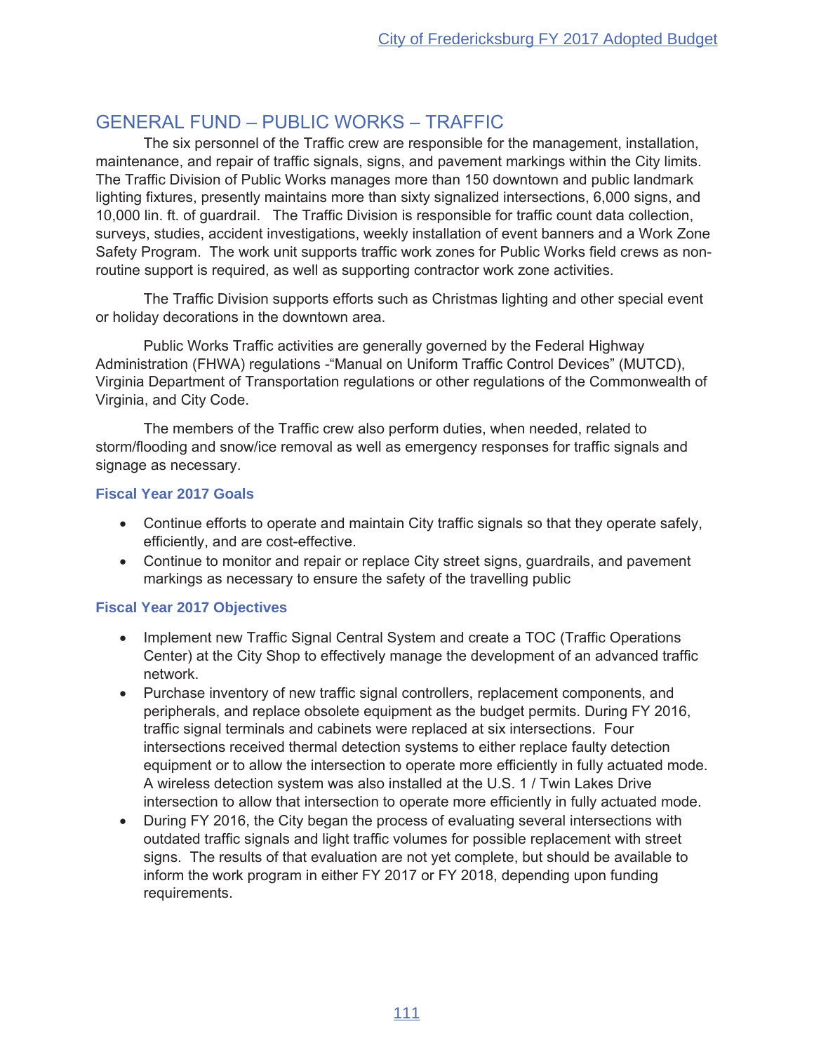## GENERAL FUND – PUBLIC WORKS – TRAFFIC

The six personnel of the Traffic crew are responsible for the management, installation, maintenance, and repair of traffic signals, signs, and pavement markings within the City limits. The Traffic Division of Public Works manages more than 150 downtown and public landmark lighting fixtures, presently maintains more than sixty signalized intersections, 6,000 signs, and 10,000 lin. ft. of guardrail. The Traffic Division is responsible for traffic count data collection, surveys, studies, accident investigations, weekly installation of event banners and a Work Zone Safety Program. The work unit supports traffic work zones for Public Works field crews as non-routine support is required, as well as supporting contractor work zone activities.

The Traffic Division supports efforts such as Christmas lighting and other special event or holiday decorations in the downtown area.

Public Works Traffic activities are generally governed by the Federal Highway Administration (FHWA) regulations -"Manual on Uniform Traffic Control Devices" (MUTCD), Virginia Department of Transportation regulations or other regulations of the Commonwealth of Virginia, and City Code.

The members of the Traffic crew also perform duties, when needed, related to storm/flooding and snow/ice removal as well as emergency responses for traffic signals and signage as necessary.

### Fiscal Year 2017 Goals

- Continue efforts to operate and maintain City traffic signals so that they operate safely, efficiently, and are cost-effective.
- Continue to monitor and repair or replace City street signs, guardrails, and pavement markings as necessary to ensure the safety of the travelling public

### Fiscal Year 2017 Objectives

- Implement new Traffic Signal Central System and create a TOC (Traffic Operations Center) at the City Shop to effectively manage the development of an advanced traffic network.
- Purchase inventory of new traffic signal controllers, replacement components, and peripherals, and replace obsolete equipment as the budget permits. During FY 2016, traffic signal terminals and cabinets were replaced at six intersections. Four intersections received thermal detection systems to either replace faulty detection equipment or to allow the intersection to operate more efficiently in fully actuated mode. A wireless detection system was also installed at the U.S. 1 / Twin Lakes Drive intersection to allow that intersection to operate more efficiently in fully actuated mode.
- During FY 2016, the City began the process of evaluating several intersections with outdated traffic signals and light traffic volumes for possible replacement with street signs. The results of that evaluation are not yet complete, but should be available to inform the work program in either FY 2017 or FY 2018, depending upon funding requirements.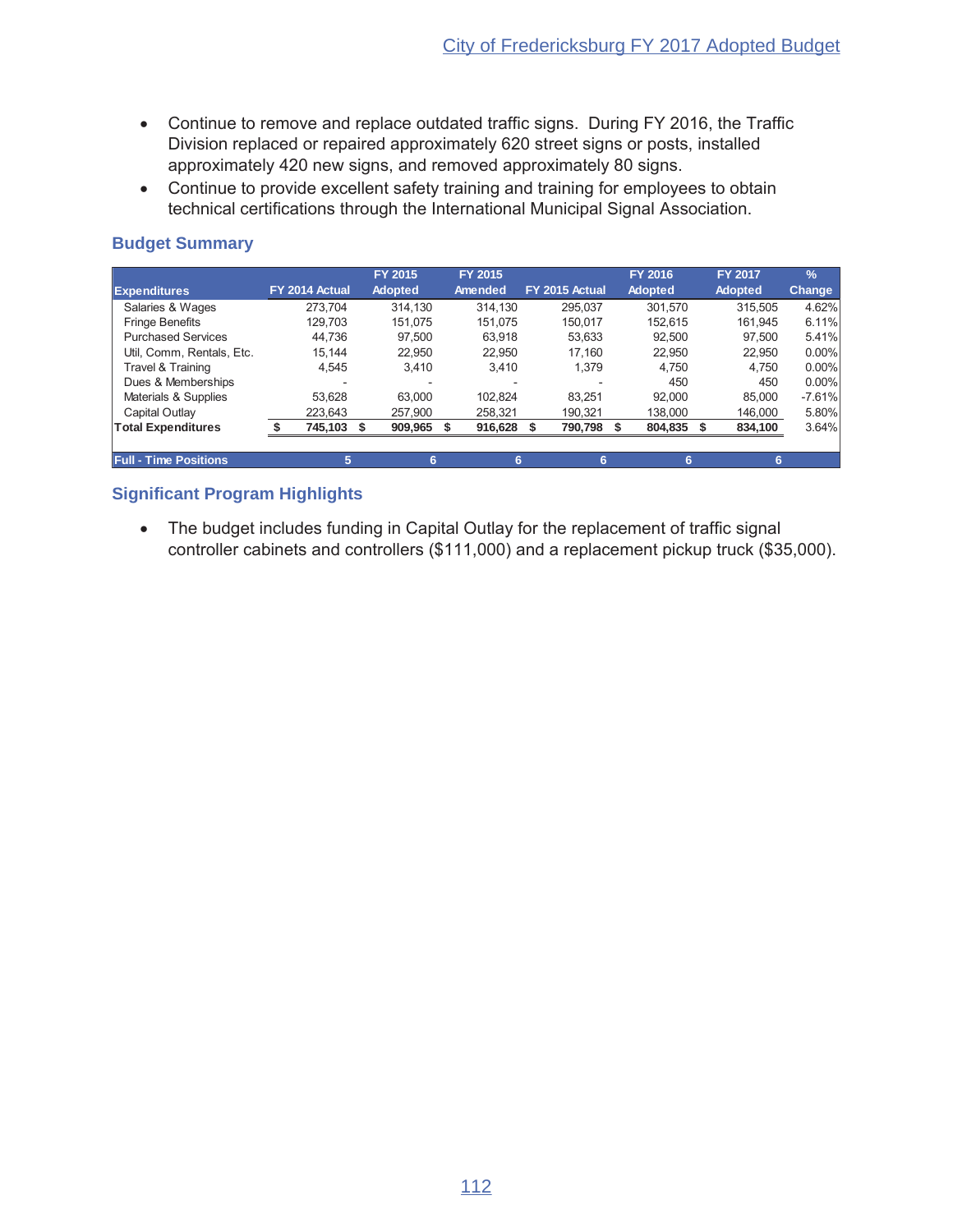- Continue to remove and replace outdated traffic signs. During FY 2016, the Traffic Division replaced or repaired approximately 620 street signs or posts, installed approximately 420 new signs, and removed approximately 80 signs.
- Continue to provide excellent safety training and training for employees to obtain technical certifications through the International Municipal Signal Association.

### Budget Summary

| Expenditures | FY 2014 Actual | FY 2015 Adopted | FY 2015 Amended | FY 2015 Actual | FY 2016 Adopted | FY 2017 Adopted | % Change |
|---|---|---|---|---|---|---|---|
| Salaries & Wages | 273,704 | 314,130 | 314,130 | 295,037 | 301,570 | 315,505 | 4.62% |
| Fringe Benefits | 129,703 | 151,075 | 151,075 | 150,017 | 152,615 | 161,945 | 6.11% |
| Purchased Services | 44,736 | 97,500 | 63,918 | 53,633 | 92,500 | 97,500 | 5.41% |
| Util, Comm, Rentals, Etc. | 15,144 | 22,950 | 22,950 | 17,160 | 22,950 | 22,950 | 0.00% |
| Travel & Training | 4,545 | 3,410 | 3,410 | 1,379 | 4,750 | 4,750 | 0.00% |
| Dues & Memberships | - | - | - | - | 450 | 450 | 0.00% |
| Materials & Supplies | 53,628 | 63,000 | 102,824 | 83,251 | 92,000 | 85,000 | -7.61% |
| Capital Outlay | 223,643 | 257,900 | 258,321 | 190,321 | 138,000 | 146,000 | 5.80% |
| **Total Expenditures** | **$ 745,103** | **$ 909,965** | **$ 916,628** | **$ 790,798** | **$ 804,835** | **$ 834,100** | 3.64% |
| **Full - Time Positions** | **5** | **6** | **6** | **6** | **6** | **6** | |

### Significant Program Highlights

- The budget includes funding in Capital Outlay for the replacement of traffic signal controller cabinets and controllers ($111,000) and a replacement pickup truck ($35,000).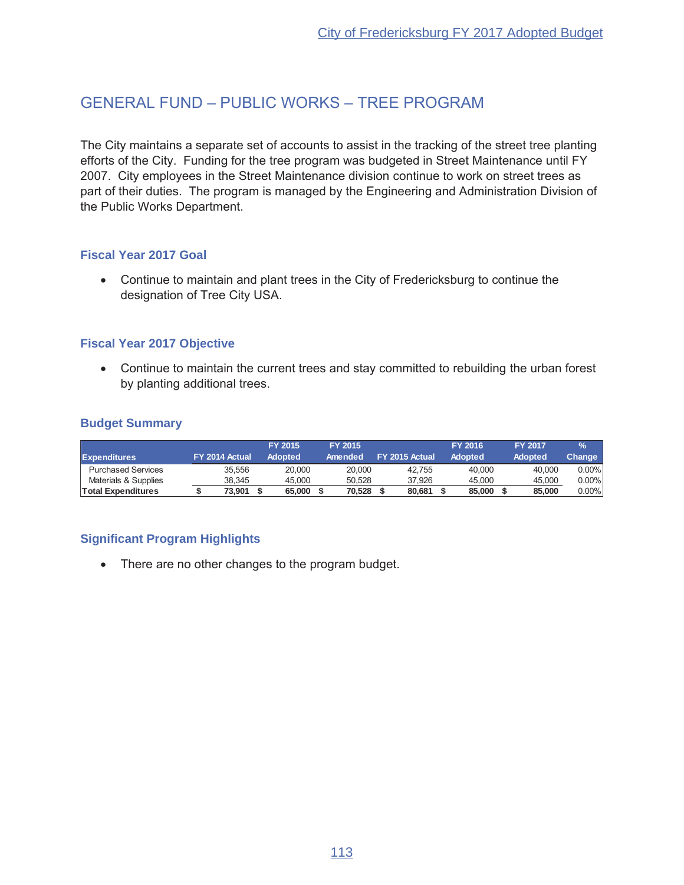# GENERAL FUND – PUBLIC WORKS – TREE PROGRAM

The City maintains a separate set of accounts to assist in the tracking of the street tree planting efforts of the City. Funding for the tree program was budgeted in Street Maintenance until FY 2007. City employees in the Street Maintenance division continue to work on street trees as part of their duties. The program is managed by the Engineering and Administration Division of the Public Works Department.

### Fiscal Year 2017 Goal

- Continue to maintain and plant trees in the City of Fredericksburg to continue the designation of Tree City USA.

### Fiscal Year 2017 Objective

- Continue to maintain the current trees and stay committed to rebuilding the urban forest by planting additional trees.

### Budget Summary

| Expenditures | FY 2014 Actual | FY 2015 Adopted | FY 2015 Amended | FY 2015 Actual | FY 2016 Adopted | FY 2017 Adopted | % Change |
|---|---|---|---|---|---|---|---|
| Purchased Services | 35,556 | 20,000 | 20,000 | 42,755 | 40,000 | 40,000 | 0.00% |
| Materials & Supplies | 38,345 | 45,000 | 50,528 | 37,926 | 45,000 | 45,000 | 0.00% |
| **Total Expenditures** | **$ 73,901** | **$ 65,000** | **$ 70,528** | **$ 80,681** | **$ 85,000** | **$ 85,000** | 0.00% |

### Significant Program Highlights

- There are no other changes to the program budget.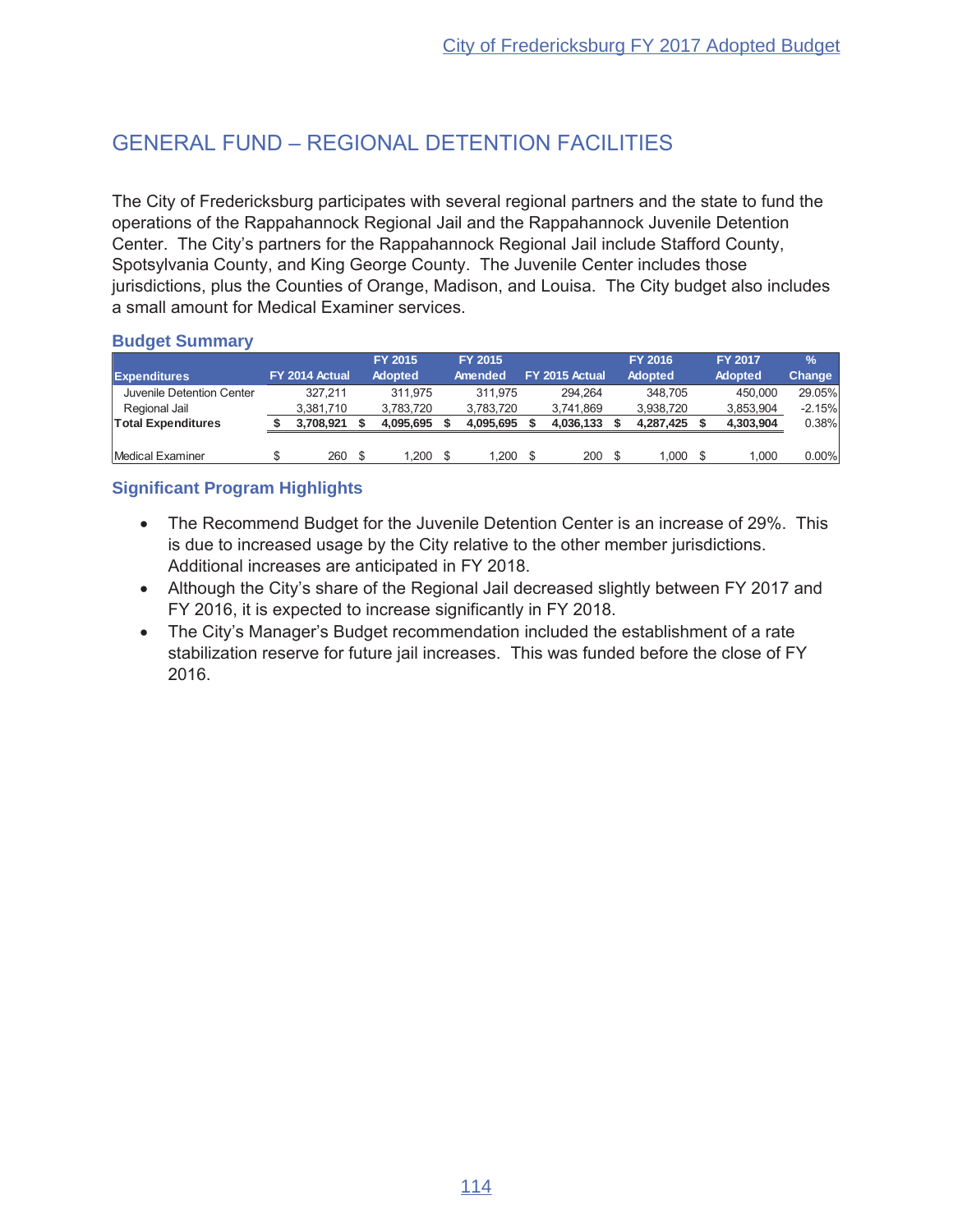## GENERAL FUND – REGIONAL DETENTION FACILITIES

The City of Fredericksburg participates with several regional partners and the state to fund the operations of the Rappahannock Regional Jail and the Rappahannock Juvenile Detention Center. The City's partners for the Rappahannock Regional Jail include Stafford County, Spotsylvania County, and King George County. The Juvenile Center includes those jurisdictions, plus the Counties of Orange, Madison, and Louisa. The City budget also includes a small amount for Medical Examiner services.

### Budget Summary

| Expenditures | FY 2014 Actual | FY 2015 Adopted | FY 2015 Amended | FY 2015 Actual | FY 2016 Adopted | FY 2017 Adopted | % Change |
|---|---|---|---|---|---|---|---|
| Juvenile Detention Center | 327,211 | 311,975 | 311,975 | 294,264 | 348,705 | 450,000 | 29.05% |
| Regional Jail | 3,381,710 | 3,783,720 | 3,783,720 | 3,741,869 | 3,938,720 | 3,853,904 | -2.15% |
| **Total Expenditures** | **$ 3,708,921** | **$ 4,095,695** | **$ 4,095,695** | **$ 4,036,133** | **$ 4,287,425** | **$ 4,303,904** | 0.38% |
| | | | | | | | |
| Medical Examiner | $ 260 | $ 1,200 | $ 1,200 | $ 200 | $ 1,000 | $ 1,000 | 0.00% |

### Significant Program Highlights

- The Recommend Budget for the Juvenile Detention Center is an increase of 29%. This is due to increased usage by the City relative to the other member jurisdictions. Additional increases are anticipated in FY 2018.
- Although the City's share of the Regional Jail decreased slightly between FY 2017 and FY 2016, it is expected to increase significantly in FY 2018.
- The City's Manager's Budget recommendation included the establishment of a rate stabilization reserve for future jail increases. This was funded before the close of FY 2016.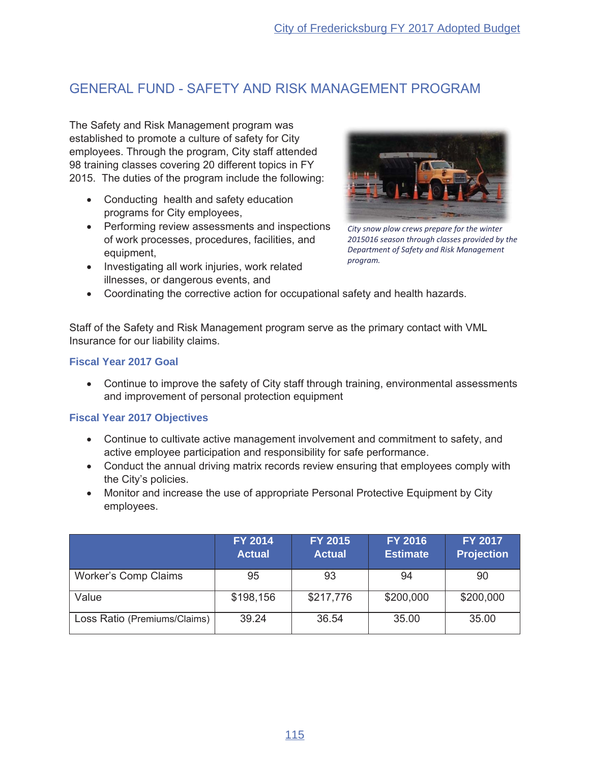## GENERAL FUND - SAFETY AND RISK MANAGEMENT PROGRAM

The Safety and Risk Management program was established to promote a culture of safety for City employees. Through the program, City staff attended 98 training classes covering 20 different topics in FY 2015. The duties of the program include the following:

- Conducting health and safety education programs for City employees,
- Performing review assessments and inspections of work processes, procedures, facilities, and equipment,
- Investigating all work injuries, work related illnesses, or dangerous events, and
- Coordinating the corrective action for occupational safety and health hazards.

*City snow plow crews prepare for the winter 2015016 season through classes provided by the Department of Safety and Risk Management program.*

Staff of the Safety and Risk Management program serve as the primary contact with VML Insurance for our liability claims.

### Fiscal Year 2017 Goal

- Continue to improve the safety of City staff through training, environmental assessments and improvement of personal protection equipment

### Fiscal Year 2017 Objectives

- Continue to cultivate active management involvement and commitment to safety, and active employee participation and responsibility for safe performance.
- Conduct the annual driving matrix records review ensuring that employees comply with the City's policies.
- Monitor and increase the use of appropriate Personal Protective Equipment by City employees.

| | FY 2014 Actual | FY 2015 Actual | FY 2016 Estimate | FY 2017 Projection |
|---|---|---|---|---|
| Worker's Comp Claims | 95 | 93 | 94 | 90 |
| Value | $198,156 | $217,776 | $200,000 | $200,000 |
| Loss Ratio (Premiums/Claims) | 39.24 | 36.54 | 35.00 | 35.00 |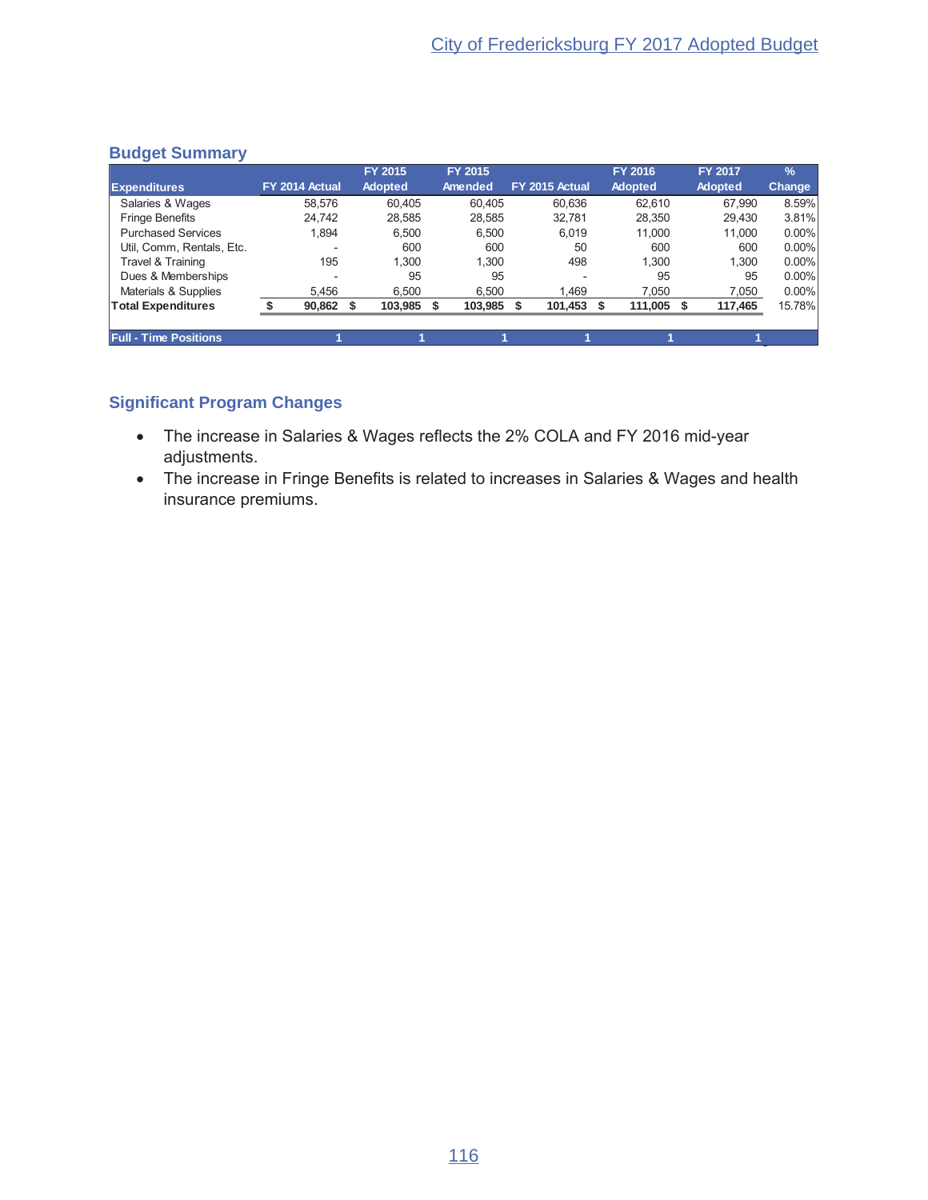## Budget Summary

| Expenditures | FY 2014 Actual | FY 2015 Adopted | FY 2015 Amended | FY 2015 Actual | FY 2016 Adopted | FY 2017 Adopted | % Change |
|---|---|---|---|---|---|---|---|
| Salaries & Wages | 58,576 | 60,405 | 60,405 | 60,636 | 62,610 | 67,990 | 8.59% |
| Fringe Benefits | 24,742 | 28,585 | 28,585 | 32,781 | 28,350 | 29,430 | 3.81% |
| Purchased Services | 1,894 | 6,500 | 6,500 | 6,019 | 11,000 | 11,000 | 0.00% |
| Util, Comm, Rentals, Etc. | - | 600 | 600 | 50 | 600 | 600 | 0.00% |
| Travel & Training | 195 | 1,300 | 1,300 | 498 | 1,300 | 1,300 | 0.00% |
| Dues & Memberships | - | 95 | 95 | - | 95 | 95 | 0.00% |
| Materials & Supplies | 5,456 | 6,500 | 6,500 | 1,469 | 7,050 | 7,050 | 0.00% |
| **Total Expenditures** | **$ 90,862** | **$ 103,985** | **$ 103,985** | **$ 101,453** | **$ 111,005** | **$ 117,465** | 15.78% |
| **Full - Time Positions** | **1** | **1** | **1** | **1** | **1** | **1** | |

## Significant Program Changes

- The increase in Salaries & Wages reflects the 2% COLA and FY 2016 mid-year adjustments.
- The increase in Fringe Benefits is related to increases in Salaries & Wages and health insurance premiums.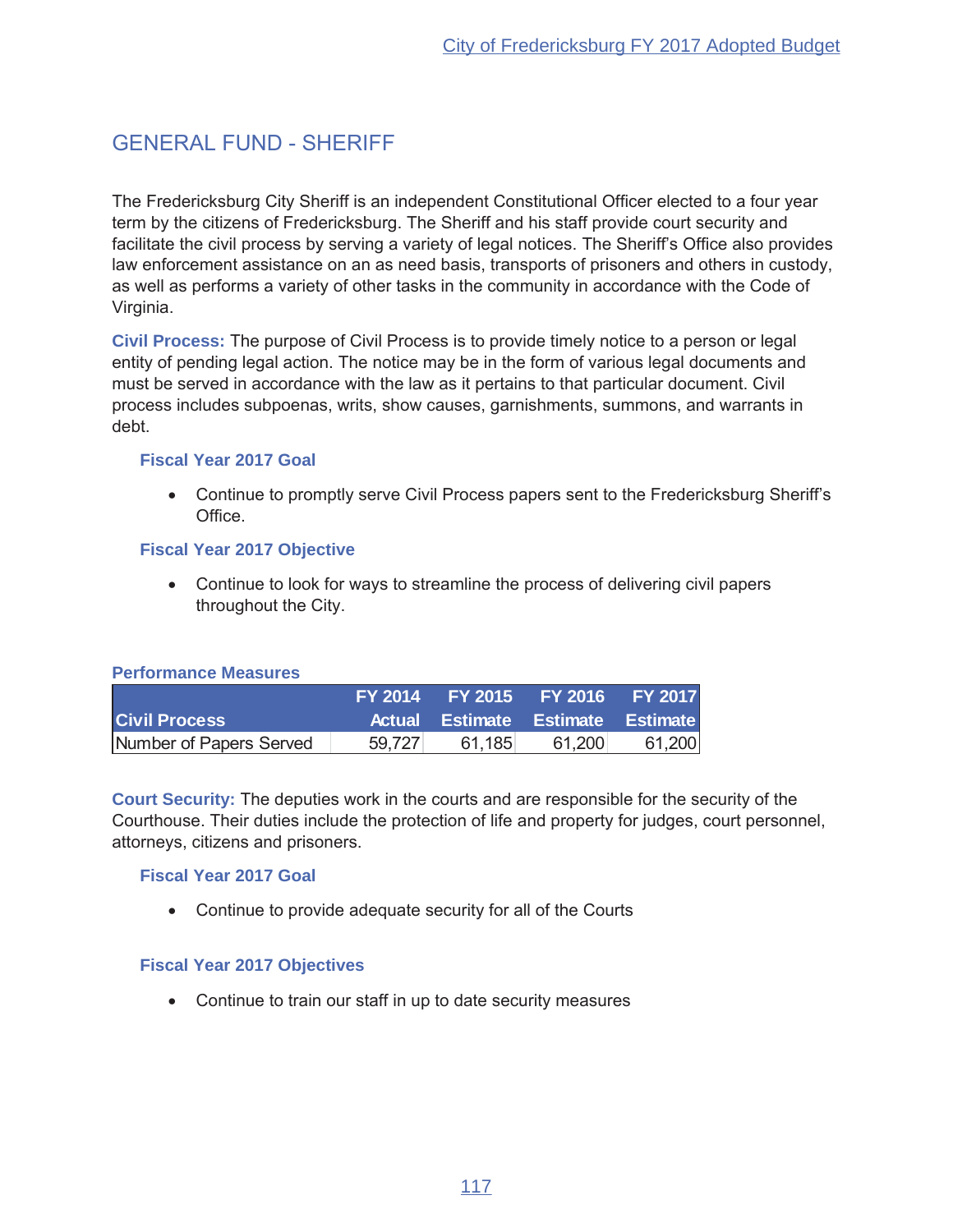## GENERAL FUND - SHERIFF

The Fredericksburg City Sheriff is an independent Constitutional Officer elected to a four year term by the citizens of Fredericksburg. The Sheriff and his staff provide court security and facilitate the civil process by serving a variety of legal notices. The Sheriff's Office also provides law enforcement assistance on an as need basis, transports of prisoners and others in custody, as well as performs a variety of other tasks in the community in accordance with the Code of Virginia.

**Civil Process:** The purpose of Civil Process is to provide timely notice to a person or legal entity of pending legal action. The notice may be in the form of various legal documents and must be served in accordance with the law as it pertains to that particular document. Civil process includes subpoenas, writs, show causes, garnishments, summons, and warrants in debt.

#### Fiscal Year 2017 Goal

- Continue to promptly serve Civil Process papers sent to the Fredericksburg Sheriff's Office.

#### Fiscal Year 2017 Objective

- Continue to look for ways to streamline the process of delivering civil papers throughout the City.

### Performance Measures

| Civil Process | FY 2014 Actual | FY 2015 Estimate | FY 2016 Estimate | FY 2017 Estimate |
|---|---|---|---|---|
| Number of Papers Served | 59,727 | 61,185 | 61,200 | 61,200 |

**Court Security:** The deputies work in the courts and are responsible for the security of the Courthouse. Their duties include the protection of life and property for judges, court personnel, attorneys, citizens and prisoners.

#### Fiscal Year 2017 Goal

- Continue to provide adequate security for all of the Courts

#### Fiscal Year 2017 Objectives

- Continue to train our staff in up to date security measures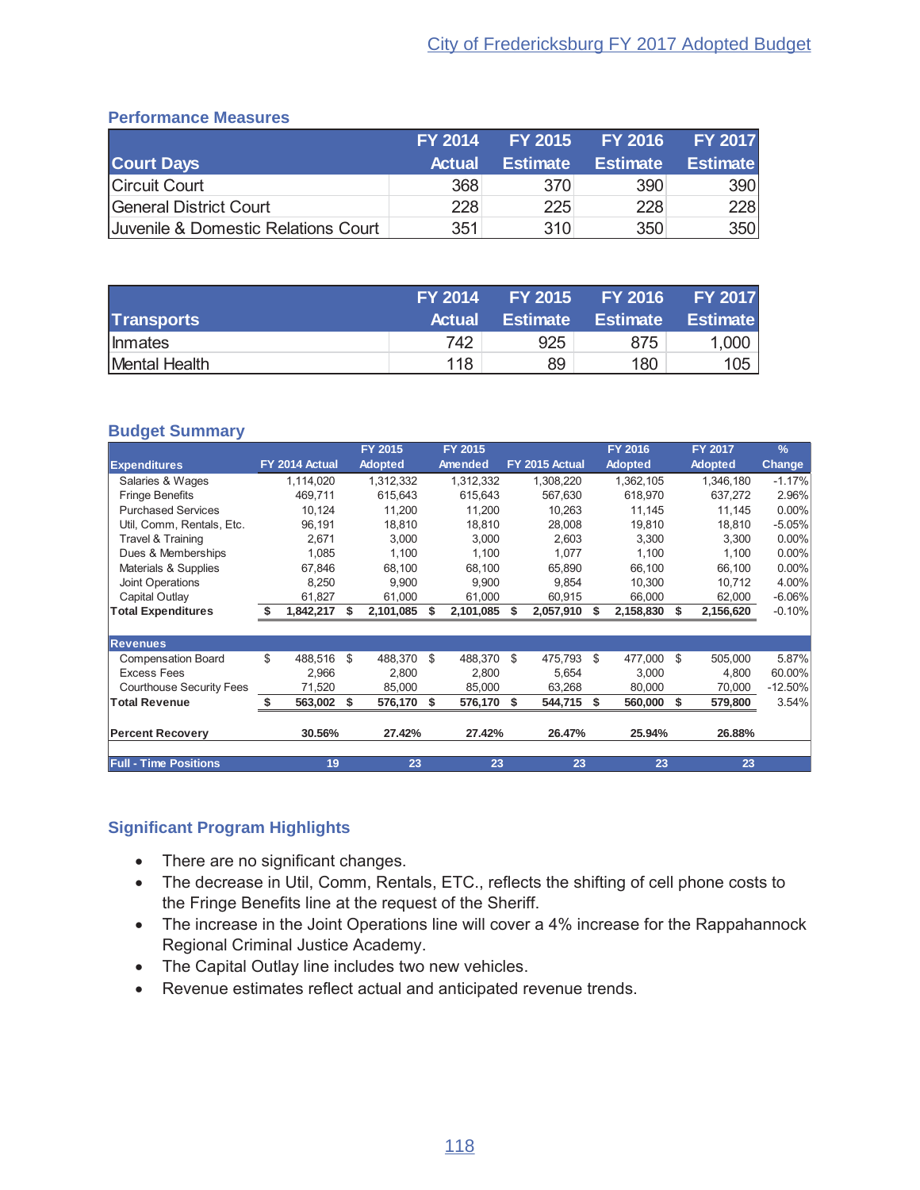## Performance Measures

| Court Days | FY 2014 Actual | FY 2015 Estimate | FY 2016 Estimate | FY 2017 Estimate |
|---|---|---|---|---|
| Circuit Court | 368 | 370 | 390 | 390 |
| General District Court | 228 | 225 | 228 | 228 |
| Juvenile & Domestic Relations Court | 351 | 310 | 350 | 350 |

| Transports | FY 2014 Actual | FY 2015 Estimate | FY 2016 Estimate | FY 2017 Estimate |
|---|---|---|---|---|
| Inmates | 742 | 925 | 875 | 1,000 |
| Mental Health | 118 | 89 | 180 | 105 |

## Budget Summary

| Expenditures | FY 2014 Actual | FY 2015 Adopted | FY 2015 Amended | FY 2015 Actual | FY 2016 Adopted | FY 2017 Adopted | % Change |
|---|---|---|---|---|---|---|---|
| Salaries & Wages | 1,114,020 | 1,312,332 | 1,312,332 | 1,308,220 | 1,362,105 | 1,346,180 | -1.17% |
| Fringe Benefits | 469,711 | 615,643 | 615,643 | 567,630 | 618,970 | 637,272 | 2.96% |
| Purchased Services | 10,124 | 11,200 | 11,200 | 10,263 | 11,145 | 11,145 | 0.00% |
| Util, Comm, Rentals, Etc. | 96,191 | 18,810 | 18,810 | 28,008 | 19,810 | 18,810 | -5.05% |
| Travel & Training | 2,671 | 3,000 | 3,000 | 2,603 | 3,300 | 3,300 | 0.00% |
| Dues & Memberships | 1,085 | 1,100 | 1,100 | 1,077 | 1,100 | 1,100 | 0.00% |
| Materials & Supplies | 67,846 | 68,100 | 68,100 | 65,890 | 66,100 | 66,100 | 0.00% |
| Joint Operations | 8,250 | 9,900 | 9,900 | 9,854 | 10,300 | 10,712 | 4.00% |
| Capital Outlay | 61,827 | 61,000 | 61,000 | 60,915 | 66,000 | 62,000 | -6.06% |
| **Total Expenditures** | **$ 1,842,217** | **$ 2,101,085** | **$ 2,101,085** | **$ 2,057,910** | **$ 2,158,830** | **$ 2,156,620** | -0.10% |
| **Revenues** | | | | | | | |
| Compensation Board | $ 488,516 | $ 488,370 | $ 488,370 | $ 475,793 | $ 477,000 | $ 505,000 | 5.87% |
| Excess Fees | 2,966 | 2,800 | 2,800 | 5,654 | 3,000 | 4,800 | 60.00% |
| Courthouse Security Fees | 71,520 | 85,000 | 85,000 | 63,268 | 80,000 | 70,000 | -12.50% |
| **Total Revenue** | **$ 563,002** | **$ 576,170** | **$ 576,170** | **$ 544,715** | **$ 560,000** | **$ 579,800** | 3.54% |
| **Percent Recovery** | **30.56%** | **27.42%** | **27.42%** | **26.47%** | **25.94%** | **26.88%** | |
| **Full - Time Positions** | **19** | **23** | **23** | **23** | **23** | **23** | |

## Significant Program Highlights

- There are no significant changes.
- The decrease in Util, Comm, Rentals, ETC., reflects the shifting of cell phone costs to the Fringe Benefits line at the request of the Sheriff.
- The increase in the Joint Operations line will cover a 4% increase for the Rappahannock Regional Criminal Justice Academy.
- The Capital Outlay line includes two new vehicles.
- Revenue estimates reflect actual and anticipated revenue trends.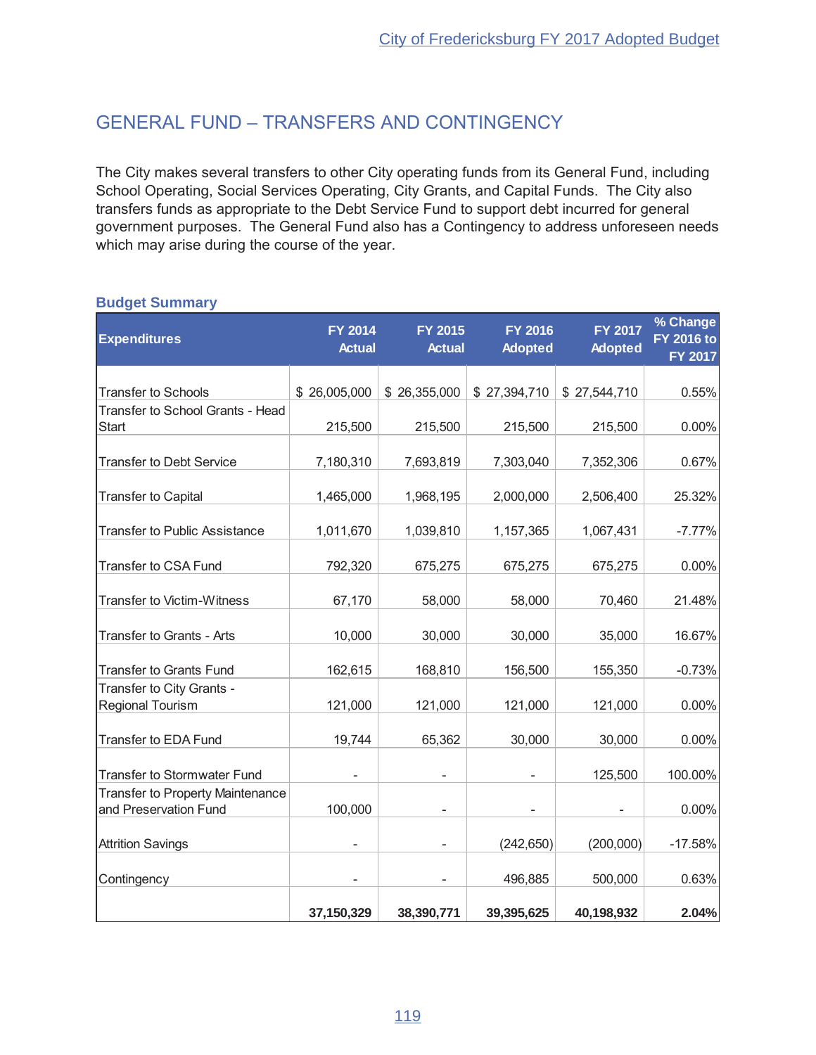## GENERAL FUND – TRANSFERS AND CONTINGENCY

The City makes several transfers to other City operating funds from its General Fund, including School Operating, Social Services Operating, City Grants, and Capital Funds. The City also transfers funds as appropriate to the Debt Service Fund to support debt incurred for general government purposes. The General Fund also has a Contingency to address unforeseen needs which may arise during the course of the year.

### Budget Summary

| Expenditures | FY 2014 Actual | FY 2015 Actual | FY 2016 Adopted | FY 2017 Adopted | % Change FY 2016 to FY 2017 |
|---|---|---|---|---|---|
| Transfer to Schools | $ 26,005,000 | $ 26,355,000 | $ 27,394,710 | $ 27,544,710 | 0.55% |
| Transfer to School Grants - Head Start | 215,500 | 215,500 | 215,500 | 215,500 | 0.00% |
| Transfer to Debt Service | 7,180,310 | 7,693,819 | 7,303,040 | 7,352,306 | 0.67% |
| Transfer to Capital | 1,465,000 | 1,968,195 | 2,000,000 | 2,506,400 | 25.32% |
| Transfer to Public Assistance | 1,011,670 | 1,039,810 | 1,157,365 | 1,067,431 | -7.77% |
| Transfer to CSA Fund | 792,320 | 675,275 | 675,275 | 675,275 | 0.00% |
| Transfer to Victim-Witness | 67,170 | 58,000 | 58,000 | 70,460 | 21.48% |
| Transfer to Grants - Arts | 10,000 | 30,000 | 30,000 | 35,000 | 16.67% |
| Transfer to Grants Fund | 162,615 | 168,810 | 156,500 | 155,350 | -0.73% |
| Transfer to City Grants - Regional Tourism | 121,000 | 121,000 | 121,000 | 121,000 | 0.00% |
| Transfer to EDA Fund | 19,744 | 65,362 | 30,000 | 30,000 | 0.00% |
| Transfer to Stormwater Fund | - | - | - | 125,500 | 100.00% |
| Transfer to Property Maintenance and Preservation Fund | 100,000 | - | - | - | 0.00% |
| Attrition Savings | - | - | (242,650) | (200,000) | -17.58% |
| Contingency | - | - | 496,885 | 500,000 | 0.63% |
| | **37,150,329** | **38,390,771** | **39,395,625** | **40,198,932** | **2.04%** |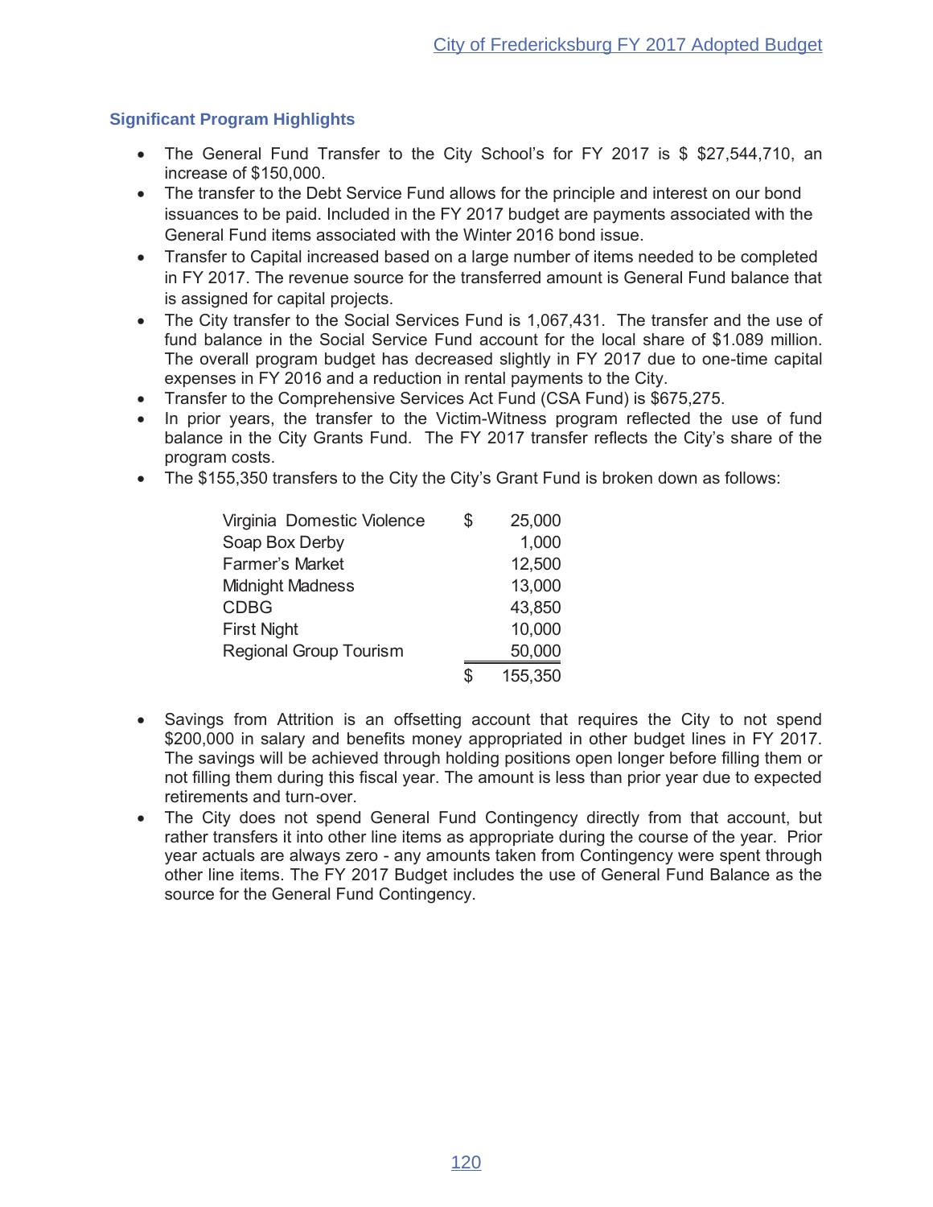### Significant Program Highlights

- The General Fund Transfer to the City School's for FY 2017 is $ $27,544,710, an increase of $150,000.
- The transfer to the Debt Service Fund allows for the principle and interest on our bond issuances to be paid. Included in the FY 2017 budget are payments associated with the General Fund items associated with the Winter 2016 bond issue.
- Transfer to Capital increased based on a large number of items needed to be completed in FY 2017. The revenue source for the transferred amount is General Fund balance that is assigned for capital projects.
- The City transfer to the Social Services Fund is 1,067,431. The transfer and the use of fund balance in the Social Service Fund account for the local share of $1.089 million. The overall program budget has decreased slightly in FY 2017 due to one-time capital expenses in FY 2016 and a reduction in rental payments to the City.
- Transfer to the Comprehensive Services Act Fund (CSA Fund) is $675,275.
- In prior years, the transfer to the Victim-Witness program reflected the use of fund balance in the City Grants Fund. The FY 2017 transfer reflects the City's share of the program costs.
- The $155,350 transfers to the City the City's Grant Fund is broken down as follows:

| | | |
|---|---|---|
| Virginia Domestic Violence | $ | 25,000 |
| Soap Box Derby | | 1,000 |
| Farmer's Market | | 12,500 |
| Midnight Madness | | 13,000 |
| CDBG | | 43,850 |
| First Night | | 10,000 |
| Regional Group Tourism | | 50,000 |
| | $ | 155,350 |

- Savings from Attrition is an offsetting account that requires the City to not spend $200,000 in salary and benefits money appropriated in other budget lines in FY 2017. The savings will be achieved through holding positions open longer before filling them or not filling them during this fiscal year. The amount is less than prior year due to expected retirements and turn-over.
- The City does not spend General Fund Contingency directly from that account, but rather transfers it into other line items as appropriate during the course of the year. Prior year actuals are always zero - any amounts taken from Contingency were spent through other line items. The FY 2017 Budget includes the use of General Fund Balance as the source for the General Fund Contingency.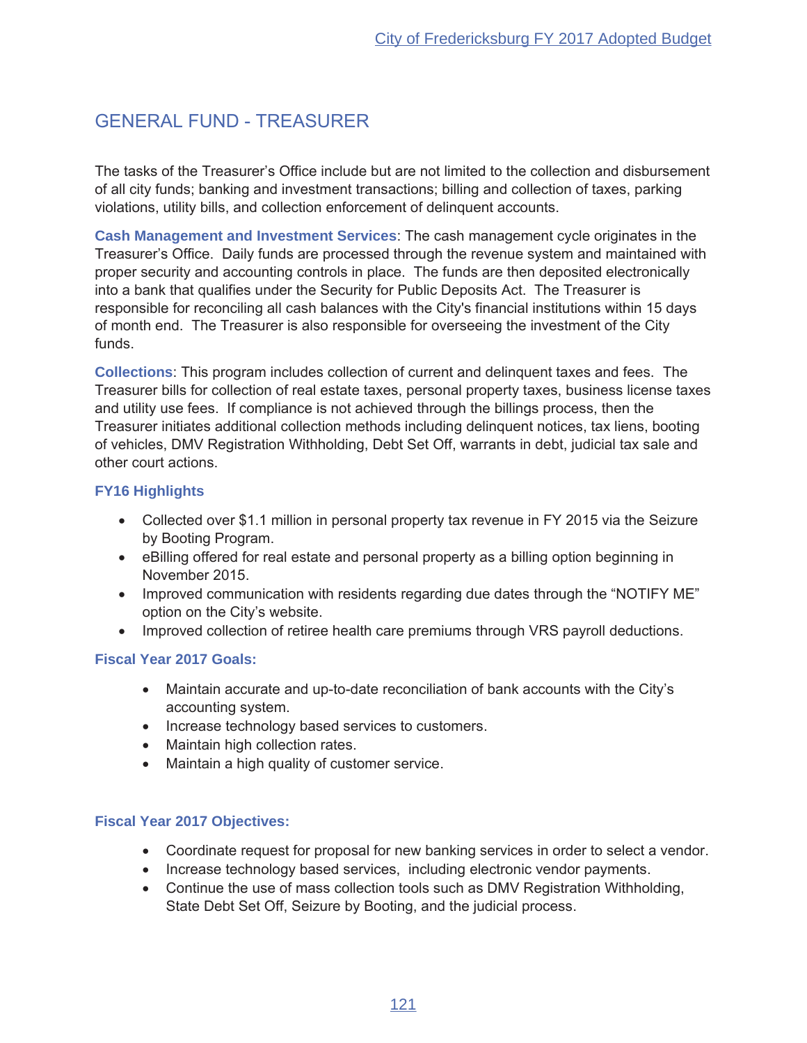## GENERAL FUND - TREASURER

The tasks of the Treasurer's Office include but are not limited to the collection and disbursement of all city funds; banking and investment transactions; billing and collection of taxes, parking violations, utility bills, and collection enforcement of delinquent accounts.

**Cash Management and Investment Services**: The cash management cycle originates in the Treasurer's Office. Daily funds are processed through the revenue system and maintained with proper security and accounting controls in place. The funds are then deposited electronically into a bank that qualifies under the Security for Public Deposits Act. The Treasurer is responsible for reconciling all cash balances with the City's financial institutions within 15 days of month end. The Treasurer is also responsible for overseeing the investment of the City funds.

**Collections**: This program includes collection of current and delinquent taxes and fees. The Treasurer bills for collection of real estate taxes, personal property taxes, business license taxes and utility use fees. If compliance is not achieved through the billings process, then the Treasurer initiates additional collection methods including delinquent notices, tax liens, booting of vehicles, DMV Registration Withholding, Debt Set Off, warrants in debt, judicial tax sale and other court actions.

### FY16 Highlights

- Collected over $1.1 million in personal property tax revenue in FY 2015 via the Seizure by Booting Program.
- eBilling offered for real estate and personal property as a billing option beginning in November 2015.
- Improved communication with residents regarding due dates through the "NOTIFY ME" option on the City's website.
- Improved collection of retiree health care premiums through VRS payroll deductions.

### Fiscal Year 2017 Goals:

- Maintain accurate and up-to-date reconciliation of bank accounts with the City's accounting system.
- Increase technology based services to customers.
- Maintain high collection rates.
- Maintain a high quality of customer service.

### Fiscal Year 2017 Objectives:

- Coordinate request for proposal for new banking services in order to select a vendor.
- Increase technology based services, including electronic vendor payments.
- Continue the use of mass collection tools such as DMV Registration Withholding, State Debt Set Off, Seizure by Booting, and the judicial process.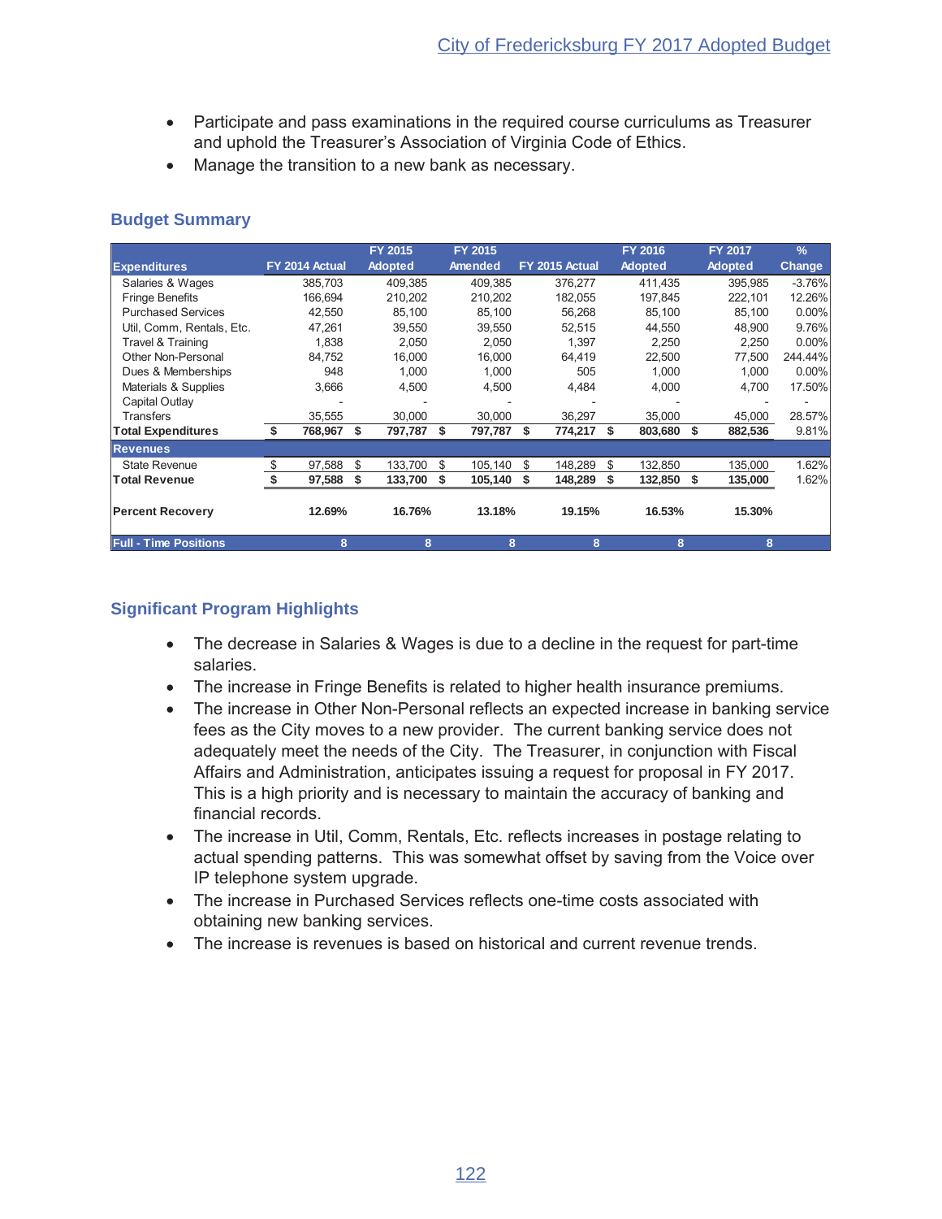- Participate and pass examinations in the required course curriculums as Treasurer and uphold the Treasurer's Association of Virginia Code of Ethics.
- Manage the transition to a new bank as necessary.

## Budget Summary

| Expenditures | FY 2014 Actual | FY 2015 Adopted | FY 2015 Amended | FY 2015 Actual | FY 2016 Adopted | FY 2017 Adopted | % Change |
|---|---|---|---|---|---|---|---|
| Salaries & Wages | 385,703 | 409,385 | 409,385 | 376,277 | 411,435 | 395,985 | -3.76% |
| Fringe Benefits | 166,694 | 210,202 | 210,202 | 182,055 | 197,845 | 222,101 | 12.26% |
| Purchased Services | 42,550 | 85,100 | 85,100 | 56,268 | 85,100 | 85,100 | 0.00% |
| Util, Comm, Rentals, Etc. | 47,261 | 39,550 | 39,550 | 52,515 | 44,550 | 48,900 | 9.76% |
| Travel & Training | 1,838 | 2,050 | 2,050 | 1,397 | 2,250 | 2,250 | 0.00% |
| Other Non-Personal | 84,752 | 16,000 | 16,000 | 64,419 | 22,500 | 77,500 | 244.44% |
| Dues & Memberships | 948 | 1,000 | 1,000 | 505 | 1,000 | 1,000 | 0.00% |
| Materials & Supplies | 3,666 | 4,500 | 4,500 | 4,484 | 4,000 | 4,700 | 17.50% |
| Capital Outlay | - | - | - | - | - | - | - |
| Transfers | 35,555 | 30,000 | 30,000 | 36,297 | 35,000 | 45,000 | 28.57% |
| **Total Expenditures** | **$ 768,967** | **$ 797,787** | **$ 797,787** | **$ 774,217** | **$ 803,680** | **$ 882,536** | 9.81% |
| **Revenues** | | | | | | | |
| State Revenue | $ 97,588 | $ 133,700 | $ 105,140 | $ 148,289 | $ 132,850 | 135,000 | 1.62% |
| **Total Revenue** | **$ 97,588** | **$ 133,700** | **$ 105,140** | **$ 148,289** | **$ 132,850** | **$ 135,000** | 1.62% |
| **Percent Recovery** | **12.69%** | **16.76%** | **13.18%** | **19.15%** | **16.53%** | **15.30%** | |
| **Full - Time Positions** | **8** | **8** | **8** | **8** | **8** | **8** | |

## Significant Program Highlights

- The decrease in Salaries & Wages is due to a decline in the request for part-time salaries.
- The increase in Fringe Benefits is related to higher health insurance premiums.
- The increase in Other Non-Personal reflects an expected increase in banking service fees as the City moves to a new provider. The current banking service does not adequately meet the needs of the City. The Treasurer, in conjunction with Fiscal Affairs and Administration, anticipates issuing a request for proposal in FY 2017. This is a high priority and is necessary to maintain the accuracy of banking and financial records.
- The increase in Util, Comm, Rentals, Etc. reflects increases in postage relating to actual spending patterns. This was somewhat offset by saving from the Voice over IP telephone system upgrade.
- The increase in Purchased Services reflects one-time costs associated with obtaining new banking services.
- The increase is revenues is based on historical and current revenue trends.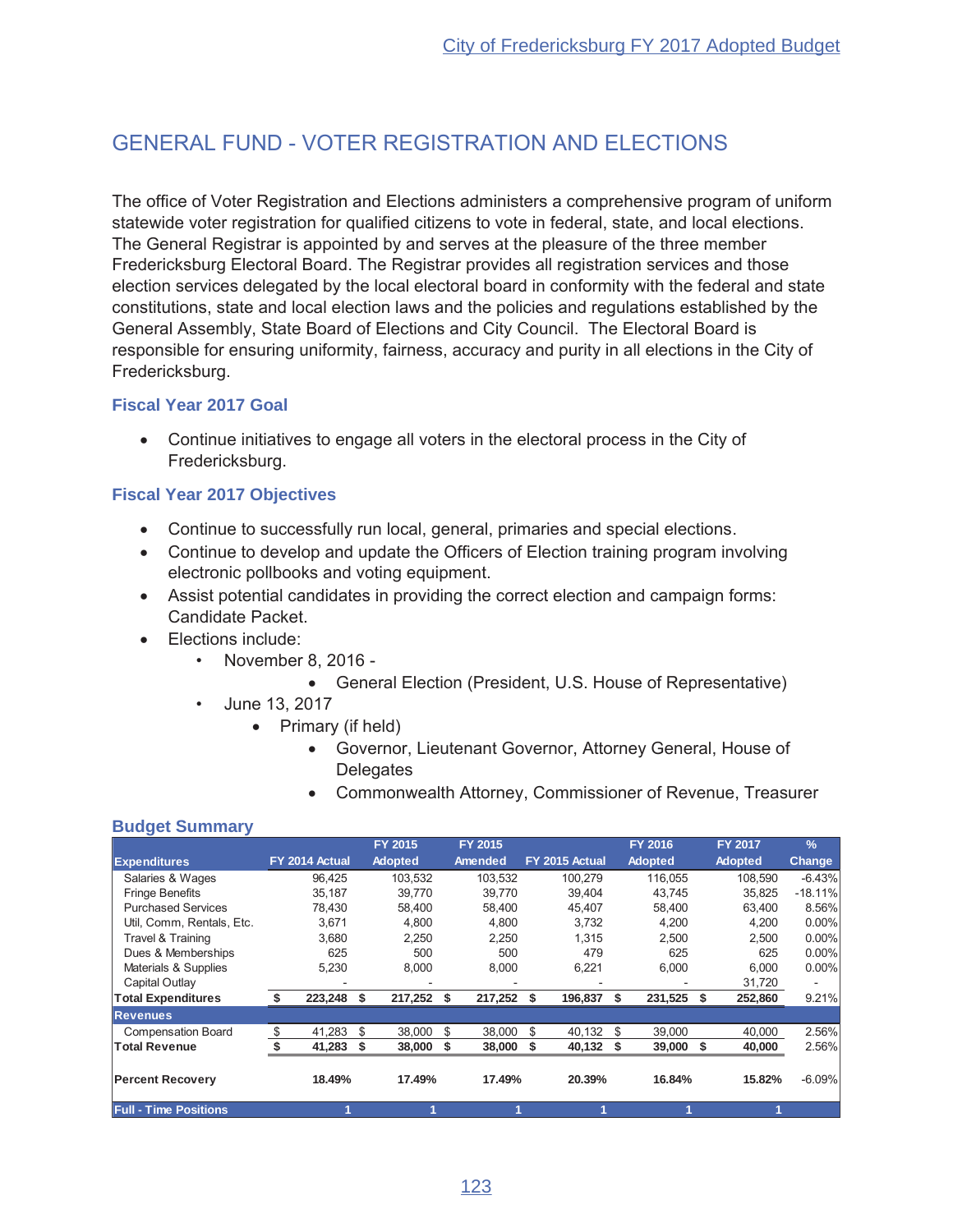# GENERAL FUND - VOTER REGISTRATION AND ELECTIONS

The office of Voter Registration and Elections administers a comprehensive program of uniform statewide voter registration for qualified citizens to vote in federal, state, and local elections. The General Registrar is appointed by and serves at the pleasure of the three member Fredericksburg Electoral Board. The Registrar provides all registration services and those election services delegated by the local electoral board in conformity with the federal and state constitutions, state and local election laws and the policies and regulations established by the General Assembly, State Board of Elections and City Council. The Electoral Board is responsible for ensuring uniformity, fairness, accuracy and purity in all elections in the City of Fredericksburg.

### Fiscal Year 2017 Goal

- Continue initiatives to engage all voters in the electoral process in the City of Fredericksburg.

### Fiscal Year 2017 Objectives

- Continue to successfully run local, general, primaries and special elections.
- Continue to develop and update the Officers of Election training program involving electronic pollbooks and voting equipment.
- Assist potential candidates in providing the correct election and campaign forms: Candidate Packet.
- Elections include:
  - November 8, 2016 -
    - General Election (President, U.S. House of Representative)
  - June 13, 2017
    - Primary (if held)
      - Governor, Lieutenant Governor, Attorney General, House of Delegates
      - Commonwealth Attorney, Commissioner of Revenue, Treasurer

### Budget Summary

| Expenditures | FY 2014 Actual | FY 2015 Adopted | FY 2015 Amended | FY 2015 Actual | FY 2016 Adopted | FY 2017 Adopted | % Change |
|---|---|---|---|---|---|---|---|
| Salaries & Wages | 96,425 | 103,532 | 103,532 | 100,279 | 116,055 | 108,590 | -6.43% |
| Fringe Benefits | 35,187 | 39,770 | 39,770 | 39,404 | 43,745 | 35,825 | -18.11% |
| Purchased Services | 78,430 | 58,400 | 58,400 | 45,407 | 58,400 | 63,400 | 8.56% |
| Util, Comm, Rentals, Etc. | 3,671 | 4,800 | 4,800 | 3,732 | 4,200 | 4,200 | 0.00% |
| Travel & Training | 3,680 | 2,250 | 2,250 | 1,315 | 2,500 | 2,500 | 0.00% |
| Dues & Memberships | 625 | 500 | 500 | 479 | 625 | 625 | 0.00% |
| Materials & Supplies | 5,230 | 8,000 | 8,000 | 6,221 | 6,000 | 6,000 | 0.00% |
| Capital Outlay | - | - | - | - | - | 31,720 | - |
| **Total Expenditures** | **$ 223,248** | **$ 217,252** | **$ 217,252** | **$ 196,837** | **$ 231,525** | **$ 252,860** | 9.21% |
| **Revenues** | | | | | | | |
| Compensation Board | $ 41,283 | $ 38,000 | $ 38,000 | $ 40,132 | $ 39,000 | 40,000 | 2.56% |
| **Total Revenue** | **$ 41,283** | **$ 38,000** | **$ 38,000** | **$ 40,132** | **$ 39,000** | **$ 40,000** | 2.56% |
| **Percent Recovery** | **18.49%** | **17.49%** | **17.49%** | **20.39%** | **16.84%** | **15.82%** | -6.09% |
| **Full - Time Positions** | **1** | **1** | **1** | **1** | **1** | **1** | |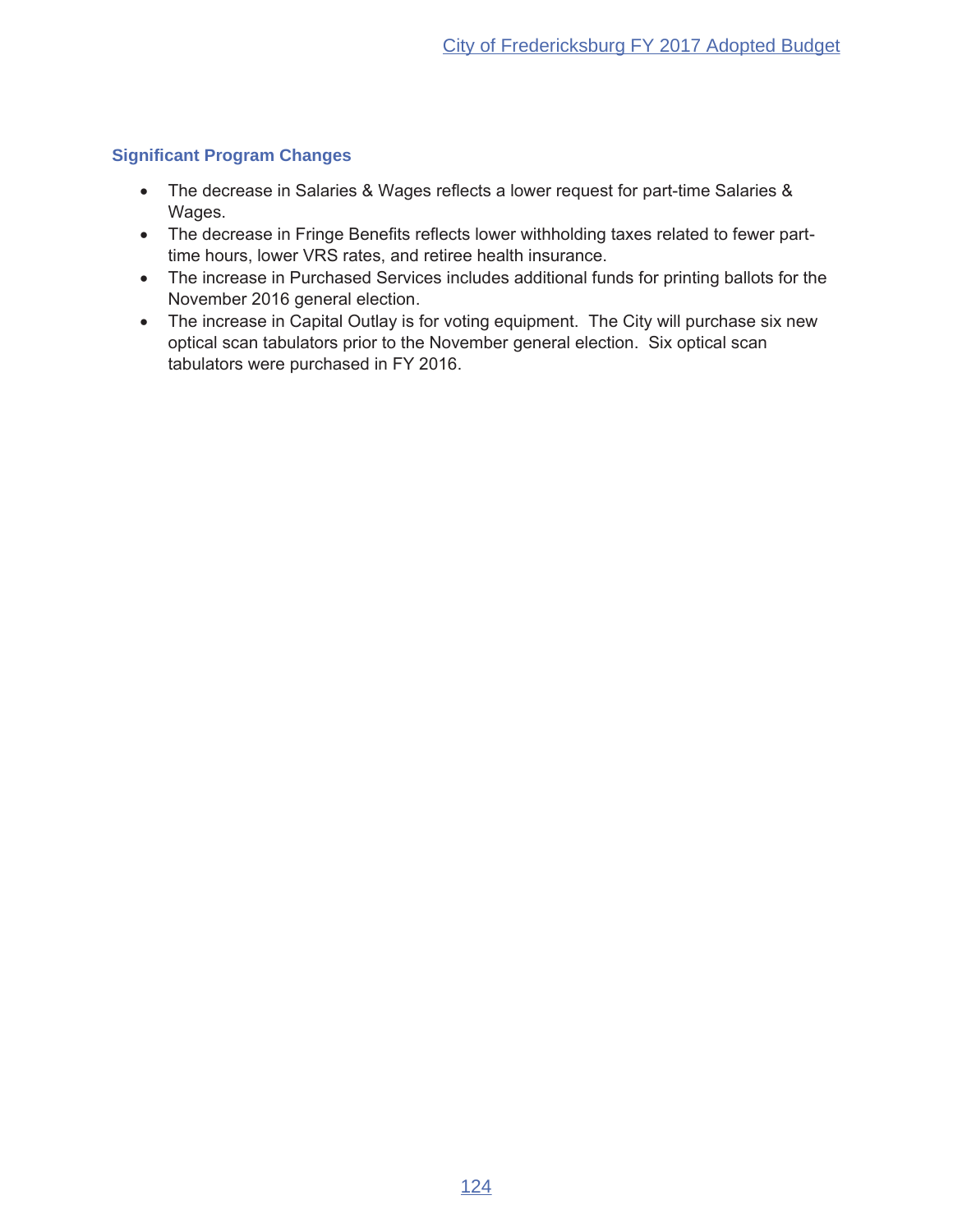### Significant Program Changes

- The decrease in Salaries & Wages reflects a lower request for part-time Salaries & Wages.
- The decrease in Fringe Benefits reflects lower withholding taxes related to fewer part-time hours, lower VRS rates, and retiree health insurance.
- The increase in Purchased Services includes additional funds for printing ballots for the November 2016 general election.
- The increase in Capital Outlay is for voting equipment. The City will purchase six new optical scan tabulators prior to the November general election. Six optical scan tabulators were purchased in FY 2016.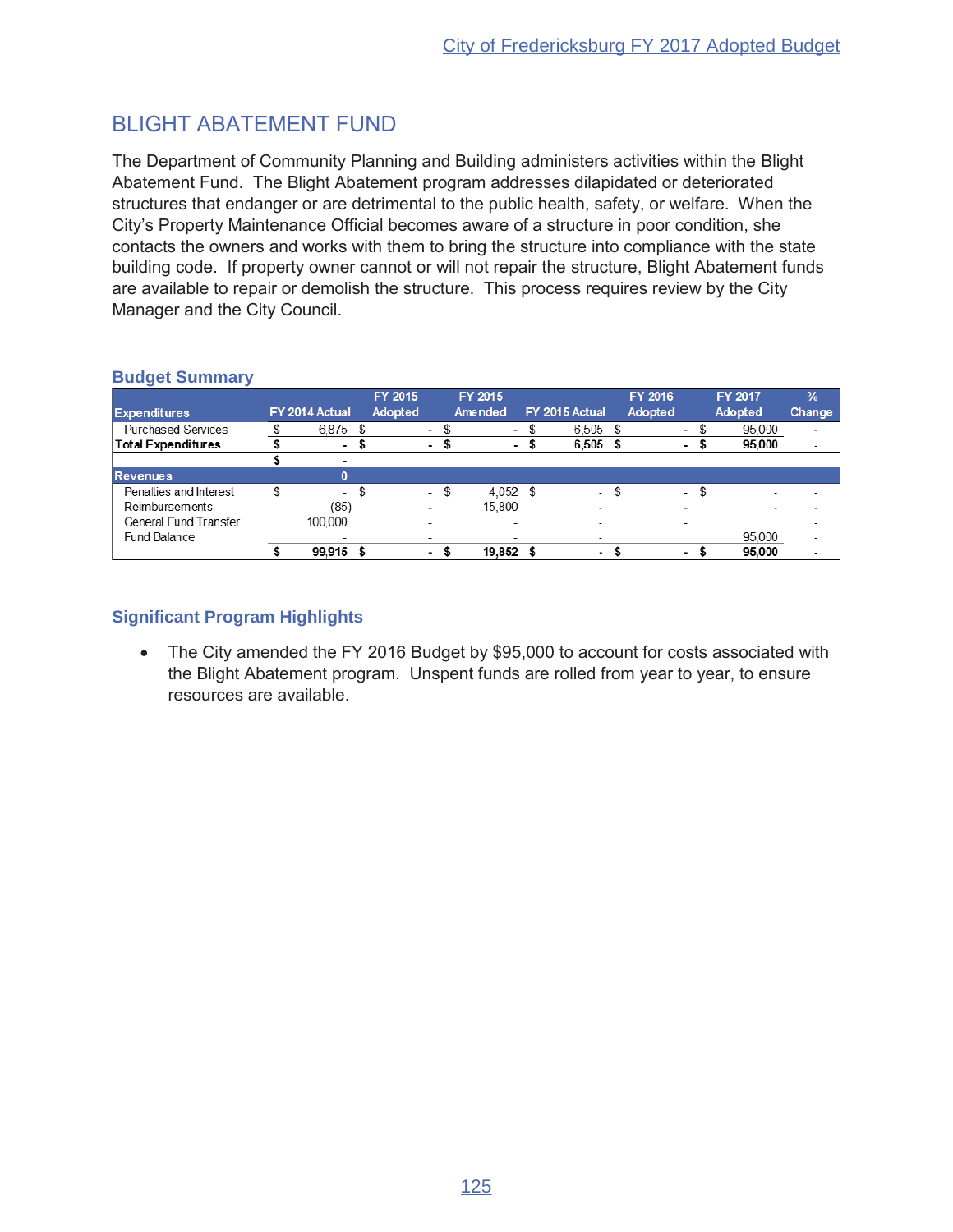# BLIGHT ABATEMENT FUND

The Department of Community Planning and Building administers activities within the Blight Abatement Fund. The Blight Abatement program addresses dilapidated or deteriorated structures that endanger or are detrimental to the public health, safety, or welfare. When the City's Property Maintenance Official becomes aware of a structure in poor condition, she contacts the owners and works with them to bring the structure into compliance with the state building code. If property owner cannot or will not repair the structure, Blight Abatement funds are available to repair or demolish the structure. This process requires review by the City Manager and the City Council.

### Budget Summary

| Expenditures | FY 2014 Actual | FY 2015 Adopted | FY 2015 Amended | FY 2015 Actual | FY 2016 Adopted | FY 2017 Adopted | % Change |
|---|---|---|---|---|---|---|---|
| Purchased Services | $ 6,875 | $ - | $ - | $ 6,505 | $ - | $ 95,000 | - |
| **Total Expenditures** | **$ -** | **$ -** | **$ -** | **$ 6,505** | **$ -** | **$ 95,000** | - |
| | **$ -** | | | | | | |
| **Revenues** | **0** | | | | | | |
| Penalties and Interest | $ - | $ - | $ 4,052 | $ - | $ - | $ - | - |
| Reimbursements | (85) | - | 15,800 | - | - | - | - |
| General Fund Transfer | 100,000 | - | - | - | - | | - |
| Fund Balance | - | - | - | - | | 95,000 | - |
| | **$ 99,915** | **$ -** | **$ 19,852** | **$ -** | **$ -** | **$ 95,000** | - |

### Significant Program Highlights

- The City amended the FY 2016 Budget by $95,000 to account for costs associated with the Blight Abatement program. Unspent funds are rolled from year to year, to ensure resources are available.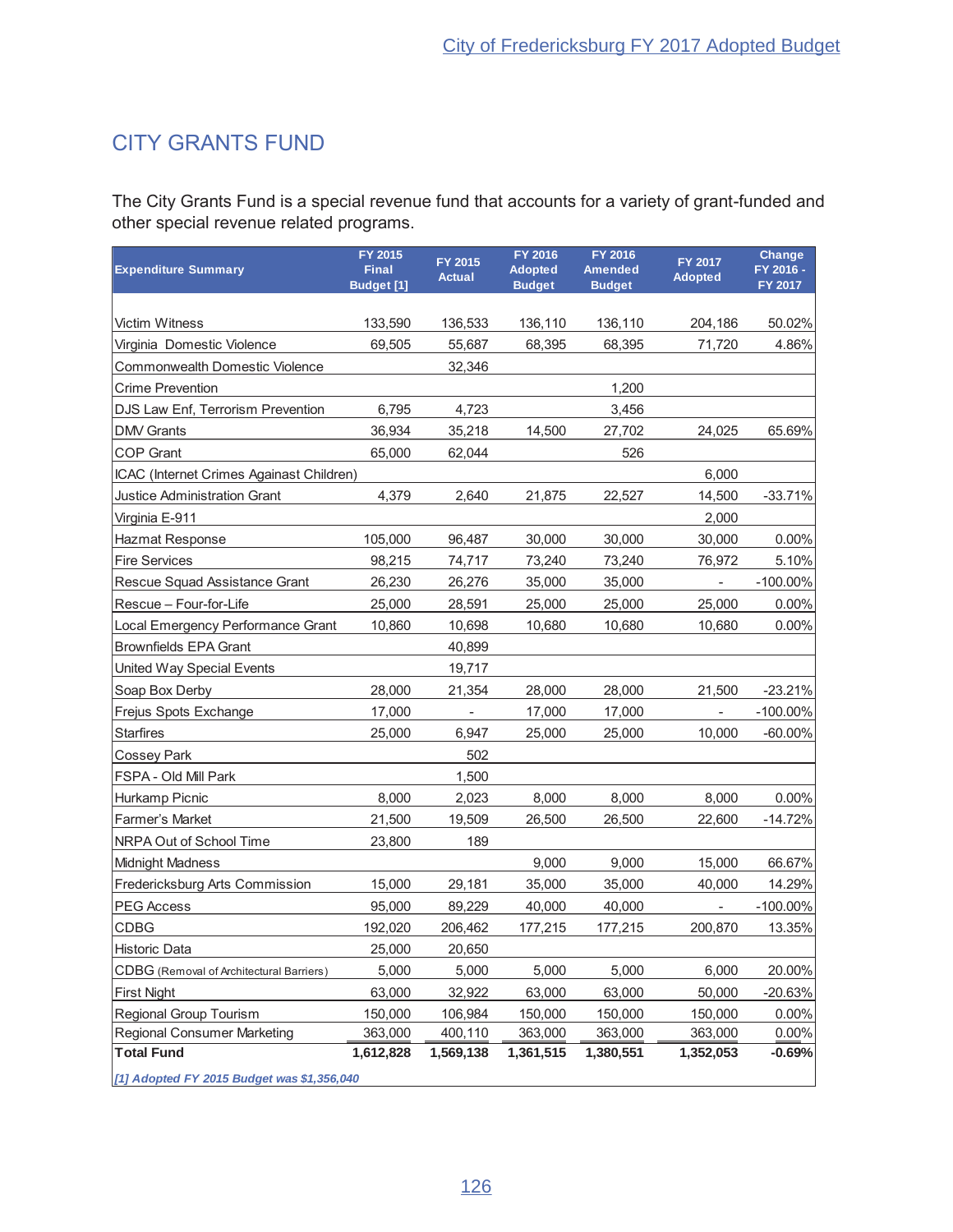# CITY GRANTS FUND

The City Grants Fund is a special revenue fund that accounts for a variety of grant-funded and other special revenue related programs.

| Expenditure Summary | FY 2015 Final Budget [1] | FY 2015 Actual | FY 2016 Adopted Budget | FY 2016 Amended Budget | FY 2017 Adopted | Change FY 2016 - FY 2017 |
|---|---|---|---|---|---|---|
| Victim Witness | 133,590 | 136,533 | 136,110 | 136,110 | 204,186 | 50.02% |
| Virginia Domestic Violence | 69,505 | 55,687 | 68,395 | 68,395 | 71,720 | 4.86% |
| Commonwealth Domestic Violence | | 32,346 | | | | |
| Crime Prevention | | | | 1,200 | | |
| DJS Law Enf, Terrorism Prevention | 6,795 | 4,723 | | 3,456 | | |
| DMV Grants | 36,934 | 35,218 | 14,500 | 27,702 | 24,025 | 65.69% |
| COP Grant | 65,000 | 62,044 | | 526 | | |
| ICAC (Internet Crimes Against Children) | | | | | 6,000 | |
| Justice Administration Grant | 4,379 | 2,640 | 21,875 | 22,527 | 14,500 | -33.71% |
| Virginia E-911 | | | | | 2,000 | |
| Hazmat Response | 105,000 | 96,487 | 30,000 | 30,000 | 30,000 | 0.00% |
| Fire Services | 98,215 | 74,717 | 73,240 | 73,240 | 76,972 | 5.10% |
| Rescue Squad Assistance Grant | 26,230 | 26,276 | 35,000 | 35,000 | - | -100.00% |
| Rescue – Four-for-Life | 25,000 | 28,591 | 25,000 | 25,000 | 25,000 | 0.00% |
| Local Emergency Performance Grant | 10,860 | 10,698 | 10,680 | 10,680 | 10,680 | 0.00% |
| Brownfields EPA Grant | | 40,899 | | | | |
| United Way Special Events | | 19,717 | | | | |
| Soap Box Derby | 28,000 | 21,354 | 28,000 | 28,000 | 21,500 | -23.21% |
| Frejus Spots Exchange | 17,000 | - | 17,000 | 17,000 | - | -100.00% |
| Starfires | 25,000 | 6,947 | 25,000 | 25,000 | 10,000 | -60.00% |
| Cossey Park | | 502 | | | | |
| FSPA - Old Mill Park | | 1,500 | | | | |
| Hurkamp Picnic | 8,000 | 2,023 | 8,000 | 8,000 | 8,000 | 0.00% |
| Farmer's Market | 21,500 | 19,509 | 26,500 | 26,500 | 22,600 | -14.72% |
| NRPA Out of School Time | 23,800 | 189 | | | | |
| Midnight Madness | | | 9,000 | 9,000 | 15,000 | 66.67% |
| Fredericksburg Arts Commission | 15,000 | 29,181 | 35,000 | 35,000 | 40,000 | 14.29% |
| PEG Access | 95,000 | 89,229 | 40,000 | 40,000 | - | -100.00% |
| CDBG | 192,020 | 206,462 | 177,215 | 177,215 | 200,870 | 13.35% |
| Historic Data | 25,000 | 20,650 | | | | |
| CDBG (Removal of Architectural Barriers) | 5,000 | 5,000 | 5,000 | 5,000 | 6,000 | 20.00% |
| First Night | 63,000 | 32,922 | 63,000 | 63,000 | 50,000 | -20.63% |
| Regional Group Tourism | 150,000 | 106,984 | 150,000 | 150,000 | 150,000 | 0.00% |
| Regional Consumer Marketing | 363,000 | 400,110 | 363,000 | 363,000 | 363,000 | 0.00% |
| **Total Fund** | **1,612,828** | **1,569,138** | **1,361,515** | **1,380,551** | **1,352,053** | **-0.69%** |

*[1] Adopted FY 2015 Budget was $1,356,040*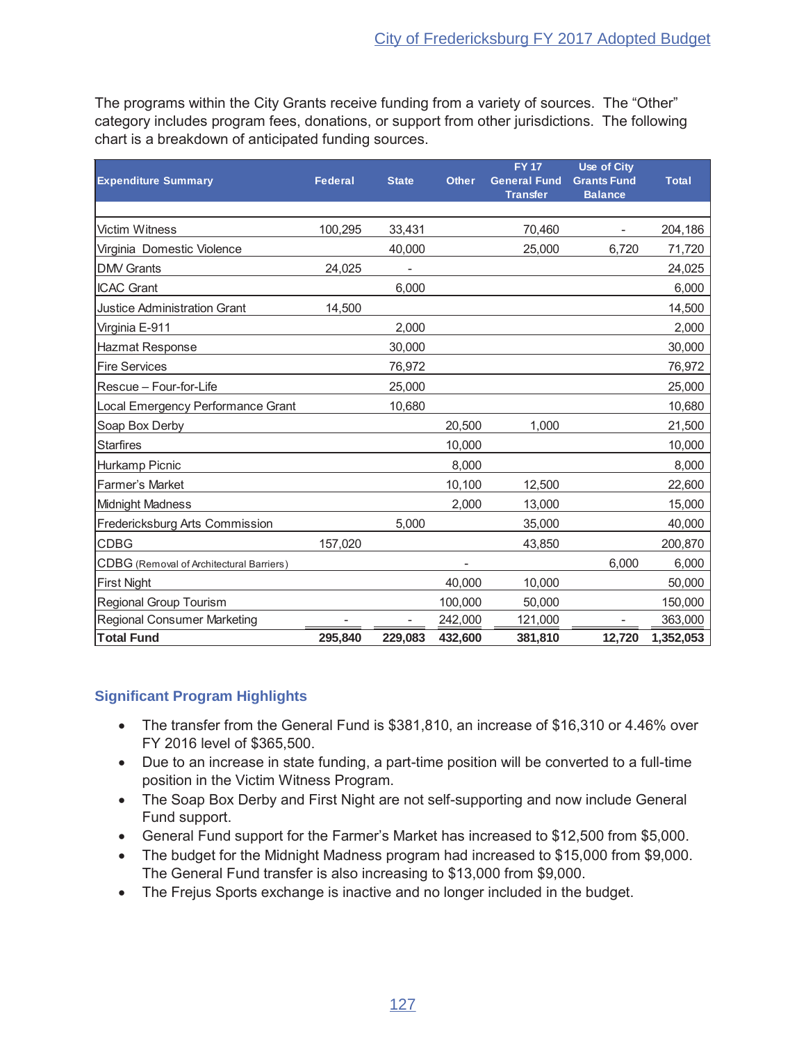The programs within the City Grants receive funding from a variety of sources. The "Other" category includes program fees, donations, or support from other jurisdictions. The following chart is a breakdown of anticipated funding sources.

| Expenditure Summary | Federal | State | Other | FY 17 General Fund Transfer | Use of City Grants Fund Balance | Total |
|---|---|---|---|---|---|---|
| Victim Witness | 100,295 | 33,431 | | 70,460 | - | 204,186 |
| Virginia Domestic Violence | | 40,000 | | 25,000 | 6,720 | 71,720 |
| DMV Grants | 24,025 | - | | | | 24,025 |
| ICAC Grant | | 6,000 | | | | 6,000 |
| Justice Administration Grant | 14,500 | | | | | 14,500 |
| Virginia E-911 | | 2,000 | | | | 2,000 |
| Hazmat Response | | 30,000 | | | | 30,000 |
| Fire Services | | 76,972 | | | | 76,972 |
| Rescue – Four-for-Life | | 25,000 | | | | 25,000 |
| Local Emergency Performance Grant | | 10,680 | | | | 10,680 |
| Soap Box Derby | | | 20,500 | 1,000 | | 21,500 |
| Starfires | | | 10,000 | | | 10,000 |
| Hurkamp Picnic | | | 8,000 | | | 8,000 |
| Farmer's Market | | | 10,100 | 12,500 | | 22,600 |
| Midnight Madness | | | 2,000 | 13,000 | | 15,000 |
| Fredericksburg Arts Commission | | 5,000 | | 35,000 | | 40,000 |
| CDBG | 157,020 | | | 43,850 | | 200,870 |
| CDBG (Removal of Architectural Barriers) | | | - | | 6,000 | 6,000 |
| First Night | | | 40,000 | 10,000 | | 50,000 |
| Regional Group Tourism | | | 100,000 | 50,000 | | 150,000 |
| Regional Consumer Marketing | - | - | 242,000 | 121,000 | - | 363,000 |
| **Total Fund** | **295,840** | **229,083** | **432,600** | **381,810** | **12,720** | **1,352,053** |

## Significant Program Highlights

- The transfer from the General Fund is $381,810, an increase of $16,310 or 4.46% over FY 2016 level of $365,500.
- Due to an increase in state funding, a part-time position will be converted to a full-time position in the Victim Witness Program.
- The Soap Box Derby and First Night are not self-supporting and now include General Fund support.
- General Fund support for the Farmer's Market has increased to $12,500 from $5,000.
- The budget for the Midnight Madness program had increased to $15,000 from $9,000. The General Fund transfer is also increasing to $13,000 from $9,000.
- The Frejus Sports exchange is inactive and no longer included in the budget.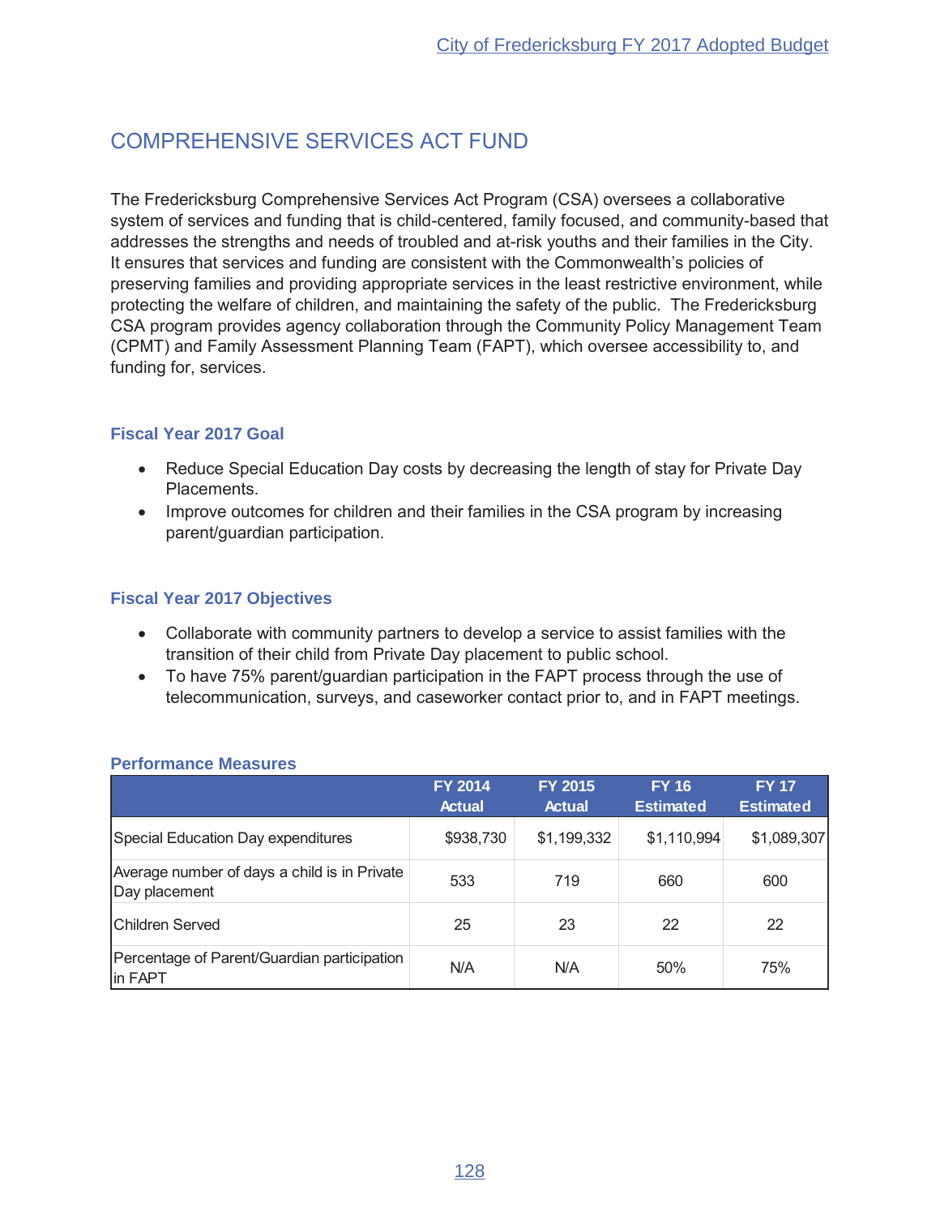# COMPREHENSIVE SERVICES ACT FUND

The Fredericksburg Comprehensive Services Act Program (CSA) oversees a collaborative system of services and funding that is child-centered, family focused, and community-based that addresses the strengths and needs of troubled and at-risk youths and their families in the City. It ensures that services and funding are consistent with the Commonwealth's policies of preserving families and providing appropriate services in the least restrictive environment, while protecting the welfare of children, and maintaining the safety of the public. The Fredericksburg CSA program provides agency collaboration through the Community Policy Management Team (CPMT) and Family Assessment Planning Team (FAPT), which oversee accessibility to, and funding for, services.

### Fiscal Year 2017 Goal

- Reduce Special Education Day costs by decreasing the length of stay for Private Day Placements.
- Improve outcomes for children and their families in the CSA program by increasing parent/guardian participation.

### Fiscal Year 2017 Objectives

- Collaborate with community partners to develop a service to assist families with the transition of their child from Private Day placement to public school.
- To have 75% parent/guardian participation in the FAPT process through the use of telecommunication, surveys, and caseworker contact prior to, and in FAPT meetings.

### Performance Measures

| | FY 2014 Actual | FY 2015 Actual | FY 16 Estimated | FY 17 Estimated |
|---|---|---|---|---|
| Special Education Day expenditures | $938,730 | $1,199,332 | $1,110,994 | $1,089,307 |
| Average number of days a child is in Private Day placement | 533 | 719 | 660 | 600 |
| Children Served | 25 | 23 | 22 | 22 |
| Percentage of Parent/Guardian participation in FAPT | N/A | N/A | 50% | 75% |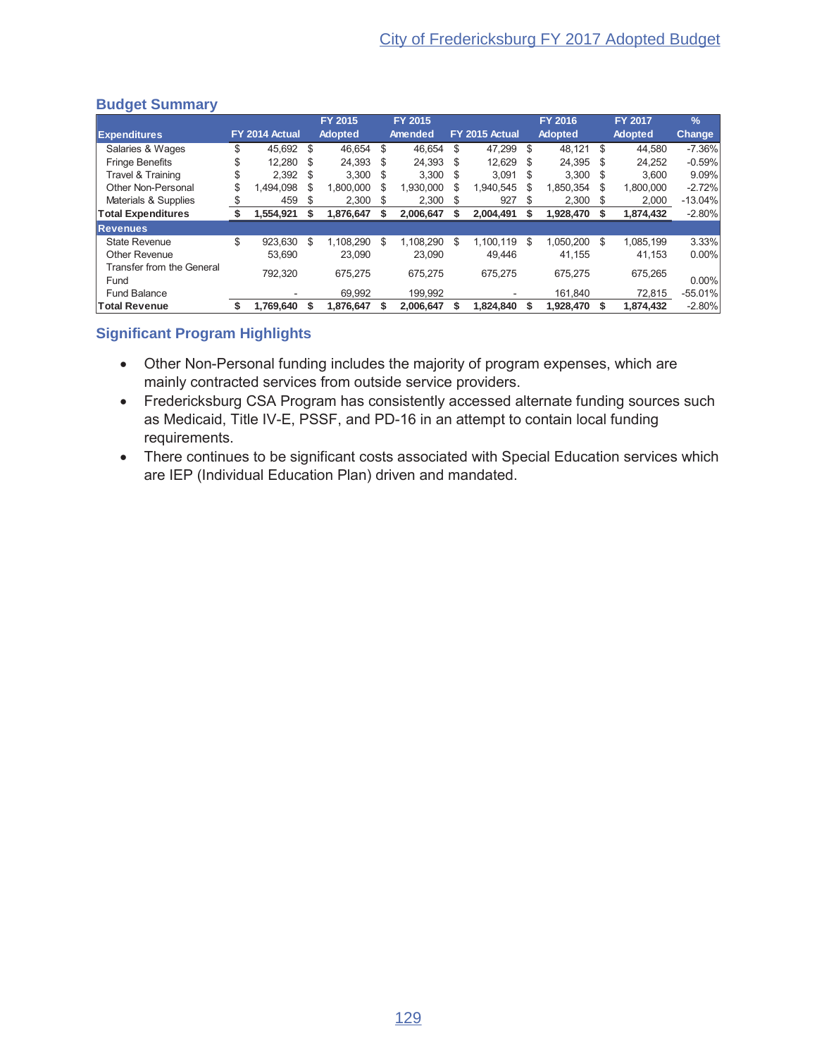## Budget Summary

| Expenditures | FY 2014 Actual | FY 2015 Adopted | FY 2015 Amended | FY 2015 Actual | FY 2016 Adopted | FY 2017 Adopted | % Change |
|---|---|---|---|---|---|---|---|
| Salaries & Wages | $ 45,692 | $ 46,654 | $ 46,654 | $ 47,299 | $ 48,121 | $ 44,580 | -7.36% |
| Fringe Benefits | $ 12,280 | $ 24,393 | $ 24,393 | $ 12,629 | $ 24,395 | $ 24,252 | -0.59% |
| Travel & Training | $ 2,392 | $ 3,300 | $ 3,300 | $ 3,091 | $ 3,300 | $ 3,600 | 9.09% |
| Other Non-Personal | $ 1,494,098 | $ 1,800,000 | $ 1,930,000 | $ 1,940,545 | $ 1,850,354 | $ 1,800,000 | -2.72% |
| Materials & Supplies | $ 459 | $ 2,300 | $ 2,300 | $ 927 | $ 2,300 | $ 2,000 | -13.04% |
| **Total Expenditures** | **$ 1,554,921** | **$ 1,876,647** | **$ 2,006,647** | **$ 2,004,491** | **$ 1,928,470** | **$ 1,874,432** | -2.80% |
| **Revenues** | | | | | | | |
| State Revenue | $ 923,630 | $ 1,108,290 | $ 1,108,290 | $ 1,100,119 | $ 1,050,200 | $ 1,085,199 | 3.33% |
| Other Revenue | 53,690 | 23,090 | 23,090 | 49,446 | 41,155 | 41,153 | 0.00% |
| Transfer from the General Fund | 792,320 | 675,275 | 675,275 | 675,275 | 675,275 | 675,265 | 0.00% |
| Fund Balance | - | 69,992 | 199,992 | - | 161,840 | 72,815 | -55.01% |
| **Total Revenue** | **$ 1,769,640** | **$ 1,876,647** | **$ 2,006,647** | **$ 1,824,840** | **$ 1,928,470** | **$ 1,874,432** | -2.80% |

## Significant Program Highlights

- Other Non-Personal funding includes the majority of program expenses, which are mainly contracted services from outside service providers.
- Fredericksburg CSA Program has consistently accessed alternate funding sources such as Medicaid, Title IV-E, PSSF, and PD-16 in an attempt to contain local funding requirements.
- There continues to be significant costs associated with Special Education services which are IEP (Individual Education Plan) driven and mandated.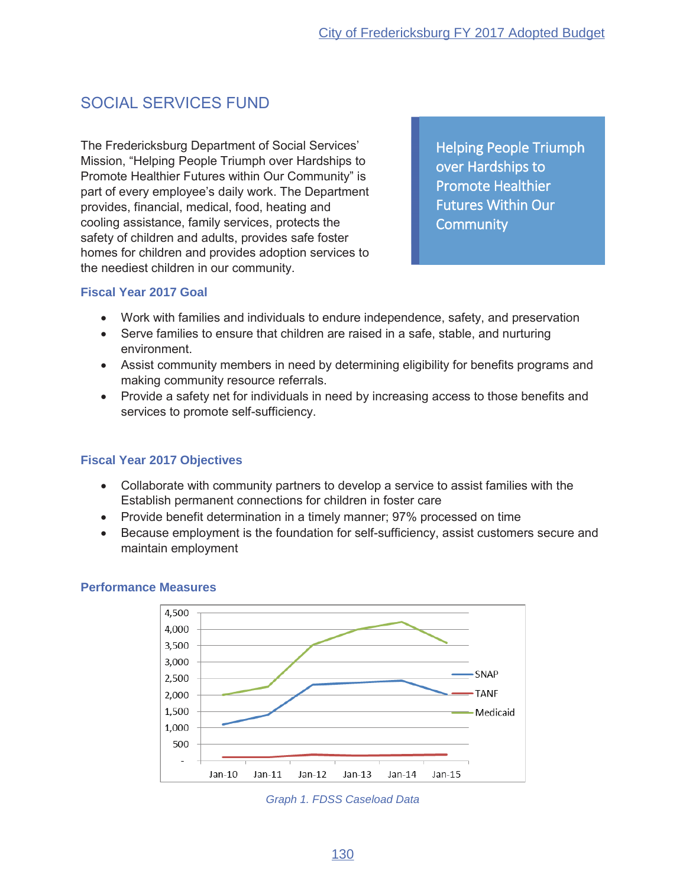## SOCIAL SERVICES FUND

The Fredericksburg Department of Social Services' Mission, "Helping People Triumph over Hardships to Promote Healthier Futures within Our Community" is part of every employee's daily work. The Department provides, financial, medical, food, heating and cooling assistance, family services, protects the safety of children and adults, provides safe foster homes for children and provides adoption services to the neediest children in our community.

Helping People Triumph over Hardships to Promote Healthier Futures Within Our Community

### Fiscal Year 2017 Goal

- Work with families and individuals to endure independence, safety, and preservation
- Serve families to ensure that children are raised in a safe, stable, and nurturing environment.
- Assist community members in need by determining eligibility for benefits programs and making community resource referrals.
- Provide a safety net for individuals in need by increasing access to those benefits and services to promote self-sufficiency.

### Fiscal Year 2017 Objectives

- Collaborate with community partners to develop a service to assist families with the Establish permanent connections for children in foster care
- Provide benefit determination in a timely manner; 97% processed on time
- Because employment is the foundation for self-sufficiency, assist customers secure and maintain employment

### Performance Measures

*Graph 1. FDSS Caseload Data*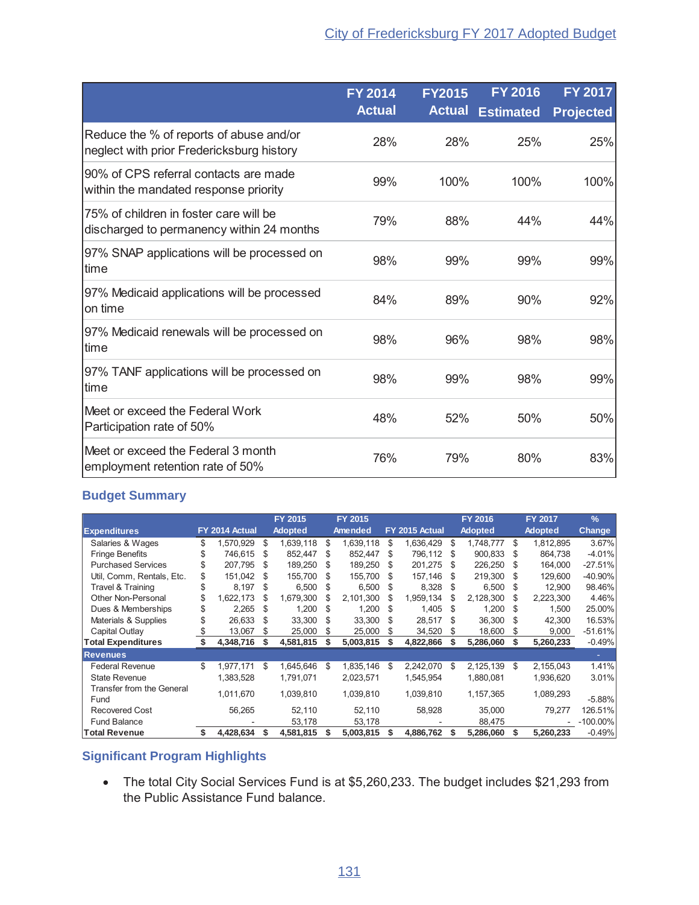| | FY 2014 Actual | FY2015 Actual | FY 2016 Estimated | FY 2017 Projected |
|---|---|---|---|---|
| Reduce the % of reports of abuse and/or neglect with prior Fredericksburg history | 28% | 28% | 25% | 25% |
| 90% of CPS referral contacts are made within the mandated response priority | 99% | 100% | 100% | 100% |
| 75% of children in foster care will be discharged to permanency within 24 months | 79% | 88% | 44% | 44% |
| 97% SNAP applications will be processed on time | 98% | 99% | 99% | 99% |
| 97% Medicaid applications will be processed on time | 84% | 89% | 90% | 92% |
| 97% Medicaid renewals will be processed on time | 98% | 96% | 98% | 98% |
| 97% TANF applications will be processed on time | 98% | 99% | 98% | 99% |
| Meet or exceed the Federal Work Participation rate of 50% | 48% | 52% | 50% | 50% |
| Meet or exceed the Federal 3 month employment retention rate of 50% | 76% | 79% | 80% | 83% |

## Budget Summary

| Expenditures | FY 2014 Actual | FY 2015 Adopted | FY 2015 Amended | FY 2015 Actual | FY 2016 Adopted | FY 2017 Adopted | % Change |
|---|---|---|---|---|---|---|---|
| Salaries & Wages | $ 1,570,929 | $ 1,639,118 | $ 1,639,118 | $ 1,636,429 | $ 1,748,777 | $ 1,812,895 | 3.67% |
| Fringe Benefits | $ 746,615 | $ 852,447 | $ 852,447 | $ 796,112 | $ 900,833 | $ 864,738 | -4.01% |
| Purchased Services | $ 207,795 | $ 189,250 | $ 189,250 | $ 201,275 | $ 226,250 | $ 164,000 | -27.51% |
| Util, Comm, Rentals, Etc. | $ 151,042 | $ 155,700 | $ 155,700 | $ 157,146 | $ 219,300 | $ 129,600 | -40.90% |
| Travel & Training | $ 8,197 | $ 6,500 | $ 6,500 | $ 8,328 | $ 6,500 | $ 12,900 | 98.46% |
| Other Non-Personal | $ 1,622,173 | $ 1,679,300 | $ 2,101,300 | $ 1,959,134 | $ 2,128,300 | $ 2,223,300 | 4.46% |
| Dues & Memberships | $ 2,265 | $ 1,200 | $ 1,200 | $ 1,405 | $ 1,200 | $ 1,500 | 25.00% |
| Materials & Supplies | $ 26,633 | $ 33,300 | $ 33,300 | $ 28,517 | $ 36,300 | $ 42,300 | 16.53% |
| Capital Outlay | $ 13,067 | $ 25,000 | $ 25,000 | $ 34,520 | $ 18,600 | $ 9,000 | -51.61% |
| **Total Expenditures** | **$ 4,348,716** | **$ 4,581,815** | **$ 5,003,815** | **$ 4,822,866** | **$ 5,286,060** | **$ 5,260,233** | -0.49% |
| **Revenues** | | | | | | | - |
| Federal Revenue | $ 1,977,171 | $ 1,645,646 | $ 1,835,146 | $ 2,242,070 | $ 2,125,139 | $ 2,155,043 | 1.41% |
| State Revenue | 1,383,528 | 1,791,071 | 2,023,571 | 1,545,954 | 1,880,081 | 1,936,620 | 3.01% |
| Transfer from the General Fund | 1,011,670 | 1,039,810 | 1,039,810 | 1,039,810 | 1,157,365 | 1,089,293 | -5.88% |
| Recovered Cost | 56,265 | 52,110 | 52,110 | 58,928 | 35,000 | 79,277 | 126.51% |
| Fund Balance | - | 53,178 | 53,178 | - | 88,475 | - | -100.00% |
| **Total Revenue** | **$ 4,428,634** | **$ 4,581,815** | **$ 5,003,815** | **$ 4,886,762** | **$ 5,286,060** | **$ 5,260,233** | -0.49% |

## Significant Program Highlights

- The total City Social Services Fund is at $5,260,233. The budget includes $21,293 from the Public Assistance Fund balance.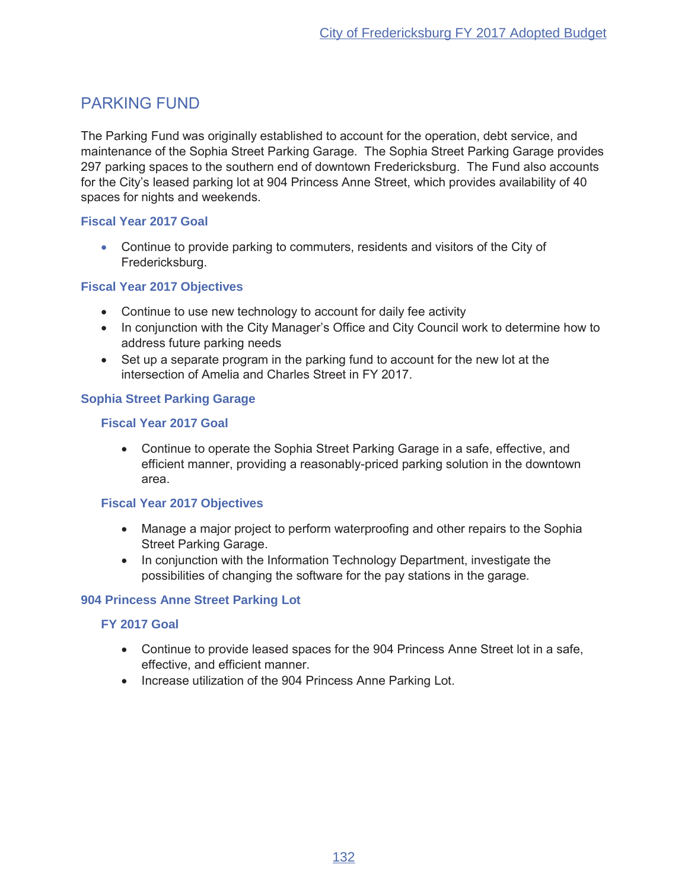# PARKING FUND

The Parking Fund was originally established to account for the operation, debt service, and maintenance of the Sophia Street Parking Garage. The Sophia Street Parking Garage provides 297 parking spaces to the southern end of downtown Fredericksburg. The Fund also accounts for the City's leased parking lot at 904 Princess Anne Street, which provides availability of 40 spaces for nights and weekends.

### Fiscal Year 2017 Goal

- Continue to provide parking to commuters, residents and visitors of the City of Fredericksburg.

### Fiscal Year 2017 Objectives

- Continue to use new technology to account for daily fee activity
- In conjunction with the City Manager's Office and City Council work to determine how to address future parking needs
- Set up a separate program in the parking fund to account for the new lot at the intersection of Amelia and Charles Street in FY 2017.

## Sophia Street Parking Garage

### Fiscal Year 2017 Goal

- Continue to operate the Sophia Street Parking Garage in a safe, effective, and efficient manner, providing a reasonably-priced parking solution in the downtown area.

### Fiscal Year 2017 Objectives

- Manage a major project to perform waterproofing and other repairs to the Sophia Street Parking Garage.
- In conjunction with the Information Technology Department, investigate the possibilities of changing the software for the pay stations in the garage.

## 904 Princess Anne Street Parking Lot

### FY 2017 Goal

- Continue to provide leased spaces for the 904 Princess Anne Street lot in a safe, effective, and efficient manner.
- Increase utilization of the 904 Princess Anne Parking Lot.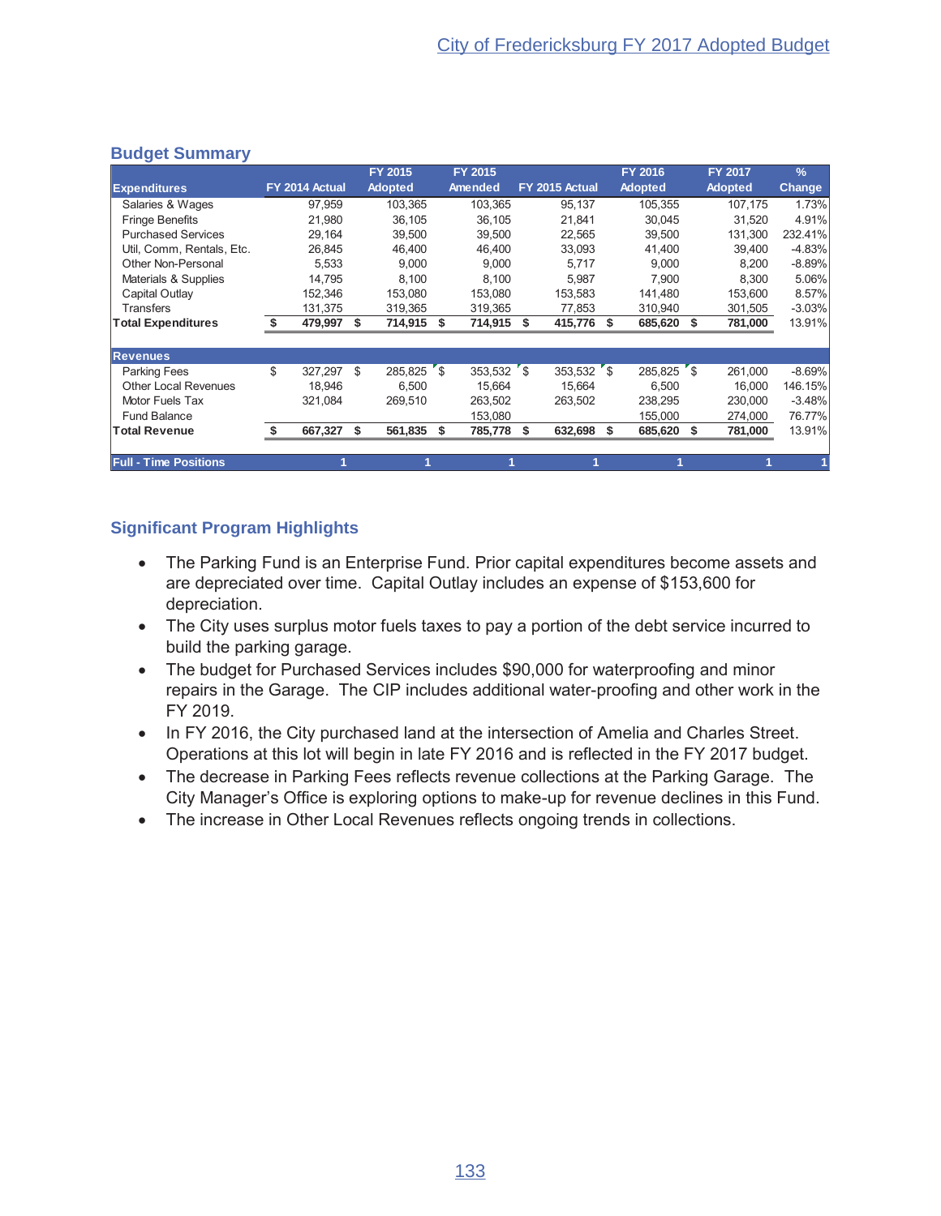## Budget Summary

| Expenditures | FY 2014 Actual | FY 2015 Adopted | FY 2015 Amended | FY 2015 Actual | FY 2016 Adopted | FY 2017 Adopted | % Change |
|---|---|---|---|---|---|---|---|
| Salaries & Wages | 97,959 | 103,365 | 103,365 | 95,137 | 105,355 | 107,175 | 1.73% |
| Fringe Benefits | 21,980 | 36,105 | 36,105 | 21,841 | 30,045 | 31,520 | 4.91% |
| Purchased Services | 29,164 | 39,500 | 39,500 | 22,565 | 39,500 | 131,300 | 232.41% |
| Util, Comm, Rentals, Etc. | 26,845 | 46,400 | 46,400 | 33,093 | 41,400 | 39,400 | -4.83% |
| Other Non-Personal | 5,533 | 9,000 | 9,000 | 5,717 | 9,000 | 8,200 | -8.89% |
| Materials & Supplies | 14,795 | 8,100 | 8,100 | 5,987 | 7,900 | 8,300 | 5.06% |
| Capital Outlay | 152,346 | 153,080 | 153,080 | 153,583 | 141,480 | 153,600 | 8.57% |
| Transfers | 131,375 | 319,365 | 319,365 | 77,853 | 310,940 | 301,505 | -3.03% |
| **Total Expenditures** | **$ 479,997** | **$ 714,915** | **$ 714,915** | **$ 415,776** | **$ 685,620** | **$ 781,000** | 13.91% |
| **Revenues** | | | | | | | |
| Parking Fees | $ 327,297 | $ 285,825 | $ 353,532 | $ 353,532 | $ 285,825 | $ 261,000 | -8.69% |
| Other Local Revenues | 18,946 | 6,500 | 15,664 | 15,664 | 6,500 | 16,000 | 146.15% |
| Motor Fuels Tax | 321,084 | 269,510 | 263,502 | 263,502 | 238,295 | 230,000 | -3.48% |
| Fund Balance | | | 153,080 | | 155,000 | 274,000 | 76.77% |
| **Total Revenue** | **$ 667,327** | **$ 561,835** | **$ 785,778** | **$ 632,698** | **$ 685,620** | **$ 781,000** | 13.91% |
| **Full - Time Positions** | 1 | 1 | 1 | 1 | 1 | 1 | 1 |

## Significant Program Highlights

- The Parking Fund is an Enterprise Fund. Prior capital expenditures become assets and are depreciated over time. Capital Outlay includes an expense of $153,600 for depreciation.
- The City uses surplus motor fuels taxes to pay a portion of the debt service incurred to build the parking garage.
- The budget for Purchased Services includes $90,000 for waterproofing and minor repairs in the Garage. The CIP includes additional water-proofing and other work in the FY 2019.
- In FY 2016, the City purchased land at the intersection of Amelia and Charles Street. Operations at this lot will begin in late FY 2016 and is reflected in the FY 2017 budget.
- The decrease in Parking Fees reflects revenue collections at the Parking Garage. The City Manager's Office is exploring options to make-up for revenue declines in this Fund.
- The increase in Other Local Revenues reflects ongoing trends in collections.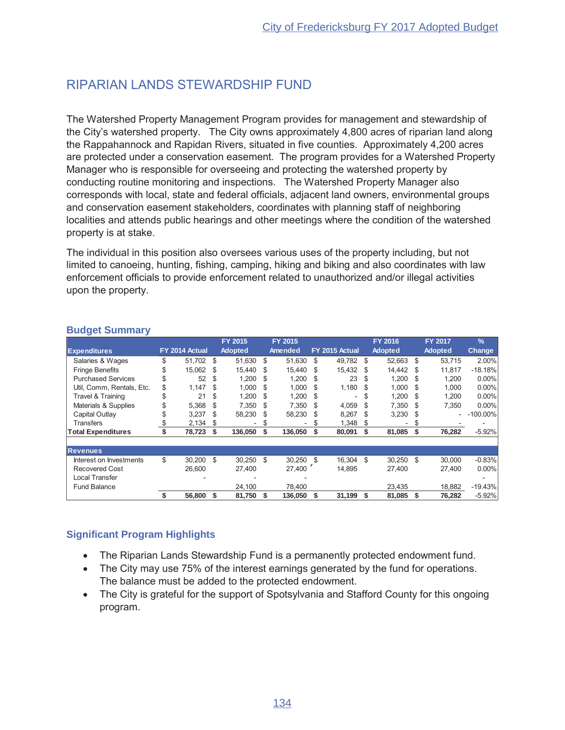# RIPARIAN LANDS STEWARDSHIP FUND

The Watershed Property Management Program provides for management and stewardship of the City's watershed property. The City owns approximately 4,800 acres of riparian land along the Rappahannock and Rapidan Rivers, situated in five counties. Approximately 4,200 acres are protected under a conservation easement. The program provides for a Watershed Property Manager who is responsible for overseeing and protecting the watershed property by conducting routine monitoring and inspections. The Watershed Property Manager also corresponds with local, state and federal officials, adjacent land owners, environmental groups and conservation easement stakeholders, coordinates with planning staff of neighboring localities and attends public hearings and other meetings where the condition of the watershed property is at stake.

The individual in this position also oversees various uses of the property including, but not limited to canoeing, hunting, fishing, camping, hiking and biking and also coordinates with law enforcement officials to provide enforcement related to unauthorized and/or illegal activities upon the property.

## Budget Summary

| Expenditures | FY 2014 Actual | FY 2015 Adopted | FY 2015 Amended | FY 2015 Actual | FY 2016 Adopted | FY 2017 Adopted | % Change |
|---|---|---|---|---|---|---|---|
| Salaries & Wages | $ 51,702 | $ 51,630 | $ 51,630 | $ 49,782 | $ 52,663 | $ 53,715 | 2.00% |
| Fringe Benefits | $ 15,062 | $ 15,440 | $ 15,440 | $ 15,432 | $ 14,442 | $ 11,817 | -18.18% |
| Purchased Services | $ 52 | $ 1,200 | $ 1,200 | $ 23 | $ 1,200 | $ 1,200 | 0.00% |
| Util, Comm, Rentals, Etc. | $ 1,147 | $ 1,000 | $ 1,000 | $ 1,180 | $ 1,000 | $ 1,000 | 0.00% |
| Travel & Training | $ 21 | $ 1,200 | $ 1,200 | $ - | $ 1,200 | $ 1,200 | 0.00% |
| Materials & Supplies | $ 5,368 | $ 7,350 | $ 7,350 | $ 4,059 | $ 7,350 | $ 7,350 | 0.00% |
| Capital Outlay | $ 3,237 | $ 58,230 | $ 58,230 | $ 8,267 | $ 3,230 | $ - | -100.00% |
| Transfers | $ 2,134 | $ - | $ - | $ 1,348 | $ - | $ - | - |
| **Total Expenditures** | **$ 78,723** | **$ 136,050** | **$ 136,050** | **$ 80,091** | **$ 81,085** | **$ 76,282** | -5.92% |
| **Revenues** | | | | | | | |
| Interest on Investments | $ 30,200 | $ 30,250 | $ 30,250 | $ 16,304 | $ 30,250 | $ 30,000 | -0.83% |
| Recovered Cost | 26,600 | 27,400 | 27,400 | 14,895 | 27,400 | 27,400 | 0.00% |
| Local Transfer | - | - | - | | | | - |
| Fund Balance | | 24,100 | 78,400 | | 23,435 | 18,882 | -19.43% |
| | **$ 56,800** | **$ 81,750** | **$ 136,050** | **$ 31,199** | **$ 81,085** | **$ 76,282** | -5.92% |

## Significant Program Highlights

- The Riparian Lands Stewardship Fund is a permanently protected endowment fund.
- The City may use 75% of the interest earnings generated by the fund for operations. The balance must be added to the protected endowment.
- The City is grateful for the support of Spotsylvania and Stafford County for this ongoing program.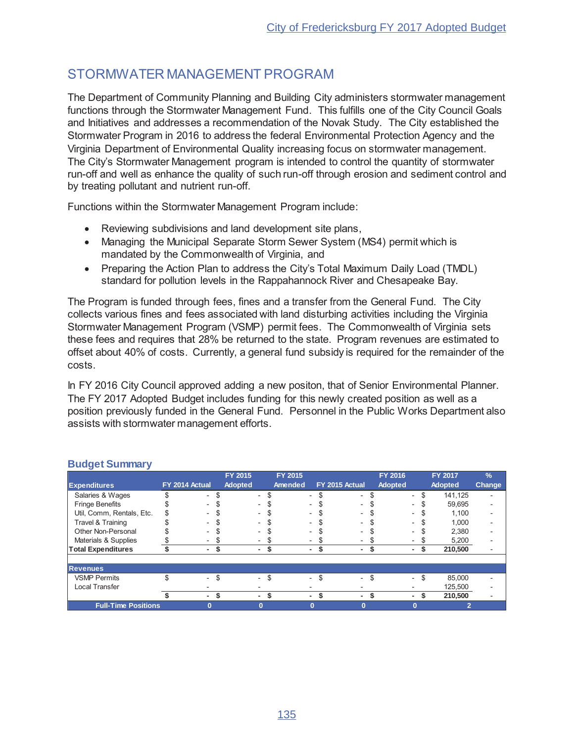## STORMWATER MANAGEMENT PROGRAM

The Department of Community Planning and Building City administers stormwater management functions through the Stormwater Management Fund. This fulfills one of the City Council Goals and Initiatives and addresses a recommendation of the Novak Study. The City established the Stormwater Program in 2016 to address the federal Environmental Protection Agency and the Virginia Department of Environmental Quality increasing focus on stormwater management. The City's Stormwater Management program is intended to control the quantity of stormwater run-off and well as enhance the quality of such run-off through erosion and sediment control and by treating pollutant and nutrient run-off.

Functions within the Stormwater Management Program include:

- Reviewing subdivisions and land development site plans,
- Managing the Municipal Separate Storm Sewer System (MS4) permit which is mandated by the Commonwealth of Virginia, and
- Preparing the Action Plan to address the City's Total Maximum Daily Load (TMDL) standard for pollution levels in the Rappahannock River and Chesapeake Bay.

The Program is funded through fees, fines and a transfer from the General Fund. The City collects various fines and fees associated with land disturbing activities including the Virginia Stormwater Management Program (VSMP) permit fees. The Commonwealth of Virginia sets these fees and requires that 28% be returned to the state. Program revenues are estimated to offset about 40% of costs. Currently, a general fund subsidy is required for the remainder of the costs.

In FY 2016 City Council approved adding a new positon, that of Senior Environmental Planner. The FY 2017 Adopted Budget includes funding for this newly created position as well as a position previously funded in the General Fund. Personnel in the Public Works Department also assists with stormwater management efforts.

### Budget Summary

| Expenditures | FY 2014 Actual | FY 2015 Adopted | FY 2015 Amended | FY 2015 Actual | FY 2016 Adopted | FY 2017 Adopted | % Change |
|---|---|---|---|---|---|---|---|
| Salaries & Wages | $ - | $ - | $ - | $ - | $ - | $ 141,125 | - |
| Fringe Benefits | $ - | $ - | $ - | $ - | $ - | $ 59,695 | - |
| Util, Comm, Rentals, Etc. | $ - | $ - | $ - | $ - | $ - | $ 1,100 | - |
| Travel & Training | $ - | $ - | $ - | $ - | $ - | $ 1,000 | - |
| Other Non-Personal | $ - | $ - | $ - | $ - | $ - | $ 2,380 | - |
| Materials & Supplies | $ - | $ - | $ - | $ - | $ - | $ 5,200 | - |
| **Total Expenditures** | **$ -** | **$ -** | **$ -** | **$ -** | **$ -** | **$ 210,500** | - |
| | | | | | | | |
| **Revenues** | | | | | | | |
| VSMP Permits | $ - | $ - | $ - | $ - | $ - | $ 85,000 | - |
| Local Transfer | - | - | - | - | - | 125,500 | - |
| | **$ -** | **$ -** | **$ -** | **$ -** | **$ -** | **$ 210,500** | - |
| **Full-Time Positions** | **0** | **0** | **0** | **0** | **0** | **2** | |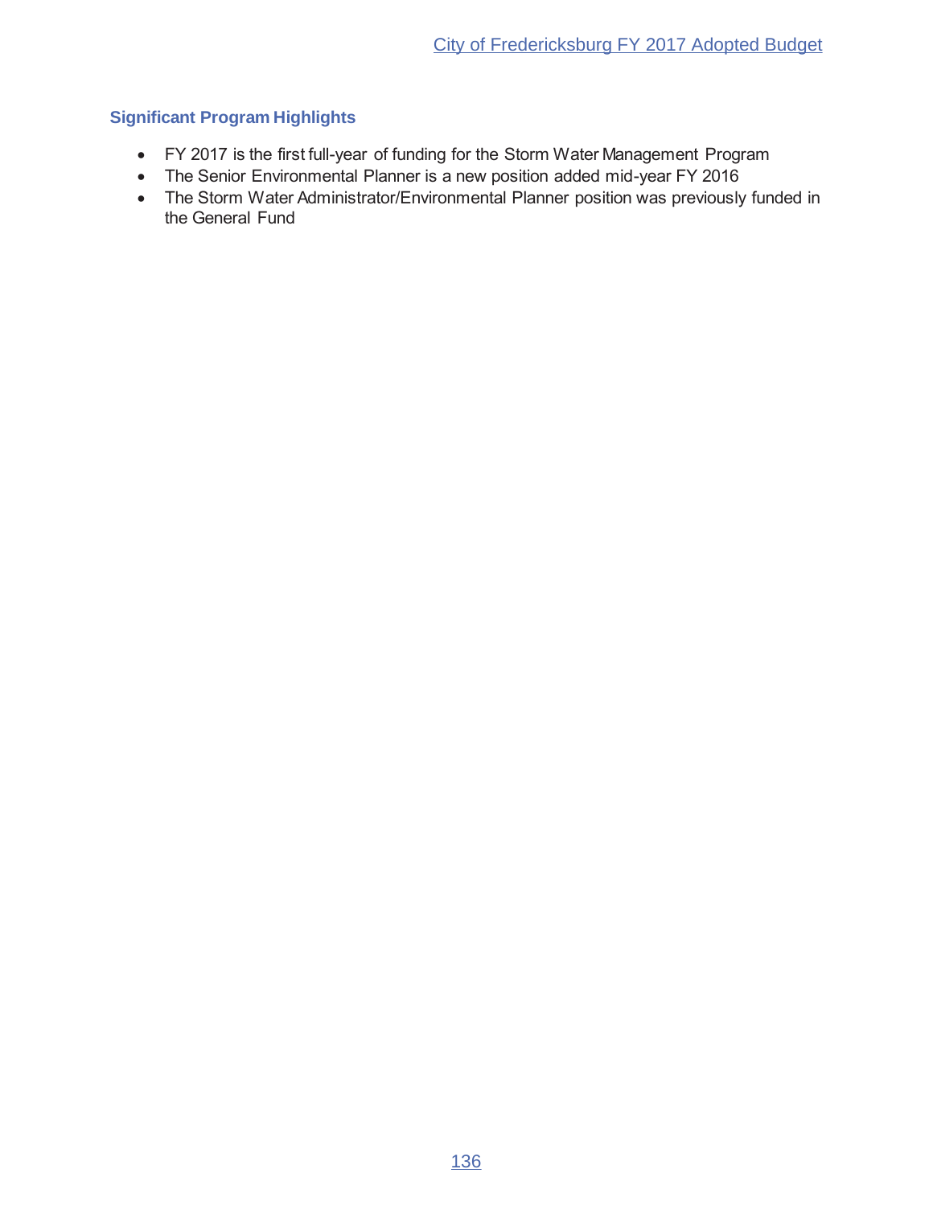### Significant Program Highlights

- FY 2017 is the first full-year of funding for the Storm Water Management Program
- The Senior Environmental Planner is a new position added mid-year FY 2016
- The Storm Water Administrator/Environmental Planner position was previously funded in the General Fund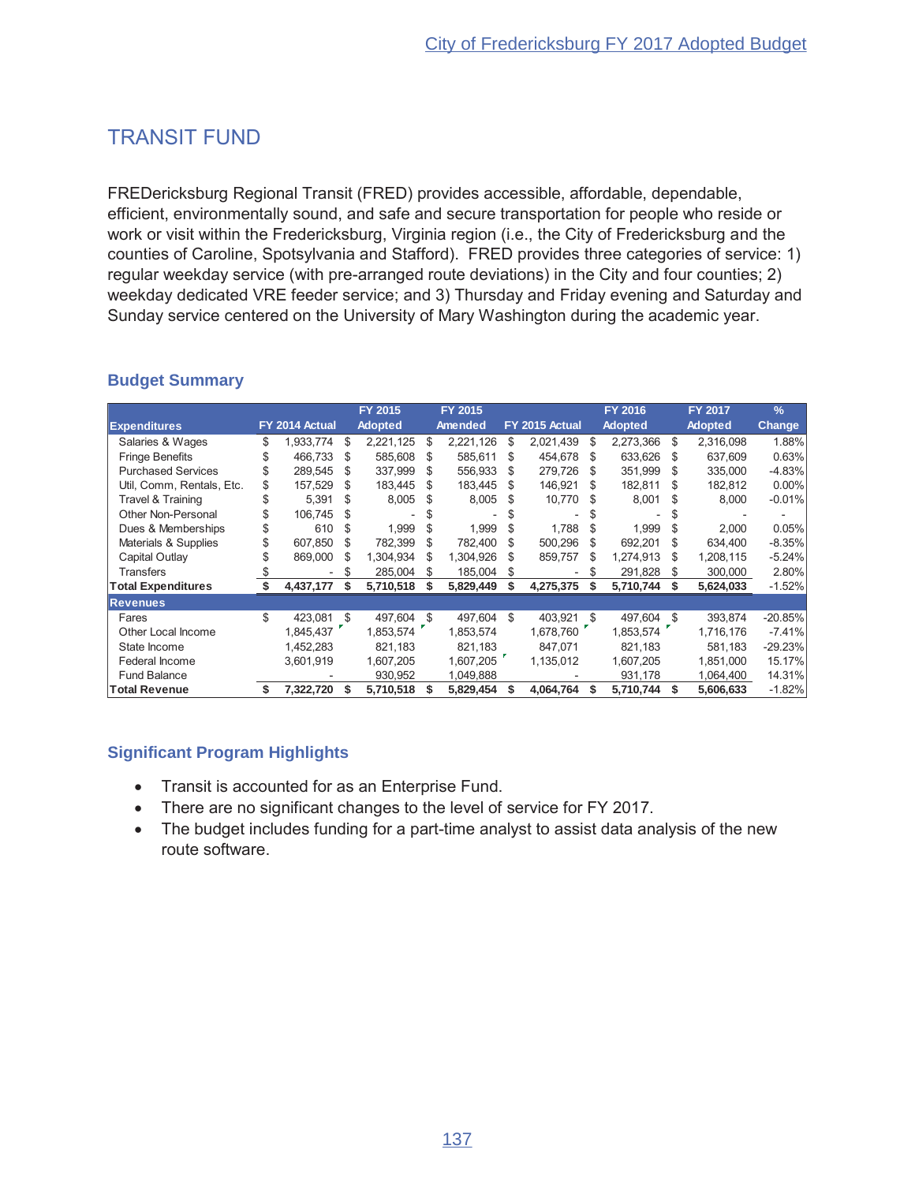# TRANSIT FUND

FREDericksburg Regional Transit (FRED) provides accessible, affordable, dependable, efficient, environmentally sound, and safe and secure transportation for people who reside or work or visit within the Fredericksburg, Virginia region (i.e., the City of Fredericksburg and the counties of Caroline, Spotsylvania and Stafford). FRED provides three categories of service: 1) regular weekday service (with pre-arranged route deviations) in the City and four counties; 2) weekday dedicated VRE feeder service; and 3) Thursday and Friday evening and Saturday and Sunday service centered on the University of Mary Washington during the academic year.

## Budget Summary

| Expenditures | FY 2014 Actual | FY 2015 Adopted | FY 2015 Amended | FY 2015 Actual | FY 2016 Adopted | FY 2017 Adopted | % Change |
|---|---|---|---|---|---|---|---|
| Salaries & Wages | $ 1,933,774 | $ 2,221,125 | $ 2,221,126 | $ 2,021,439 | $ 2,273,366 | $ 2,316,098 | 1.88% |
| Fringe Benefits | $ 466,733 | $ 585,608 | $ 585,611 | $ 454,678 | $ 633,626 | $ 637,609 | 0.63% |
| Purchased Services | $ 289,545 | $ 337,999 | $ 556,933 | $ 279,726 | $ 351,999 | $ 335,000 | -4.83% |
| Util, Comm, Rentals, Etc. | $ 157,529 | $ 183,445 | $ 183,445 | $ 146,921 | $ 182,811 | $ 182,812 | 0.00% |
| Travel & Training | $ 5,391 | $ 8,005 | $ 8,005 | $ 10,770 | $ 8,001 | $ 8,000 | -0.01% |
| Other Non-Personal | $ 106,745 | $ - | $ - | $ - | $ - | $ - | - |
| Dues & Memberships | $ 610 | $ 1,999 | $ 1,999 | $ 1,788 | $ 1,999 | $ 2,000 | 0.05% |
| Materials & Supplies | $ 607,850 | $ 782,399 | $ 782,400 | $ 500,296 | $ 692,201 | $ 634,400 | -8.35% |
| Capital Outlay | $ 869,000 | $ 1,304,934 | $ 1,304,926 | $ 859,757 | $ 1,274,913 | $ 1,208,115 | -5.24% |
| Transfers | $ - | $ 285,004 | $ 185,004 | $ - | $ 291,828 | $ 300,000 | 2.80% |
| **Total Expenditures** | **$ 4,437,177** | **$ 5,710,518** | **$ 5,829,449** | **$ 4,275,375** | **$ 5,710,744** | **$ 5,624,033** | -1.52% |
| **Revenues** | | | | | | | |
| Fares | $ 423,081 | $ 497,604 | $ 497,604 | $ 403,921 | $ 497,604 | $ 393,874 | -20.85% |
| Other Local Income | 1,845,437 | 1,853,574 | 1,853,574 | 1,678,760 | 1,853,574 | 1,716,176 | -7.41% |
| State Income | 1,452,283 | 821,183 | 821,183 | 847,071 | 821,183 | 581,183 | -29.23% |
| Federal Income | 3,601,919 | 1,607,205 | 1,607,205 | 1,135,012 | 1,607,205 | 1,851,000 | 15.17% |
| Fund Balance | - | 930,952 | 1,049,888 | - | 931,178 | 1,064,400 | 14.31% |
| **Total Revenue** | **$ 7,322,720** | **$ 5,710,518** | **$ 5,829,454** | **$ 4,064,764** | **$ 5,710,744** | **$ 5,606,633** | -1.82% |

## Significant Program Highlights

- Transit is accounted for as an Enterprise Fund.
- There are no significant changes to the level of service for FY 2017.
- The budget includes funding for a part-time analyst to assist data analysis of the new route software.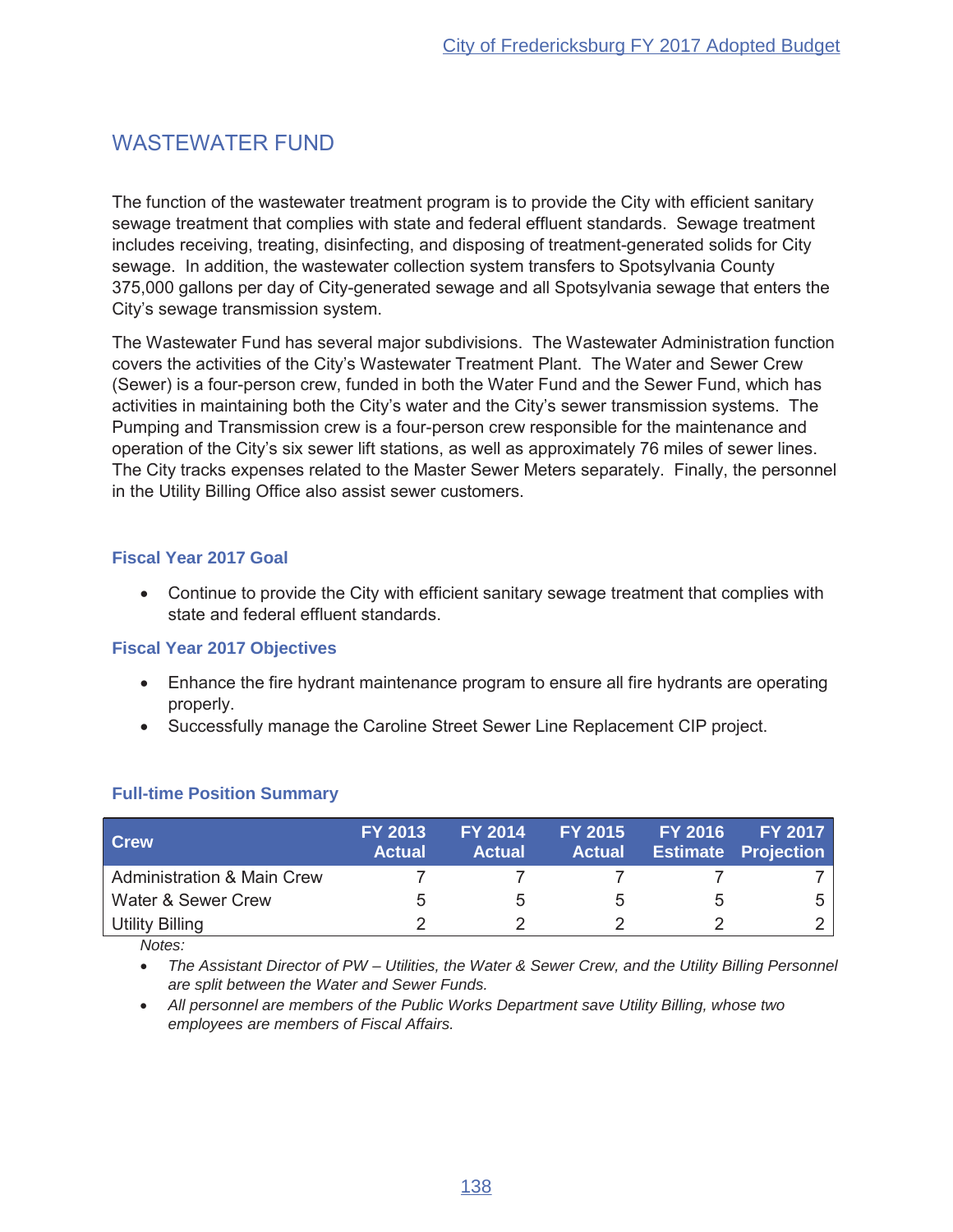# WASTEWATER FUND

The function of the wastewater treatment program is to provide the City with efficient sanitary sewage treatment that complies with state and federal effluent standards. Sewage treatment includes receiving, treating, disinfecting, and disposing of treatment-generated solids for City sewage. In addition, the wastewater collection system transfers to Spotsylvania County 375,000 gallons per day of City-generated sewage and all Spotsylvania sewage that enters the City's sewage transmission system.

The Wastewater Fund has several major subdivisions. The Wastewater Administration function covers the activities of the City's Wastewater Treatment Plant. The Water and Sewer Crew (Sewer) is a four-person crew, funded in both the Water Fund and the Sewer Fund, which has activities in maintaining both the City's water and the City's sewer transmission systems. The Pumping and Transmission crew is a four-person crew responsible for the maintenance and operation of the City's six sewer lift stations, as well as approximately 76 miles of sewer lines. The City tracks expenses related to the Master Sewer Meters separately. Finally, the personnel in the Utility Billing Office also assist sewer customers.

### Fiscal Year 2017 Goal

- Continue to provide the City with efficient sanitary sewage treatment that complies with state and federal effluent standards.

### Fiscal Year 2017 Objectives

- Enhance the fire hydrant maintenance program to ensure all fire hydrants are operating properly.
- Successfully manage the Caroline Street Sewer Line Replacement CIP project.

### Full-time Position Summary

| Crew | FY 2013 Actual | FY 2014 Actual | FY 2015 Actual | FY 2016 Estimate | FY 2017 Projection |
|---|---|---|---|---|---|
| Administration & Main Crew | 7 | 7 | 7 | 7 | 7 |
| Water & Sewer Crew | 5 | 5 | 5 | 5 | 5 |
| Utility Billing | 2 | 2 | 2 | 2 | 2 |

*Notes:*

- *The Assistant Director of PW – Utilities, the Water & Sewer Crew, and the Utility Billing Personnel are split between the Water and Sewer Funds.*
- *All personnel are members of the Public Works Department save Utility Billing, whose two employees are members of Fiscal Affairs.*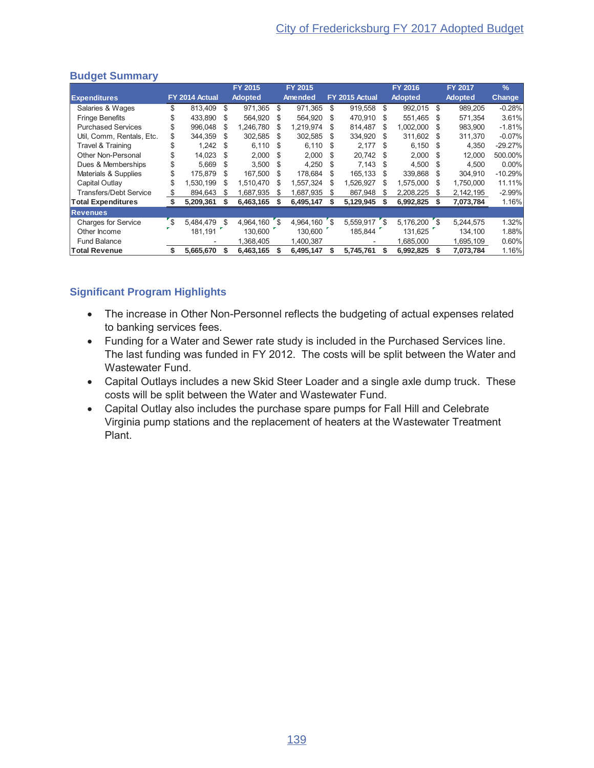## Budget Summary

| Expenditures | FY 2014 Actual | FY 2015 Adopted | FY 2015 Amended | FY 2015 Actual | FY 2016 Adopted | FY 2017 Adopted | % Change |
|---|---|---|---|---|---|---|---|
| Salaries & Wages | $ 813,409 | $ 971,365 | $ 971,365 | $ 919,558 | $ 992,015 | $ 989,205 | -0.28% |
| Fringe Benefits | $ 433,890 | $ 564,920 | $ 564,920 | $ 470,910 | $ 551,465 | $ 571,354 | 3.61% |
| Purchased Services | $ 996,048 | $ 1,246,780 | $ 1,219,974 | $ 814,487 | $ 1,002,000 | $ 983,900 | -1.81% |
| Util, Comm, Rentals, Etc. | $ 344,359 | $ 302,585 | $ 302,585 | $ 334,920 | $ 311,602 | $ 311,370 | -0.07% |
| Travel & Training | $ 1,242 | $ 6,110 | $ 6,110 | $ 2,177 | $ 6,150 | $ 4,350 | -29.27% |
| Other Non-Personal | $ 14,023 | $ 2,000 | $ 2,000 | $ 20,742 | $ 2,000 | $ 12,000 | 500.00% |
| Dues & Memberships | $ 5,669 | $ 3,500 | $ 4,250 | $ 7,143 | $ 4,500 | $ 4,500 | 0.00% |
| Materials & Supplies | $ 175,879 | $ 167,500 | $ 178,684 | $ 165,133 | $ 339,868 | $ 304,910 | -10.29% |
| Capital Outlay | $ 1,530,199 | $ 1,510,470 | $ 1,557,324 | $ 1,526,927 | $ 1,575,000 | $ 1,750,000 | 11.11% |
| Transfers/Debt Service | $ 894,643 | $ 1,687,935 | $ 1,687,935 | $ 867,948 | $ 2,208,225 | $ 2,142,195 | -2.99% |
| **Total Expenditures** | **$ 5,209,361** | **$ 6,463,165** | **$ 6,495,147** | **$ 5,129,945** | **$ 6,992,825** | **$ 7,073,784** | 1.16% |
| **Revenues** | | | | | | | |
| Charges for Service | $ 5,484,479 | $ 4,964,160 | $ 4,964,160 | $ 5,559,917 | $ 5,176,200 | $ 5,244,575 | 1.32% |
| Other Income | 181,191 | 130,600 | 130,600 | 185,844 | 131,625 | 134,100 | 1.88% |
| Fund Balance | - | 1,368,405 | 1,400,387 | - | 1,685,000 | 1,695,109 | 0.60% |
| **Total Revenue** | **$ 5,665,670** | **$ 6,463,165** | **$ 6,495,147** | **$ 5,745,761** | **$ 6,992,825** | **$ 7,073,784** | 1.16% |

## Significant Program Highlights

- The increase in Other Non-Personnel reflects the budgeting of actual expenses related to banking services fees.
- Funding for a Water and Sewer rate study is included in the Purchased Services line. The last funding was funded in FY 2012. The costs will be split between the Water and Wastewater Fund.
- Capital Outlays includes a new Skid Steer Loader and a single axle dump truck. These costs will be split between the Water and Wastewater Fund.
- Capital Outlay also includes the purchase spare pumps for Fall Hill and Celebrate Virginia pump stations and the replacement of heaters at the Wastewater Treatment Plant.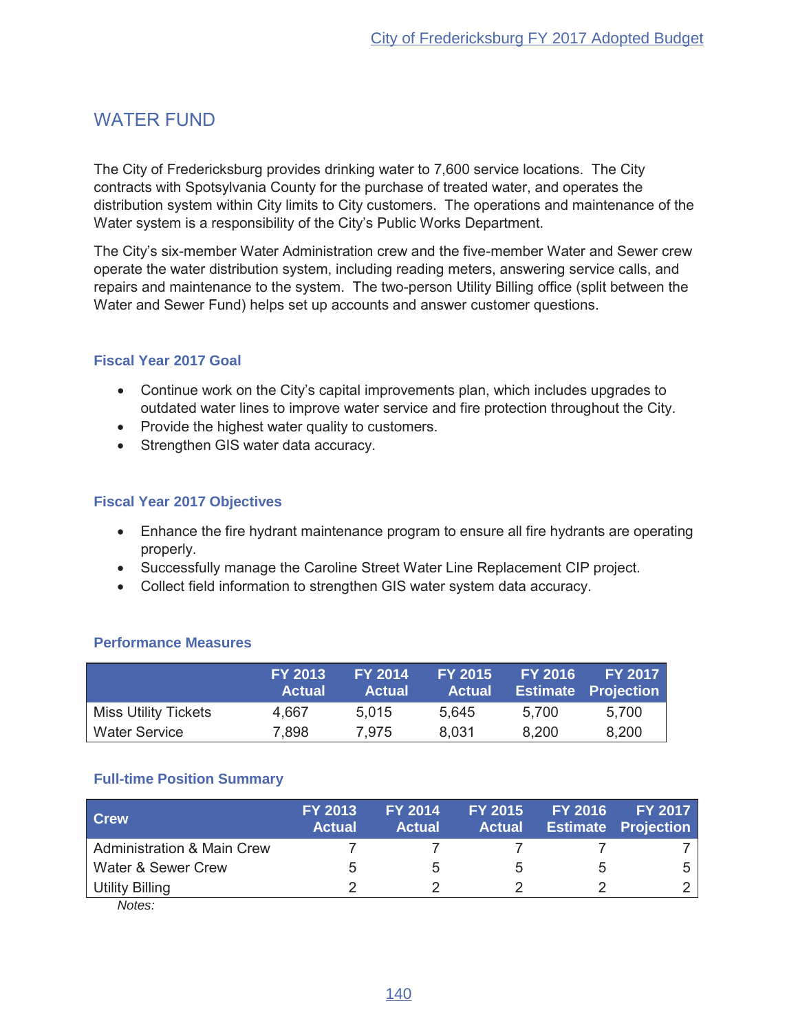# WATER FUND

The City of Fredericksburg provides drinking water to 7,600 service locations. The City contracts with Spotsylvania County for the purchase of treated water, and operates the distribution system within City limits to City customers. The operations and maintenance of the Water system is a responsibility of the City's Public Works Department.

The City's six-member Water Administration crew and the five-member Water and Sewer crew operate the water distribution system, including reading meters, answering service calls, and repairs and maintenance to the system. The two-person Utility Billing office (split between the Water and Sewer Fund) helps set up accounts and answer customer questions.

### Fiscal Year 2017 Goal

- Continue work on the City's capital improvements plan, which includes upgrades to outdated water lines to improve water service and fire protection throughout the City.
- Provide the highest water quality to customers.
- Strengthen GIS water data accuracy.

### Fiscal Year 2017 Objectives

- Enhance the fire hydrant maintenance program to ensure all fire hydrants are operating properly.
- Successfully manage the Caroline Street Water Line Replacement CIP project.
- Collect field information to strengthen GIS water system data accuracy.

### Performance Measures

| | FY 2013 Actual | FY 2014 Actual | FY 2015 Actual | FY 2016 Estimate | FY 2017 Projection |
|---|---|---|---|---|---|
| Miss Utility Tickets | 4,667 | 5,015 | 5,645 | 5,700 | 5,700 |
| Water Service | 7,898 | 7,975 | 8,031 | 8,200 | 8,200 |

### Full-time Position Summary

| Crew | FY 2013 Actual | FY 2014 Actual | FY 2015 Actual | FY 2016 Estimate | FY 2017 Projection |
|---|---|---|---|---|---|
| Administration & Main Crew | 7 | 7 | 7 | 7 | 7 |
| Water & Sewer Crew | 5 | 5 | 5 | 5 | 5 |
| Utility Billing | 2 | 2 | 2 | 2 | 2 |

*Notes:*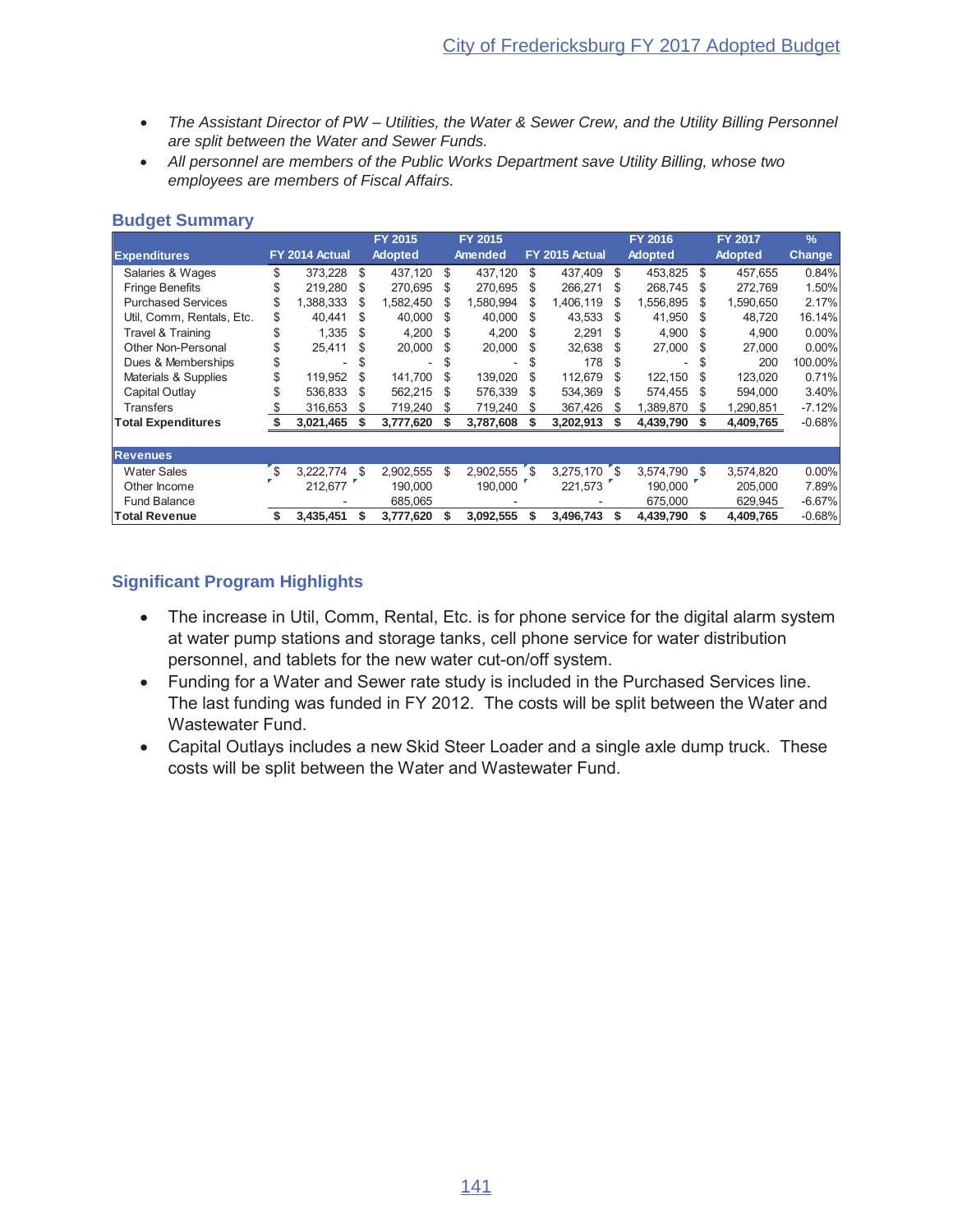- *The Assistant Director of PW – Utilities, the Water & Sewer Crew, and the Utility Billing Personnel are split between the Water and Sewer Funds.*
- *All personnel are members of the Public Works Department save Utility Billing, whose two employees are members of Fiscal Affairs.*

## Budget Summary

| Expenditures | FY 2014 Actual | FY 2015 Adopted | FY 2015 Amended | FY 2015 Actual | FY 2016 Adopted | FY 2017 Adopted | % Change |
|---|---|---|---|---|---|---|---|
| Salaries & Wages | $ 373,228 | $ 437,120 | $ 437,120 | $ 437,409 | $ 453,825 | $ 457,655 | 0.84% |
| Fringe Benefits | $ 219,280 | $ 270,695 | $ 270,695 | $ 266,271 | $ 268,745 | $ 272,769 | 1.50% |
| Purchased Services | $ 1,388,333 | $ 1,582,450 | $ 1,580,994 | $ 1,406,119 | $ 1,556,895 | $ 1,590,650 | 2.17% |
| Util, Comm, Rentals, Etc. | $ 40,441 | $ 40,000 | $ 40,000 | $ 43,533 | $ 41,950 | $ 48,720 | 16.14% |
| Travel & Training | $ 1,335 | $ 4,200 | $ 4,200 | $ 2,291 | $ 4,900 | $ 4,900 | 0.00% |
| Other Non-Personal | $ 25,411 | $ 20,000 | $ 20,000 | $ 32,638 | $ 27,000 | $ 27,000 | 0.00% |
| Dues & Memberships | $ - | $ - | $ - | $ 178 | $ - | $ 200 | 100.00% |
| Materials & Supplies | $ 119,952 | $ 141,700 | $ 139,020 | $ 112,679 | $ 122,150 | $ 123,020 | 0.71% |
| Capital Outlay | $ 536,833 | $ 562,215 | $ 576,339 | $ 534,369 | $ 574,455 | $ 594,000 | 3.40% |
| Transfers | $ 316,653 | $ 719,240 | $ 719,240 | $ 367,426 | $ 1,389,870 | $ 1,290,851 | -7.12% |
| **Total Expenditures** | **$ 3,021,465** | **$ 3,777,620** | **$ 3,787,608** | **$ 3,202,913** | **$ 4,439,790** | **$ 4,409,765** | -0.68% |
| **Revenues** | | | | | | | |
| Water Sales | $ 3,222,774 | $ 2,902,555 | $ 2,902,555 | $ 3,275,170 | $ 3,574,790 | $ 3,574,820 | 0.00% |
| Other Income | 212,677 | 190,000 | 190,000 | 221,573 | 190,000 | 205,000 | 7.89% |
| Fund Balance | - | 685,065 | - | - | 675,000 | 629,945 | -6.67% |
| **Total Revenue** | **$ 3,435,451** | **$ 3,777,620** | **$ 3,092,555** | **$ 3,496,743** | **$ 4,439,790** | **$ 4,409,765** | -0.68% |

## Significant Program Highlights

- The increase in Util, Comm, Rental, Etc. is for phone service for the digital alarm system at water pump stations and storage tanks, cell phone service for water distribution personnel, and tablets for the new water cut-on/off system.
- Funding for a Water and Sewer rate study is included in the Purchased Services line. The last funding was funded in FY 2012. The costs will be split between the Water and Wastewater Fund.
- Capital Outlays includes a new Skid Steer Loader and a single axle dump truck. These costs will be split between the Water and Wastewater Fund.